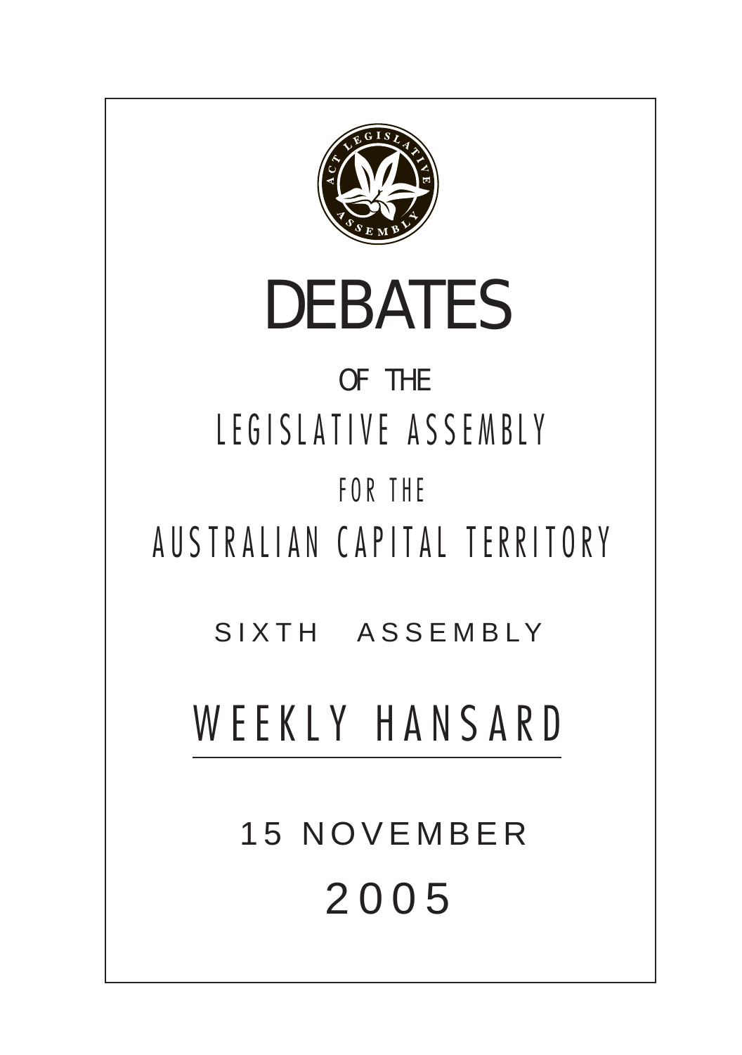# DEBATES

OF THE

LEGISLATIVE ASSEMBLY

FOR THE

AUSTRALIAN CAPITAL TERRITORY

SIXTH ASSEMBLY

## WEEKLY HANSARD

15 NOVEMBER

2005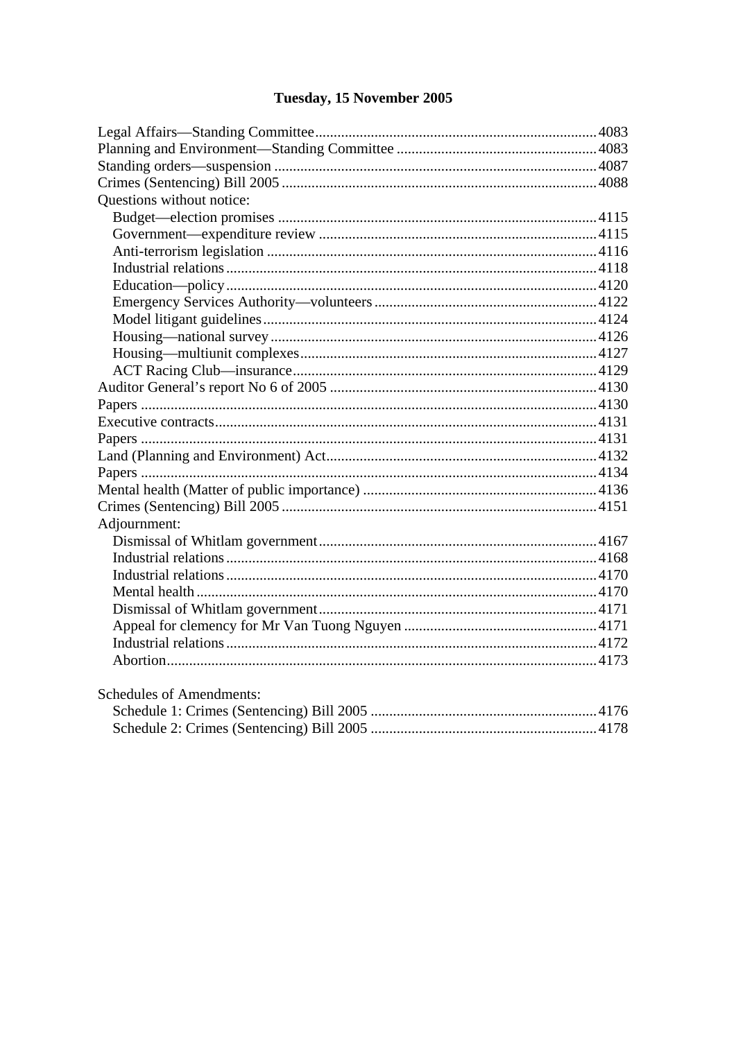# Tuesday, 15 November 2005

Legal Affairs—Standing Committee ........................................................................... 4083
Planning and Environment—Standing Committee ...................................................... 4083
Standing orders—suspension ...................................................................................... 4087
Crimes (Sentencing) Bill 2005 .................................................................................... 4088
Questions without notice:
- Budget—election promises ..................................................................................... 4115
- Government—expenditure review .......................................................................... 4115
- Anti-terrorism legislation ........................................................................................ 4116
- Industrial relations ................................................................................................... 4118
- Education—policy ................................................................................................... 4120
- Emergency Services Authority—volunteers ........................................................... 4122
- Model litigant guidelines ......................................................................................... 4124
- Housing—national survey ....................................................................................... 4126
- Housing—multiunit complexes ............................................................................... 4127
- ACT Racing Club—insurance ................................................................................. 4129

Auditor General's report No 6 of 2005 ....................................................................... 4130
Papers .......................................................................................................................... 4130
Executive contracts ...................................................................................................... 4131
Papers .......................................................................................................................... 4131
Land (Planning and Environment) Act ........................................................................ 4132
Papers .......................................................................................................................... 4134
Mental health (Matter of public importance) .............................................................. 4136
Crimes (Sentencing) Bill 2005 .................................................................................... 4151
Adjournment:
- Dismissal of Whitlam government .......................................................................... 4167
- Industrial relations ................................................................................................... 4168
- Industrial relations ................................................................................................... 4170
- Mental health ........................................................................................................... 4170
- Dismissal of Whitlam government .......................................................................... 4171
- Appeal for clemency for Mr Van Tuong Nguyen .................................................... 4171
- Industrial relations ................................................................................................... 4172
- Abortion ................................................................................................................... 4173

Schedules of Amendments:
- Schedule 1: Crimes (Sentencing) Bill 2005 ............................................................. 4176
- Schedule 2: Crimes (Sentencing) Bill 2005 ............................................................. 4178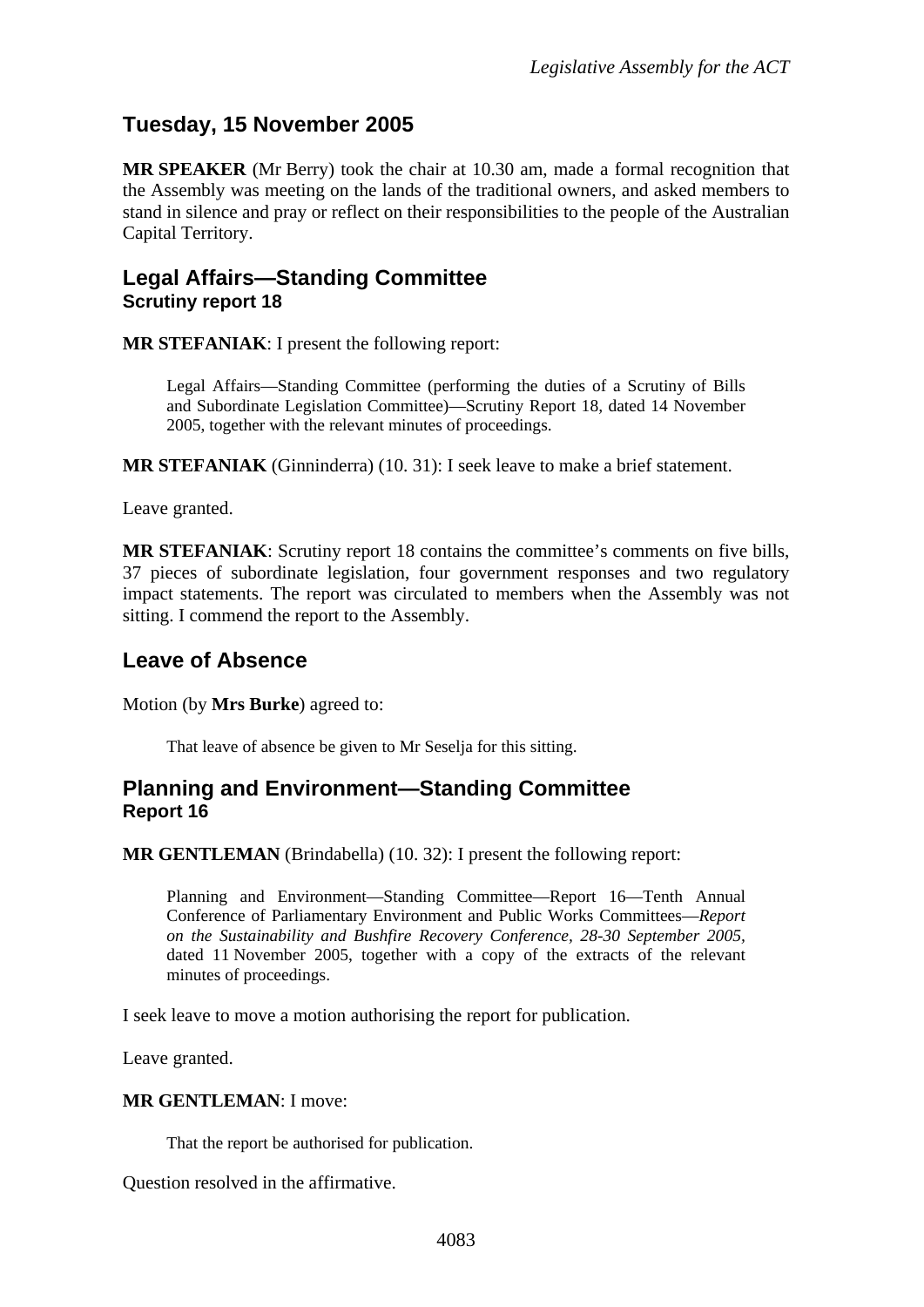## Tuesday, 15 November 2005

**MR SPEAKER** (Mr Berry) took the chair at 10.30 am, made a formal recognition that the Assembly was meeting on the lands of the traditional owners, and asked members to stand in silence and pray or reflect on their responsibilities to the people of the Australian Capital Territory.

## Legal Affairs—Standing Committee
### Scrutiny report 18

**MR STEFANIAK**: I present the following report:

> Legal Affairs—Standing Committee (performing the duties of a Scrutiny of Bills and Subordinate Legislation Committee)—Scrutiny Report 18, dated 14 November 2005, together with the relevant minutes of proceedings.

**MR STEFANIAK** (Ginninderra) (10. 31): I seek leave to make a brief statement.

Leave granted.

**MR STEFANIAK**: Scrutiny report 18 contains the committee's comments on five bills, 37 pieces of subordinate legislation, four government responses and two regulatory impact statements. The report was circulated to members when the Assembly was not sitting. I commend the report to the Assembly.

## Leave of Absence

Motion (by **Mrs Burke**) agreed to:

> That leave of absence be given to Mr Seselja for this sitting.

## Planning and Environment—Standing Committee
### Report 16

**MR GENTLEMAN** (Brindabella) (10. 32): I present the following report:

> Planning and Environment—Standing Committee—Report 16—Tenth Annual Conference of Parliamentary Environment and Public Works Committees—*Report on the Sustainability and Bushfire Recovery Conference, 28-30 September 2005,* dated 11 November 2005, together with a copy of the extracts of the relevant minutes of proceedings.

I seek leave to move a motion authorising the report for publication.

Leave granted.

**MR GENTLEMAN**: I move:

> That the report be authorised for publication.

Question resolved in the affirmative.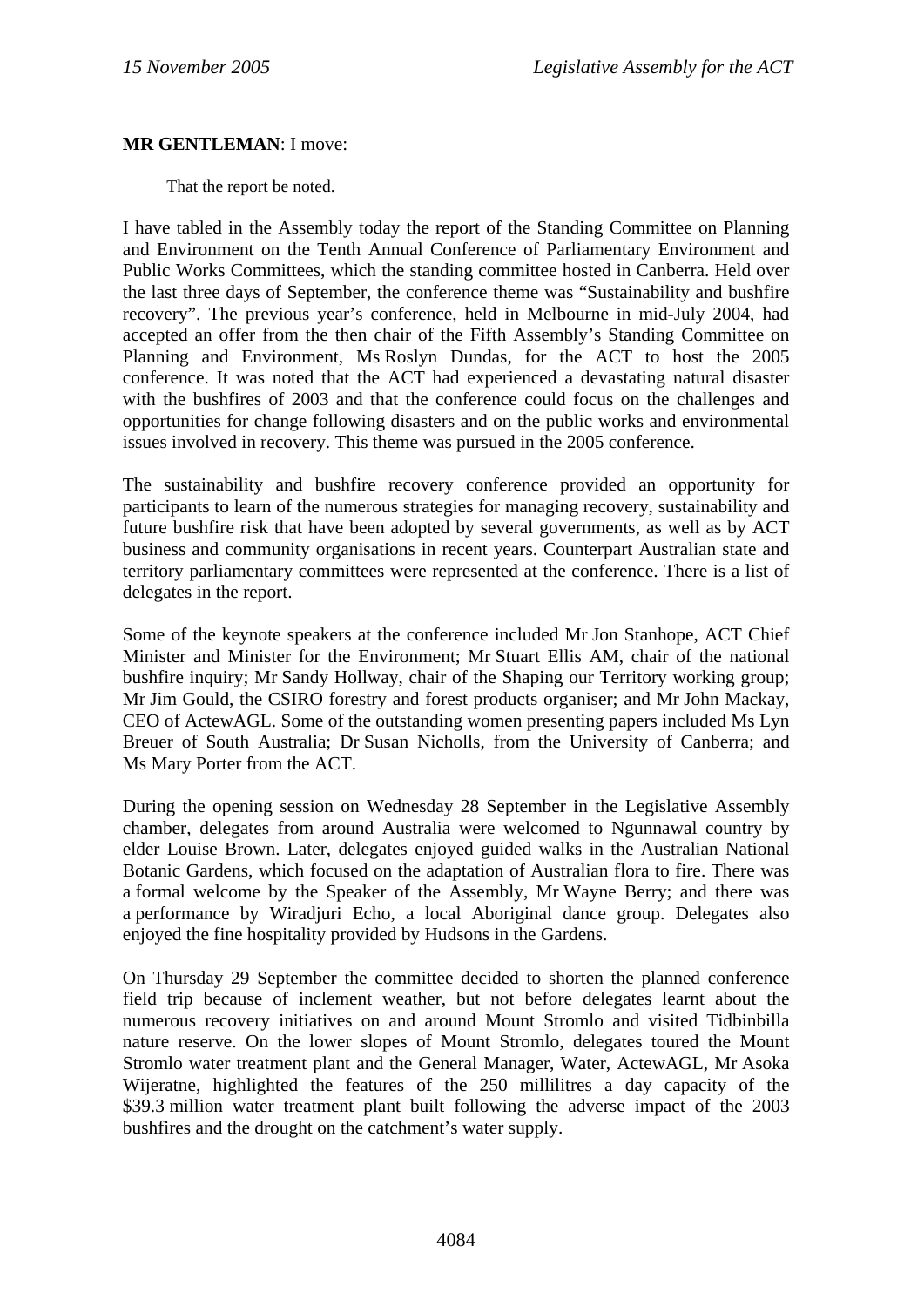**MR GENTLEMAN**: I move:

> That the report be noted.

I have tabled in the Assembly today the report of the Standing Committee on Planning and Environment on the Tenth Annual Conference of Parliamentary Environment and Public Works Committees, which the standing committee hosted in Canberra. Held over the last three days of September, the conference theme was "Sustainability and bushfire recovery". The previous year's conference, held in Melbourne in mid-July 2004, had accepted an offer from the then chair of the Fifth Assembly's Standing Committee on Planning and Environment, Ms Roslyn Dundas, for the ACT to host the 2005 conference. It was noted that the ACT had experienced a devastating natural disaster with the bushfires of 2003 and that the conference could focus on the challenges and opportunities for change following disasters and on the public works and environmental issues involved in recovery. This theme was pursued in the 2005 conference.

The sustainability and bushfire recovery conference provided an opportunity for participants to learn of the numerous strategies for managing recovery, sustainability and future bushfire risk that have been adopted by several governments, as well as by ACT business and community organisations in recent years. Counterpart Australian state and territory parliamentary committees were represented at the conference. There is a list of delegates in the report.

Some of the keynote speakers at the conference included Mr Jon Stanhope, ACT Chief Minister and Minister for the Environment; Mr Stuart Ellis AM, chair of the national bushfire inquiry; Mr Sandy Hollway, chair of the Shaping our Territory working group; Mr Jim Gould, the CSIRO forestry and forest products organiser; and Mr John Mackay, CEO of ActewAGL. Some of the outstanding women presenting papers included Ms Lyn Breuer of South Australia; Dr Susan Nicholls, from the University of Canberra; and Ms Mary Porter from the ACT.

During the opening session on Wednesday 28 September in the Legislative Assembly chamber, delegates from around Australia were welcomed to Ngunnawal country by elder Louise Brown. Later, delegates enjoyed guided walks in the Australian National Botanic Gardens, which focused on the adaptation of Australian flora to fire. There was a formal welcome by the Speaker of the Assembly, Mr Wayne Berry; and there was a performance by Wiradjuri Echo, a local Aboriginal dance group. Delegates also enjoyed the fine hospitality provided by Hudsons in the Gardens.

On Thursday 29 September the committee decided to shorten the planned conference field trip because of inclement weather, but not before delegates learnt about the numerous recovery initiatives on and around Mount Stromlo and visited Tidbinbilla nature reserve. On the lower slopes of Mount Stromlo, delegates toured the Mount Stromlo water treatment plant and the General Manager, Water, ActewAGL, Mr Asoka Wijeratne, highlighted the features of the 250 millilitres a day capacity of the $39.3 million water treatment plant built following the adverse impact of the 2003 bushfires and the drought on the catchment's water supply.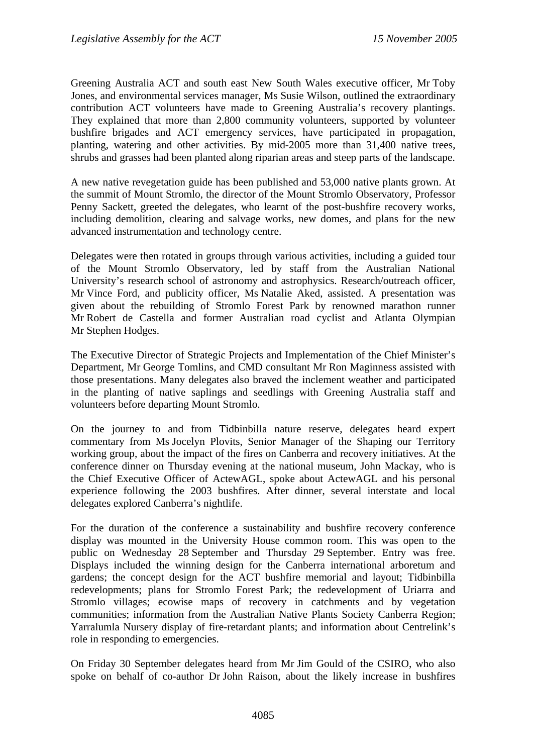Greening Australia ACT and south east New South Wales executive officer, Mr Toby Jones, and environmental services manager, Ms Susie Wilson, outlined the extraordinary contribution ACT volunteers have made to Greening Australia's recovery plantings. They explained that more than 2,800 community volunteers, supported by volunteer bushfire brigades and ACT emergency services, have participated in propagation, planting, watering and other activities. By mid-2005 more than 31,400 native trees, shrubs and grasses had been planted along riparian areas and steep parts of the landscape.

A new native revegetation guide has been published and 53,000 native plants grown. At the summit of Mount Stromlo, the director of the Mount Stromlo Observatory, Professor Penny Sackett, greeted the delegates, who learnt of the post-bushfire recovery works, including demolition, clearing and salvage works, new domes, and plans for the new advanced instrumentation and technology centre.

Delegates were then rotated in groups through various activities, including a guided tour of the Mount Stromlo Observatory, led by staff from the Australian National University's research school of astronomy and astrophysics. Research/outreach officer, Mr Vince Ford, and publicity officer, Ms Natalie Aked, assisted. A presentation was given about the rebuilding of Stromlo Forest Park by renowned marathon runner Mr Robert de Castella and former Australian road cyclist and Atlanta Olympian Mr Stephen Hodges.

The Executive Director of Strategic Projects and Implementation of the Chief Minister's Department, Mr George Tomlins, and CMD consultant Mr Ron Maginness assisted with those presentations. Many delegates also braved the inclement weather and participated in the planting of native saplings and seedlings with Greening Australia staff and volunteers before departing Mount Stromlo.

On the journey to and from Tidbinbilla nature reserve, delegates heard expert commentary from Ms Jocelyn Plovits, Senior Manager of the Shaping our Territory working group, about the impact of the fires on Canberra and recovery initiatives. At the conference dinner on Thursday evening at the national museum, John Mackay, who is the Chief Executive Officer of ActewAGL, spoke about ActewAGL and his personal experience following the 2003 bushfires. After dinner, several interstate and local delegates explored Canberra's nightlife.

For the duration of the conference a sustainability and bushfire recovery conference display was mounted in the University House common room. This was open to the public on Wednesday 28 September and Thursday 29 September. Entry was free. Displays included the winning design for the Canberra international arboretum and gardens; the concept design for the ACT bushfire memorial and layout; Tidbinbilla redevelopments; plans for Stromlo Forest Park; the redevelopment of Uriarra and Stromlo villages; ecowise maps of recovery in catchments and by vegetation communities; information from the Australian Native Plants Society Canberra Region; Yarralumla Nursery display of fire-retardant plants; and information about Centrelink's role in responding to emergencies.

On Friday 30 September delegates heard from Mr Jim Gould of the CSIRO, who also spoke on behalf of co-author Dr John Raison, about the likely increase in bushfires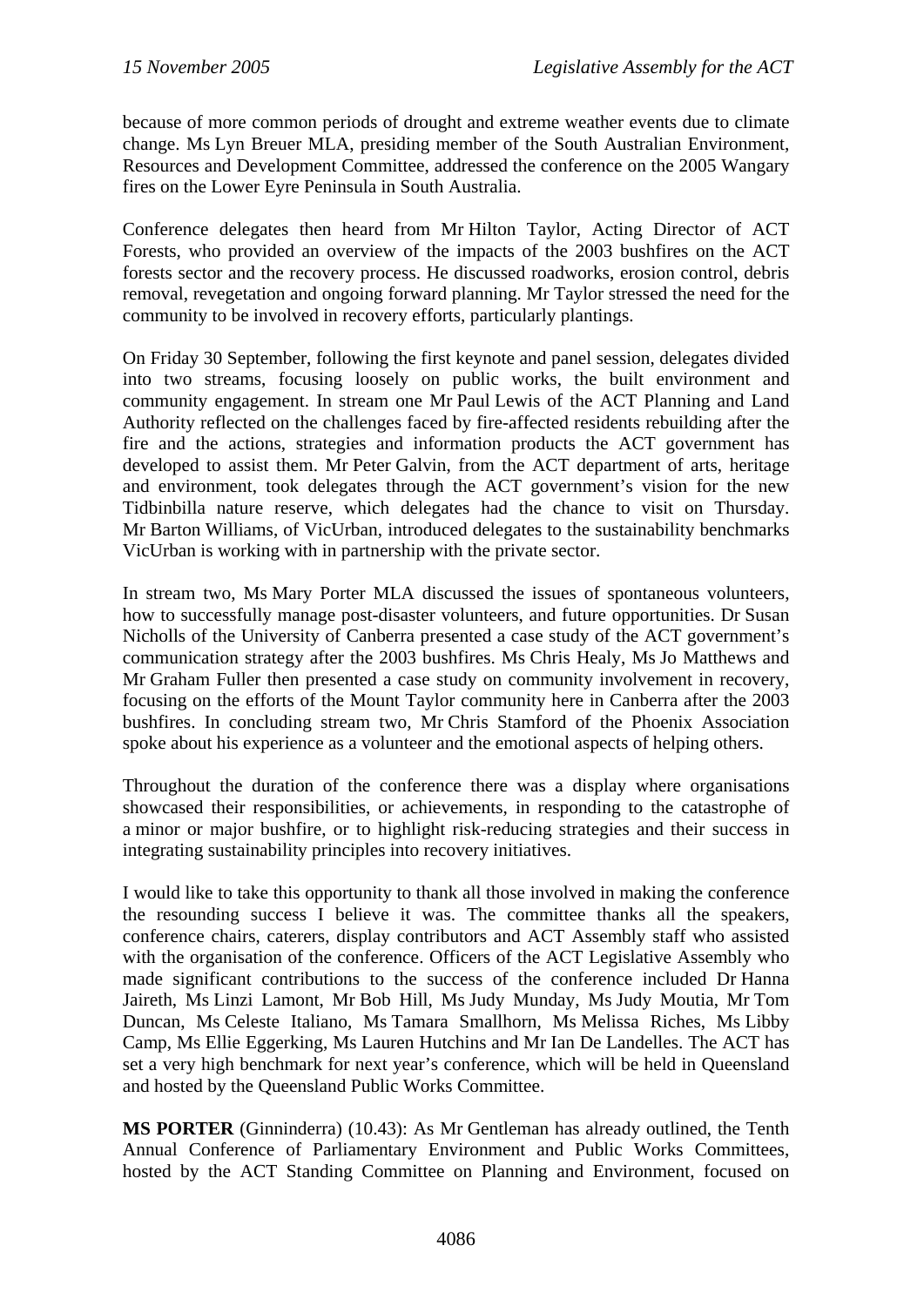because of more common periods of drought and extreme weather events due to climate change. Ms Lyn Breuer MLA, presiding member of the South Australian Environment, Resources and Development Committee, addressed the conference on the 2005 Wangary fires on the Lower Eyre Peninsula in South Australia.

Conference delegates then heard from Mr Hilton Taylor, Acting Director of ACT Forests, who provided an overview of the impacts of the 2003 bushfires on the ACT forests sector and the recovery process. He discussed roadworks, erosion control, debris removal, revegetation and ongoing forward planning. Mr Taylor stressed the need for the community to be involved in recovery efforts, particularly plantings.

On Friday 30 September, following the first keynote and panel session, delegates divided into two streams, focusing loosely on public works, the built environment and community engagement. In stream one Mr Paul Lewis of the ACT Planning and Land Authority reflected on the challenges faced by fire-affected residents rebuilding after the fire and the actions, strategies and information products the ACT government has developed to assist them. Mr Peter Galvin, from the ACT department of arts, heritage and environment, took delegates through the ACT government's vision for the new Tidbinbilla nature reserve, which delegates had the chance to visit on Thursday. Mr Barton Williams, of VicUrban, introduced delegates to the sustainability benchmarks VicUrban is working with in partnership with the private sector.

In stream two, Ms Mary Porter MLA discussed the issues of spontaneous volunteers, how to successfully manage post-disaster volunteers, and future opportunities. Dr Susan Nicholls of the University of Canberra presented a case study of the ACT government's communication strategy after the 2003 bushfires. Ms Chris Healy, Ms Jo Matthews and Mr Graham Fuller then presented a case study on community involvement in recovery, focusing on the efforts of the Mount Taylor community here in Canberra after the 2003 bushfires. In concluding stream two, Mr Chris Stamford of the Phoenix Association spoke about his experience as a volunteer and the emotional aspects of helping others.

Throughout the duration of the conference there was a display where organisations showcased their responsibilities, or achievements, in responding to the catastrophe of a minor or major bushfire, or to highlight risk-reducing strategies and their success in integrating sustainability principles into recovery initiatives.

I would like to take this opportunity to thank all those involved in making the conference the resounding success I believe it was. The committee thanks all the speakers, conference chairs, caterers, display contributors and ACT Assembly staff who assisted with the organisation of the conference. Officers of the ACT Legislative Assembly who made significant contributions to the success of the conference included Dr Hanna Jaireth, Ms Linzi Lamont, Mr Bob Hill, Ms Judy Munday, Ms Judy Moutia, Mr Tom Duncan, Ms Celeste Italiano, Ms Tamara Smallhorn, Ms Melissa Riches, Ms Libby Camp, Ms Ellie Eggerking, Ms Lauren Hutchins and Mr Ian De Landelles. The ACT has set a very high benchmark for next year's conference, which will be held in Queensland and hosted by the Queensland Public Works Committee.

**MS PORTER** (Ginninderra) (10.43): As Mr Gentleman has already outlined, the Tenth Annual Conference of Parliamentary Environment and Public Works Committees, hosted by the ACT Standing Committee on Planning and Environment, focused on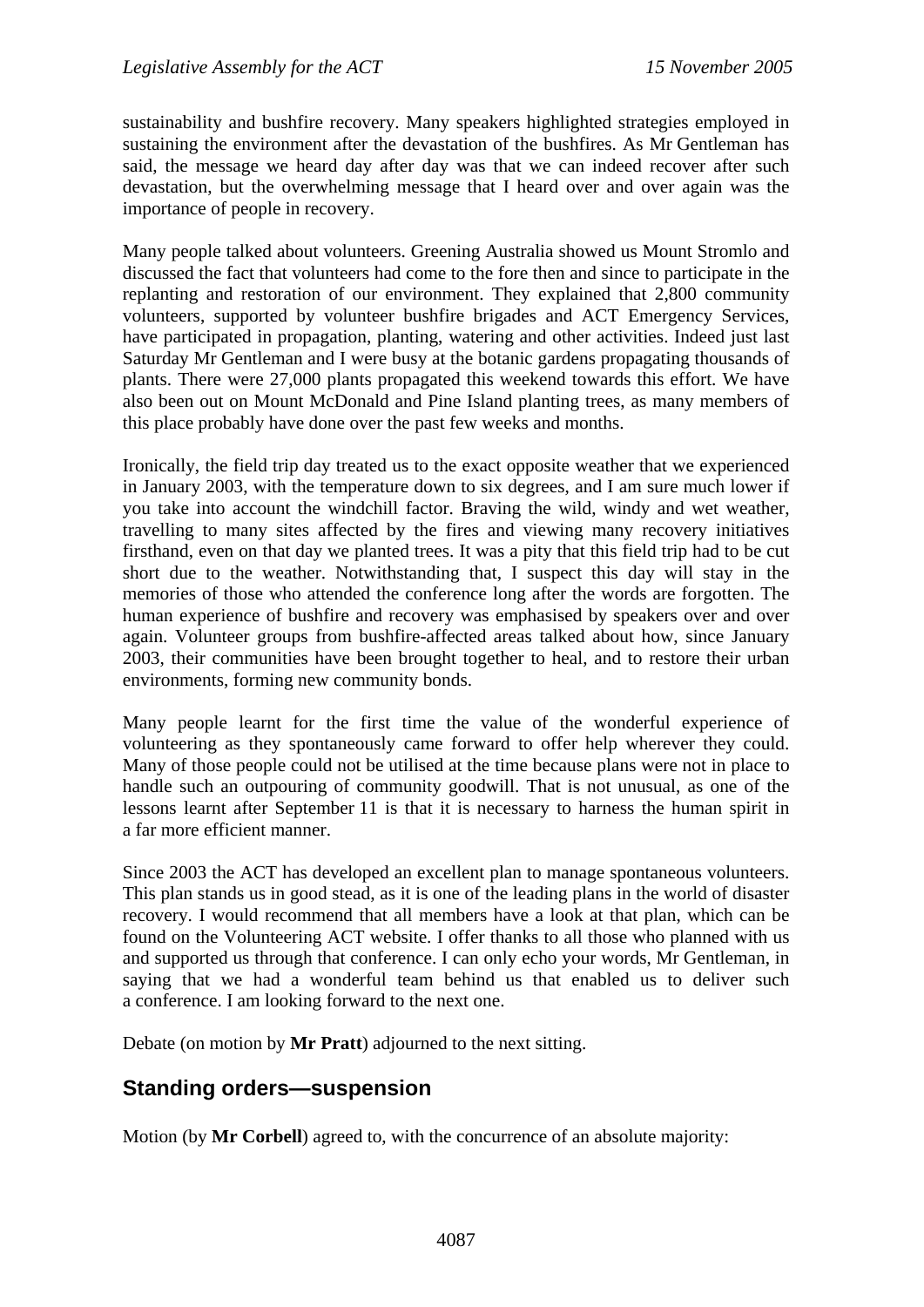sustainability and bushfire recovery. Many speakers highlighted strategies employed in sustaining the environment after the devastation of the bushfires. As Mr Gentleman has said, the message we heard day after day was that we can indeed recover after such devastation, but the overwhelming message that I heard over and over again was the importance of people in recovery.

Many people talked about volunteers. Greening Australia showed us Mount Stromlo and discussed the fact that volunteers had come to the fore then and since to participate in the replanting and restoration of our environment. They explained that 2,800 community volunteers, supported by volunteer bushfire brigades and ACT Emergency Services, have participated in propagation, planting, watering and other activities. Indeed just last Saturday Mr Gentleman and I were busy at the botanic gardens propagating thousands of plants. There were 27,000 plants propagated this weekend towards this effort. We have also been out on Mount McDonald and Pine Island planting trees, as many members of this place probably have done over the past few weeks and months.

Ironically, the field trip day treated us to the exact opposite weather that we experienced in January 2003, with the temperature down to six degrees, and I am sure much lower if you take into account the windchill factor. Braving the wild, windy and wet weather, travelling to many sites affected by the fires and viewing many recovery initiatives firsthand, even on that day we planted trees. It was a pity that this field trip had to be cut short due to the weather. Notwithstanding that, I suspect this day will stay in the memories of those who attended the conference long after the words are forgotten. The human experience of bushfire and recovery was emphasised by speakers over and over again. Volunteer groups from bushfire-affected areas talked about how, since January 2003, their communities have been brought together to heal, and to restore their urban environments, forming new community bonds.

Many people learnt for the first time the value of the wonderful experience of volunteering as they spontaneously came forward to offer help wherever they could. Many of those people could not be utilised at the time because plans were not in place to handle such an outpouring of community goodwill. That is not unusual, as one of the lessons learnt after September 11 is that it is necessary to harness the human spirit in a far more efficient manner.

Since 2003 the ACT has developed an excellent plan to manage spontaneous volunteers. This plan stands us in good stead, as it is one of the leading plans in the world of disaster recovery. I would recommend that all members have a look at that plan, which can be found on the Volunteering ACT website. I offer thanks to all those who planned with us and supported us through that conference. I can only echo your words, Mr Gentleman, in saying that we had a wonderful team behind us that enabled us to deliver such a conference. I am looking forward to the next one.

Debate (on motion by **Mr Pratt**) adjourned to the next sitting.

## Standing orders—suspension

Motion (by **Mr Corbell**) agreed to, with the concurrence of an absolute majority: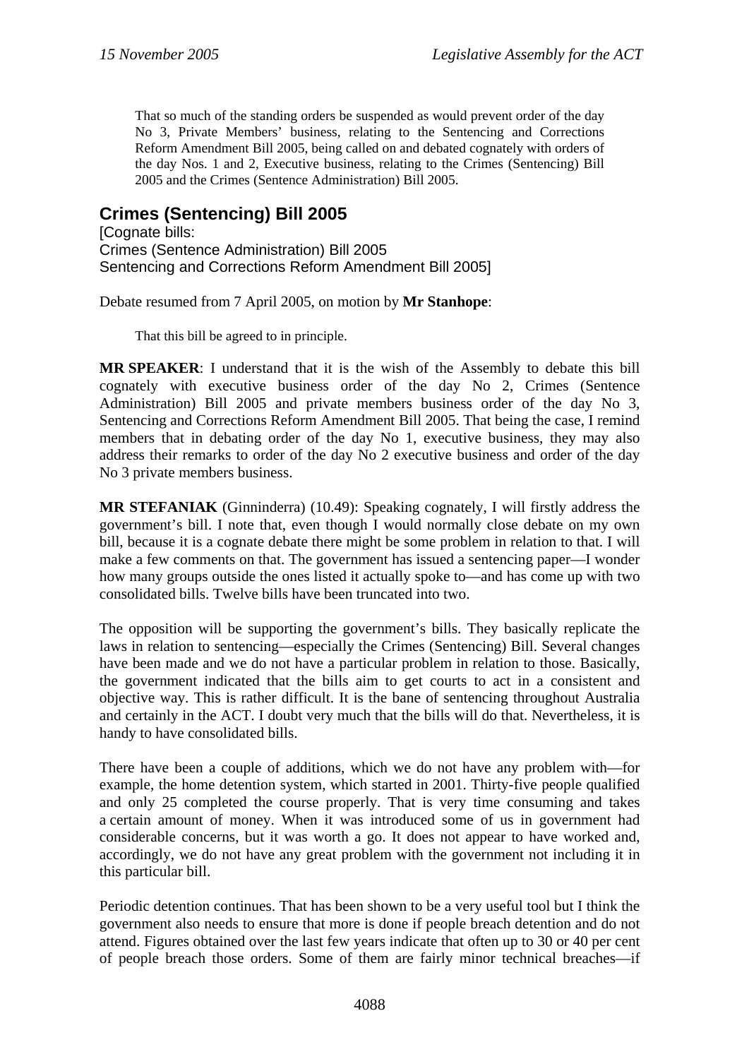That so much of the standing orders be suspended as would prevent order of the day No 3, Private Members' business, relating to the Sentencing and Corrections Reform Amendment Bill 2005, being called on and debated cognately with orders of the day Nos. 1 and 2, Executive business, relating to the Crimes (Sentencing) Bill 2005 and the Crimes (Sentence Administration) Bill 2005.

## Crimes (Sentencing) Bill 2005

[Cognate bills:
Crimes (Sentence Administration) Bill 2005
Sentencing and Corrections Reform Amendment Bill 2005]

Debate resumed from 7 April 2005, on motion by **Mr Stanhope**:

That this bill be agreed to in principle.

**MR SPEAKER**: I understand that it is the wish of the Assembly to debate this bill cognately with executive business order of the day No 2, Crimes (Sentence Administration) Bill 2005 and private members business order of the day No 3, Sentencing and Corrections Reform Amendment Bill 2005. That being the case, I remind members that in debating order of the day No 1, executive business, they may also address their remarks to order of the day No 2 executive business and order of the day No 3 private members business.

**MR STEFANIAK** (Ginninderra) (10.49): Speaking cognately, I will firstly address the government's bill. I note that, even though I would normally close debate on my own bill, because it is a cognate debate there might be some problem in relation to that. I will make a few comments on that. The government has issued a sentencing paper—I wonder how many groups outside the ones listed it actually spoke to—and has come up with two consolidated bills. Twelve bills have been truncated into two.

The opposition will be supporting the government's bills. They basically replicate the laws in relation to sentencing—especially the Crimes (Sentencing) Bill. Several changes have been made and we do not have a particular problem in relation to those. Basically, the government indicated that the bills aim to get courts to act in a consistent and objective way. This is rather difficult. It is the bane of sentencing throughout Australia and certainly in the ACT. I doubt very much that the bills will do that. Nevertheless, it is handy to have consolidated bills.

There have been a couple of additions, which we do not have any problem with—for example, the home detention system, which started in 2001. Thirty-five people qualified and only 25 completed the course properly. That is very time consuming and takes a certain amount of money. When it was introduced some of us in government had considerable concerns, but it was worth a go. It does not appear to have worked and, accordingly, we do not have any great problem with the government not including it in this particular bill.

Periodic detention continues. That has been shown to be a very useful tool but I think the government also needs to ensure that more is done if people breach detention and do not attend. Figures obtained over the last few years indicate that often up to 30 or 40 per cent of people breach those orders. Some of them are fairly minor technical breaches—if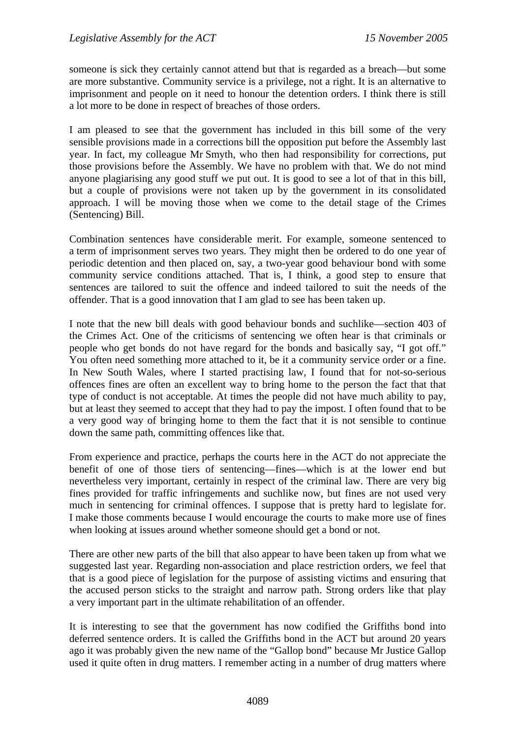someone is sick they certainly cannot attend but that is regarded as a breach—but some are more substantive. Community service is a privilege, not a right. It is an alternative to imprisonment and people on it need to honour the detention orders. I think there is still a lot more to be done in respect of breaches of those orders.

I am pleased to see that the government has included in this bill some of the very sensible provisions made in a corrections bill the opposition put before the Assembly last year. In fact, my colleague Mr Smyth, who then had responsibility for corrections, put those provisions before the Assembly. We have no problem with that. We do not mind anyone plagiarising any good stuff we put out. It is good to see a lot of that in this bill, but a couple of provisions were not taken up by the government in its consolidated approach. I will be moving those when we come to the detail stage of the Crimes (Sentencing) Bill.

Combination sentences have considerable merit. For example, someone sentenced to a term of imprisonment serves two years. They might then be ordered to do one year of periodic detention and then placed on, say, a two-year good behaviour bond with some community service conditions attached. That is, I think, a good step to ensure that sentences are tailored to suit the offence and indeed tailored to suit the needs of the offender. That is a good innovation that I am glad to see has been taken up.

I note that the new bill deals with good behaviour bonds and suchlike—section 403 of the Crimes Act. One of the criticisms of sentencing we often hear is that criminals or people who get bonds do not have regard for the bonds and basically say, "I got off." You often need something more attached to it, be it a community service order or a fine. In New South Wales, where I started practising law, I found that for not-so-serious offences fines are often an excellent way to bring home to the person the fact that that type of conduct is not acceptable. At times the people did not have much ability to pay, but at least they seemed to accept that they had to pay the impost. I often found that to be a very good way of bringing home to them the fact that it is not sensible to continue down the same path, committing offences like that.

From experience and practice, perhaps the courts here in the ACT do not appreciate the benefit of one of those tiers of sentencing—fines—which is at the lower end but nevertheless very important, certainly in respect of the criminal law. There are very big fines provided for traffic infringements and suchlike now, but fines are not used very much in sentencing for criminal offences. I suppose that is pretty hard to legislate for. I make those comments because I would encourage the courts to make more use of fines when looking at issues around whether someone should get a bond or not.

There are other new parts of the bill that also appear to have been taken up from what we suggested last year. Regarding non-association and place restriction orders, we feel that that is a good piece of legislation for the purpose of assisting victims and ensuring that the accused person sticks to the straight and narrow path. Strong orders like that play a very important part in the ultimate rehabilitation of an offender.

It is interesting to see that the government has now codified the Griffiths bond into deferred sentence orders. It is called the Griffiths bond in the ACT but around 20 years ago it was probably given the new name of the "Gallop bond" because Mr Justice Gallop used it quite often in drug matters. I remember acting in a number of drug matters where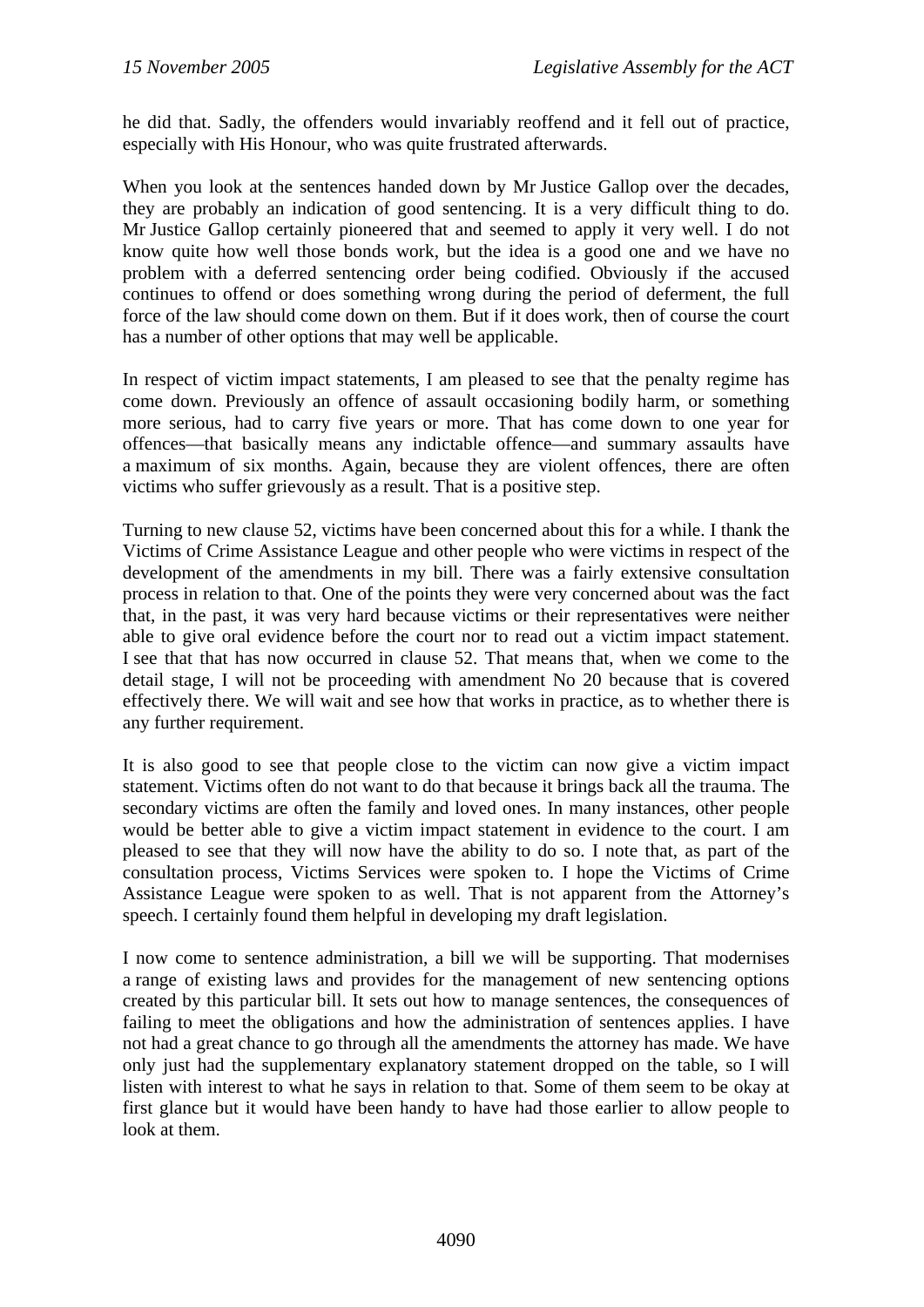he did that. Sadly, the offenders would invariably reoffend and it fell out of practice, especially with His Honour, who was quite frustrated afterwards.

When you look at the sentences handed down by Mr Justice Gallop over the decades, they are probably an indication of good sentencing. It is a very difficult thing to do. Mr Justice Gallop certainly pioneered that and seemed to apply it very well. I do not know quite how well those bonds work, but the idea is a good one and we have no problem with a deferred sentencing order being codified. Obviously if the accused continues to offend or does something wrong during the period of deferment, the full force of the law should come down on them. But if it does work, then of course the court has a number of other options that may well be applicable.

In respect of victim impact statements, I am pleased to see that the penalty regime has come down. Previously an offence of assault occasioning bodily harm, or something more serious, had to carry five years or more. That has come down to one year for offences—that basically means any indictable offence—and summary assaults have a maximum of six months. Again, because they are violent offences, there are often victims who suffer grievously as a result. That is a positive step.

Turning to new clause 52, victims have been concerned about this for a while. I thank the Victims of Crime Assistance League and other people who were victims in respect of the development of the amendments in my bill. There was a fairly extensive consultation process in relation to that. One of the points they were very concerned about was the fact that, in the past, it was very hard because victims or their representatives were neither able to give oral evidence before the court nor to read out a victim impact statement. I see that that has now occurred in clause 52. That means that, when we come to the detail stage, I will not be proceeding with amendment No 20 because that is covered effectively there. We will wait and see how that works in practice, as to whether there is any further requirement.

It is also good to see that people close to the victim can now give a victim impact statement. Victims often do not want to do that because it brings back all the trauma. The secondary victims are often the family and loved ones. In many instances, other people would be better able to give a victim impact statement in evidence to the court. I am pleased to see that they will now have the ability to do so. I note that, as part of the consultation process, Victims Services were spoken to. I hope the Victims of Crime Assistance League were spoken to as well. That is not apparent from the Attorney's speech. I certainly found them helpful in developing my draft legislation.

I now come to sentence administration, a bill we will be supporting. That modernises a range of existing laws and provides for the management of new sentencing options created by this particular bill. It sets out how to manage sentences, the consequences of failing to meet the obligations and how the administration of sentences applies. I have not had a great chance to go through all the amendments the attorney has made. We have only just had the supplementary explanatory statement dropped on the table, so I will listen with interest to what he says in relation to that. Some of them seem to be okay at first glance but it would have been handy to have had those earlier to allow people to look at them.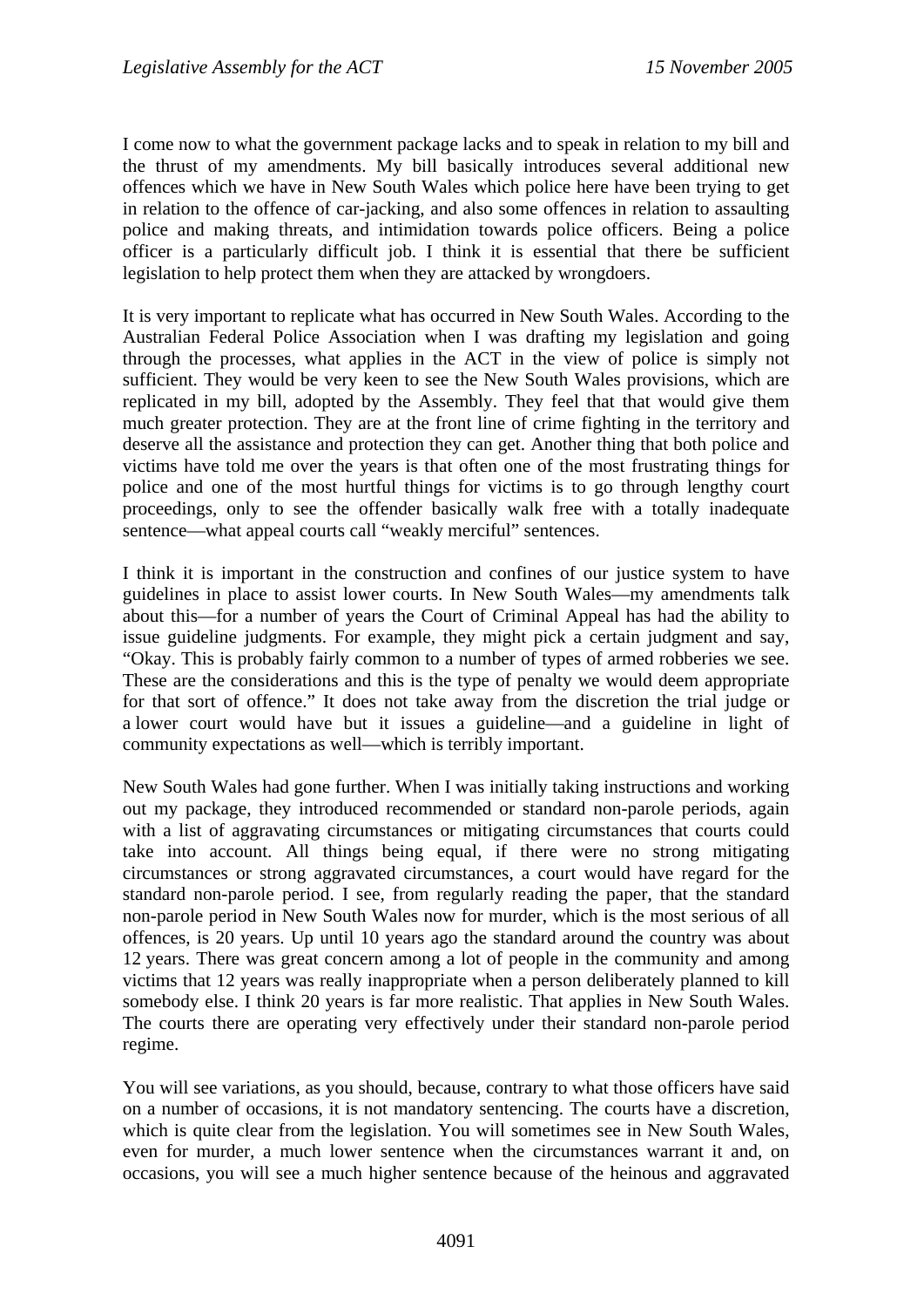I come now to what the government package lacks and to speak in relation to my bill and the thrust of my amendments. My bill basically introduces several additional new offences which we have in New South Wales which police here have been trying to get in relation to the offence of car-jacking, and also some offences in relation to assaulting police and making threats, and intimidation towards police officers. Being a police officer is a particularly difficult job. I think it is essential that there be sufficient legislation to help protect them when they are attacked by wrongdoers.

It is very important to replicate what has occurred in New South Wales. According to the Australian Federal Police Association when I was drafting my legislation and going through the processes, what applies in the ACT in the view of police is simply not sufficient. They would be very keen to see the New South Wales provisions, which are replicated in my bill, adopted by the Assembly. They feel that that would give them much greater protection. They are at the front line of crime fighting in the territory and deserve all the assistance and protection they can get. Another thing that both police and victims have told me over the years is that often one of the most frustrating things for police and one of the most hurtful things for victims is to go through lengthy court proceedings, only to see the offender basically walk free with a totally inadequate sentence—what appeal courts call "weakly merciful" sentences.

I think it is important in the construction and confines of our justice system to have guidelines in place to assist lower courts. In New South Wales—my amendments talk about this—for a number of years the Court of Criminal Appeal has had the ability to issue guideline judgments. For example, they might pick a certain judgment and say, "Okay. This is probably fairly common to a number of types of armed robberies we see. These are the considerations and this is the type of penalty we would deem appropriate for that sort of offence." It does not take away from the discretion the trial judge or a lower court would have but it issues a guideline—and a guideline in light of community expectations as well—which is terribly important.

New South Wales had gone further. When I was initially taking instructions and working out my package, they introduced recommended or standard non-parole periods, again with a list of aggravating circumstances or mitigating circumstances that courts could take into account. All things being equal, if there were no strong mitigating circumstances or strong aggravated circumstances, a court would have regard for the standard non-parole period. I see, from regularly reading the paper, that the standard non-parole period in New South Wales now for murder, which is the most serious of all offences, is 20 years. Up until 10 years ago the standard around the country was about 12 years. There was great concern among a lot of people in the community and among victims that 12 years was really inappropriate when a person deliberately planned to kill somebody else. I think 20 years is far more realistic. That applies in New South Wales. The courts there are operating very effectively under their standard non-parole period regime.

You will see variations, as you should, because, contrary to what those officers have said on a number of occasions, it is not mandatory sentencing. The courts have a discretion, which is quite clear from the legislation. You will sometimes see in New South Wales, even for murder, a much lower sentence when the circumstances warrant it and, on occasions, you will see a much higher sentence because of the heinous and aggravated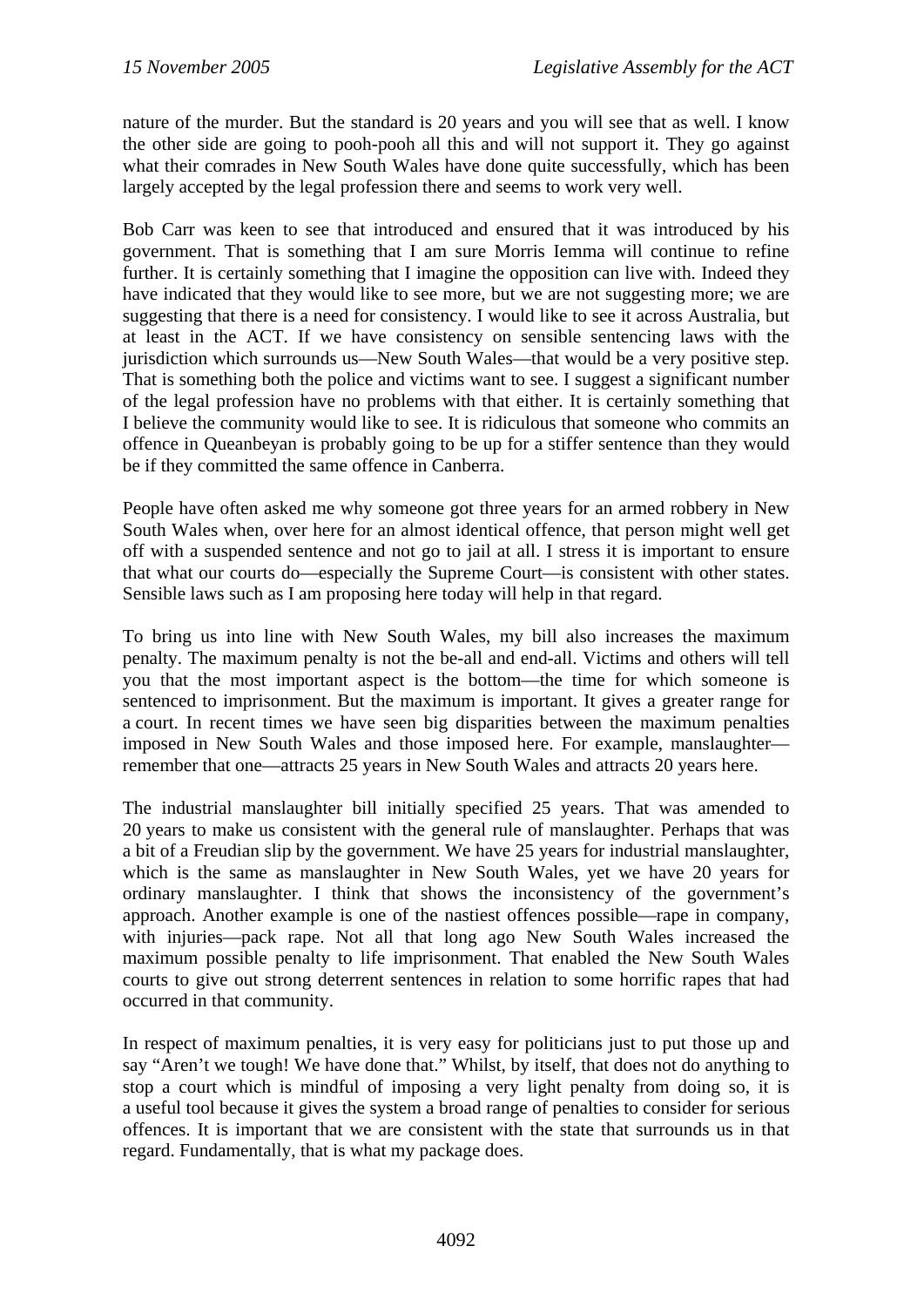nature of the murder. But the standard is 20 years and you will see that as well. I know the other side are going to pooh-pooh all this and will not support it. They go against what their comrades in New South Wales have done quite successfully, which has been largely accepted by the legal profession there and seems to work very well.

Bob Carr was keen to see that introduced and ensured that it was introduced by his government. That is something that I am sure Morris Iemma will continue to refine further. It is certainly something that I imagine the opposition can live with. Indeed they have indicated that they would like to see more, but we are not suggesting more; we are suggesting that there is a need for consistency. I would like to see it across Australia, but at least in the ACT. If we have consistency on sensible sentencing laws with the jurisdiction which surrounds us—New South Wales—that would be a very positive step. That is something both the police and victims want to see. I suggest a significant number of the legal profession have no problems with that either. It is certainly something that I believe the community would like to see. It is ridiculous that someone who commits an offence in Queanbeyan is probably going to be up for a stiffer sentence than they would be if they committed the same offence in Canberra.

People have often asked me why someone got three years for an armed robbery in New South Wales when, over here for an almost identical offence, that person might well get off with a suspended sentence and not go to jail at all. I stress it is important to ensure that what our courts do—especially the Supreme Court—is consistent with other states. Sensible laws such as I am proposing here today will help in that regard.

To bring us into line with New South Wales, my bill also increases the maximum penalty. The maximum penalty is not the be-all and end-all. Victims and others will tell you that the most important aspect is the bottom—the time for which someone is sentenced to imprisonment. But the maximum is important. It gives a greater range for a court. In recent times we have seen big disparities between the maximum penalties imposed in New South Wales and those imposed here. For example, manslaughter—remember that one—attracts 25 years in New South Wales and attracts 20 years here.

The industrial manslaughter bill initially specified 25 years. That was amended to 20 years to make us consistent with the general rule of manslaughter. Perhaps that was a bit of a Freudian slip by the government. We have 25 years for industrial manslaughter, which is the same as manslaughter in New South Wales, yet we have 20 years for ordinary manslaughter. I think that shows the inconsistency of the government's approach. Another example is one of the nastiest offences possible—rape in company, with injuries—pack rape. Not all that long ago New South Wales increased the maximum possible penalty to life imprisonment. That enabled the New South Wales courts to give out strong deterrent sentences in relation to some horrific rapes that had occurred in that community.

In respect of maximum penalties, it is very easy for politicians just to put those up and say "Aren't we tough! We have done that." Whilst, by itself, that does not do anything to stop a court which is mindful of imposing a very light penalty from doing so, it is a useful tool because it gives the system a broad range of penalties to consider for serious offences. It is important that we are consistent with the state that surrounds us in that regard. Fundamentally, that is what my package does.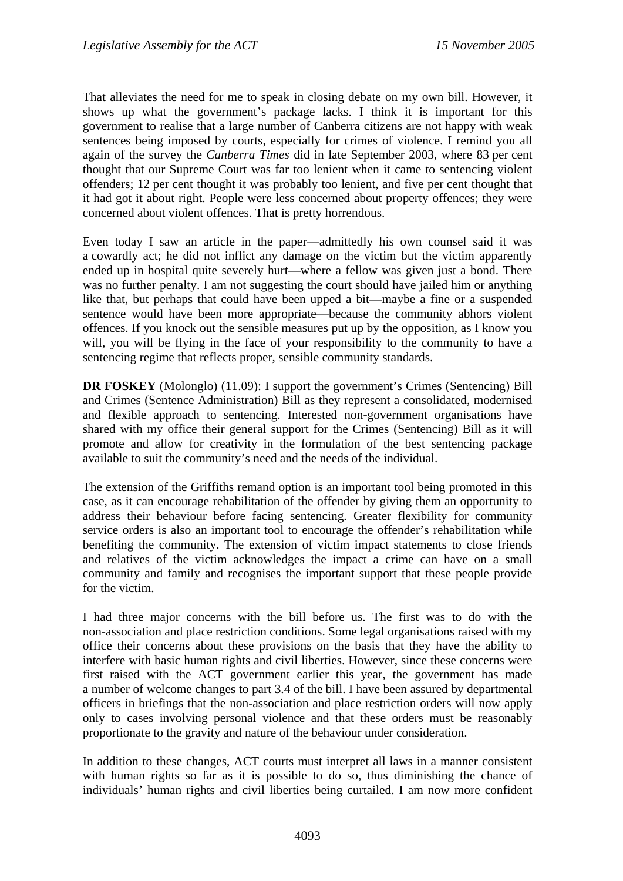That alleviates the need for me to speak in closing debate on my own bill. However, it shows up what the government's package lacks. I think it is important for this government to realise that a large number of Canberra citizens are not happy with weak sentences being imposed by courts, especially for crimes of violence. I remind you all again of the survey the *Canberra Times* did in late September 2003, where 83 per cent thought that our Supreme Court was far too lenient when it came to sentencing violent offenders; 12 per cent thought it was probably too lenient, and five per cent thought that it had got it about right. People were less concerned about property offences; they were concerned about violent offences. That is pretty horrendous.

Even today I saw an article in the paper—admittedly his own counsel said it was a cowardly act; he did not inflict any damage on the victim but the victim apparently ended up in hospital quite severely hurt—where a fellow was given just a bond. There was no further penalty. I am not suggesting the court should have jailed him or anything like that, but perhaps that could have been upped a bit—maybe a fine or a suspended sentence would have been more appropriate—because the community abhors violent offences. If you knock out the sensible measures put up by the opposition, as I know you will, you will be flying in the face of your responsibility to the community to have a sentencing regime that reflects proper, sensible community standards.

**DR FOSKEY** (Molonglo) (11.09): I support the government's Crimes (Sentencing) Bill and Crimes (Sentence Administration) Bill as they represent a consolidated, modernised and flexible approach to sentencing. Interested non-government organisations have shared with my office their general support for the Crimes (Sentencing) Bill as it will promote and allow for creativity in the formulation of the best sentencing package available to suit the community's need and the needs of the individual.

The extension of the Griffiths remand option is an important tool being promoted in this case, as it can encourage rehabilitation of the offender by giving them an opportunity to address their behaviour before facing sentencing. Greater flexibility for community service orders is also an important tool to encourage the offender's rehabilitation while benefiting the community. The extension of victim impact statements to close friends and relatives of the victim acknowledges the impact a crime can have on a small community and family and recognises the important support that these people provide for the victim.

I had three major concerns with the bill before us. The first was to do with the non-association and place restriction conditions. Some legal organisations raised with my office their concerns about these provisions on the basis that they have the ability to interfere with basic human rights and civil liberties. However, since these concerns were first raised with the ACT government earlier this year, the government has made a number of welcome changes to part 3.4 of the bill. I have been assured by departmental officers in briefings that the non-association and place restriction orders will now apply only to cases involving personal violence and that these orders must be reasonably proportionate to the gravity and nature of the behaviour under consideration.

In addition to these changes, ACT courts must interpret all laws in a manner consistent with human rights so far as it is possible to do so, thus diminishing the chance of individuals' human rights and civil liberties being curtailed. I am now more confident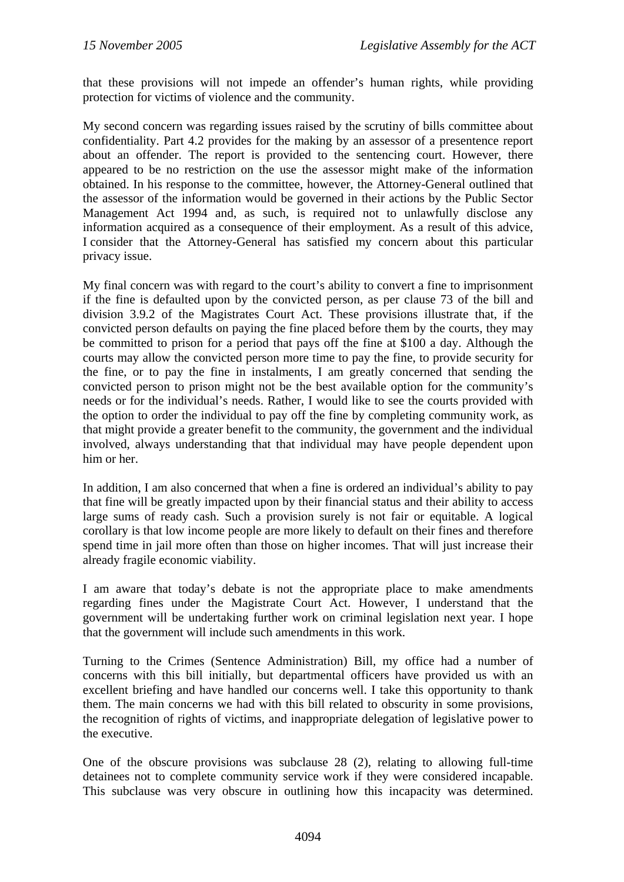that these provisions will not impede an offender's human rights, while providing protection for victims of violence and the community.

My second concern was regarding issues raised by the scrutiny of bills committee about confidentiality. Part 4.2 provides for the making by an assessor of a presentence report about an offender. The report is provided to the sentencing court. However, there appeared to be no restriction on the use the assessor might make of the information obtained. In his response to the committee, however, the Attorney-General outlined that the assessor of the information would be governed in their actions by the Public Sector Management Act 1994 and, as such, is required not to unlawfully disclose any information acquired as a consequence of their employment. As a result of this advice, I consider that the Attorney-General has satisfied my concern about this particular privacy issue.

My final concern was with regard to the court's ability to convert a fine to imprisonment if the fine is defaulted upon by the convicted person, as per clause 73 of the bill and division 3.9.2 of the Magistrates Court Act. These provisions illustrate that, if the convicted person defaults on paying the fine placed before them by the courts, they may be committed to prison for a period that pays off the fine at $100 a day. Although the courts may allow the convicted person more time to pay the fine, to provide security for the fine, or to pay the fine in instalments, I am greatly concerned that sending the convicted person to prison might not be the best available option for the community's needs or for the individual's needs. Rather, I would like to see the courts provided with the option to order the individual to pay off the fine by completing community work, as that might provide a greater benefit to the community, the government and the individual involved, always understanding that that individual may have people dependent upon him or her.

In addition, I am also concerned that when a fine is ordered an individual's ability to pay that fine will be greatly impacted upon by their financial status and their ability to access large sums of ready cash. Such a provision surely is not fair or equitable. A logical corollary is that low income people are more likely to default on their fines and therefore spend time in jail more often than those on higher incomes. That will just increase their already fragile economic viability.

I am aware that today's debate is not the appropriate place to make amendments regarding fines under the Magistrate Court Act. However, I understand that the government will be undertaking further work on criminal legislation next year. I hope that the government will include such amendments in this work.

Turning to the Crimes (Sentence Administration) Bill, my office had a number of concerns with this bill initially, but departmental officers have provided us with an excellent briefing and have handled our concerns well. I take this opportunity to thank them. The main concerns we had with this bill related to obscurity in some provisions, the recognition of rights of victims, and inappropriate delegation of legislative power to the executive.

One of the obscure provisions was subclause 28 (2), relating to allowing full-time detainees not to complete community service work if they were considered incapable. This subclause was very obscure in outlining how this incapacity was determined.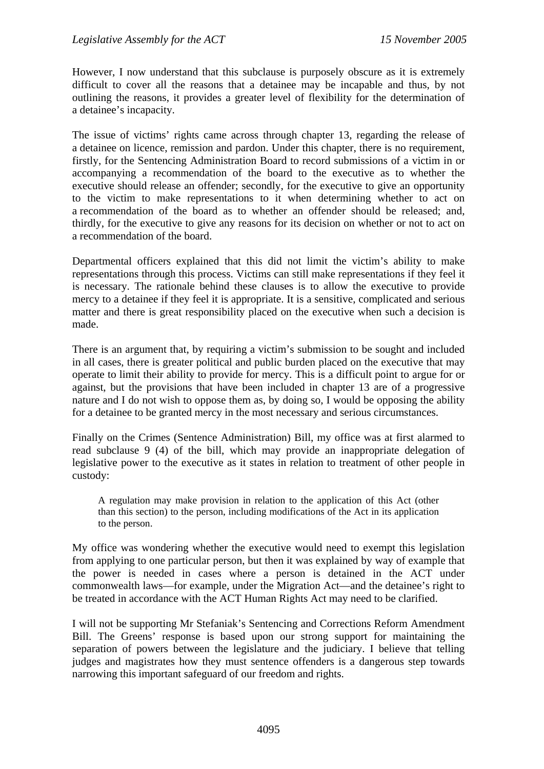However, I now understand that this subclause is purposely obscure as it is extremely difficult to cover all the reasons that a detainee may be incapable and thus, by not outlining the reasons, it provides a greater level of flexibility for the determination of a detainee's incapacity.

The issue of victims' rights came across through chapter 13, regarding the release of a detainee on licence, remission and pardon. Under this chapter, there is no requirement, firstly, for the Sentencing Administration Board to record submissions of a victim in or accompanying a recommendation of the board to the executive as to whether the executive should release an offender; secondly, for the executive to give an opportunity to the victim to make representations to it when determining whether to act on a recommendation of the board as to whether an offender should be released; and, thirdly, for the executive to give any reasons for its decision on whether or not to act on a recommendation of the board.

Departmental officers explained that this did not limit the victim's ability to make representations through this process. Victims can still make representations if they feel it is necessary. The rationale behind these clauses is to allow the executive to provide mercy to a detainee if they feel it is appropriate. It is a sensitive, complicated and serious matter and there is great responsibility placed on the executive when such a decision is made.

There is an argument that, by requiring a victim's submission to be sought and included in all cases, there is greater political and public burden placed on the executive that may operate to limit their ability to provide for mercy. This is a difficult point to argue for or against, but the provisions that have been included in chapter 13 are of a progressive nature and I do not wish to oppose them as, by doing so, I would be opposing the ability for a detainee to be granted mercy in the most necessary and serious circumstances.

Finally on the Crimes (Sentence Administration) Bill, my office was at first alarmed to read subclause 9 (4) of the bill, which may provide an inappropriate delegation of legislative power to the executive as it states in relation to treatment of other people in custody:

> A regulation may make provision in relation to the application of this Act (other than this section) to the person, including modifications of the Act in its application to the person.

My office was wondering whether the executive would need to exempt this legislation from applying to one particular person, but then it was explained by way of example that the power is needed in cases where a person is detained in the ACT under commonwealth laws—for example, under the Migration Act—and the detainee's right to be treated in accordance with the ACT Human Rights Act may need to be clarified.

I will not be supporting Mr Stefaniak's Sentencing and Corrections Reform Amendment Bill. The Greens' response is based upon our strong support for maintaining the separation of powers between the legislature and the judiciary. I believe that telling judges and magistrates how they must sentence offenders is a dangerous step towards narrowing this important safeguard of our freedom and rights.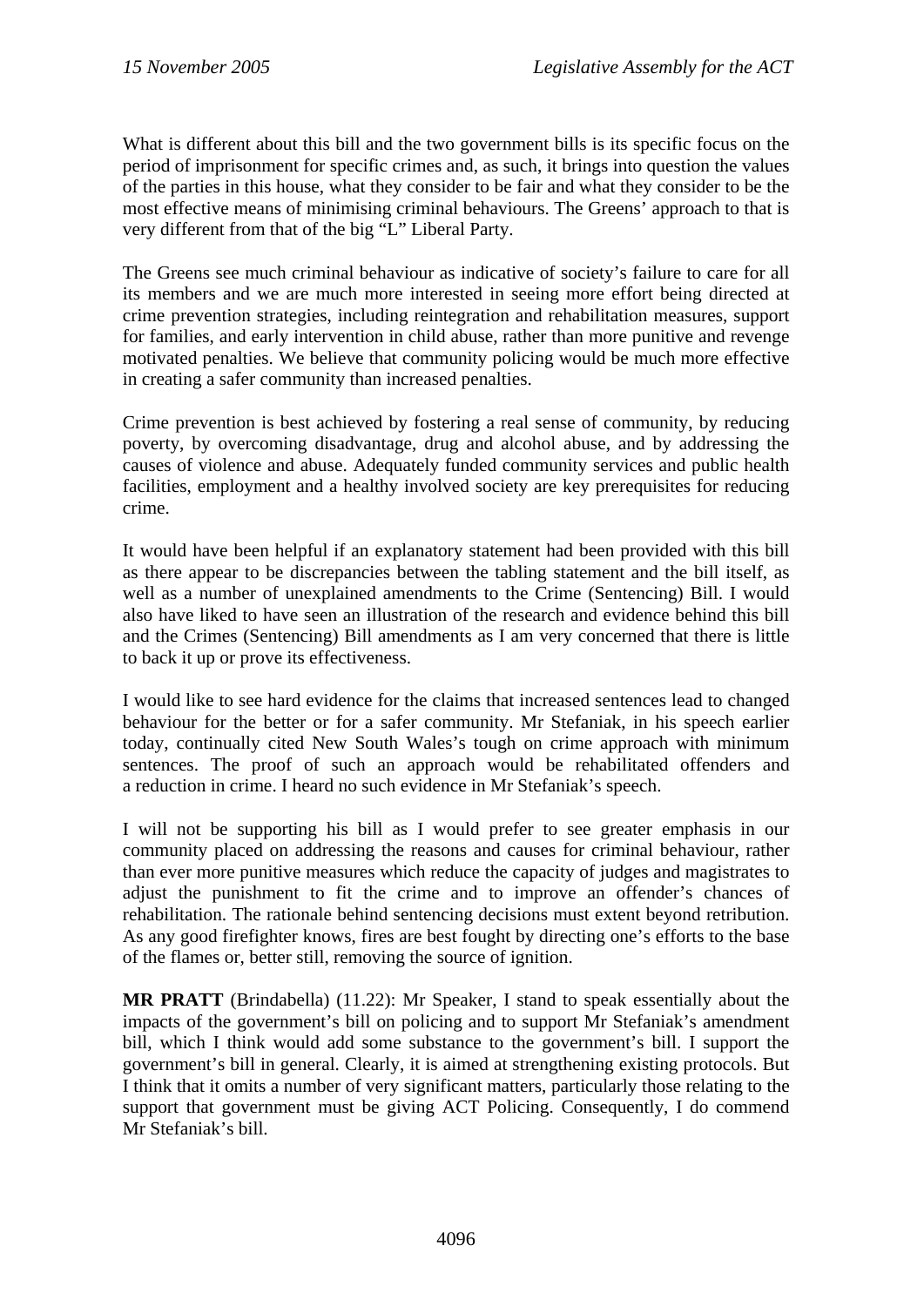What is different about this bill and the two government bills is its specific focus on the period of imprisonment for specific crimes and, as such, it brings into question the values of the parties in this house, what they consider to be fair and what they consider to be the most effective means of minimising criminal behaviours. The Greens' approach to that is very different from that of the big "L" Liberal Party.

The Greens see much criminal behaviour as indicative of society's failure to care for all its members and we are much more interested in seeing more effort being directed at crime prevention strategies, including reintegration and rehabilitation measures, support for families, and early intervention in child abuse, rather than more punitive and revenge motivated penalties. We believe that community policing would be much more effective in creating a safer community than increased penalties.

Crime prevention is best achieved by fostering a real sense of community, by reducing poverty, by overcoming disadvantage, drug and alcohol abuse, and by addressing the causes of violence and abuse. Adequately funded community services and public health facilities, employment and a healthy involved society are key prerequisites for reducing crime.

It would have been helpful if an explanatory statement had been provided with this bill as there appear to be discrepancies between the tabling statement and the bill itself, as well as a number of unexplained amendments to the Crime (Sentencing) Bill. I would also have liked to have seen an illustration of the research and evidence behind this bill and the Crimes (Sentencing) Bill amendments as I am very concerned that there is little to back it up or prove its effectiveness.

I would like to see hard evidence for the claims that increased sentences lead to changed behaviour for the better or for a safer community. Mr Stefaniak, in his speech earlier today, continually cited New South Wales's tough on crime approach with minimum sentences. The proof of such an approach would be rehabilitated offenders and a reduction in crime. I heard no such evidence in Mr Stefaniak's speech.

I will not be supporting his bill as I would prefer to see greater emphasis in our community placed on addressing the reasons and causes for criminal behaviour, rather than ever more punitive measures which reduce the capacity of judges and magistrates to adjust the punishment to fit the crime and to improve an offender's chances of rehabilitation. The rationale behind sentencing decisions must extent beyond retribution. As any good firefighter knows, fires are best fought by directing one's efforts to the base of the flames or, better still, removing the source of ignition.

**MR PRATT** (Brindabella) (11.22): Mr Speaker, I stand to speak essentially about the impacts of the government's bill on policing and to support Mr Stefaniak's amendment bill, which I think would add some substance to the government's bill. I support the government's bill in general. Clearly, it is aimed at strengthening existing protocols. But I think that it omits a number of very significant matters, particularly those relating to the support that government must be giving ACT Policing. Consequently, I do commend Mr Stefaniak's bill.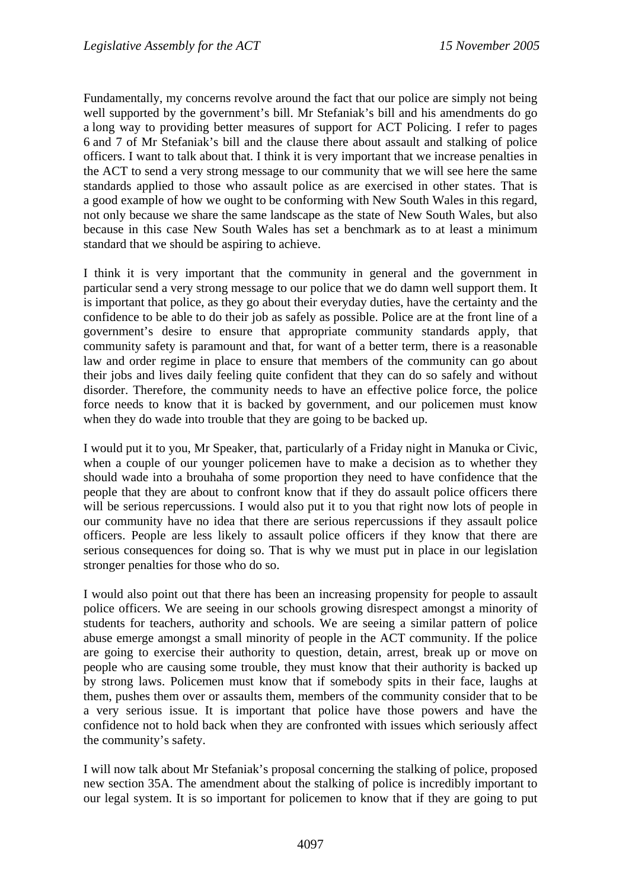Fundamentally, my concerns revolve around the fact that our police are simply not being well supported by the government's bill. Mr Stefaniak's bill and his amendments do go a long way to providing better measures of support for ACT Policing. I refer to pages 6 and 7 of Mr Stefaniak's bill and the clause there about assault and stalking of police officers. I want to talk about that. I think it is very important that we increase penalties in the ACT to send a very strong message to our community that we will see here the same standards applied to those who assault police as are exercised in other states. That is a good example of how we ought to be conforming with New South Wales in this regard, not only because we share the same landscape as the state of New South Wales, but also because in this case New South Wales has set a benchmark as to at least a minimum standard that we should be aspiring to achieve.

I think it is very important that the community in general and the government in particular send a very strong message to our police that we do damn well support them. It is important that police, as they go about their everyday duties, have the certainty and the confidence to be able to do their job as safely as possible. Police are at the front line of a government's desire to ensure that appropriate community standards apply, that community safety is paramount and that, for want of a better term, there is a reasonable law and order regime in place to ensure that members of the community can go about their jobs and lives daily feeling quite confident that they can do so safely and without disorder. Therefore, the community needs to have an effective police force, the police force needs to know that it is backed by government, and our policemen must know when they do wade into trouble that they are going to be backed up.

I would put it to you, Mr Speaker, that, particularly of a Friday night in Manuka or Civic, when a couple of our younger policemen have to make a decision as to whether they should wade into a brouhaha of some proportion they need to have confidence that the people that they are about to confront know that if they do assault police officers there will be serious repercussions. I would also put it to you that right now lots of people in our community have no idea that there are serious repercussions if they assault police officers. People are less likely to assault police officers if they know that there are serious consequences for doing so. That is why we must put in place in our legislation stronger penalties for those who do so.

I would also point out that there has been an increasing propensity for people to assault police officers. We are seeing in our schools growing disrespect amongst a minority of students for teachers, authority and schools. We are seeing a similar pattern of police abuse emerge amongst a small minority of people in the ACT community. If the police are going to exercise their authority to question, detain, arrest, break up or move on people who are causing some trouble, they must know that their authority is backed up by strong laws. Policemen must know that if somebody spits in their face, laughs at them, pushes them over or assaults them, members of the community consider that to be a very serious issue. It is important that police have those powers and have the confidence not to hold back when they are confronted with issues which seriously affect the community's safety.

I will now talk about Mr Stefaniak's proposal concerning the stalking of police, proposed new section 35A. The amendment about the stalking of police is incredibly important to our legal system. It is so important for policemen to know that if they are going to put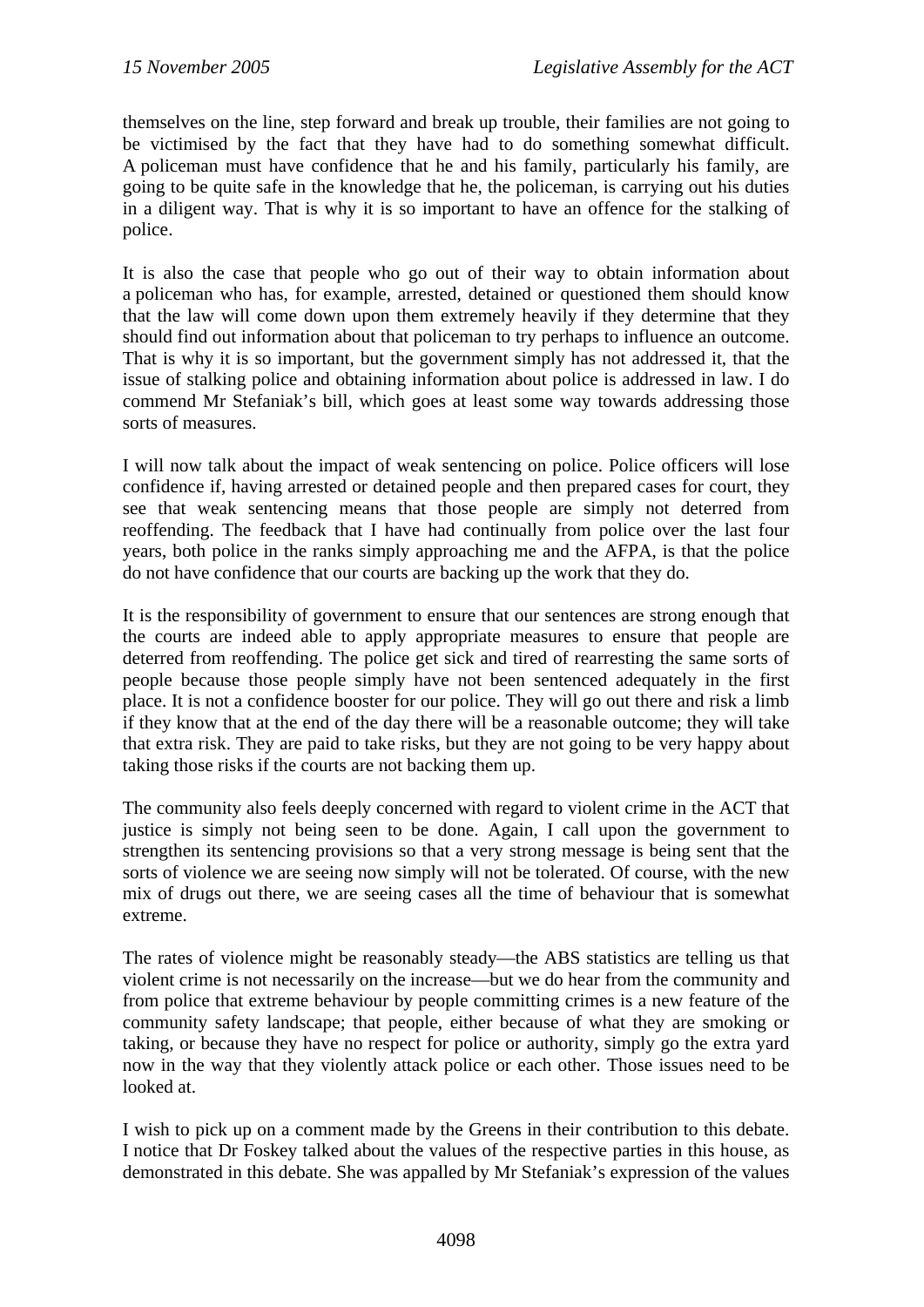themselves on the line, step forward and break up trouble, their families are not going to be victimised by the fact that they have had to do something somewhat difficult. A policeman must have confidence that he and his family, particularly his family, are going to be quite safe in the knowledge that he, the policeman, is carrying out his duties in a diligent way. That is why it is so important to have an offence for the stalking of police.

It is also the case that people who go out of their way to obtain information about a policeman who has, for example, arrested, detained or questioned them should know that the law will come down upon them extremely heavily if they determine that they should find out information about that policeman to try perhaps to influence an outcome. That is why it is so important, but the government simply has not addressed it, that the issue of stalking police and obtaining information about police is addressed in law. I do commend Mr Stefaniak's bill, which goes at least some way towards addressing those sorts of measures.

I will now talk about the impact of weak sentencing on police. Police officers will lose confidence if, having arrested or detained people and then prepared cases for court, they see that weak sentencing means that those people are simply not deterred from reoffending. The feedback that I have had continually from police over the last four years, both police in the ranks simply approaching me and the AFPA, is that the police do not have confidence that our courts are backing up the work that they do.

It is the responsibility of government to ensure that our sentences are strong enough that the courts are indeed able to apply appropriate measures to ensure that people are deterred from reoffending. The police get sick and tired of rearresting the same sorts of people because those people simply have not been sentenced adequately in the first place. It is not a confidence booster for our police. They will go out there and risk a limb if they know that at the end of the day there will be a reasonable outcome; they will take that extra risk. They are paid to take risks, but they are not going to be very happy about taking those risks if the courts are not backing them up.

The community also feels deeply concerned with regard to violent crime in the ACT that justice is simply not being seen to be done. Again, I call upon the government to strengthen its sentencing provisions so that a very strong message is being sent that the sorts of violence we are seeing now simply will not be tolerated. Of course, with the new mix of drugs out there, we are seeing cases all the time of behaviour that is somewhat extreme.

The rates of violence might be reasonably steady—the ABS statistics are telling us that violent crime is not necessarily on the increase—but we do hear from the community and from police that extreme behaviour by people committing crimes is a new feature of the community safety landscape; that people, either because of what they are smoking or taking, or because they have no respect for police or authority, simply go the extra yard now in the way that they violently attack police or each other. Those issues need to be looked at.

I wish to pick up on a comment made by the Greens in their contribution to this debate. I notice that Dr Foskey talked about the values of the respective parties in this house, as demonstrated in this debate. She was appalled by Mr Stefaniak's expression of the values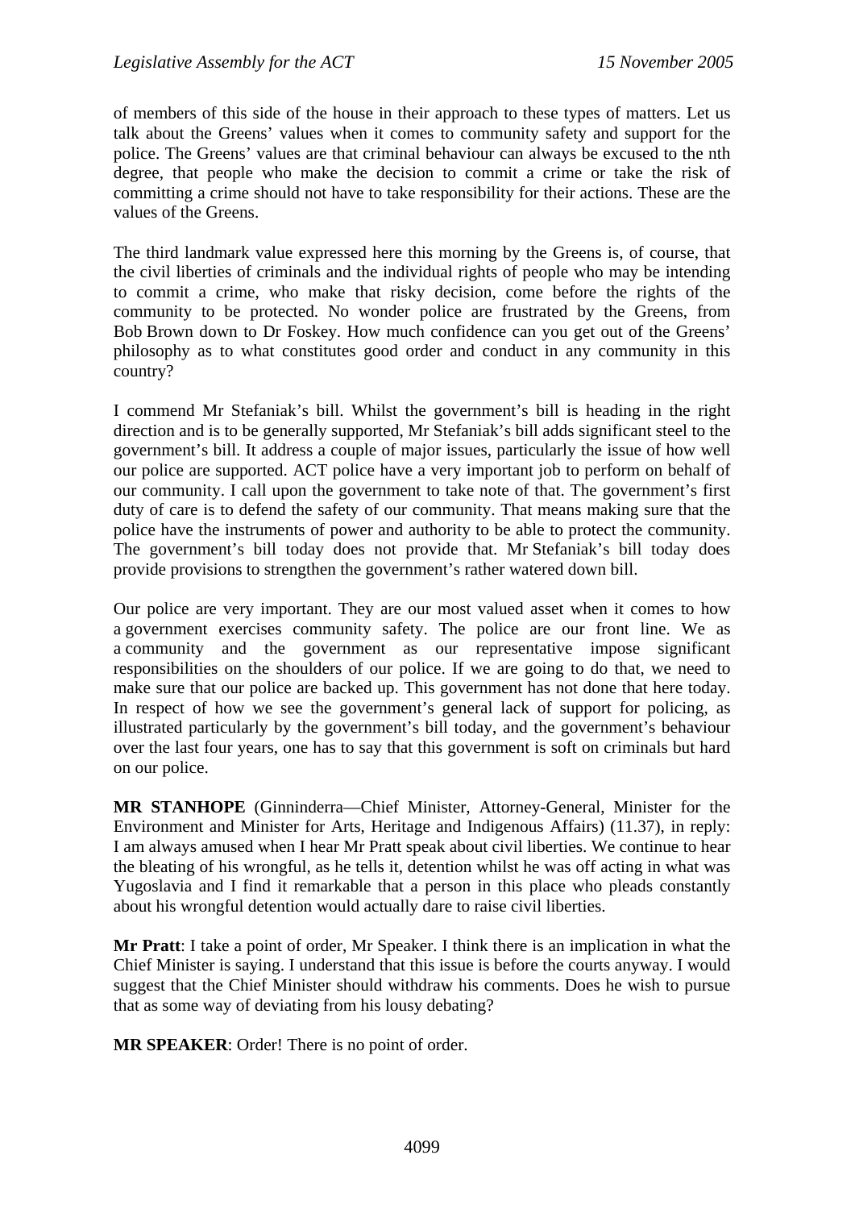of members of this side of the house in their approach to these types of matters. Let us talk about the Greens' values when it comes to community safety and support for the police. The Greens' values are that criminal behaviour can always be excused to the nth degree, that people who make the decision to commit a crime or take the risk of committing a crime should not have to take responsibility for their actions. These are the values of the Greens.

The third landmark value expressed here this morning by the Greens is, of course, that the civil liberties of criminals and the individual rights of people who may be intending to commit a crime, who make that risky decision, come before the rights of the community to be protected. No wonder police are frustrated by the Greens, from Bob Brown down to Dr Foskey. How much confidence can you get out of the Greens' philosophy as to what constitutes good order and conduct in any community in this country?

I commend Mr Stefaniak's bill. Whilst the government's bill is heading in the right direction and is to be generally supported, Mr Stefaniak's bill adds significant steel to the government's bill. It address a couple of major issues, particularly the issue of how well our police are supported. ACT police have a very important job to perform on behalf of our community. I call upon the government to take note of that. The government's first duty of care is to defend the safety of our community. That means making sure that the police have the instruments of power and authority to be able to protect the community. The government's bill today does not provide that. Mr Stefaniak's bill today does provide provisions to strengthen the government's rather watered down bill.

Our police are very important. They are our most valued asset when it comes to how a government exercises community safety. The police are our front line. We as a community and the government as our representative impose significant responsibilities on the shoulders of our police. If we are going to do that, we need to make sure that our police are backed up. This government has not done that here today. In respect of how we see the government's general lack of support for policing, as illustrated particularly by the government's bill today, and the government's behaviour over the last four years, one has to say that this government is soft on criminals but hard on our police.

**MR STANHOPE** (Ginninderra—Chief Minister, Attorney-General, Minister for the Environment and Minister for Arts, Heritage and Indigenous Affairs) (11.37), in reply: I am always amused when I hear Mr Pratt speak about civil liberties. We continue to hear the bleating of his wrongful, as he tells it, detention whilst he was off acting in what was Yugoslavia and I find it remarkable that a person in this place who pleads constantly about his wrongful detention would actually dare to raise civil liberties.

**Mr Pratt**: I take a point of order, Mr Speaker. I think there is an implication in what the Chief Minister is saying. I understand that this issue is before the courts anyway. I would suggest that the Chief Minister should withdraw his comments. Does he wish to pursue that as some way of deviating from his lousy debating?

**MR SPEAKER**: Order! There is no point of order.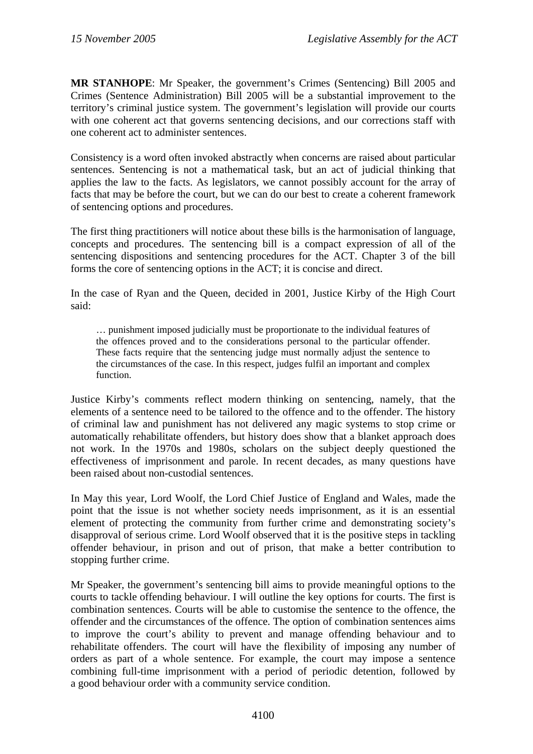**MR STANHOPE**: Mr Speaker, the government's Crimes (Sentencing) Bill 2005 and Crimes (Sentence Administration) Bill 2005 will be a substantial improvement to the territory's criminal justice system. The government's legislation will provide our courts with one coherent act that governs sentencing decisions, and our corrections staff with one coherent act to administer sentences.

Consistency is a word often invoked abstractly when concerns are raised about particular sentences. Sentencing is not a mathematical task, but an act of judicial thinking that applies the law to the facts. As legislators, we cannot possibly account for the array of facts that may be before the court, but we can do our best to create a coherent framework of sentencing options and procedures.

The first thing practitioners will notice about these bills is the harmonisation of language, concepts and procedures. The sentencing bill is a compact expression of all of the sentencing dispositions and sentencing procedures for the ACT. Chapter 3 of the bill forms the core of sentencing options in the ACT; it is concise and direct.

In the case of Ryan and the Queen, decided in 2001, Justice Kirby of the High Court said:

> … punishment imposed judicially must be proportionate to the individual features of the offences proved and to the considerations personal to the particular offender. These facts require that the sentencing judge must normally adjust the sentence to the circumstances of the case. In this respect, judges fulfil an important and complex function.

Justice Kirby's comments reflect modern thinking on sentencing, namely, that the elements of a sentence need to be tailored to the offence and to the offender. The history of criminal law and punishment has not delivered any magic systems to stop crime or automatically rehabilitate offenders, but history does show that a blanket approach does not work. In the 1970s and 1980s, scholars on the subject deeply questioned the effectiveness of imprisonment and parole. In recent decades, as many questions have been raised about non-custodial sentences.

In May this year, Lord Woolf, the Lord Chief Justice of England and Wales, made the point that the issue is not whether society needs imprisonment, as it is an essential element of protecting the community from further crime and demonstrating society's disapproval of serious crime. Lord Woolf observed that it is the positive steps in tackling offender behaviour, in prison and out of prison, that make a better contribution to stopping further crime.

Mr Speaker, the government's sentencing bill aims to provide meaningful options to the courts to tackle offending behaviour. I will outline the key options for courts. The first is combination sentences. Courts will be able to customise the sentence to the offence, the offender and the circumstances of the offence. The option of combination sentences aims to improve the court's ability to prevent and manage offending behaviour and to rehabilitate offenders. The court will have the flexibility of imposing any number of orders as part of a whole sentence. For example, the court may impose a sentence combining full-time imprisonment with a period of periodic detention, followed by a good behaviour order with a community service condition.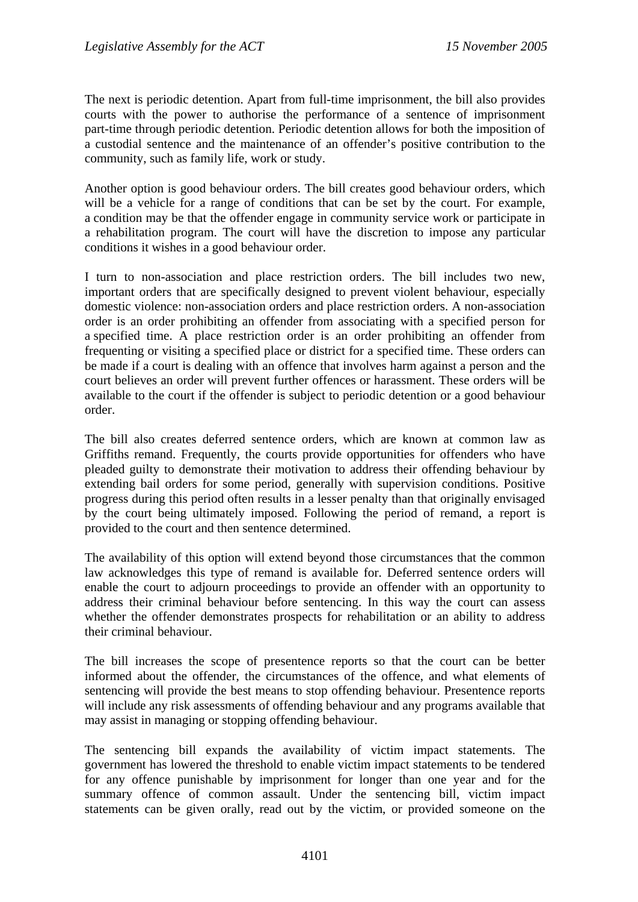The next is periodic detention. Apart from full-time imprisonment, the bill also provides courts with the power to authorise the performance of a sentence of imprisonment part-time through periodic detention. Periodic detention allows for both the imposition of a custodial sentence and the maintenance of an offender's positive contribution to the community, such as family life, work or study.

Another option is good behaviour orders. The bill creates good behaviour orders, which will be a vehicle for a range of conditions that can be set by the court. For example, a condition may be that the offender engage in community service work or participate in a rehabilitation program. The court will have the discretion to impose any particular conditions it wishes in a good behaviour order.

I turn to non-association and place restriction orders. The bill includes two new, important orders that are specifically designed to prevent violent behaviour, especially domestic violence: non-association orders and place restriction orders. A non-association order is an order prohibiting an offender from associating with a specified person for a specified time. A place restriction order is an order prohibiting an offender from frequenting or visiting a specified place or district for a specified time. These orders can be made if a court is dealing with an offence that involves harm against a person and the court believes an order will prevent further offences or harassment. These orders will be available to the court if the offender is subject to periodic detention or a good behaviour order.

The bill also creates deferred sentence orders, which are known at common law as Griffiths remand. Frequently, the courts provide opportunities for offenders who have pleaded guilty to demonstrate their motivation to address their offending behaviour by extending bail orders for some period, generally with supervision conditions. Positive progress during this period often results in a lesser penalty than that originally envisaged by the court being ultimately imposed. Following the period of remand, a report is provided to the court and then sentence determined.

The availability of this option will extend beyond those circumstances that the common law acknowledges this type of remand is available for. Deferred sentence orders will enable the court to adjourn proceedings to provide an offender with an opportunity to address their criminal behaviour before sentencing. In this way the court can assess whether the offender demonstrates prospects for rehabilitation or an ability to address their criminal behaviour.

The bill increases the scope of presentence reports so that the court can be better informed about the offender, the circumstances of the offence, and what elements of sentencing will provide the best means to stop offending behaviour. Presentence reports will include any risk assessments of offending behaviour and any programs available that may assist in managing or stopping offending behaviour.

The sentencing bill expands the availability of victim impact statements. The government has lowered the threshold to enable victim impact statements to be tendered for any offence punishable by imprisonment for longer than one year and for the summary offence of common assault. Under the sentencing bill, victim impact statements can be given orally, read out by the victim, or provided someone on the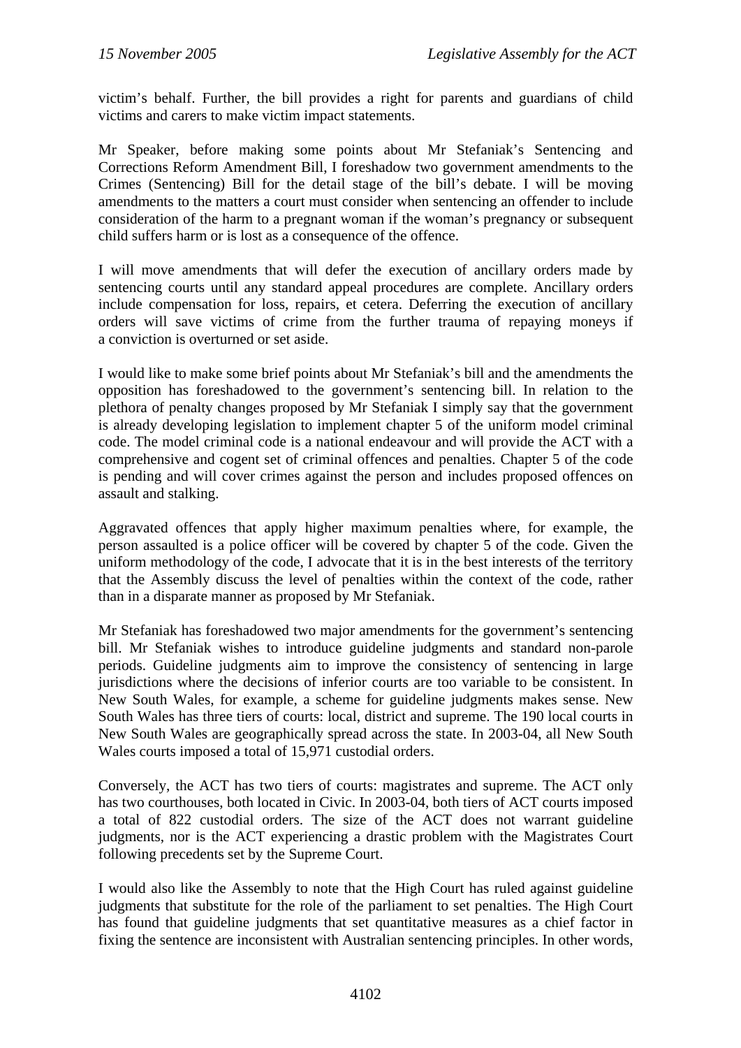victim's behalf. Further, the bill provides a right for parents and guardians of child victims and carers to make victim impact statements.

Mr Speaker, before making some points about Mr Stefaniak's Sentencing and Corrections Reform Amendment Bill, I foreshadow two government amendments to the Crimes (Sentencing) Bill for the detail stage of the bill's debate. I will be moving amendments to the matters a court must consider when sentencing an offender to include consideration of the harm to a pregnant woman if the woman's pregnancy or subsequent child suffers harm or is lost as a consequence of the offence.

I will move amendments that will defer the execution of ancillary orders made by sentencing courts until any standard appeal procedures are complete. Ancillary orders include compensation for loss, repairs, et cetera. Deferring the execution of ancillary orders will save victims of crime from the further trauma of repaying moneys if a conviction is overturned or set aside.

I would like to make some brief points about Mr Stefaniak's bill and the amendments the opposition has foreshadowed to the government's sentencing bill. In relation to the plethora of penalty changes proposed by Mr Stefaniak I simply say that the government is already developing legislation to implement chapter 5 of the uniform model criminal code. The model criminal code is a national endeavour and will provide the ACT with a comprehensive and cogent set of criminal offences and penalties. Chapter 5 of the code is pending and will cover crimes against the person and includes proposed offences on assault and stalking.

Aggravated offences that apply higher maximum penalties where, for example, the person assaulted is a police officer will be covered by chapter 5 of the code. Given the uniform methodology of the code, I advocate that it is in the best interests of the territory that the Assembly discuss the level of penalties within the context of the code, rather than in a disparate manner as proposed by Mr Stefaniak.

Mr Stefaniak has foreshadowed two major amendments for the government's sentencing bill. Mr Stefaniak wishes to introduce guideline judgments and standard non-parole periods. Guideline judgments aim to improve the consistency of sentencing in large jurisdictions where the decisions of inferior courts are too variable to be consistent. In New South Wales, for example, a scheme for guideline judgments makes sense. New South Wales has three tiers of courts: local, district and supreme. The 190 local courts in New South Wales are geographically spread across the state. In 2003-04, all New South Wales courts imposed a total of 15,971 custodial orders.

Conversely, the ACT has two tiers of courts: magistrates and supreme. The ACT only has two courthouses, both located in Civic. In 2003-04, both tiers of ACT courts imposed a total of 822 custodial orders. The size of the ACT does not warrant guideline judgments, nor is the ACT experiencing a drastic problem with the Magistrates Court following precedents set by the Supreme Court.

I would also like the Assembly to note that the High Court has ruled against guideline judgments that substitute for the role of the parliament to set penalties. The High Court has found that guideline judgments that set quantitative measures as a chief factor in fixing the sentence are inconsistent with Australian sentencing principles. In other words,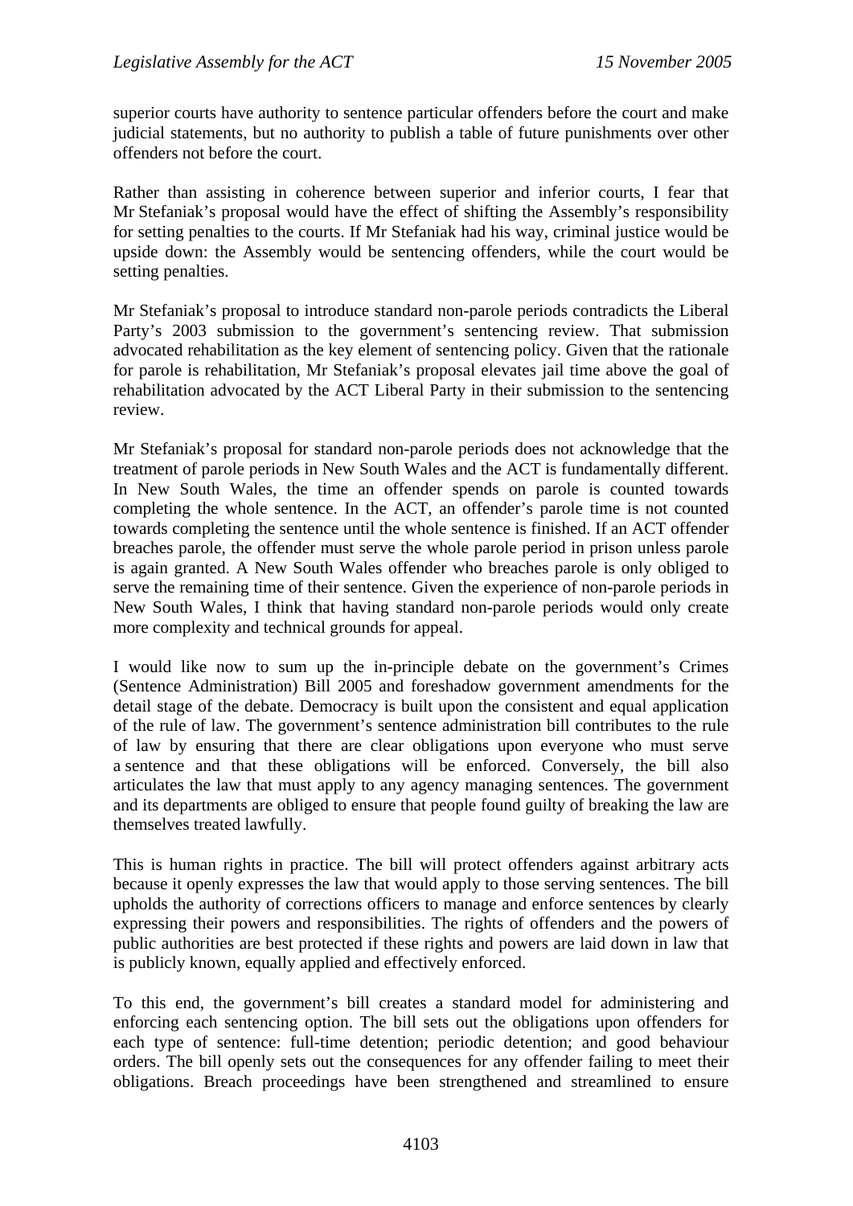superior courts have authority to sentence particular offenders before the court and make judicial statements, but no authority to publish a table of future punishments over other offenders not before the court.

Rather than assisting in coherence between superior and inferior courts, I fear that Mr Stefaniak's proposal would have the effect of shifting the Assembly's responsibility for setting penalties to the courts. If Mr Stefaniak had his way, criminal justice would be upside down: the Assembly would be sentencing offenders, while the court would be setting penalties.

Mr Stefaniak's proposal to introduce standard non-parole periods contradicts the Liberal Party's 2003 submission to the government's sentencing review. That submission advocated rehabilitation as the key element of sentencing policy. Given that the rationale for parole is rehabilitation, Mr Stefaniak's proposal elevates jail time above the goal of rehabilitation advocated by the ACT Liberal Party in their submission to the sentencing review.

Mr Stefaniak's proposal for standard non-parole periods does not acknowledge that the treatment of parole periods in New South Wales and the ACT is fundamentally different. In New South Wales, the time an offender spends on parole is counted towards completing the whole sentence. In the ACT, an offender's parole time is not counted towards completing the sentence until the whole sentence is finished. If an ACT offender breaches parole, the offender must serve the whole parole period in prison unless parole is again granted. A New South Wales offender who breaches parole is only obliged to serve the remaining time of their sentence. Given the experience of non-parole periods in New South Wales, I think that having standard non-parole periods would only create more complexity and technical grounds for appeal.

I would like now to sum up the in-principle debate on the government's Crimes (Sentence Administration) Bill 2005 and foreshadow government amendments for the detail stage of the debate. Democracy is built upon the consistent and equal application of the rule of law. The government's sentence administration bill contributes to the rule of law by ensuring that there are clear obligations upon everyone who must serve a sentence and that these obligations will be enforced. Conversely, the bill also articulates the law that must apply to any agency managing sentences. The government and its departments are obliged to ensure that people found guilty of breaking the law are themselves treated lawfully.

This is human rights in practice. The bill will protect offenders against arbitrary acts because it openly expresses the law that would apply to those serving sentences. The bill upholds the authority of corrections officers to manage and enforce sentences by clearly expressing their powers and responsibilities. The rights of offenders and the powers of public authorities are best protected if these rights and powers are laid down in law that is publicly known, equally applied and effectively enforced.

To this end, the government's bill creates a standard model for administering and enforcing each sentencing option. The bill sets out the obligations upon offenders for each type of sentence: full-time detention; periodic detention; and good behaviour orders. The bill openly sets out the consequences for any offender failing to meet their obligations. Breach proceedings have been strengthened and streamlined to ensure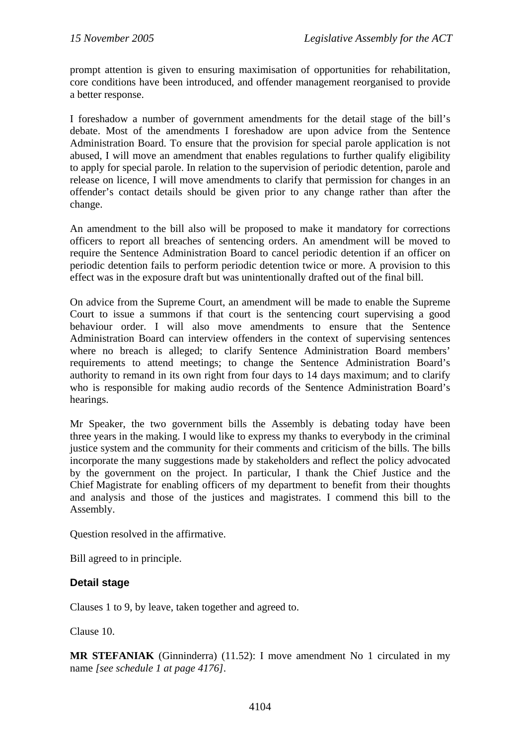prompt attention is given to ensuring maximisation of opportunities for rehabilitation, core conditions have been introduced, and offender management reorganised to provide a better response.

I foreshadow a number of government amendments for the detail stage of the bill's debate. Most of the amendments I foreshadow are upon advice from the Sentence Administration Board. To ensure that the provision for special parole application is not abused, I will move an amendment that enables regulations to further qualify eligibility to apply for special parole. In relation to the supervision of periodic detention, parole and release on licence, I will move amendments to clarify that permission for changes in an offender's contact details should be given prior to any change rather than after the change.

An amendment to the bill also will be proposed to make it mandatory for corrections officers to report all breaches of sentencing orders. An amendment will be moved to require the Sentence Administration Board to cancel periodic detention if an officer on periodic detention fails to perform periodic detention twice or more. A provision to this effect was in the exposure draft but was unintentionally drafted out of the final bill.

On advice from the Supreme Court, an amendment will be made to enable the Supreme Court to issue a summons if that court is the sentencing court supervising a good behaviour order. I will also move amendments to ensure that the Sentence Administration Board can interview offenders in the context of supervising sentences where no breach is alleged; to clarify Sentence Administration Board members' requirements to attend meetings; to change the Sentence Administration Board's authority to remand in its own right from four days to 14 days maximum; and to clarify who is responsible for making audio records of the Sentence Administration Board's hearings.

Mr Speaker, the two government bills the Assembly is debating today have been three years in the making. I would like to express my thanks to everybody in the criminal justice system and the community for their comments and criticism of the bills. The bills incorporate the many suggestions made by stakeholders and reflect the policy advocated by the government on the project. In particular, I thank the Chief Justice and the Chief Magistrate for enabling officers of my department to benefit from their thoughts and analysis and those of the justices and magistrates. I commend this bill to the Assembly.

Question resolved in the affirmative.

Bill agreed to in principle.

### Detail stage

Clauses 1 to 9, by leave, taken together and agreed to.

Clause 10.

**MR STEFANIAK** (Ginninderra) (11.52): I move amendment No 1 circulated in my name *[see schedule 1 at page 4176]*.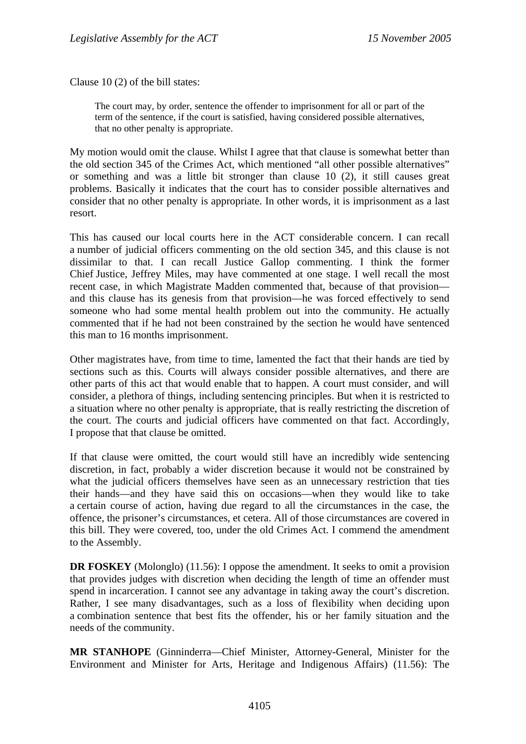Clause 10 (2) of the bill states:

> The court may, by order, sentence the offender to imprisonment for all or part of the term of the sentence, if the court is satisfied, having considered possible alternatives, that no other penalty is appropriate.

My motion would omit the clause. Whilst I agree that that clause is somewhat better than the old section 345 of the Crimes Act, which mentioned "all other possible alternatives" or something and was a little bit stronger than clause 10 (2), it still causes great problems. Basically it indicates that the court has to consider possible alternatives and consider that no other penalty is appropriate. In other words, it is imprisonment as a last resort.

This has caused our local courts here in the ACT considerable concern. I can recall a number of judicial officers commenting on the old section 345, and this clause is not dissimilar to that. I can recall Justice Gallop commenting. I think the former Chief Justice, Jeffrey Miles, may have commented at one stage. I well recall the most recent case, in which Magistrate Madden commented that, because of that provision—and this clause has its genesis from that provision—he was forced effectively to send someone who had some mental health problem out into the community. He actually commented that if he had not been constrained by the section he would have sentenced this man to 16 months imprisonment.

Other magistrates have, from time to time, lamented the fact that their hands are tied by sections such as this. Courts will always consider possible alternatives, and there are other parts of this act that would enable that to happen. A court must consider, and will consider, a plethora of things, including sentencing principles. But when it is restricted to a situation where no other penalty is appropriate, that is really restricting the discretion of the court. The courts and judicial officers have commented on that fact. Accordingly, I propose that that clause be omitted.

If that clause were omitted, the court would still have an incredibly wide sentencing discretion, in fact, probably a wider discretion because it would not be constrained by what the judicial officers themselves have seen as an unnecessary restriction that ties their hands—and they have said this on occasions—when they would like to take a certain course of action, having due regard to all the circumstances in the case, the offence, the prisoner's circumstances, et cetera. All of those circumstances are covered in this bill. They were covered, too, under the old Crimes Act. I commend the amendment to the Assembly.

**DR FOSKEY** (Molonglo) (11.56): I oppose the amendment. It seeks to omit a provision that provides judges with discretion when deciding the length of time an offender must spend in incarceration. I cannot see any advantage in taking away the court's discretion. Rather, I see many disadvantages, such as a loss of flexibility when deciding upon a combination sentence that best fits the offender, his or her family situation and the needs of the community.

**MR STANHOPE** (Ginninderra—Chief Minister, Attorney-General, Minister for the Environment and Minister for Arts, Heritage and Indigenous Affairs) (11.56): The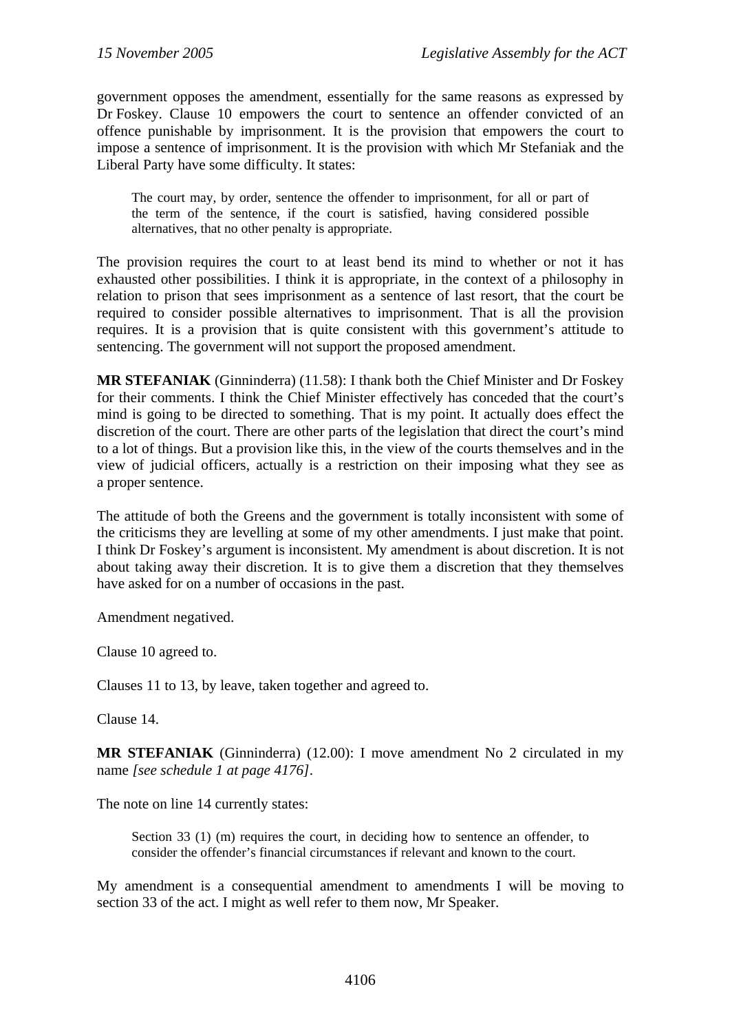government opposes the amendment, essentially for the same reasons as expressed by Dr Foskey. Clause 10 empowers the court to sentence an offender convicted of an offence punishable by imprisonment. It is the provision that empowers the court to impose a sentence of imprisonment. It is the provision with which Mr Stefaniak and the Liberal Party have some difficulty. It states:

> The court may, by order, sentence the offender to imprisonment, for all or part of the term of the sentence, if the court is satisfied, having considered possible alternatives, that no other penalty is appropriate.

The provision requires the court to at least bend its mind to whether or not it has exhausted other possibilities. I think it is appropriate, in the context of a philosophy in relation to prison that sees imprisonment as a sentence of last resort, that the court be required to consider possible alternatives to imprisonment. That is all the provision requires. It is a provision that is quite consistent with this government's attitude to sentencing. The government will not support the proposed amendment.

**MR STEFANIAK** (Ginninderra) (11.58): I thank both the Chief Minister and Dr Foskey for their comments. I think the Chief Minister effectively has conceded that the court's mind is going to be directed to something. That is my point. It actually does effect the discretion of the court. There are other parts of the legislation that direct the court's mind to a lot of things. But a provision like this, in the view of the courts themselves and in the view of judicial officers, actually is a restriction on their imposing what they see as a proper sentence.

The attitude of both the Greens and the government is totally inconsistent with some of the criticisms they are levelling at some of my other amendments. I just make that point. I think Dr Foskey's argument is inconsistent. My amendment is about discretion. It is not about taking away their discretion. It is to give them a discretion that they themselves have asked for on a number of occasions in the past.

Amendment negatived.

Clause 10 agreed to.

Clauses 11 to 13, by leave, taken together and agreed to.

Clause 14.

**MR STEFANIAK** (Ginninderra) (12.00): I move amendment No 2 circulated in my name *[see schedule 1 at page 4176]*.

The note on line 14 currently states:

> Section 33 (1) (m) requires the court, in deciding how to sentence an offender, to consider the offender's financial circumstances if relevant and known to the court.

My amendment is a consequential amendment to amendments I will be moving to section 33 of the act. I might as well refer to them now, Mr Speaker.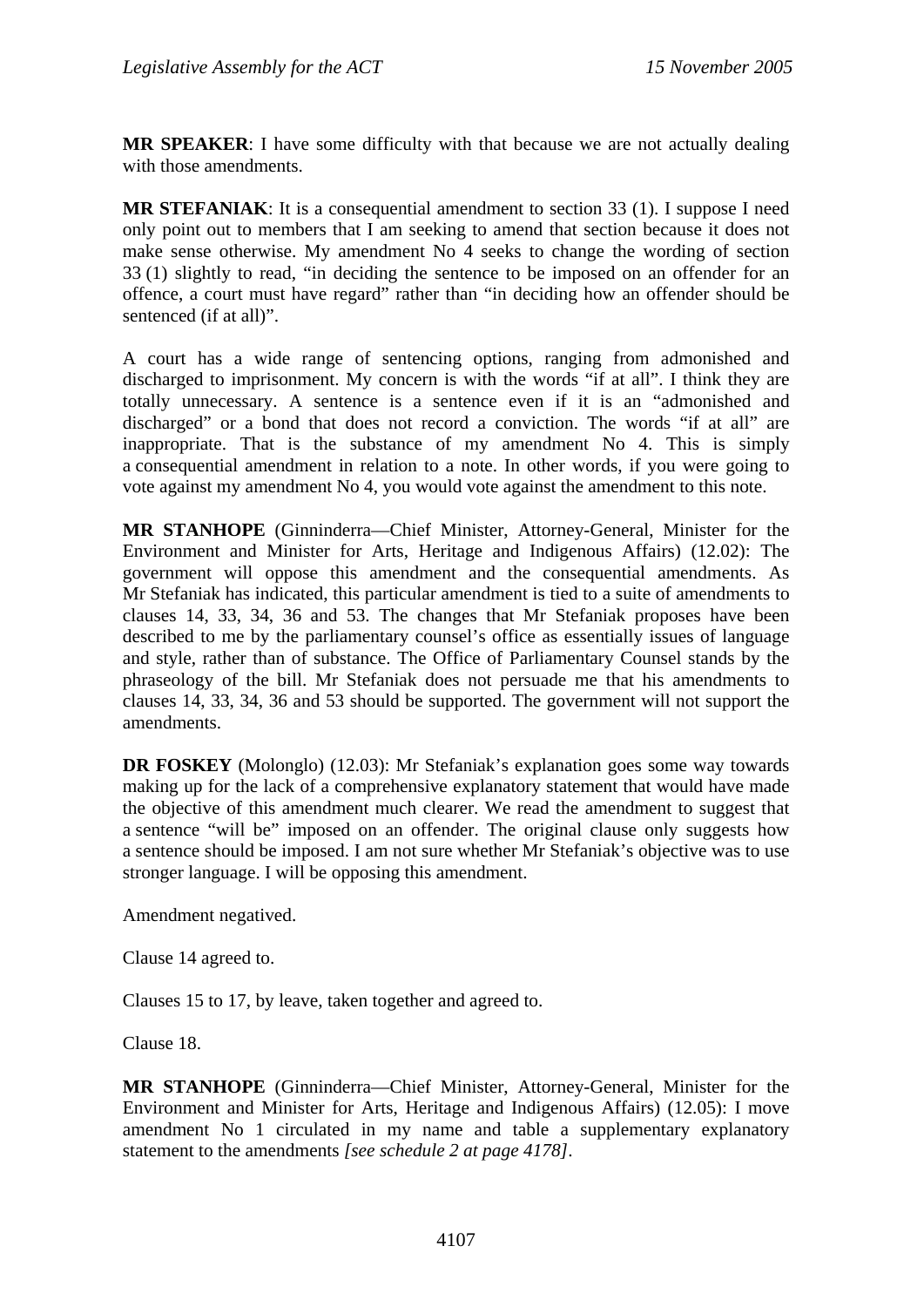**MR SPEAKER**: I have some difficulty with that because we are not actually dealing with those amendments.

**MR STEFANIAK**: It is a consequential amendment to section 33 (1). I suppose I need only point out to members that I am seeking to amend that section because it does not make sense otherwise. My amendment No 4 seeks to change the wording of section 33 (1) slightly to read, "in deciding the sentence to be imposed on an offender for an offence, a court must have regard" rather than "in deciding how an offender should be sentenced (if at all)".

A court has a wide range of sentencing options, ranging from admonished and discharged to imprisonment. My concern is with the words "if at all". I think they are totally unnecessary. A sentence is a sentence even if it is an "admonished and discharged" or a bond that does not record a conviction. The words "if at all" are inappropriate. That is the substance of my amendment No 4. This is simply a consequential amendment in relation to a note. In other words, if you were going to vote against my amendment No 4, you would vote against the amendment to this note.

**MR STANHOPE** (Ginninderra—Chief Minister, Attorney-General, Minister for the Environment and Minister for Arts, Heritage and Indigenous Affairs) (12.02): The government will oppose this amendment and the consequential amendments. As Mr Stefaniak has indicated, this particular amendment is tied to a suite of amendments to clauses 14, 33, 34, 36 and 53. The changes that Mr Stefaniak proposes have been described to me by the parliamentary counsel's office as essentially issues of language and style, rather than of substance. The Office of Parliamentary Counsel stands by the phraseology of the bill. Mr Stefaniak does not persuade me that his amendments to clauses 14, 33, 34, 36 and 53 should be supported. The government will not support the amendments.

**DR FOSKEY** (Molonglo) (12.03): Mr Stefaniak's explanation goes some way towards making up for the lack of a comprehensive explanatory statement that would have made the objective of this amendment much clearer. We read the amendment to suggest that a sentence "will be" imposed on an offender. The original clause only suggests how a sentence should be imposed. I am not sure whether Mr Stefaniak's objective was to use stronger language. I will be opposing this amendment.

Amendment negatived.

Clause 14 agreed to.

Clauses 15 to 17, by leave, taken together and agreed to.

Clause 18.

**MR STANHOPE** (Ginninderra—Chief Minister, Attorney-General, Minister for the Environment and Minister for Arts, Heritage and Indigenous Affairs) (12.05): I move amendment No 1 circulated in my name and table a supplementary explanatory statement to the amendments *[see schedule 2 at page 4178]*.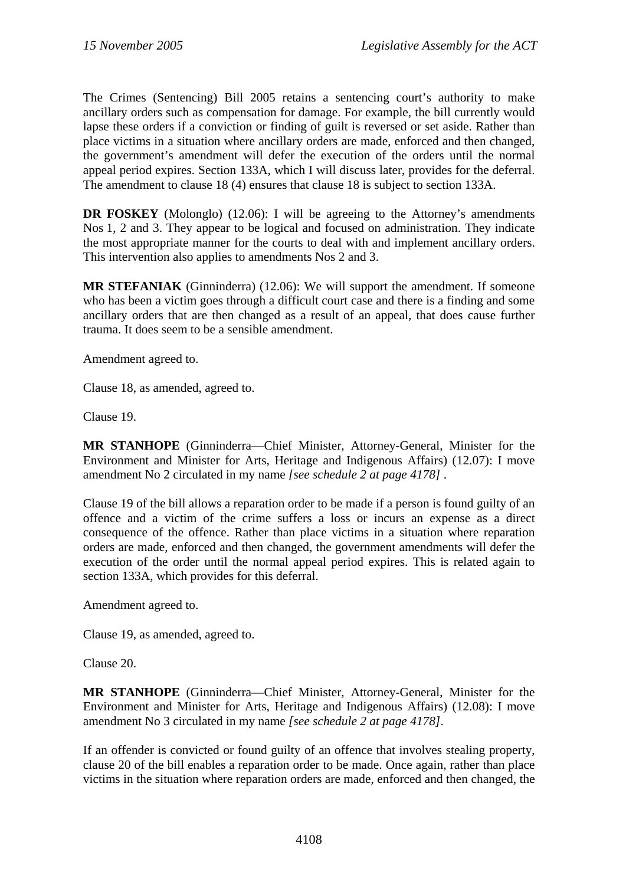The Crimes (Sentencing) Bill 2005 retains a sentencing court's authority to make ancillary orders such as compensation for damage. For example, the bill currently would lapse these orders if a conviction or finding of guilt is reversed or set aside. Rather than place victims in a situation where ancillary orders are made, enforced and then changed, the government's amendment will defer the execution of the orders until the normal appeal period expires. Section 133A, which I will discuss later, provides for the deferral. The amendment to clause 18 (4) ensures that clause 18 is subject to section 133A.

**DR FOSKEY** (Molonglo) (12.06): I will be agreeing to the Attorney's amendments Nos 1, 2 and 3. They appear to be logical and focused on administration. They indicate the most appropriate manner for the courts to deal with and implement ancillary orders. This intervention also applies to amendments Nos 2 and 3.

**MR STEFANIAK** (Ginninderra) (12.06): We will support the amendment. If someone who has been a victim goes through a difficult court case and there is a finding and some ancillary orders that are then changed as a result of an appeal, that does cause further trauma. It does seem to be a sensible amendment.

Amendment agreed to.

Clause 18, as amended, agreed to.

Clause 19.

**MR STANHOPE** (Ginninderra—Chief Minister, Attorney-General, Minister for the Environment and Minister for Arts, Heritage and Indigenous Affairs) (12.07): I move amendment No 2 circulated in my name *[see schedule 2 at page 4178]* .

Clause 19 of the bill allows a reparation order to be made if a person is found guilty of an offence and a victim of the crime suffers a loss or incurs an expense as a direct consequence of the offence. Rather than place victims in a situation where reparation orders are made, enforced and then changed, the government amendments will defer the execution of the order until the normal appeal period expires. This is related again to section 133A, which provides for this deferral.

Amendment agreed to.

Clause 19, as amended, agreed to.

Clause 20.

**MR STANHOPE** (Ginninderra—Chief Minister, Attorney-General, Minister for the Environment and Minister for Arts, Heritage and Indigenous Affairs) (12.08): I move amendment No 3 circulated in my name *[see schedule 2 at page 4178]*.

If an offender is convicted or found guilty of an offence that involves stealing property, clause 20 of the bill enables a reparation order to be made. Once again, rather than place victims in the situation where reparation orders are made, enforced and then changed, the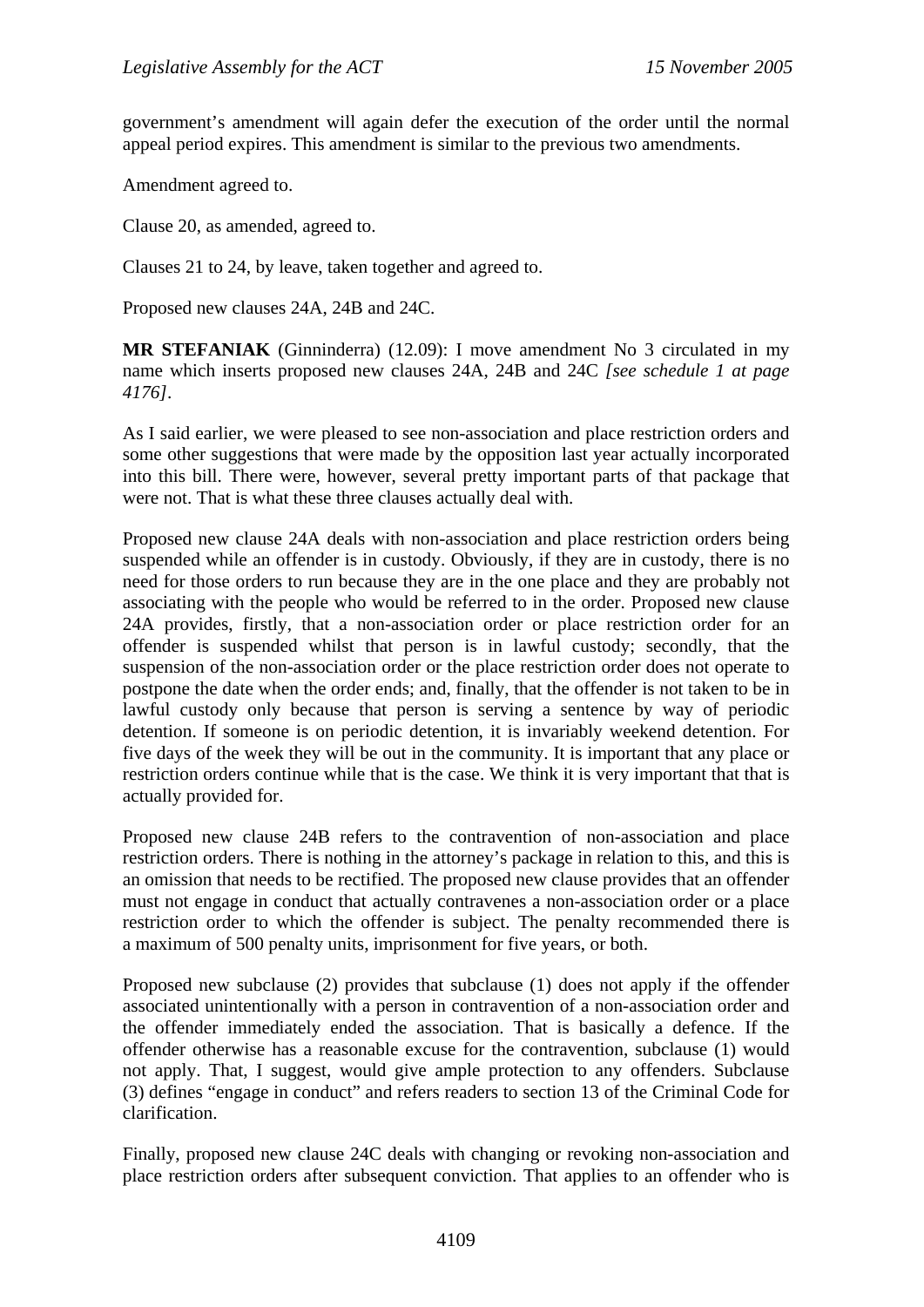government's amendment will again defer the execution of the order until the normal appeal period expires. This amendment is similar to the previous two amendments.

Amendment agreed to.

Clause 20, as amended, agreed to.

Clauses 21 to 24, by leave, taken together and agreed to.

Proposed new clauses 24A, 24B and 24C.

**MR STEFANIAK** (Ginninderra) (12.09): I move amendment No 3 circulated in my name which inserts proposed new clauses 24A, 24B and 24C *[see schedule 1 at page 4176]*.

As I said earlier, we were pleased to see non-association and place restriction orders and some other suggestions that were made by the opposition last year actually incorporated into this bill. There were, however, several pretty important parts of that package that were not. That is what these three clauses actually deal with.

Proposed new clause 24A deals with non-association and place restriction orders being suspended while an offender is in custody. Obviously, if they are in custody, there is no need for those orders to run because they are in the one place and they are probably not associating with the people who would be referred to in the order. Proposed new clause 24A provides, firstly, that a non-association order or place restriction order for an offender is suspended whilst that person is in lawful custody; secondly, that the suspension of the non-association order or the place restriction order does not operate to postpone the date when the order ends; and, finally, that the offender is not taken to be in lawful custody only because that person is serving a sentence by way of periodic detention. If someone is on periodic detention, it is invariably weekend detention. For five days of the week they will be out in the community. It is important that any place or restriction orders continue while that is the case. We think it is very important that that is actually provided for.

Proposed new clause 24B refers to the contravention of non-association and place restriction orders. There is nothing in the attorney's package in relation to this, and this is an omission that needs to be rectified. The proposed new clause provides that an offender must not engage in conduct that actually contravenes a non-association order or a place restriction order to which the offender is subject. The penalty recommended there is a maximum of 500 penalty units, imprisonment for five years, or both.

Proposed new subclause (2) provides that subclause (1) does not apply if the offender associated unintentionally with a person in contravention of a non-association order and the offender immediately ended the association. That is basically a defence. If the offender otherwise has a reasonable excuse for the contravention, subclause (1) would not apply. That, I suggest, would give ample protection to any offenders. Subclause (3) defines "engage in conduct" and refers readers to section 13 of the Criminal Code for clarification.

Finally, proposed new clause 24C deals with changing or revoking non-association and place restriction orders after subsequent conviction. That applies to an offender who is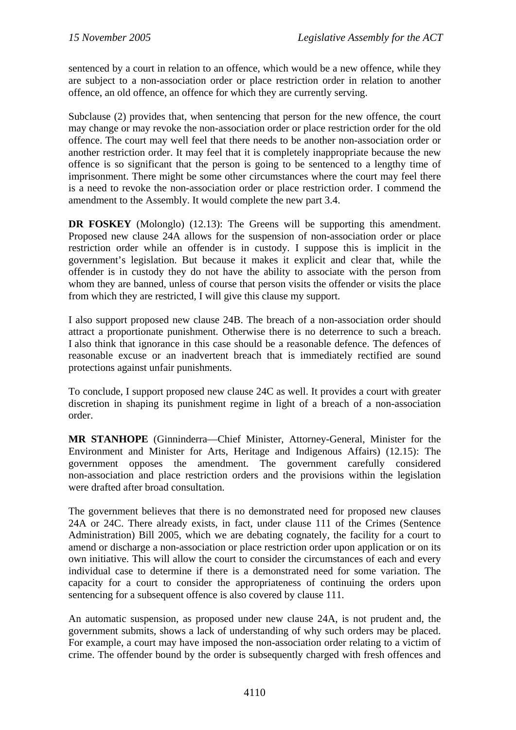sentenced by a court in relation to an offence, which would be a new offence, while they are subject to a non-association order or place restriction order in relation to another offence, an old offence, an offence for which they are currently serving.

Subclause (2) provides that, when sentencing that person for the new offence, the court may change or may revoke the non-association order or place restriction order for the old offence. The court may well feel that there needs to be another non-association order or another restriction order. It may feel that it is completely inappropriate because the new offence is so significant that the person is going to be sentenced to a lengthy time of imprisonment. There might be some other circumstances where the court may feel there is a need to revoke the non-association order or place restriction order. I commend the amendment to the Assembly. It would complete the new part 3.4.

**DR FOSKEY** (Molonglo) (12.13): The Greens will be supporting this amendment. Proposed new clause 24A allows for the suspension of non-association order or place restriction order while an offender is in custody. I suppose this is implicit in the government's legislation. But because it makes it explicit and clear that, while the offender is in custody they do not have the ability to associate with the person from whom they are banned, unless of course that person visits the offender or visits the place from which they are restricted, I will give this clause my support.

I also support proposed new clause 24B. The breach of a non-association order should attract a proportionate punishment. Otherwise there is no deterrence to such a breach. I also think that ignorance in this case should be a reasonable defence. The defences of reasonable excuse or an inadvertent breach that is immediately rectified are sound protections against unfair punishments.

To conclude, I support proposed new clause 24C as well. It provides a court with greater discretion in shaping its punishment regime in light of a breach of a non-association order.

**MR STANHOPE** (Ginninderra—Chief Minister, Attorney-General, Minister for the Environment and Minister for Arts, Heritage and Indigenous Affairs) (12.15): The government opposes the amendment. The government carefully considered non-association and place restriction orders and the provisions within the legislation were drafted after broad consultation.

The government believes that there is no demonstrated need for proposed new clauses 24A or 24C. There already exists, in fact, under clause 111 of the Crimes (Sentence Administration) Bill 2005, which we are debating cognately, the facility for a court to amend or discharge a non-association or place restriction order upon application or on its own initiative. This will allow the court to consider the circumstances of each and every individual case to determine if there is a demonstrated need for some variation. The capacity for a court to consider the appropriateness of continuing the orders upon sentencing for a subsequent offence is also covered by clause 111.

An automatic suspension, as proposed under new clause 24A, is not prudent and, the government submits, shows a lack of understanding of why such orders may be placed. For example, a court may have imposed the non-association order relating to a victim of crime. The offender bound by the order is subsequently charged with fresh offences and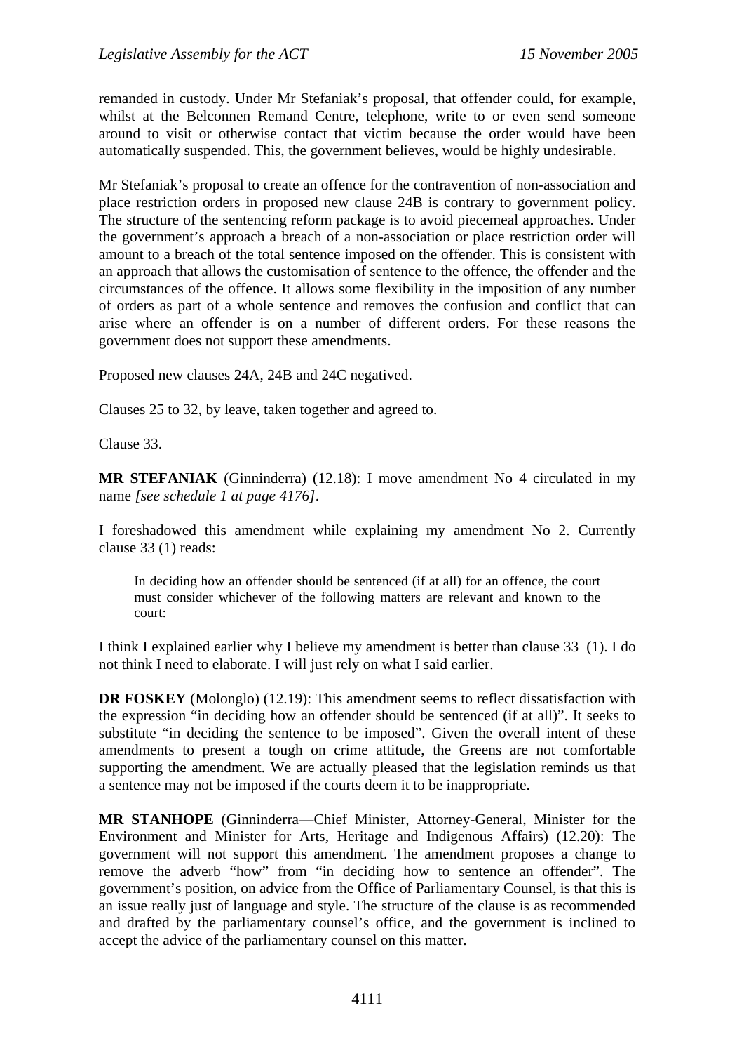remanded in custody. Under Mr Stefaniak's proposal, that offender could, for example, whilst at the Belconnen Remand Centre, telephone, write to or even send someone around to visit or otherwise contact that victim because the order would have been automatically suspended. This, the government believes, would be highly undesirable.

Mr Stefaniak's proposal to create an offence for the contravention of non-association and place restriction orders in proposed new clause 24B is contrary to government policy. The structure of the sentencing reform package is to avoid piecemeal approaches. Under the government's approach a breach of a non-association or place restriction order will amount to a breach of the total sentence imposed on the offender. This is consistent with an approach that allows the customisation of sentence to the offence, the offender and the circumstances of the offence. It allows some flexibility in the imposition of any number of orders as part of a whole sentence and removes the confusion and conflict that can arise where an offender is on a number of different orders. For these reasons the government does not support these amendments.

Proposed new clauses 24A, 24B and 24C negatived.

Clauses 25 to 32, by leave, taken together and agreed to.

Clause 33.

**MR STEFANIAK** (Ginninderra) (12.18): I move amendment No 4 circulated in my name *[see schedule 1 at page 4176]*.

I foreshadowed this amendment while explaining my amendment No 2. Currently clause 33 (1) reads:

> In deciding how an offender should be sentenced (if at all) for an offence, the court must consider whichever of the following matters are relevant and known to the court:

I think I explained earlier why I believe my amendment is better than clause 33 (1). I do not think I need to elaborate. I will just rely on what I said earlier.

**DR FOSKEY** (Molonglo) (12.19): This amendment seems to reflect dissatisfaction with the expression "in deciding how an offender should be sentenced (if at all)". It seeks to substitute "in deciding the sentence to be imposed". Given the overall intent of these amendments to present a tough on crime attitude, the Greens are not comfortable supporting the amendment. We are actually pleased that the legislation reminds us that a sentence may not be imposed if the courts deem it to be inappropriate.

**MR STANHOPE** (Ginninderra—Chief Minister, Attorney-General, Minister for the Environment and Minister for Arts, Heritage and Indigenous Affairs) (12.20): The government will not support this amendment. The amendment proposes a change to remove the adverb "how" from "in deciding how to sentence an offender". The government's position, on advice from the Office of Parliamentary Counsel, is that this is an issue really just of language and style. The structure of the clause is as recommended and drafted by the parliamentary counsel's office, and the government is inclined to accept the advice of the parliamentary counsel on this matter.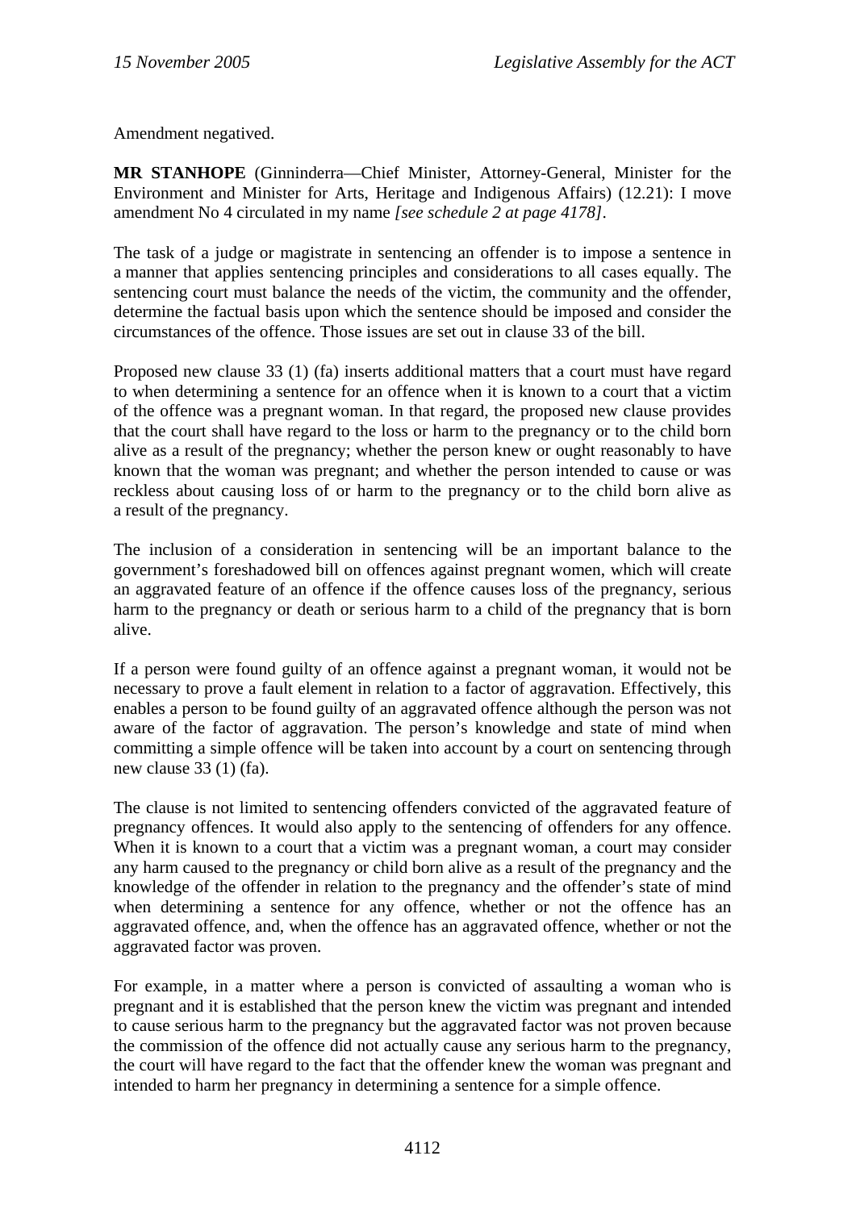Amendment negatived.

**MR STANHOPE** (Ginninderra—Chief Minister, Attorney-General, Minister for the Environment and Minister for Arts, Heritage and Indigenous Affairs) (12.21): I move amendment No 4 circulated in my name *[see schedule 2 at page 4178]*.

The task of a judge or magistrate in sentencing an offender is to impose a sentence in a manner that applies sentencing principles and considerations to all cases equally. The sentencing court must balance the needs of the victim, the community and the offender, determine the factual basis upon which the sentence should be imposed and consider the circumstances of the offence. Those issues are set out in clause 33 of the bill.

Proposed new clause 33 (1) (fa) inserts additional matters that a court must have regard to when determining a sentence for an offence when it is known to a court that a victim of the offence was a pregnant woman. In that regard, the proposed new clause provides that the court shall have regard to the loss or harm to the pregnancy or to the child born alive as a result of the pregnancy; whether the person knew or ought reasonably to have known that the woman was pregnant; and whether the person intended to cause or was reckless about causing loss of or harm to the pregnancy or to the child born alive as a result of the pregnancy.

The inclusion of a consideration in sentencing will be an important balance to the government's foreshadowed bill on offences against pregnant women, which will create an aggravated feature of an offence if the offence causes loss of the pregnancy, serious harm to the pregnancy or death or serious harm to a child of the pregnancy that is born alive.

If a person were found guilty of an offence against a pregnant woman, it would not be necessary to prove a fault element in relation to a factor of aggravation. Effectively, this enables a person to be found guilty of an aggravated offence although the person was not aware of the factor of aggravation. The person's knowledge and state of mind when committing a simple offence will be taken into account by a court on sentencing through new clause 33 (1) (fa).

The clause is not limited to sentencing offenders convicted of the aggravated feature of pregnancy offences. It would also apply to the sentencing of offenders for any offence. When it is known to a court that a victim was a pregnant woman, a court may consider any harm caused to the pregnancy or child born alive as a result of the pregnancy and the knowledge of the offender in relation to the pregnancy and the offender's state of mind when determining a sentence for any offence, whether or not the offence has an aggravated offence, and, when the offence has an aggravated offence, whether or not the aggravated factor was proven.

For example, in a matter where a person is convicted of assaulting a woman who is pregnant and it is established that the person knew the victim was pregnant and intended to cause serious harm to the pregnancy but the aggravated factor was not proven because the commission of the offence did not actually cause any serious harm to the pregnancy, the court will have regard to the fact that the offender knew the woman was pregnant and intended to harm her pregnancy in determining a sentence for a simple offence.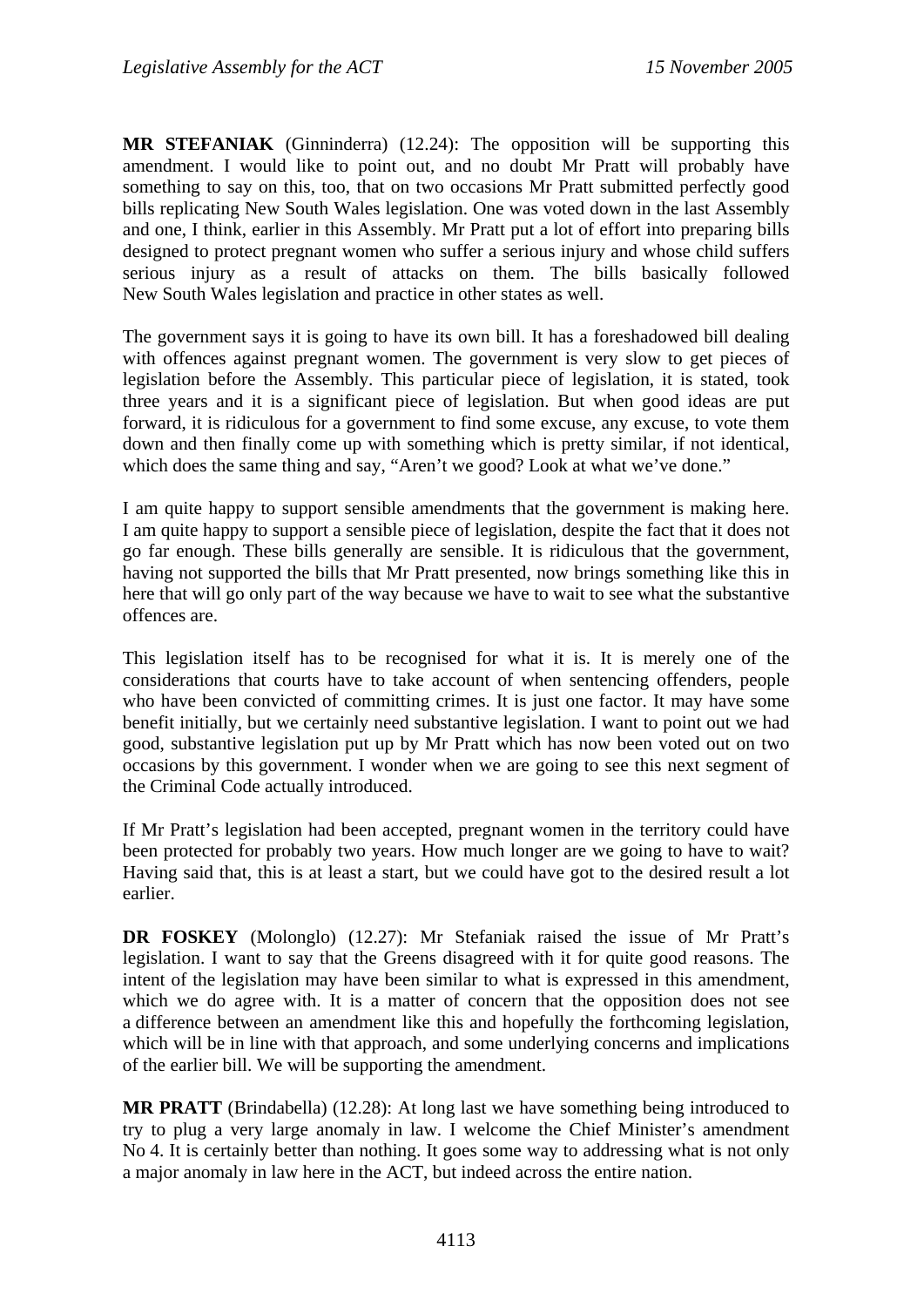**MR STEFANIAK** (Ginninderra) (12.24): The opposition will be supporting this amendment. I would like to point out, and no doubt Mr Pratt will probably have something to say on this, too, that on two occasions Mr Pratt submitted perfectly good bills replicating New South Wales legislation. One was voted down in the last Assembly and one, I think, earlier in this Assembly. Mr Pratt put a lot of effort into preparing bills designed to protect pregnant women who suffer a serious injury and whose child suffers serious injury as a result of attacks on them. The bills basically followed New South Wales legislation and practice in other states as well.

The government says it is going to have its own bill. It has a foreshadowed bill dealing with offences against pregnant women. The government is very slow to get pieces of legislation before the Assembly. This particular piece of legislation, it is stated, took three years and it is a significant piece of legislation. But when good ideas are put forward, it is ridiculous for a government to find some excuse, any excuse, to vote them down and then finally come up with something which is pretty similar, if not identical, which does the same thing and say, "Aren't we good? Look at what we've done."

I am quite happy to support sensible amendments that the government is making here. I am quite happy to support a sensible piece of legislation, despite the fact that it does not go far enough. These bills generally are sensible. It is ridiculous that the government, having not supported the bills that Mr Pratt presented, now brings something like this in here that will go only part of the way because we have to wait to see what the substantive offences are.

This legislation itself has to be recognised for what it is. It is merely one of the considerations that courts have to take account of when sentencing offenders, people who have been convicted of committing crimes. It is just one factor. It may have some benefit initially, but we certainly need substantive legislation. I want to point out we had good, substantive legislation put up by Mr Pratt which has now been voted out on two occasions by this government. I wonder when we are going to see this next segment of the Criminal Code actually introduced.

If Mr Pratt's legislation had been accepted, pregnant women in the territory could have been protected for probably two years. How much longer are we going to have to wait? Having said that, this is at least a start, but we could have got to the desired result a lot earlier.

**DR FOSKEY** (Molonglo) (12.27): Mr Stefaniak raised the issue of Mr Pratt's legislation. I want to say that the Greens disagreed with it for quite good reasons. The intent of the legislation may have been similar to what is expressed in this amendment, which we do agree with. It is a matter of concern that the opposition does not see a difference between an amendment like this and hopefully the forthcoming legislation, which will be in line with that approach, and some underlying concerns and implications of the earlier bill. We will be supporting the amendment.

**MR PRATT** (Brindabella) (12.28): At long last we have something being introduced to try to plug a very large anomaly in law. I welcome the Chief Minister's amendment No 4. It is certainly better than nothing. It goes some way to addressing what is not only a major anomaly in law here in the ACT, but indeed across the entire nation.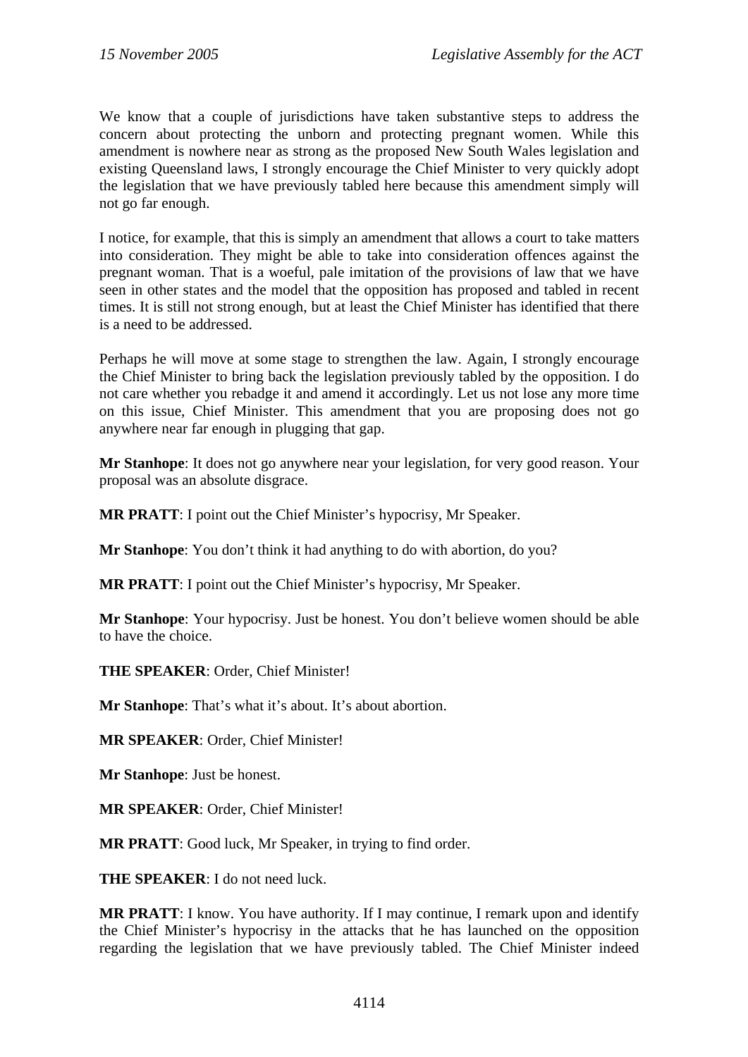We know that a couple of jurisdictions have taken substantive steps to address the concern about protecting the unborn and protecting pregnant women. While this amendment is nowhere near as strong as the proposed New South Wales legislation and existing Queensland laws, I strongly encourage the Chief Minister to very quickly adopt the legislation that we have previously tabled here because this amendment simply will not go far enough.

I notice, for example, that this is simply an amendment that allows a court to take matters into consideration. They might be able to take into consideration offences against the pregnant woman. That is a woeful, pale imitation of the provisions of law that we have seen in other states and the model that the opposition has proposed and tabled in recent times. It is still not strong enough, but at least the Chief Minister has identified that there is a need to be addressed.

Perhaps he will move at some stage to strengthen the law. Again, I strongly encourage the Chief Minister to bring back the legislation previously tabled by the opposition. I do not care whether you rebadge it and amend it accordingly. Let us not lose any more time on this issue, Chief Minister. This amendment that you are proposing does not go anywhere near far enough in plugging that gap.

**Mr Stanhope**: It does not go anywhere near your legislation, for very good reason. Your proposal was an absolute disgrace.

**MR PRATT**: I point out the Chief Minister's hypocrisy, Mr Speaker.

**Mr Stanhope**: You don't think it had anything to do with abortion, do you?

**MR PRATT**: I point out the Chief Minister's hypocrisy, Mr Speaker.

**Mr Stanhope**: Your hypocrisy. Just be honest. You don't believe women should be able to have the choice.

**THE SPEAKER**: Order, Chief Minister!

**Mr Stanhope**: That's what it's about. It's about abortion.

**MR SPEAKER**: Order, Chief Minister!

**Mr Stanhope**: Just be honest.

**MR SPEAKER**: Order, Chief Minister!

**MR PRATT**: Good luck, Mr Speaker, in trying to find order.

**THE SPEAKER**: I do not need luck.

**MR PRATT**: I know. You have authority. If I may continue, I remark upon and identify the Chief Minister's hypocrisy in the attacks that he has launched on the opposition regarding the legislation that we have previously tabled. The Chief Minister indeed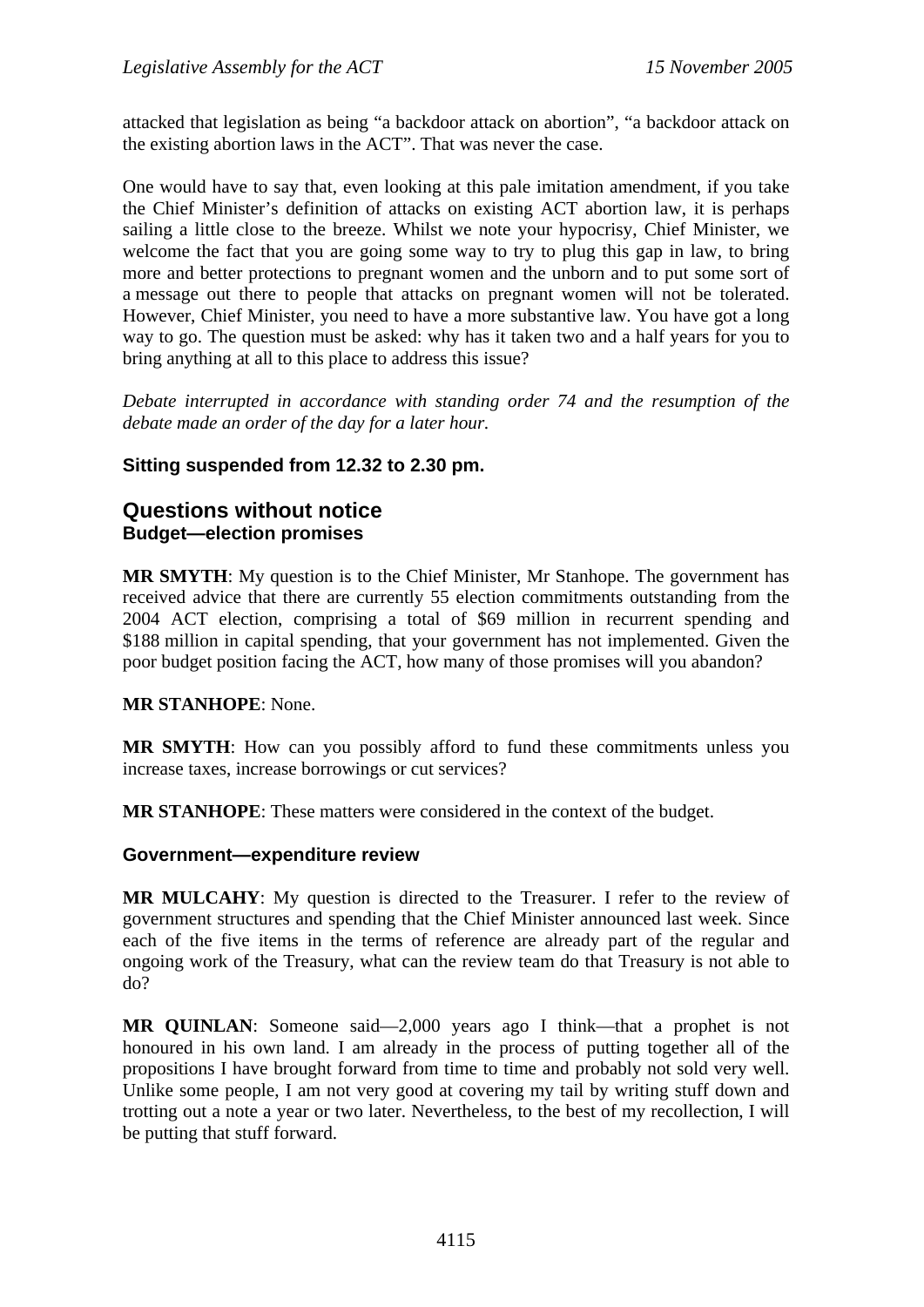attacked that legislation as being "a backdoor attack on abortion", "a backdoor attack on the existing abortion laws in the ACT". That was never the case.

One would have to say that, even looking at this pale imitation amendment, if you take the Chief Minister's definition of attacks on existing ACT abortion law, it is perhaps sailing a little close to the breeze. Whilst we note your hypocrisy, Chief Minister, we welcome the fact that you are going some way to try to plug this gap in law, to bring more and better protections to pregnant women and the unborn and to put some sort of a message out there to people that attacks on pregnant women will not be tolerated. However, Chief Minister, you need to have a more substantive law. You have got a long way to go. The question must be asked: why has it taken two and a half years for you to bring anything at all to this place to address this issue?

*Debate interrupted in accordance with standing order 74 and the resumption of the debate made an order of the day for a later hour.*

**Sitting suspended from 12.32 to 2.30 pm.**

## Questions without notice

### Budget—election promises

**MR SMYTH**: My question is to the Chief Minister, Mr Stanhope. The government has received advice that there are currently 55 election commitments outstanding from the 2004 ACT election, comprising a total of $69 million in recurrent spending and $188 million in capital spending, that your government has not implemented. Given the poor budget position facing the ACT, how many of those promises will you abandon?

**MR STANHOPE**: None.

**MR SMYTH**: How can you possibly afford to fund these commitments unless you increase taxes, increase borrowings or cut services?

**MR STANHOPE**: These matters were considered in the context of the budget.

### Government—expenditure review

**MR MULCAHY**: My question is directed to the Treasurer. I refer to the review of government structures and spending that the Chief Minister announced last week. Since each of the five items in the terms of reference are already part of the regular and ongoing work of the Treasury, what can the review team do that Treasury is not able to do?

**MR QUINLAN**: Someone said—2,000 years ago I think—that a prophet is not honoured in his own land. I am already in the process of putting together all of the propositions I have brought forward from time to time and probably not sold very well. Unlike some people, I am not very good at covering my tail by writing stuff down and trotting out a note a year or two later. Nevertheless, to the best of my recollection, I will be putting that stuff forward.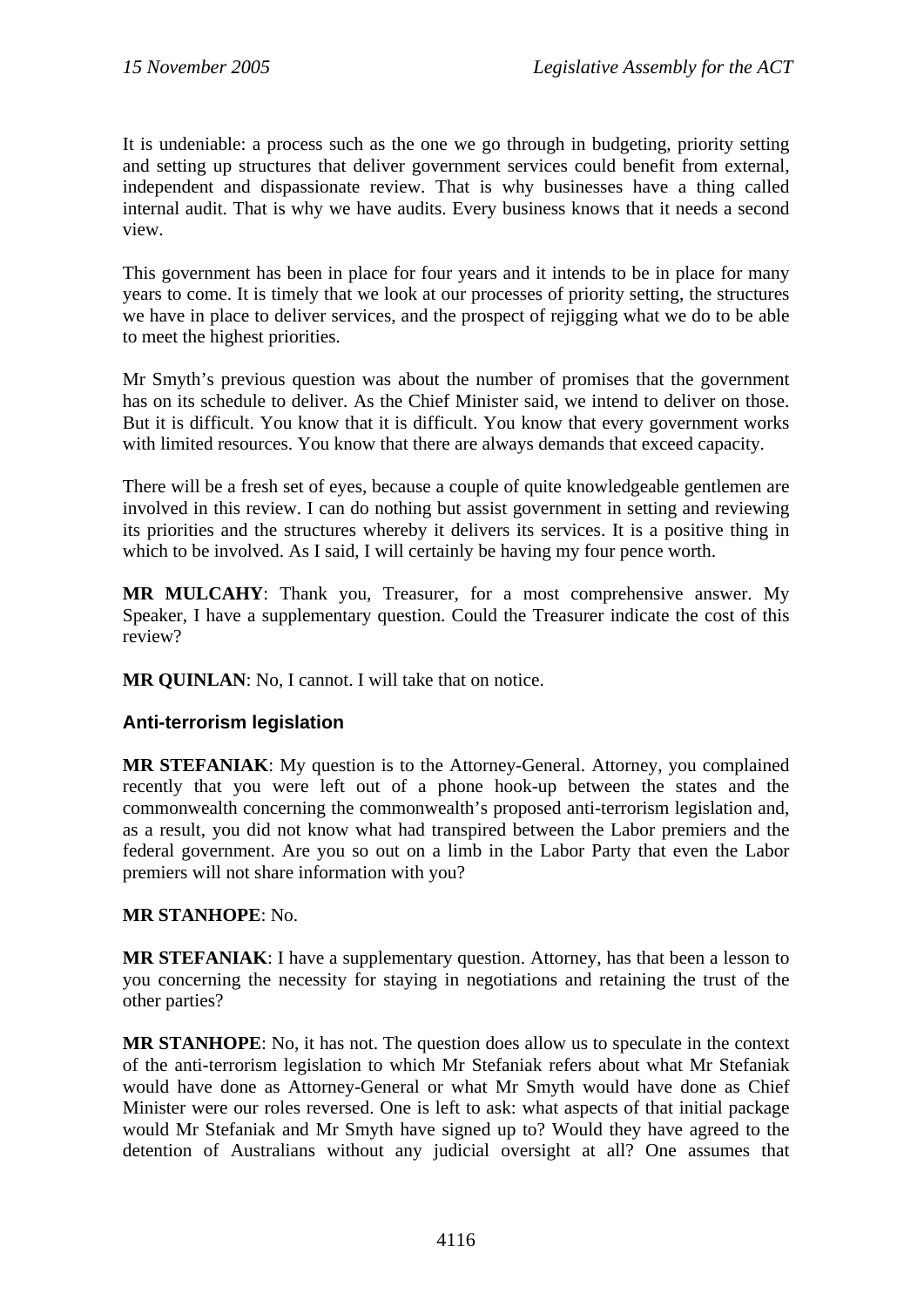It is undeniable: a process such as the one we go through in budgeting, priority setting and setting up structures that deliver government services could benefit from external, independent and dispassionate review. That is why businesses have a thing called internal audit. That is why we have audits. Every business knows that it needs a second view.

This government has been in place for four years and it intends to be in place for many years to come. It is timely that we look at our processes of priority setting, the structures we have in place to deliver services, and the prospect of rejigging what we do to be able to meet the highest priorities.

Mr Smyth's previous question was about the number of promises that the government has on its schedule to deliver. As the Chief Minister said, we intend to deliver on those. But it is difficult. You know that it is difficult. You know that every government works with limited resources. You know that there are always demands that exceed capacity.

There will be a fresh set of eyes, because a couple of quite knowledgeable gentlemen are involved in this review. I can do nothing but assist government in setting and reviewing its priorities and the structures whereby it delivers its services. It is a positive thing in which to be involved. As I said, I will certainly be having my four pence worth.

**MR MULCAHY**: Thank you, Treasurer, for a most comprehensive answer. My Speaker, I have a supplementary question. Could the Treasurer indicate the cost of this review?

**MR QUINLAN**: No, I cannot. I will take that on notice.

## Anti-terrorism legislation

**MR STEFANIAK**: My question is to the Attorney-General. Attorney, you complained recently that you were left out of a phone hook-up between the states and the commonwealth concerning the commonwealth's proposed anti-terrorism legislation and, as a result, you did not know what had transpired between the Labor premiers and the federal government. Are you so out on a limb in the Labor Party that even the Labor premiers will not share information with you?

**MR STANHOPE**: No.

**MR STEFANIAK**: I have a supplementary question. Attorney, has that been a lesson to you concerning the necessity for staying in negotiations and retaining the trust of the other parties?

**MR STANHOPE**: No, it has not. The question does allow us to speculate in the context of the anti-terrorism legislation to which Mr Stefaniak refers about what Mr Stefaniak would have done as Attorney-General or what Mr Smyth would have done as Chief Minister were our roles reversed. One is left to ask: what aspects of that initial package would Mr Stefaniak and Mr Smyth have signed up to? Would they have agreed to the detention of Australians without any judicial oversight at all? One assumes that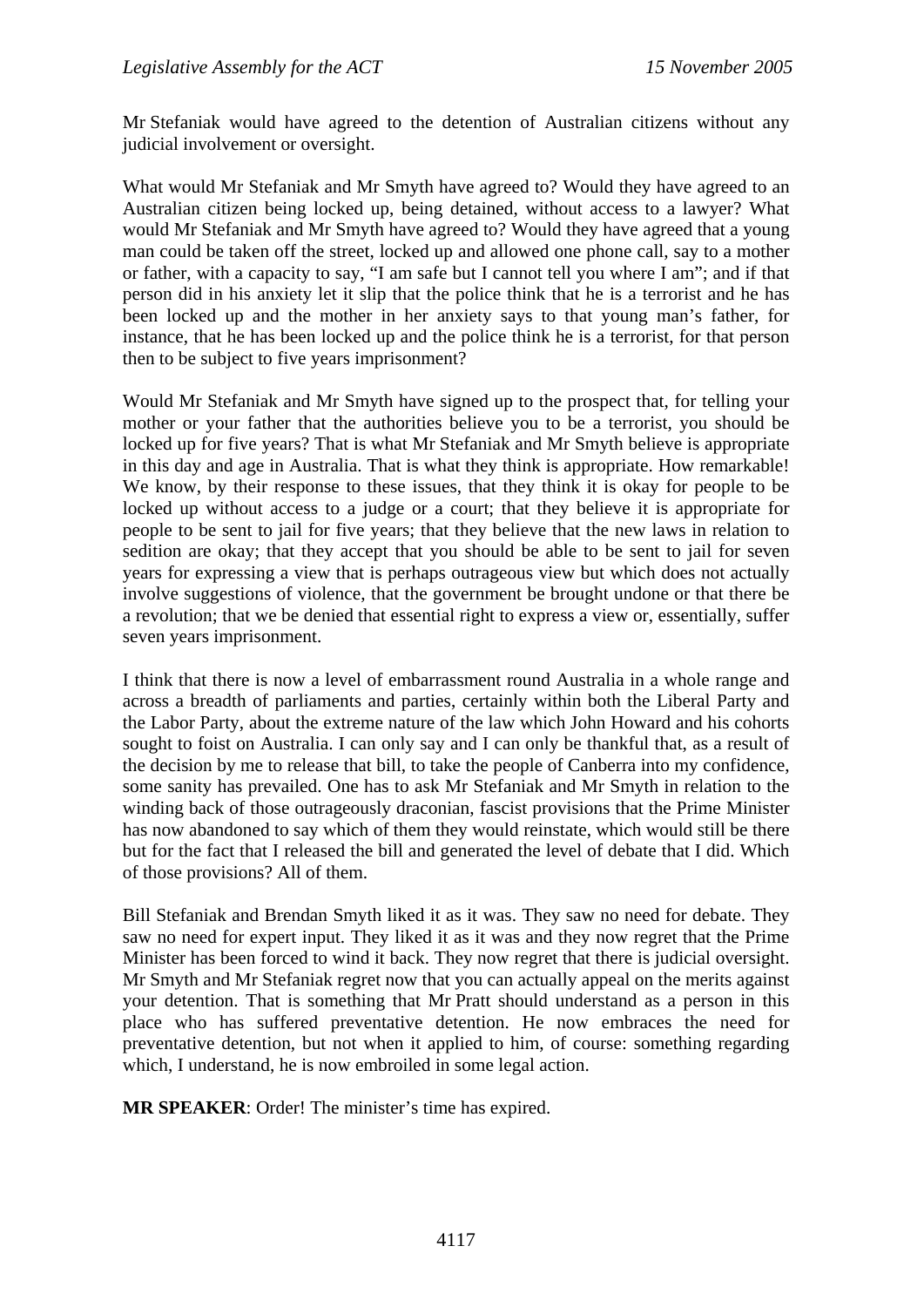Mr Stefaniak would have agreed to the detention of Australian citizens without any judicial involvement or oversight.

What would Mr Stefaniak and Mr Smyth have agreed to? Would they have agreed to an Australian citizen being locked up, being detained, without access to a lawyer? What would Mr Stefaniak and Mr Smyth have agreed to? Would they have agreed that a young man could be taken off the street, locked up and allowed one phone call, say to a mother or father, with a capacity to say, "I am safe but I cannot tell you where I am"; and if that person did in his anxiety let it slip that the police think that he is a terrorist and he has been locked up and the mother in her anxiety says to that young man's father, for instance, that he has been locked up and the police think he is a terrorist, for that person then to be subject to five years imprisonment?

Would Mr Stefaniak and Mr Smyth have signed up to the prospect that, for telling your mother or your father that the authorities believe you to be a terrorist, you should be locked up for five years? That is what Mr Stefaniak and Mr Smyth believe is appropriate in this day and age in Australia. That is what they think is appropriate. How remarkable! We know, by their response to these issues, that they think it is okay for people to be locked up without access to a judge or a court; that they believe it is appropriate for people to be sent to jail for five years; that they believe that the new laws in relation to sedition are okay; that they accept that you should be able to be sent to jail for seven years for expressing a view that is perhaps outrageous view but which does not actually involve suggestions of violence, that the government be brought undone or that there be a revolution; that we be denied that essential right to express a view or, essentially, suffer seven years imprisonment.

I think that there is now a level of embarrassment round Australia in a whole range and across a breadth of parliaments and parties, certainly within both the Liberal Party and the Labor Party, about the extreme nature of the law which John Howard and his cohorts sought to foist on Australia. I can only say and I can only be thankful that, as a result of the decision by me to release that bill, to take the people of Canberra into my confidence, some sanity has prevailed. One has to ask Mr Stefaniak and Mr Smyth in relation to the winding back of those outrageously draconian, fascist provisions that the Prime Minister has now abandoned to say which of them they would reinstate, which would still be there but for the fact that I released the bill and generated the level of debate that I did. Which of those provisions? All of them.

Bill Stefaniak and Brendan Smyth liked it as it was. They saw no need for debate. They saw no need for expert input. They liked it as it was and they now regret that the Prime Minister has been forced to wind it back. They now regret that there is judicial oversight. Mr Smyth and Mr Stefaniak regret now that you can actually appeal on the merits against your detention. That is something that Mr Pratt should understand as a person in this place who has suffered preventative detention. He now embraces the need for preventative detention, but not when it applied to him, of course: something regarding which, I understand, he is now embroiled in some legal action.

**MR SPEAKER**: Order! The minister's time has expired.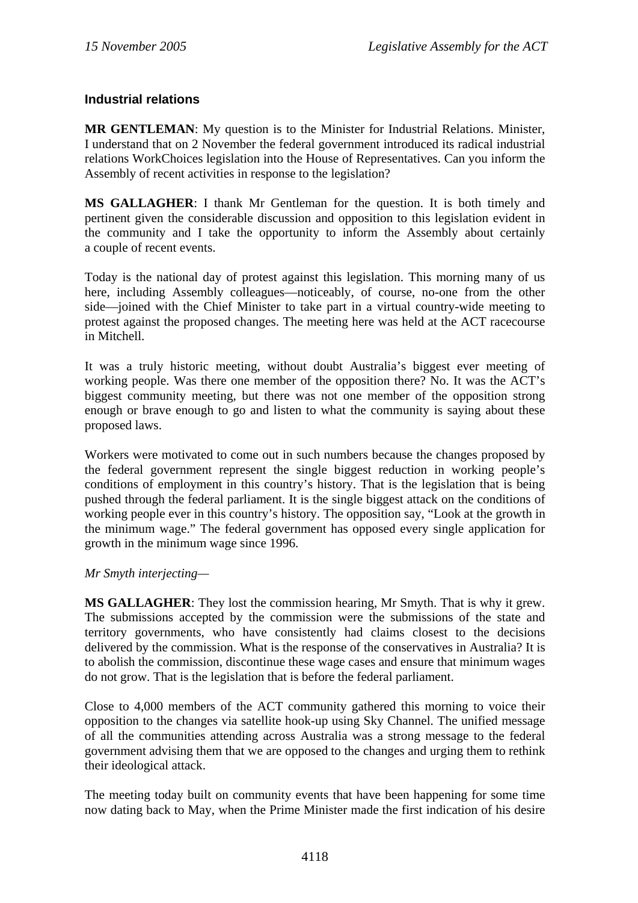### Industrial relations

**MR GENTLEMAN**: My question is to the Minister for Industrial Relations. Minister, I understand that on 2 November the federal government introduced its radical industrial relations WorkChoices legislation into the House of Representatives. Can you inform the Assembly of recent activities in response to the legislation?

**MS GALLAGHER**: I thank Mr Gentleman for the question. It is both timely and pertinent given the considerable discussion and opposition to this legislation evident in the community and I take the opportunity to inform the Assembly about certainly a couple of recent events.

Today is the national day of protest against this legislation. This morning many of us here, including Assembly colleagues—noticeably, of course, no-one from the other side—joined with the Chief Minister to take part in a virtual country-wide meeting to protest against the proposed changes. The meeting here was held at the ACT racecourse in Mitchell.

It was a truly historic meeting, without doubt Australia's biggest ever meeting of working people. Was there one member of the opposition there? No. It was the ACT's biggest community meeting, but there was not one member of the opposition strong enough or brave enough to go and listen to what the community is saying about these proposed laws.

Workers were motivated to come out in such numbers because the changes proposed by the federal government represent the single biggest reduction in working people's conditions of employment in this country's history. That is the legislation that is being pushed through the federal parliament. It is the single biggest attack on the conditions of working people ever in this country's history. The opposition say, "Look at the growth in the minimum wage." The federal government has opposed every single application for growth in the minimum wage since 1996.

*Mr Smyth interjecting*—

**MS GALLAGHER**: They lost the commission hearing, Mr Smyth. That is why it grew. The submissions accepted by the commission were the submissions of the state and territory governments, who have consistently had claims closest to the decisions delivered by the commission. What is the response of the conservatives in Australia? It is to abolish the commission, discontinue these wage cases and ensure that minimum wages do not grow. That is the legislation that is before the federal parliament.

Close to 4,000 members of the ACT community gathered this morning to voice their opposition to the changes via satellite hook-up using Sky Channel. The unified message of all the communities attending across Australia was a strong message to the federal government advising them that we are opposed to the changes and urging them to rethink their ideological attack.

The meeting today built on community events that have been happening for some time now dating back to May, when the Prime Minister made the first indication of his desire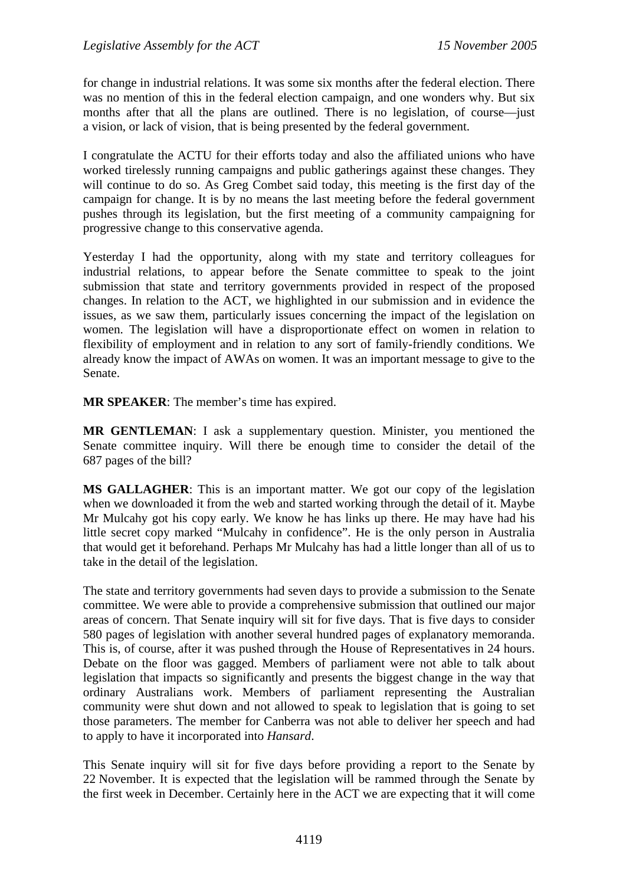for change in industrial relations. It was some six months after the federal election. There was no mention of this in the federal election campaign, and one wonders why. But six months after that all the plans are outlined. There is no legislation, of course—just a vision, or lack of vision, that is being presented by the federal government.

I congratulate the ACTU for their efforts today and also the affiliated unions who have worked tirelessly running campaigns and public gatherings against these changes. They will continue to do so. As Greg Combet said today, this meeting is the first day of the campaign for change. It is by no means the last meeting before the federal government pushes through its legislation, but the first meeting of a community campaigning for progressive change to this conservative agenda.

Yesterday I had the opportunity, along with my state and territory colleagues for industrial relations, to appear before the Senate committee to speak to the joint submission that state and territory governments provided in respect of the proposed changes. In relation to the ACT, we highlighted in our submission and in evidence the issues, as we saw them, particularly issues concerning the impact of the legislation on women. The legislation will have a disproportionate effect on women in relation to flexibility of employment and in relation to any sort of family-friendly conditions. We already know the impact of AWAs on women. It was an important message to give to the Senate.

**MR SPEAKER**: The member's time has expired.

**MR GENTLEMAN**: I ask a supplementary question. Minister, you mentioned the Senate committee inquiry. Will there be enough time to consider the detail of the 687 pages of the bill?

**MS GALLAGHER**: This is an important matter. We got our copy of the legislation when we downloaded it from the web and started working through the detail of it. Maybe Mr Mulcahy got his copy early. We know he has links up there. He may have had his little secret copy marked "Mulcahy in confidence". He is the only person in Australia that would get it beforehand. Perhaps Mr Mulcahy has had a little longer than all of us to take in the detail of the legislation.

The state and territory governments had seven days to provide a submission to the Senate committee. We were able to provide a comprehensive submission that outlined our major areas of concern. That Senate inquiry will sit for five days. That is five days to consider 580 pages of legislation with another several hundred pages of explanatory memoranda. This is, of course, after it was pushed through the House of Representatives in 24 hours. Debate on the floor was gagged. Members of parliament were not able to talk about legislation that impacts so significantly and presents the biggest change in the way that ordinary Australians work. Members of parliament representing the Australian community were shut down and not allowed to speak to legislation that is going to set those parameters. The member for Canberra was not able to deliver her speech and had to apply to have it incorporated into *Hansard*.

This Senate inquiry will sit for five days before providing a report to the Senate by 22 November. It is expected that the legislation will be rammed through the Senate by the first week in December. Certainly here in the ACT we are expecting that it will come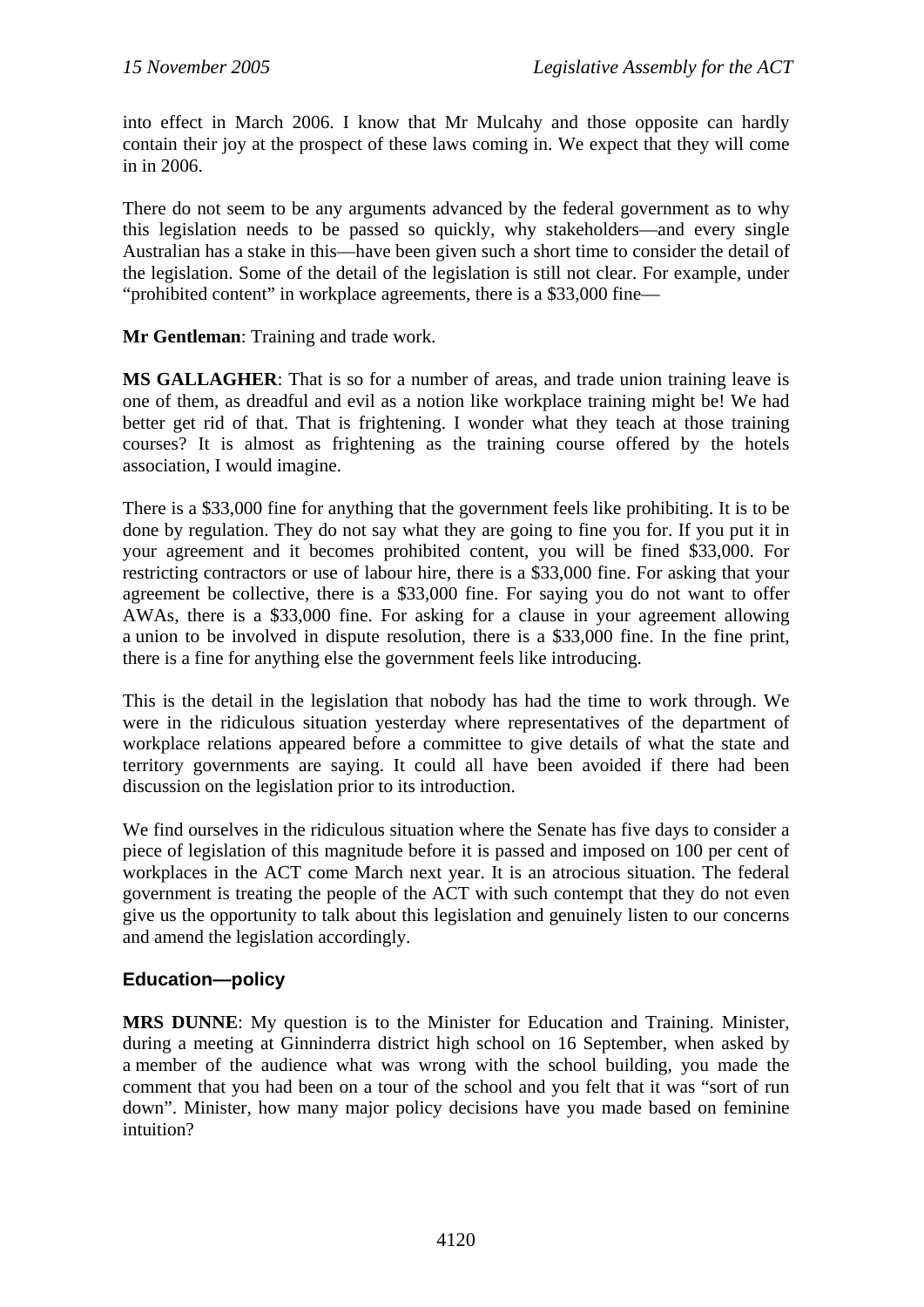into effect in March 2006. I know that Mr Mulcahy and those opposite can hardly contain their joy at the prospect of these laws coming in. We expect that they will come in in 2006.

There do not seem to be any arguments advanced by the federal government as to why this legislation needs to be passed so quickly, why stakeholders—and every single Australian has a stake in this—have been given such a short time to consider the detail of the legislation. Some of the detail of the legislation is still not clear. For example, under "prohibited content" in workplace agreements, there is a $33,000 fine—

**Mr Gentleman**: Training and trade work.

**MS GALLAGHER**: That is so for a number of areas, and trade union training leave is one of them, as dreadful and evil as a notion like workplace training might be! We had better get rid of that. That is frightening. I wonder what they teach at those training courses? It is almost as frightening as the training course offered by the hotels association, I would imagine.

There is a $33,000 fine for anything that the government feels like prohibiting. It is to be done by regulation. They do not say what they are going to fine you for. If you put it in your agreement and it becomes prohibited content, you will be fined $33,000. For restricting contractors or use of labour hire, there is a $33,000 fine. For asking that your agreement be collective, there is a $33,000 fine. For saying you do not want to offer AWAs, there is a $33,000 fine. For asking for a clause in your agreement allowing a union to be involved in dispute resolution, there is a $33,000 fine. In the fine print, there is a fine for anything else the government feels like introducing.

This is the detail in the legislation that nobody has had the time to work through. We were in the ridiculous situation yesterday where representatives of the department of workplace relations appeared before a committee to give details of what the state and territory governments are saying. It could all have been avoided if there had been discussion on the legislation prior to its introduction.

We find ourselves in the ridiculous situation where the Senate has five days to consider a piece of legislation of this magnitude before it is passed and imposed on 100 per cent of workplaces in the ACT come March next year. It is an atrocious situation. The federal government is treating the people of the ACT with such contempt that they do not even give us the opportunity to talk about this legislation and genuinely listen to our concerns and amend the legislation accordingly.

## Education—policy

**MRS DUNNE**: My question is to the Minister for Education and Training. Minister, during a meeting at Ginninderra district high school on 16 September, when asked by a member of the audience what was wrong with the school building, you made the comment that you had been on a tour of the school and you felt that it was "sort of run down". Minister, how many major policy decisions have you made based on feminine intuition?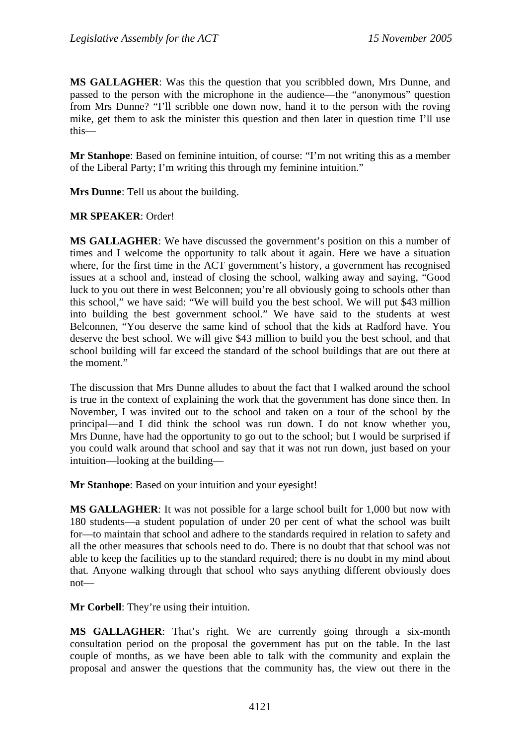**MS GALLAGHER**: Was this the question that you scribbled down, Mrs Dunne, and passed to the person with the microphone in the audience—the "anonymous" question from Mrs Dunne? "I'll scribble one down now, hand it to the person with the roving mike, get them to ask the minister this question and then later in question time I'll use this—

**Mr Stanhope**: Based on feminine intuition, of course: "I'm not writing this as a member of the Liberal Party; I'm writing this through my feminine intuition."

**Mrs Dunne**: Tell us about the building.

**MR SPEAKER**: Order!

**MS GALLAGHER**: We have discussed the government's position on this a number of times and I welcome the opportunity to talk about it again. Here we have a situation where, for the first time in the ACT government's history, a government has recognised issues at a school and, instead of closing the school, walking away and saying, "Good luck to you out there in west Belconnen; you're all obviously going to schools other than this school," we have said: "We will build you the best school. We will put $43 million into building the best government school." We have said to the students at west Belconnen, "You deserve the same kind of school that the kids at Radford have. You deserve the best school. We will give $43 million to build you the best school, and that school building will far exceed the standard of the school buildings that are out there at the moment."

The discussion that Mrs Dunne alludes to about the fact that I walked around the school is true in the context of explaining the work that the government has done since then. In November, I was invited out to the school and taken on a tour of the school by the principal—and I did think the school was run down. I do not know whether you, Mrs Dunne, have had the opportunity to go out to the school; but I would be surprised if you could walk around that school and say that it was not run down, just based on your intuition—looking at the building—

**Mr Stanhope**: Based on your intuition and your eyesight!

**MS GALLAGHER**: It was not possible for a large school built for 1,000 but now with 180 students—a student population of under 20 per cent of what the school was built for—to maintain that school and adhere to the standards required in relation to safety and all the other measures that schools need to do. There is no doubt that that school was not able to keep the facilities up to the standard required; there is no doubt in my mind about that. Anyone walking through that school who says anything different obviously does not—

**Mr Corbell**: They're using their intuition.

**MS GALLAGHER**: That's right. We are currently going through a six-month consultation period on the proposal the government has put on the table. In the last couple of months, as we have been able to talk with the community and explain the proposal and answer the questions that the community has, the view out there in the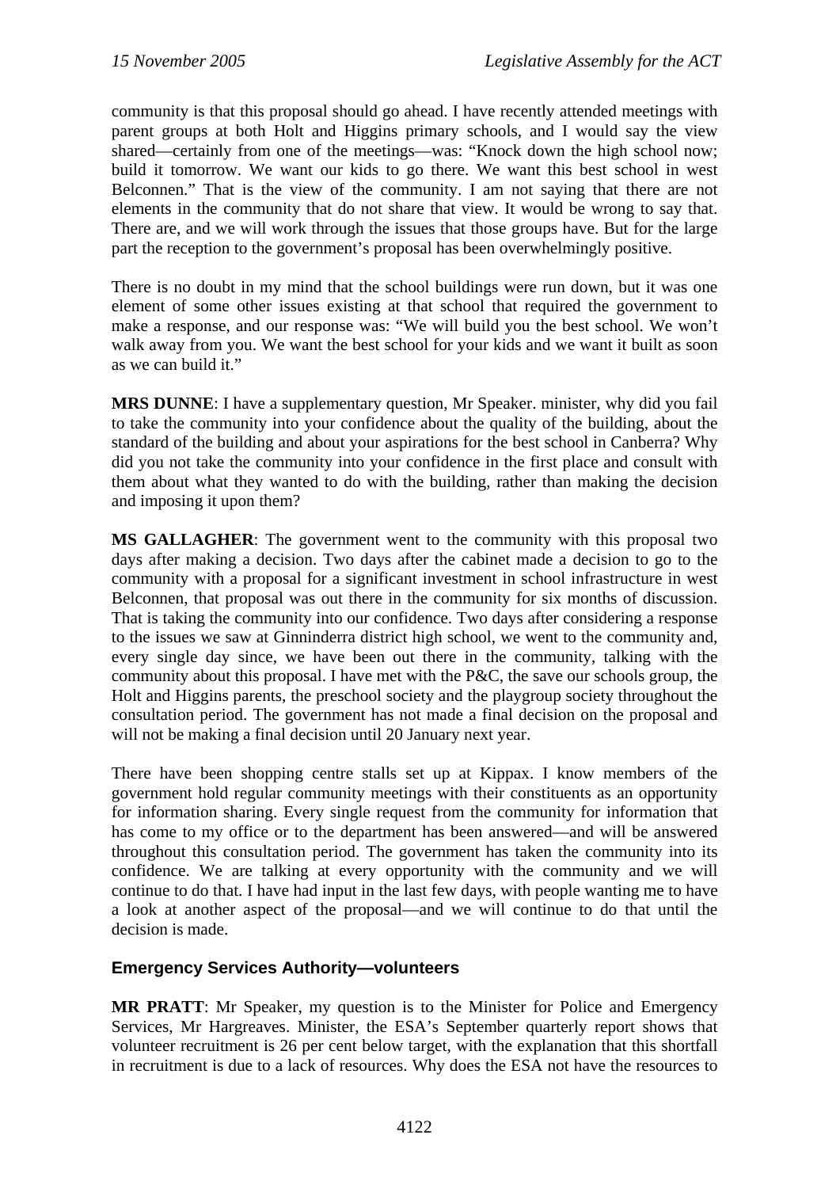community is that this proposal should go ahead. I have recently attended meetings with parent groups at both Holt and Higgins primary schools, and I would say the view shared—certainly from one of the meetings—was: "Knock down the high school now; build it tomorrow. We want our kids to go there. We want this best school in west Belconnen." That is the view of the community. I am not saying that there are not elements in the community that do not share that view. It would be wrong to say that. There are, and we will work through the issues that those groups have. But for the large part the reception to the government's proposal has been overwhelmingly positive.

There is no doubt in my mind that the school buildings were run down, but it was one element of some other issues existing at that school that required the government to make a response, and our response was: "We will build you the best school. We won't walk away from you. We want the best school for your kids and we want it built as soon as we can build it."

**MRS DUNNE**: I have a supplementary question, Mr Speaker. minister, why did you fail to take the community into your confidence about the quality of the building, about the standard of the building and about your aspirations for the best school in Canberra? Why did you not take the community into your confidence in the first place and consult with them about what they wanted to do with the building, rather than making the decision and imposing it upon them?

**MS GALLAGHER**: The government went to the community with this proposal two days after making a decision. Two days after the cabinet made a decision to go to the community with a proposal for a significant investment in school infrastructure in west Belconnen, that proposal was out there in the community for six months of discussion. That is taking the community into our confidence. Two days after considering a response to the issues we saw at Ginninderra district high school, we went to the community and, every single day since, we have been out there in the community, talking with the community about this proposal. I have met with the P&C, the save our schools group, the Holt and Higgins parents, the preschool society and the playgroup society throughout the consultation period. The government has not made a final decision on the proposal and will not be making a final decision until 20 January next year.

There have been shopping centre stalls set up at Kippax. I know members of the government hold regular community meetings with their constituents as an opportunity for information sharing. Every single request from the community for information that has come to my office or to the department has been answered—and will be answered throughout this consultation period. The government has taken the community into its confidence. We are talking at every opportunity with the community and we will continue to do that. I have had input in the last few days, with people wanting me to have a look at another aspect of the proposal—and we will continue to do that until the decision is made.

## Emergency Services Authority—volunteers

**MR PRATT**: Mr Speaker, my question is to the Minister for Police and Emergency Services, Mr Hargreaves. Minister, the ESA's September quarterly report shows that volunteer recruitment is 26 per cent below target, with the explanation that this shortfall in recruitment is due to a lack of resources. Why does the ESA not have the resources to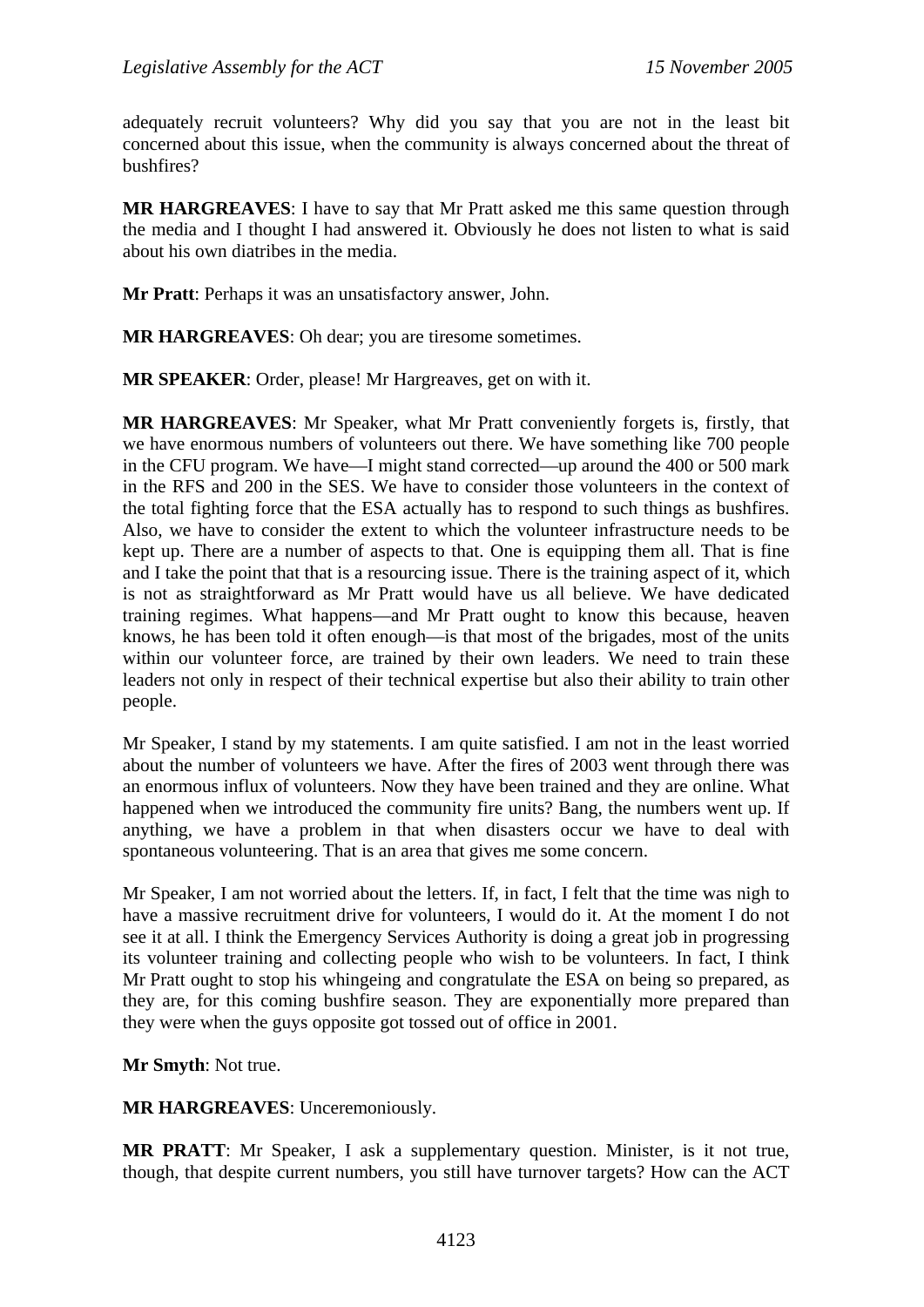adequately recruit volunteers? Why did you say that you are not in the least bit concerned about this issue, when the community is always concerned about the threat of bushfires?

**MR HARGREAVES**: I have to say that Mr Pratt asked me this same question through the media and I thought I had answered it. Obviously he does not listen to what is said about his own diatribes in the media.

**Mr Pratt**: Perhaps it was an unsatisfactory answer, John.

**MR HARGREAVES**: Oh dear; you are tiresome sometimes.

**MR SPEAKER**: Order, please! Mr Hargreaves, get on with it.

**MR HARGREAVES**: Mr Speaker, what Mr Pratt conveniently forgets is, firstly, that we have enormous numbers of volunteers out there. We have something like 700 people in the CFU program. We have—I might stand corrected—up around the 400 or 500 mark in the RFS and 200 in the SES. We have to consider those volunteers in the context of the total fighting force that the ESA actually has to respond to such things as bushfires. Also, we have to consider the extent to which the volunteer infrastructure needs to be kept up. There are a number of aspects to that. One is equipping them all. That is fine and I take the point that that is a resourcing issue. There is the training aspect of it, which is not as straightforward as Mr Pratt would have us all believe. We have dedicated training regimes. What happens—and Mr Pratt ought to know this because, heaven knows, he has been told it often enough—is that most of the brigades, most of the units within our volunteer force, are trained by their own leaders. We need to train these leaders not only in respect of their technical expertise but also their ability to train other people.

Mr Speaker, I stand by my statements. I am quite satisfied. I am not in the least worried about the number of volunteers we have. After the fires of 2003 went through there was an enormous influx of volunteers. Now they have been trained and they are online. What happened when we introduced the community fire units? Bang, the numbers went up. If anything, we have a problem in that when disasters occur we have to deal with spontaneous volunteering. That is an area that gives me some concern.

Mr Speaker, I am not worried about the letters. If, in fact, I felt that the time was nigh to have a massive recruitment drive for volunteers, I would do it. At the moment I do not see it at all. I think the Emergency Services Authority is doing a great job in progressing its volunteer training and collecting people who wish to be volunteers. In fact, I think Mr Pratt ought to stop his whingeing and congratulate the ESA on being so prepared, as they are, for this coming bushfire season. They are exponentially more prepared than they were when the guys opposite got tossed out of office in 2001.

**Mr Smyth**: Not true.

**MR HARGREAVES**: Unceremoniously.

**MR PRATT**: Mr Speaker, I ask a supplementary question. Minister, is it not true, though, that despite current numbers, you still have turnover targets? How can the ACT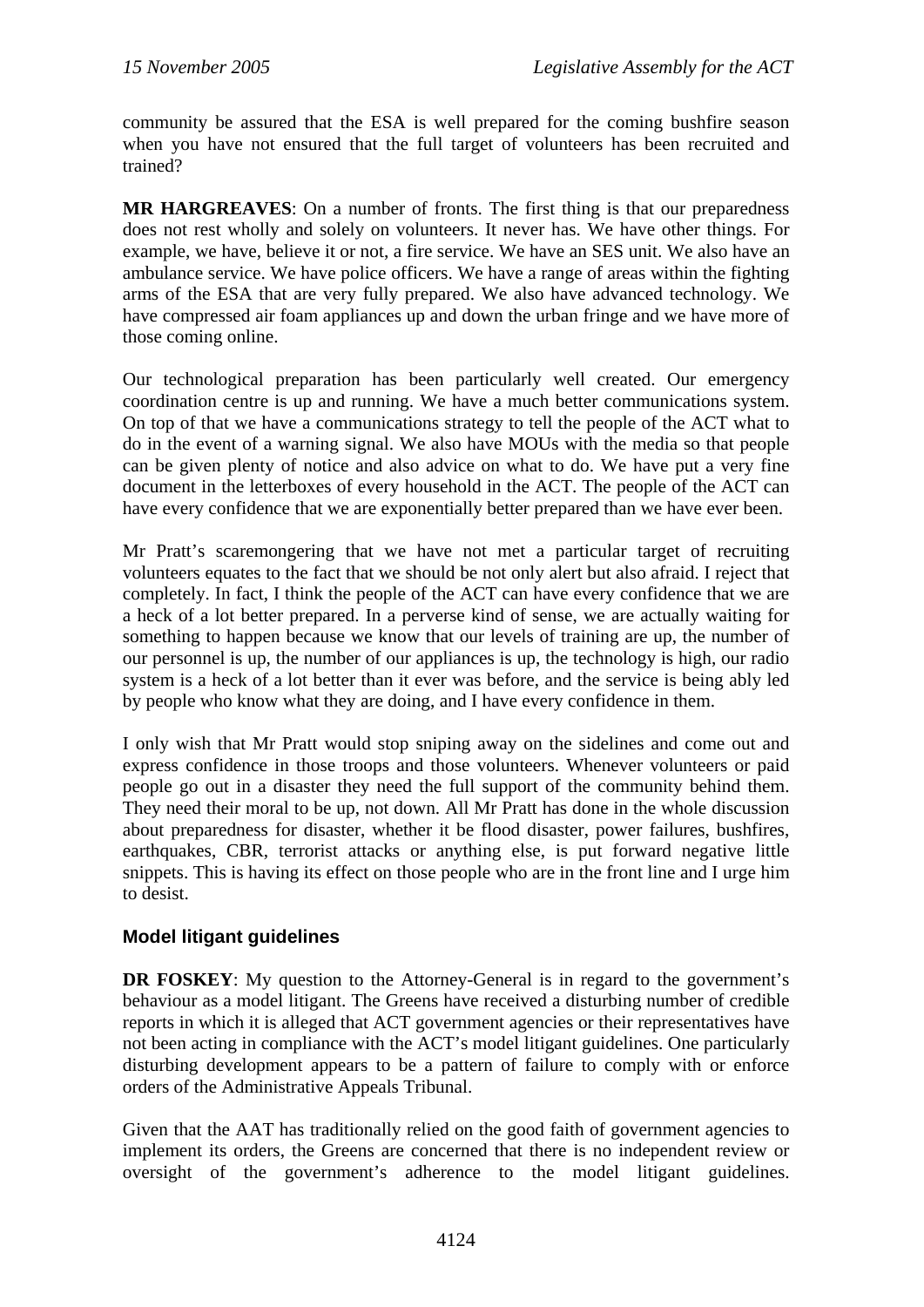community be assured that the ESA is well prepared for the coming bushfire season when you have not ensured that the full target of volunteers has been recruited and trained?

**MR HARGREAVES**: On a number of fronts. The first thing is that our preparedness does not rest wholly and solely on volunteers. It never has. We have other things. For example, we have, believe it or not, a fire service. We have an SES unit. We also have an ambulance service. We have police officers. We have a range of areas within the fighting arms of the ESA that are very fully prepared. We also have advanced technology. We have compressed air foam appliances up and down the urban fringe and we have more of those coming online.

Our technological preparation has been particularly well created. Our emergency coordination centre is up and running. We have a much better communications system. On top of that we have a communications strategy to tell the people of the ACT what to do in the event of a warning signal. We also have MOUs with the media so that people can be given plenty of notice and also advice on what to do. We have put a very fine document in the letterboxes of every household in the ACT. The people of the ACT can have every confidence that we are exponentially better prepared than we have ever been.

Mr Pratt's scaremongering that we have not met a particular target of recruiting volunteers equates to the fact that we should be not only alert but also afraid. I reject that completely. In fact, I think the people of the ACT can have every confidence that we are a heck of a lot better prepared. In a perverse kind of sense, we are actually waiting for something to happen because we know that our levels of training are up, the number of our personnel is up, the number of our appliances is up, the technology is high, our radio system is a heck of a lot better than it ever was before, and the service is being ably led by people who know what they are doing, and I have every confidence in them.

I only wish that Mr Pratt would stop sniping away on the sidelines and come out and express confidence in those troops and those volunteers. Whenever volunteers or paid people go out in a disaster they need the full support of the community behind them. They need their moral to be up, not down. All Mr Pratt has done in the whole discussion about preparedness for disaster, whether it be flood disaster, power failures, bushfires, earthquakes, CBR, terrorist attacks or anything else, is put forward negative little snippets. This is having its effect on those people who are in the front line and I urge him to desist.

## Model litigant guidelines

**DR FOSKEY**: My question to the Attorney-General is in regard to the government's behaviour as a model litigant. The Greens have received a disturbing number of credible reports in which it is alleged that ACT government agencies or their representatives have not been acting in compliance with the ACT's model litigant guidelines. One particularly disturbing development appears to be a pattern of failure to comply with or enforce orders of the Administrative Appeals Tribunal.

Given that the AAT has traditionally relied on the good faith of government agencies to implement its orders, the Greens are concerned that there is no independent review or oversight of the government's adherence to the model litigant guidelines.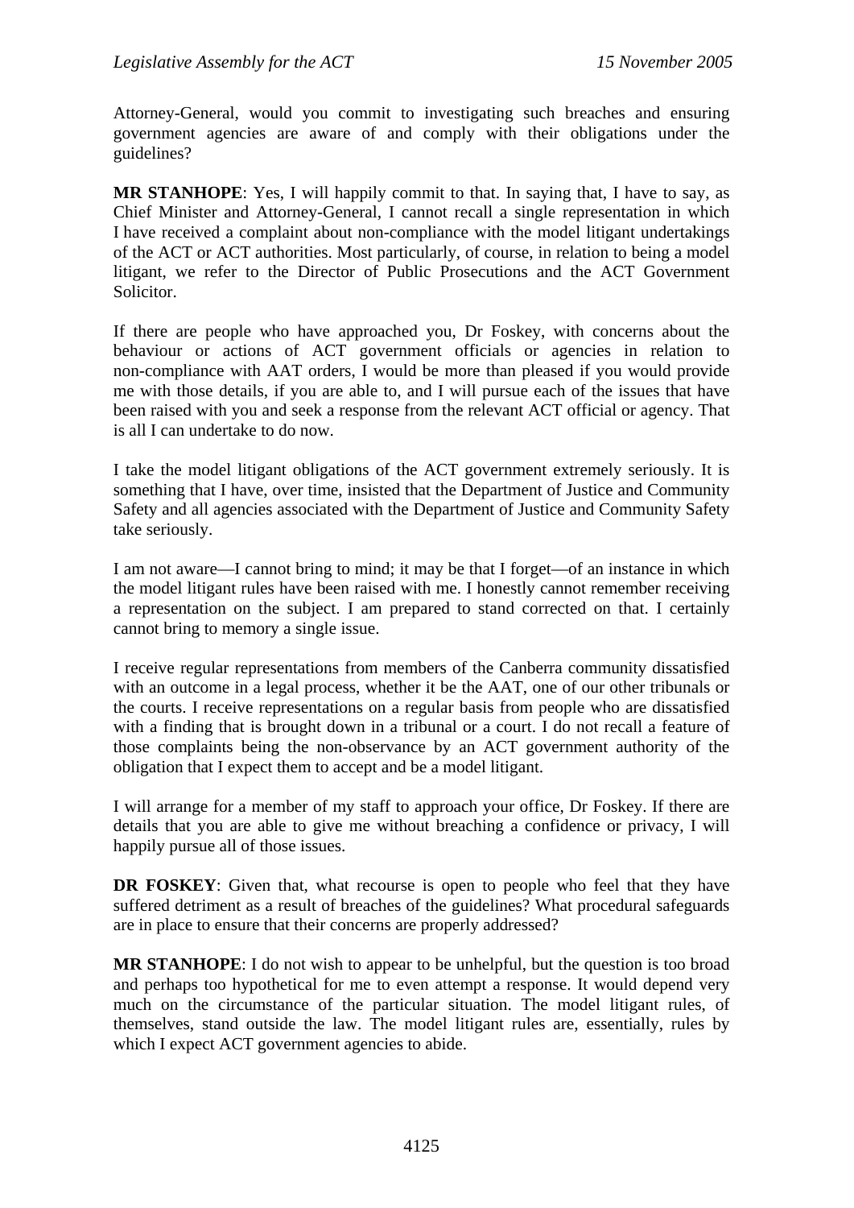Attorney-General, would you commit to investigating such breaches and ensuring government agencies are aware of and comply with their obligations under the guidelines?

**MR STANHOPE**: Yes, I will happily commit to that. In saying that, I have to say, as Chief Minister and Attorney-General, I cannot recall a single representation in which I have received a complaint about non-compliance with the model litigant undertakings of the ACT or ACT authorities. Most particularly, of course, in relation to being a model litigant, we refer to the Director of Public Prosecutions and the ACT Government Solicitor.

If there are people who have approached you, Dr Foskey, with concerns about the behaviour or actions of ACT government officials or agencies in relation to non-compliance with AAT orders, I would be more than pleased if you would provide me with those details, if you are able to, and I will pursue each of the issues that have been raised with you and seek a response from the relevant ACT official or agency. That is all I can undertake to do now.

I take the model litigant obligations of the ACT government extremely seriously. It is something that I have, over time, insisted that the Department of Justice and Community Safety and all agencies associated with the Department of Justice and Community Safety take seriously.

I am not aware—I cannot bring to mind; it may be that I forget—of an instance in which the model litigant rules have been raised with me. I honestly cannot remember receiving a representation on the subject. I am prepared to stand corrected on that. I certainly cannot bring to memory a single issue.

I receive regular representations from members of the Canberra community dissatisfied with an outcome in a legal process, whether it be the AAT, one of our other tribunals or the courts. I receive representations on a regular basis from people who are dissatisfied with a finding that is brought down in a tribunal or a court. I do not recall a feature of those complaints being the non-observance by an ACT government authority of the obligation that I expect them to accept and be a model litigant.

I will arrange for a member of my staff to approach your office, Dr Foskey. If there are details that you are able to give me without breaching a confidence or privacy, I will happily pursue all of those issues.

**DR FOSKEY**: Given that, what recourse is open to people who feel that they have suffered detriment as a result of breaches of the guidelines? What procedural safeguards are in place to ensure that their concerns are properly addressed?

**MR STANHOPE**: I do not wish to appear to be unhelpful, but the question is too broad and perhaps too hypothetical for me to even attempt a response. It would depend very much on the circumstance of the particular situation. The model litigant rules, of themselves, stand outside the law. The model litigant rules are, essentially, rules by which I expect ACT government agencies to abide.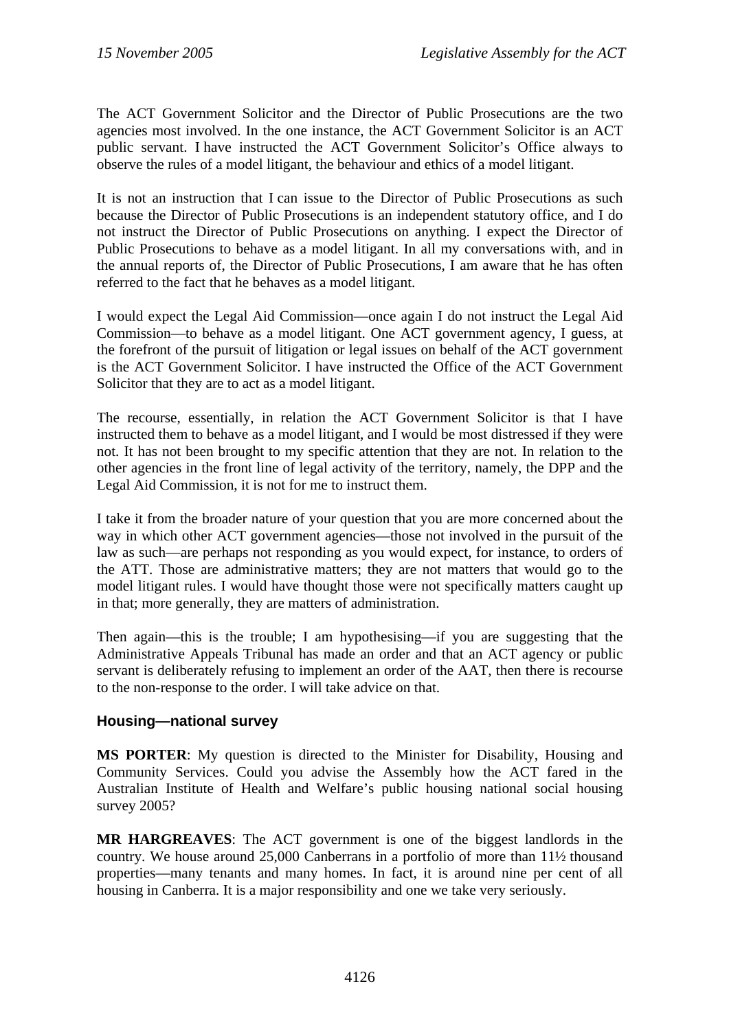The ACT Government Solicitor and the Director of Public Prosecutions are the two agencies most involved. In the one instance, the ACT Government Solicitor is an ACT public servant. I have instructed the ACT Government Solicitor's Office always to observe the rules of a model litigant, the behaviour and ethics of a model litigant.

It is not an instruction that I can issue to the Director of Public Prosecutions as such because the Director of Public Prosecutions is an independent statutory office, and I do not instruct the Director of Public Prosecutions on anything. I expect the Director of Public Prosecutions to behave as a model litigant. In all my conversations with, and in the annual reports of, the Director of Public Prosecutions, I am aware that he has often referred to the fact that he behaves as a model litigant.

I would expect the Legal Aid Commission—once again I do not instruct the Legal Aid Commission—to behave as a model litigant. One ACT government agency, I guess, at the forefront of the pursuit of litigation or legal issues on behalf of the ACT government is the ACT Government Solicitor. I have instructed the Office of the ACT Government Solicitor that they are to act as a model litigant.

The recourse, essentially, in relation the ACT Government Solicitor is that I have instructed them to behave as a model litigant, and I would be most distressed if they were not. It has not been brought to my specific attention that they are not. In relation to the other agencies in the front line of legal activity of the territory, namely, the DPP and the Legal Aid Commission, it is not for me to instruct them.

I take it from the broader nature of your question that you are more concerned about the way in which other ACT government agencies—those not involved in the pursuit of the law as such—are perhaps not responding as you would expect, for instance, to orders of the ATT. Those are administrative matters; they are not matters that would go to the model litigant rules. I would have thought those were not specifically matters caught up in that; more generally, they are matters of administration.

Then again—this is the trouble; I am hypothesising—if you are suggesting that the Administrative Appeals Tribunal has made an order and that an ACT agency or public servant is deliberately refusing to implement an order of the AAT, then there is recourse to the non-response to the order. I will take advice on that.

### Housing—national survey

**MS PORTER**: My question is directed to the Minister for Disability, Housing and Community Services. Could you advise the Assembly how the ACT fared in the Australian Institute of Health and Welfare's public housing national social housing survey 2005?

**MR HARGREAVES**: The ACT government is one of the biggest landlords in the country. We house around 25,000 Canberrans in a portfolio of more than 11½ thousand properties—many tenants and many homes. In fact, it is around nine per cent of all housing in Canberra. It is a major responsibility and one we take very seriously.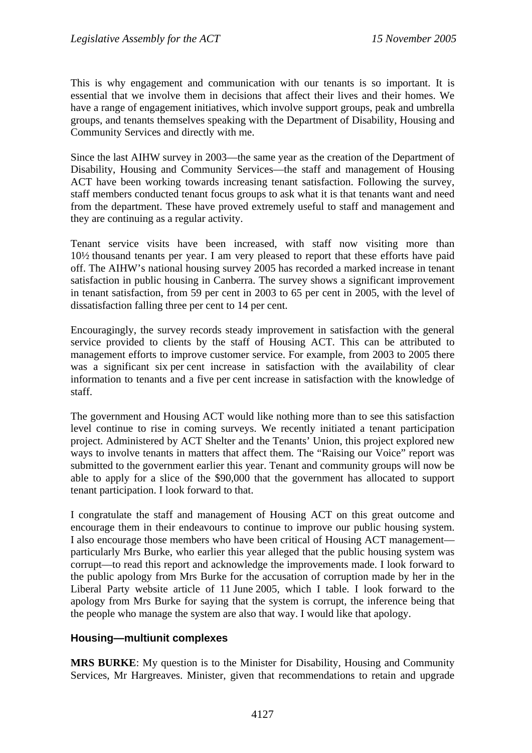This is why engagement and communication with our tenants is so important. It is essential that we involve them in decisions that affect their lives and their homes. We have a range of engagement initiatives, which involve support groups, peak and umbrella groups, and tenants themselves speaking with the Department of Disability, Housing and Community Services and directly with me.

Since the last AIHW survey in 2003—the same year as the creation of the Department of Disability, Housing and Community Services—the staff and management of Housing ACT have been working towards increasing tenant satisfaction. Following the survey, staff members conducted tenant focus groups to ask what it is that tenants want and need from the department. These have proved extremely useful to staff and management and they are continuing as a regular activity.

Tenant service visits have been increased, with staff now visiting more than 10½ thousand tenants per year. I am very pleased to report that these efforts have paid off. The AIHW's national housing survey 2005 has recorded a marked increase in tenant satisfaction in public housing in Canberra. The survey shows a significant improvement in tenant satisfaction, from 59 per cent in 2003 to 65 per cent in 2005, with the level of dissatisfaction falling three per cent to 14 per cent.

Encouragingly, the survey records steady improvement in satisfaction with the general service provided to clients by the staff of Housing ACT. This can be attributed to management efforts to improve customer service. For example, from 2003 to 2005 there was a significant six per cent increase in satisfaction with the availability of clear information to tenants and a five per cent increase in satisfaction with the knowledge of staff.

The government and Housing ACT would like nothing more than to see this satisfaction level continue to rise in coming surveys. We recently initiated a tenant participation project. Administered by ACT Shelter and the Tenants' Union, this project explored new ways to involve tenants in matters that affect them. The "Raising our Voice" report was submitted to the government earlier this year. Tenant and community groups will now be able to apply for a slice of the $90,000 that the government has allocated to support tenant participation. I look forward to that.

I congratulate the staff and management of Housing ACT on this great outcome and encourage them in their endeavours to continue to improve our public housing system. I also encourage those members who have been critical of Housing ACT management—particularly Mrs Burke, who earlier this year alleged that the public housing system was corrupt—to read this report and acknowledge the improvements made. I look forward to the public apology from Mrs Burke for the accusation of corruption made by her in the Liberal Party website article of 11 June 2005, which I table. I look forward to the apology from Mrs Burke for saying that the system is corrupt, the inference being that the people who manage the system are also that way. I would like that apology.

### Housing—multiunit complexes

**MRS BURKE**: My question is to the Minister for Disability, Housing and Community Services, Mr Hargreaves. Minister, given that recommendations to retain and upgrade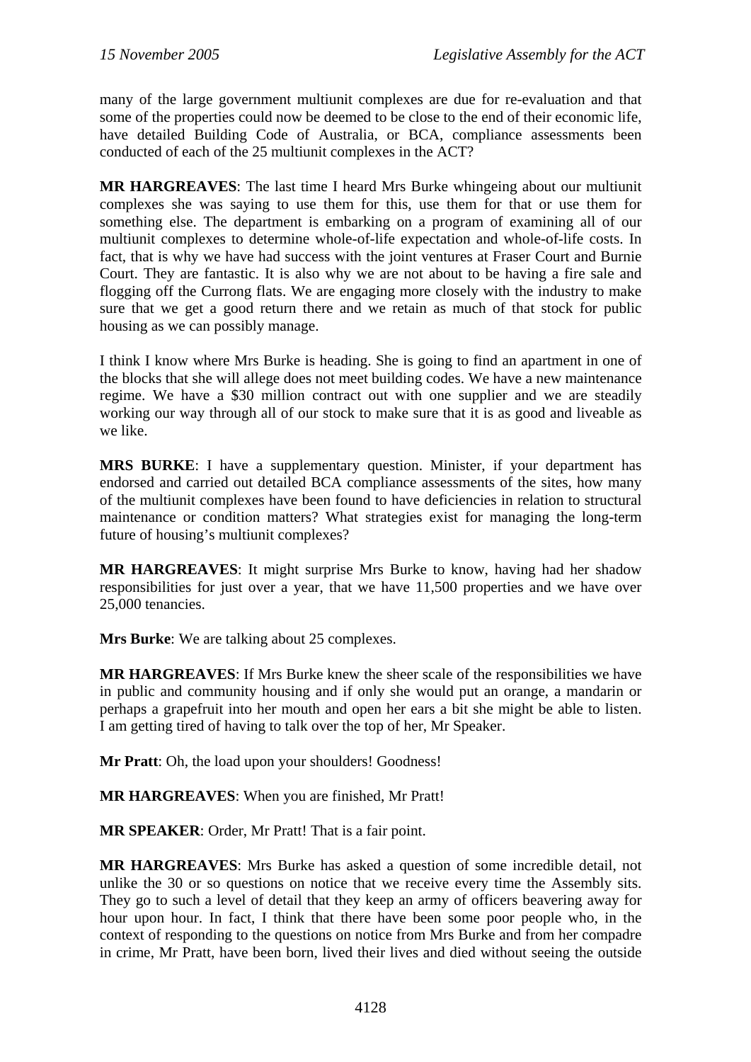many of the large government multiunit complexes are due for re-evaluation and that some of the properties could now be deemed to be close to the end of their economic life, have detailed Building Code of Australia, or BCA, compliance assessments been conducted of each of the 25 multiunit complexes in the ACT?

**MR HARGREAVES**: The last time I heard Mrs Burke whingeing about our multiunit complexes she was saying to use them for this, use them for that or use them for something else. The department is embarking on a program of examining all of our multiunit complexes to determine whole-of-life expectation and whole-of-life costs. In fact, that is why we have had success with the joint ventures at Fraser Court and Burnie Court. They are fantastic. It is also why we are not about to be having a fire sale and flogging off the Currong flats. We are engaging more closely with the industry to make sure that we get a good return there and we retain as much of that stock for public housing as we can possibly manage.

I think I know where Mrs Burke is heading. She is going to find an apartment in one of the blocks that she will allege does not meet building codes. We have a new maintenance regime. We have a $30 million contract out with one supplier and we are steadily working our way through all of our stock to make sure that it is as good and liveable as we like.

**MRS BURKE**: I have a supplementary question. Minister, if your department has endorsed and carried out detailed BCA compliance assessments of the sites, how many of the multiunit complexes have been found to have deficiencies in relation to structural maintenance or condition matters? What strategies exist for managing the long-term future of housing's multiunit complexes?

**MR HARGREAVES**: It might surprise Mrs Burke to know, having had her shadow responsibilities for just over a year, that we have 11,500 properties and we have over 25,000 tenancies.

**Mrs Burke**: We are talking about 25 complexes.

**MR HARGREAVES**: If Mrs Burke knew the sheer scale of the responsibilities we have in public and community housing and if only she would put an orange, a mandarin or perhaps a grapefruit into her mouth and open her ears a bit she might be able to listen. I am getting tired of having to talk over the top of her, Mr Speaker.

**Mr Pratt**: Oh, the load upon your shoulders! Goodness!

**MR HARGREAVES**: When you are finished, Mr Pratt!

**MR SPEAKER**: Order, Mr Pratt! That is a fair point.

**MR HARGREAVES**: Mrs Burke has asked a question of some incredible detail, not unlike the 30 or so questions on notice that we receive every time the Assembly sits. They go to such a level of detail that they keep an army of officers beavering away for hour upon hour. In fact, I think that there have been some poor people who, in the context of responding to the questions on notice from Mrs Burke and from her compadre in crime, Mr Pratt, have been born, lived their lives and died without seeing the outside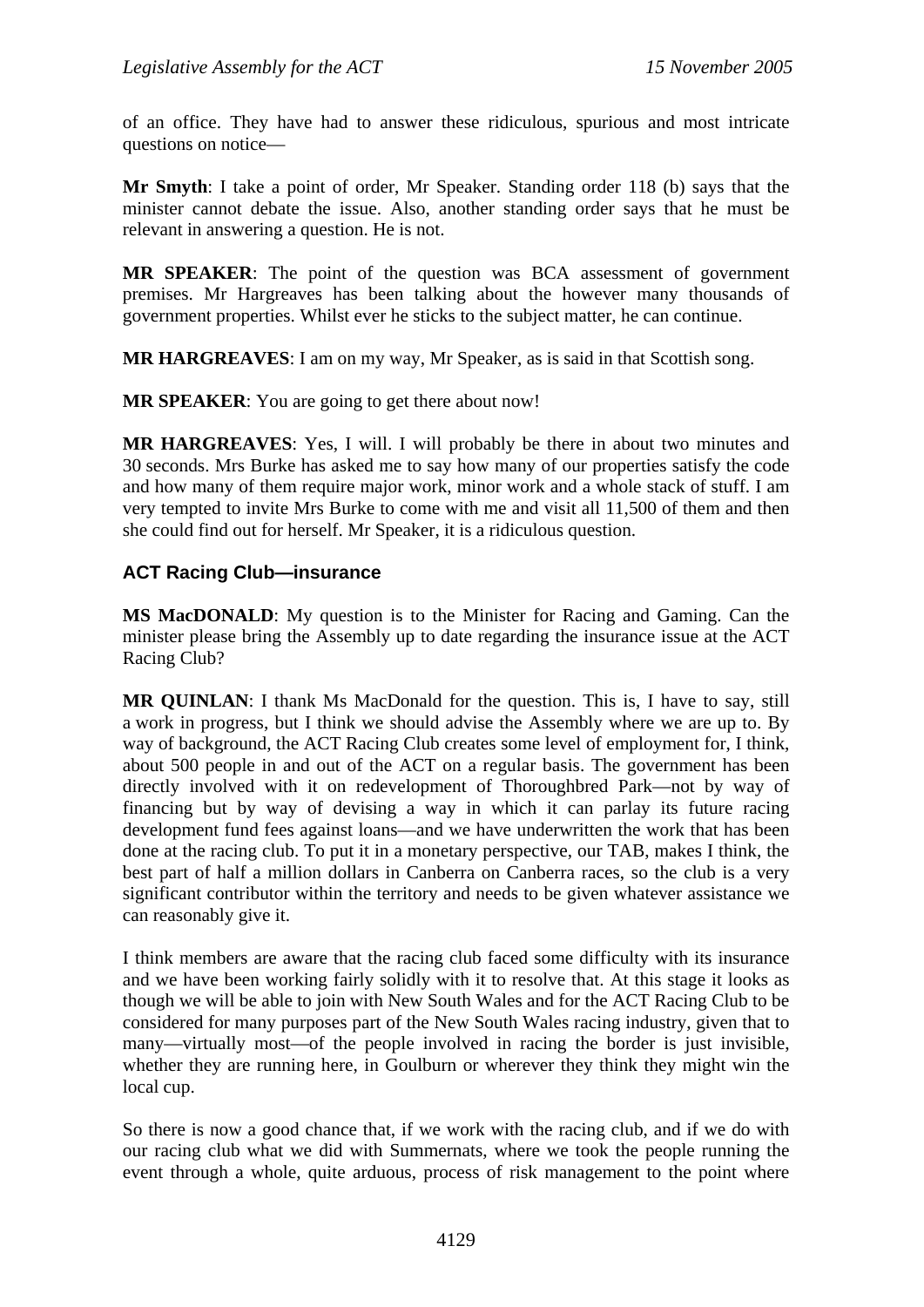of an office. They have had to answer these ridiculous, spurious and most intricate questions on notice—

**Mr Smyth**: I take a point of order, Mr Speaker. Standing order 118 (b) says that the minister cannot debate the issue. Also, another standing order says that he must be relevant in answering a question. He is not.

**MR SPEAKER**: The point of the question was BCA assessment of government premises. Mr Hargreaves has been talking about the however many thousands of government properties. Whilst ever he sticks to the subject matter, he can continue.

**MR HARGREAVES**: I am on my way, Mr Speaker, as is said in that Scottish song.

**MR SPEAKER**: You are going to get there about now!

**MR HARGREAVES**: Yes, I will. I will probably be there in about two minutes and 30 seconds. Mrs Burke has asked me to say how many of our properties satisfy the code and how many of them require major work, minor work and a whole stack of stuff. I am very tempted to invite Mrs Burke to come with me and visit all 11,500 of them and then she could find out for herself. Mr Speaker, it is a ridiculous question.

### ACT Racing Club—insurance

**MS MacDONALD**: My question is to the Minister for Racing and Gaming. Can the minister please bring the Assembly up to date regarding the insurance issue at the ACT Racing Club?

**MR QUINLAN**: I thank Ms MacDonald for the question. This is, I have to say, still a work in progress, but I think we should advise the Assembly where we are up to. By way of background, the ACT Racing Club creates some level of employment for, I think, about 500 people in and out of the ACT on a regular basis. The government has been directly involved with it on redevelopment of Thoroughbred Park—not by way of financing but by way of devising a way in which it can parlay its future racing development fund fees against loans—and we have underwritten the work that has been done at the racing club. To put it in a monetary perspective, our TAB, makes I think, the best part of half a million dollars in Canberra on Canberra races, so the club is a very significant contributor within the territory and needs to be given whatever assistance we can reasonably give it.

I think members are aware that the racing club faced some difficulty with its insurance and we have been working fairly solidly with it to resolve that. At this stage it looks as though we will be able to join with New South Wales and for the ACT Racing Club to be considered for many purposes part of the New South Wales racing industry, given that to many—virtually most—of the people involved in racing the border is just invisible, whether they are running here, in Goulburn or wherever they think they might win the local cup.

So there is now a good chance that, if we work with the racing club, and if we do with our racing club what we did with Summernats, where we took the people running the event through a whole, quite arduous, process of risk management to the point where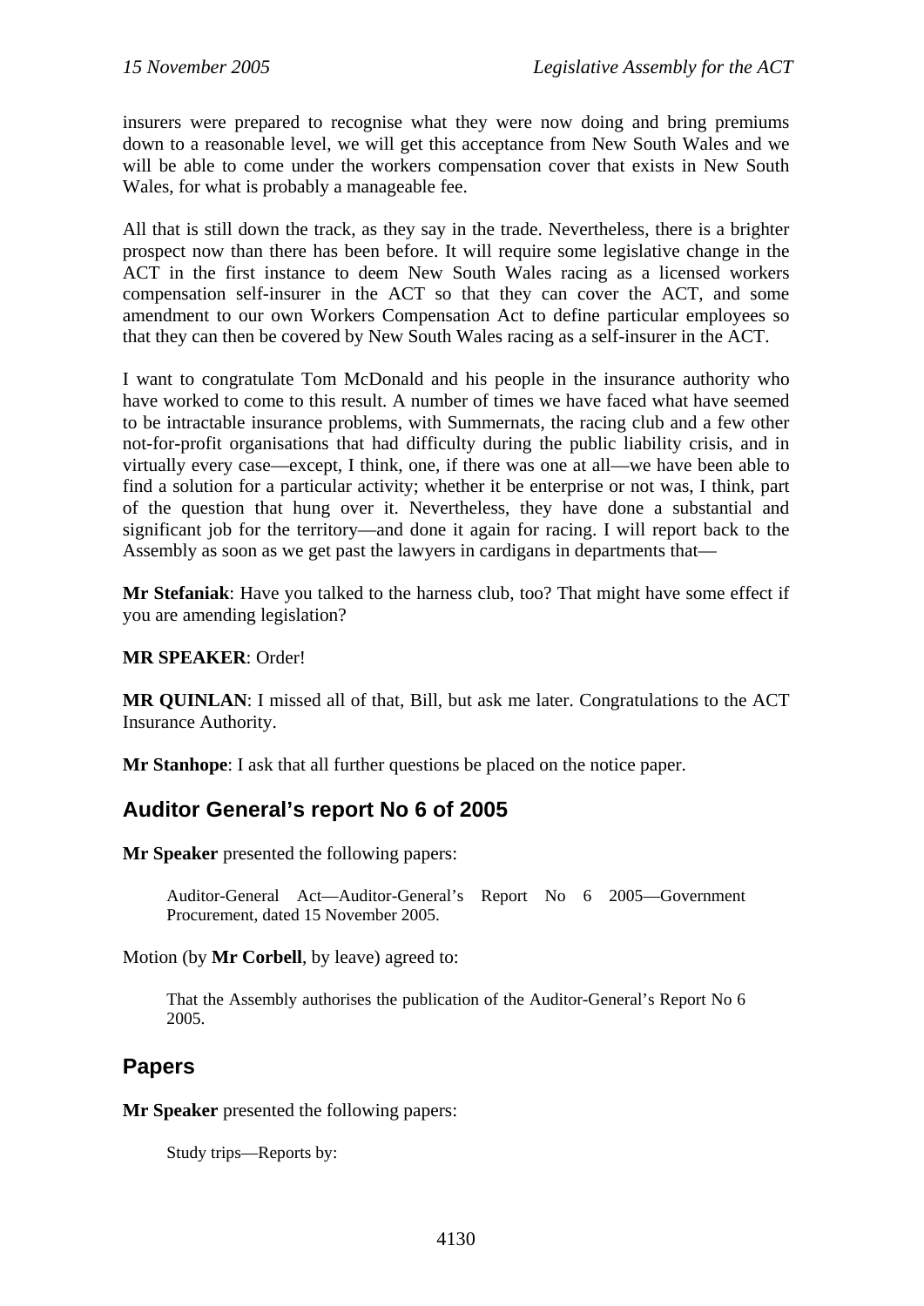insurers were prepared to recognise what they were now doing and bring premiums down to a reasonable level, we will get this acceptance from New South Wales and we will be able to come under the workers compensation cover that exists in New South Wales, for what is probably a manageable fee.

All that is still down the track, as they say in the trade. Nevertheless, there is a brighter prospect now than there has been before. It will require some legislative change in the ACT in the first instance to deem New South Wales racing as a licensed workers compensation self-insurer in the ACT so that they can cover the ACT, and some amendment to our own Workers Compensation Act to define particular employees so that they can then be covered by New South Wales racing as a self-insurer in the ACT.

I want to congratulate Tom McDonald and his people in the insurance authority who have worked to come to this result. A number of times we have faced what have seemed to be intractable insurance problems, with Summernats, the racing club and a few other not-for-profit organisations that had difficulty during the public liability crisis, and in virtually every case—except, I think, one, if there was one at all—we have been able to find a solution for a particular activity; whether it be enterprise or not was, I think, part of the question that hung over it. Nevertheless, they have done a substantial and significant job for the territory—and done it again for racing. I will report back to the Assembly as soon as we get past the lawyers in cardigans in departments that—

**Mr Stefaniak**: Have you talked to the harness club, too? That might have some effect if you are amending legislation?

**MR SPEAKER**: Order!

**MR QUINLAN**: I missed all of that, Bill, but ask me later. Congratulations to the ACT Insurance Authority.

**Mr Stanhope**: I ask that all further questions be placed on the notice paper.

## Auditor General's report No 6 of 2005

**Mr Speaker** presented the following papers:

> Auditor-General Act—Auditor-General's Report No 6 2005—Government Procurement, dated 15 November 2005.

Motion (by **Mr Corbell**, by leave) agreed to:

> That the Assembly authorises the publication of the Auditor-General's Report No 6 2005.

## Papers

**Mr Speaker** presented the following papers:

> Study trips—Reports by: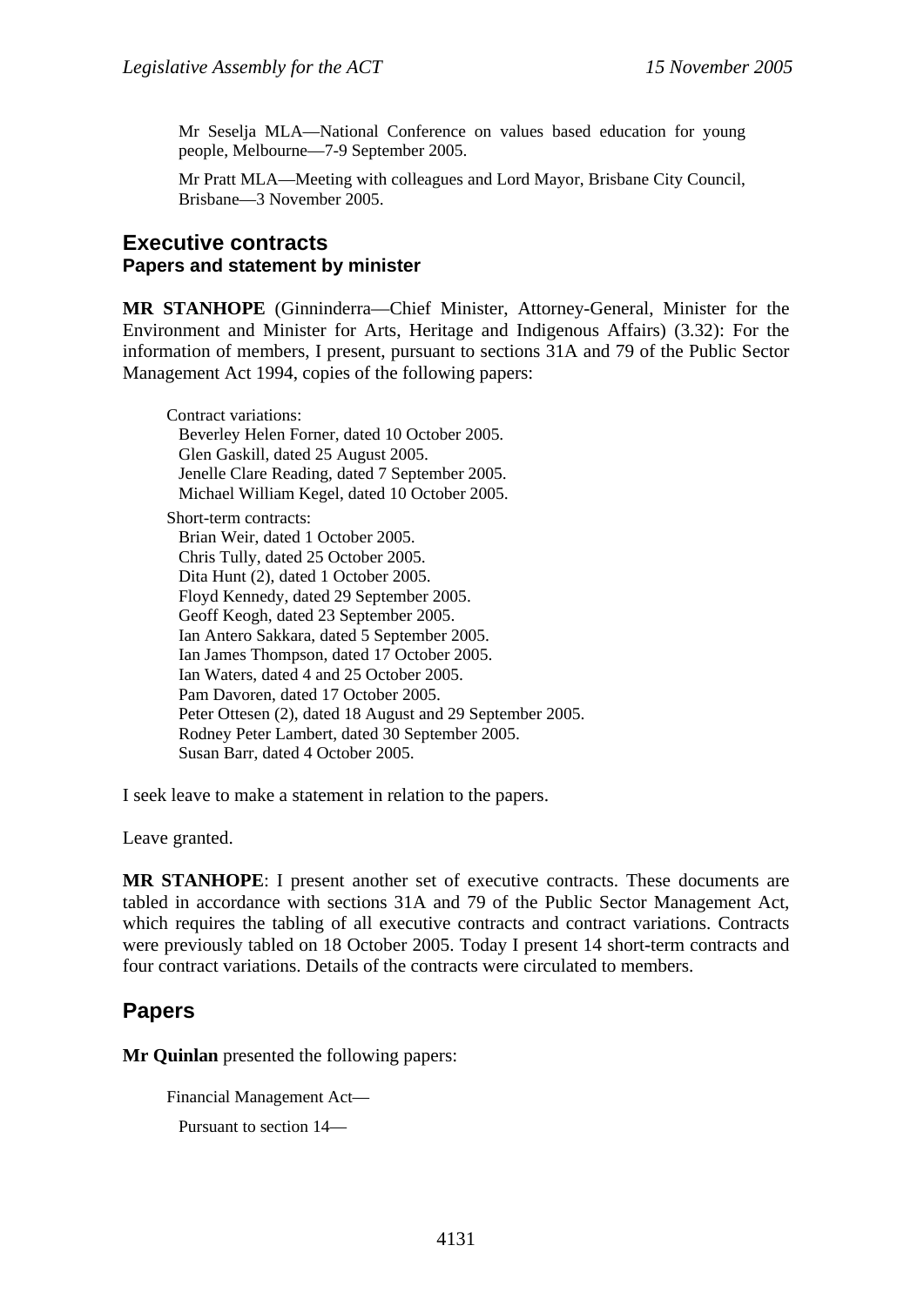Mr Seselja MLA—National Conference on values based education for young people, Melbourne—7-9 September 2005.

Mr Pratt MLA—Meeting with colleagues and Lord Mayor, Brisbane City Council, Brisbane—3 November 2005.

## Executive contracts

### Papers and statement by minister

**MR STANHOPE** (Ginninderra—Chief Minister, Attorney-General, Minister for the Environment and Minister for Arts, Heritage and Indigenous Affairs) (3.32): For the information of members, I present, pursuant to sections 31A and 79 of the Public Sector Management Act 1994, copies of the following papers:

Contract variations:
- Beverley Helen Forner, dated 10 October 2005.
- Glen Gaskill, dated 25 August 2005.
- Jenelle Clare Reading, dated 7 September 2005.
- Michael William Kegel, dated 10 October 2005.

Short-term contracts:
- Brian Weir, dated 1 October 2005.
- Chris Tully, dated 25 October 2005.
- Dita Hunt (2), dated 1 October 2005.
- Floyd Kennedy, dated 29 September 2005.
- Geoff Keogh, dated 23 September 2005.
- Ian Antero Sakkara, dated 5 September 2005.
- Ian James Thompson, dated 17 October 2005.
- Ian Waters, dated 4 and 25 October 2005.
- Pam Davoren, dated 17 October 2005.
- Peter Ottesen (2), dated 18 August and 29 September 2005.
- Rodney Peter Lambert, dated 30 September 2005.
- Susan Barr, dated 4 October 2005.

I seek leave to make a statement in relation to the papers.

Leave granted.

**MR STANHOPE**: I present another set of executive contracts. These documents are tabled in accordance with sections 31A and 79 of the Public Sector Management Act, which requires the tabling of all executive contracts and contract variations. Contracts were previously tabled on 18 October 2005. Today I present 14 short-term contracts and four contract variations. Details of the contracts were circulated to members.

## Papers

**Mr Quinlan** presented the following papers:

Financial Management Act—

Pursuant to section 14—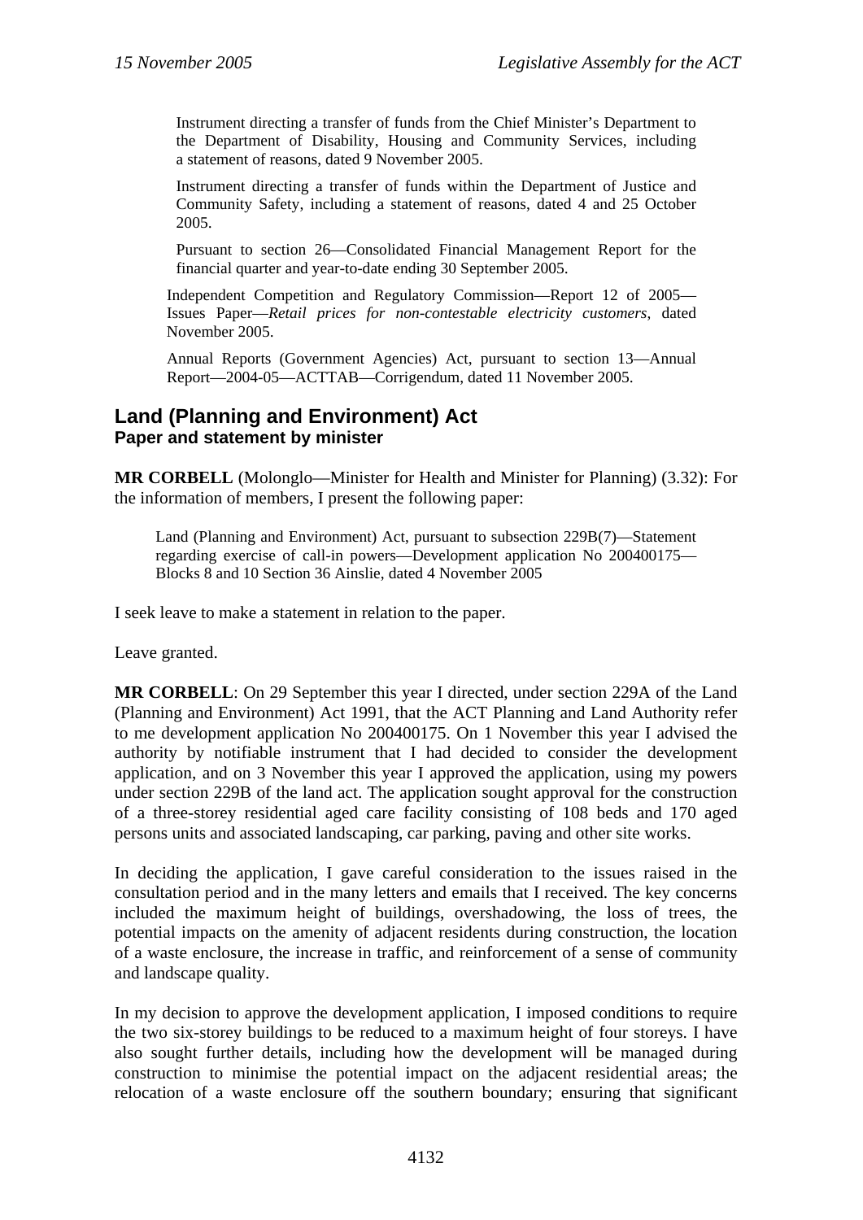Instrument directing a transfer of funds from the Chief Minister's Department to the Department of Disability, Housing and Community Services, including a statement of reasons, dated 9 November 2005.

Instrument directing a transfer of funds within the Department of Justice and Community Safety, including a statement of reasons, dated 4 and 25 October 2005.

Pursuant to section 26—Consolidated Financial Management Report for the financial quarter and year-to-date ending 30 September 2005.

Independent Competition and Regulatory Commission—Report 12 of 2005—Issues Paper—*Retail prices for non-contestable electricity customers*, dated November 2005.

Annual Reports (Government Agencies) Act, pursuant to section 13—Annual Report—2004-05—ACTTAB—Corrigendum, dated 11 November 2005.

## Land (Planning and Environment) Act

### Paper and statement by minister

**MR CORBELL** (Molonglo—Minister for Health and Minister for Planning) (3.32): For the information of members, I present the following paper:

> Land (Planning and Environment) Act, pursuant to subsection 229B(7)—Statement regarding exercise of call-in powers—Development application No 200400175—Blocks 8 and 10 Section 36 Ainslie, dated 4 November 2005

I seek leave to make a statement in relation to the paper.

Leave granted.

**MR CORBELL**: On 29 September this year I directed, under section 229A of the Land (Planning and Environment) Act 1991, that the ACT Planning and Land Authority refer to me development application No 200400175. On 1 November this year I advised the authority by notifiable instrument that I had decided to consider the development application, and on 3 November this year I approved the application, using my powers under section 229B of the land act. The application sought approval for the construction of a three-storey residential aged care facility consisting of 108 beds and 170 aged persons units and associated landscaping, car parking, paving and other site works.

In deciding the application, I gave careful consideration to the issues raised in the consultation period and in the many letters and emails that I received. The key concerns included the maximum height of buildings, overshadowing, the loss of trees, the potential impacts on the amenity of adjacent residents during construction, the location of a waste enclosure, the increase in traffic, and reinforcement of a sense of community and landscape quality.

In my decision to approve the development application, I imposed conditions to require the two six-storey buildings to be reduced to a maximum height of four storeys. I have also sought further details, including how the development will be managed during construction to minimise the potential impact on the adjacent residential areas; the relocation of a waste enclosure off the southern boundary; ensuring that significant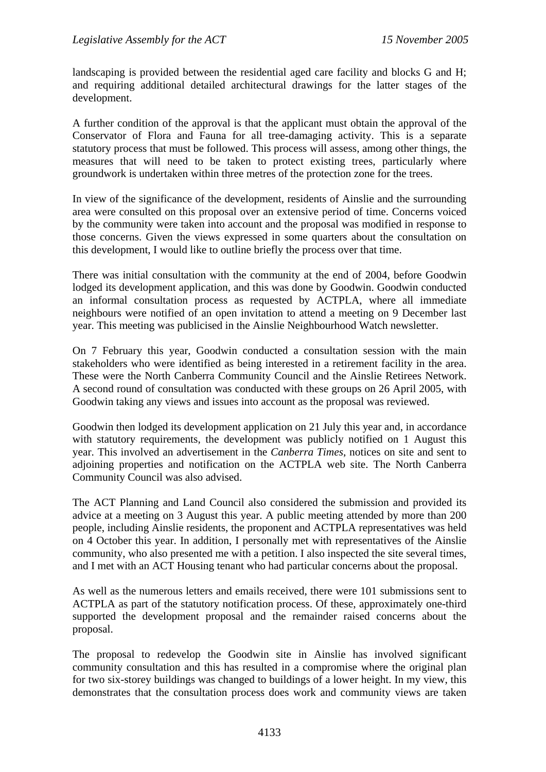landscaping is provided between the residential aged care facility and blocks G and H; and requiring additional detailed architectural drawings for the latter stages of the development.

A further condition of the approval is that the applicant must obtain the approval of the Conservator of Flora and Fauna for all tree-damaging activity. This is a separate statutory process that must be followed. This process will assess, among other things, the measures that will need to be taken to protect existing trees, particularly where groundwork is undertaken within three metres of the protection zone for the trees.

In view of the significance of the development, residents of Ainslie and the surrounding area were consulted on this proposal over an extensive period of time. Concerns voiced by the community were taken into account and the proposal was modified in response to those concerns. Given the views expressed in some quarters about the consultation on this development, I would like to outline briefly the process over that time.

There was initial consultation with the community at the end of 2004, before Goodwin lodged its development application, and this was done by Goodwin. Goodwin conducted an informal consultation process as requested by ACTPLA, where all immediate neighbours were notified of an open invitation to attend a meeting on 9 December last year. This meeting was publicised in the Ainslie Neighbourhood Watch newsletter.

On 7 February this year, Goodwin conducted a consultation session with the main stakeholders who were identified as being interested in a retirement facility in the area. These were the North Canberra Community Council and the Ainslie Retirees Network. A second round of consultation was conducted with these groups on 26 April 2005, with Goodwin taking any views and issues into account as the proposal was reviewed.

Goodwin then lodged its development application on 21 July this year and, in accordance with statutory requirements, the development was publicly notified on 1 August this year. This involved an advertisement in the *Canberra Times*, notices on site and sent to adjoining properties and notification on the ACTPLA web site. The North Canberra Community Council was also advised.

The ACT Planning and Land Council also considered the submission and provided its advice at a meeting on 3 August this year. A public meeting attended by more than 200 people, including Ainslie residents, the proponent and ACTPLA representatives was held on 4 October this year. In addition, I personally met with representatives of the Ainslie community, who also presented me with a petition. I also inspected the site several times, and I met with an ACT Housing tenant who had particular concerns about the proposal.

As well as the numerous letters and emails received, there were 101 submissions sent to ACTPLA as part of the statutory notification process. Of these, approximately one-third supported the development proposal and the remainder raised concerns about the proposal.

The proposal to redevelop the Goodwin site in Ainslie has involved significant community consultation and this has resulted in a compromise where the original plan for two six-storey buildings was changed to buildings of a lower height. In my view, this demonstrates that the consultation process does work and community views are taken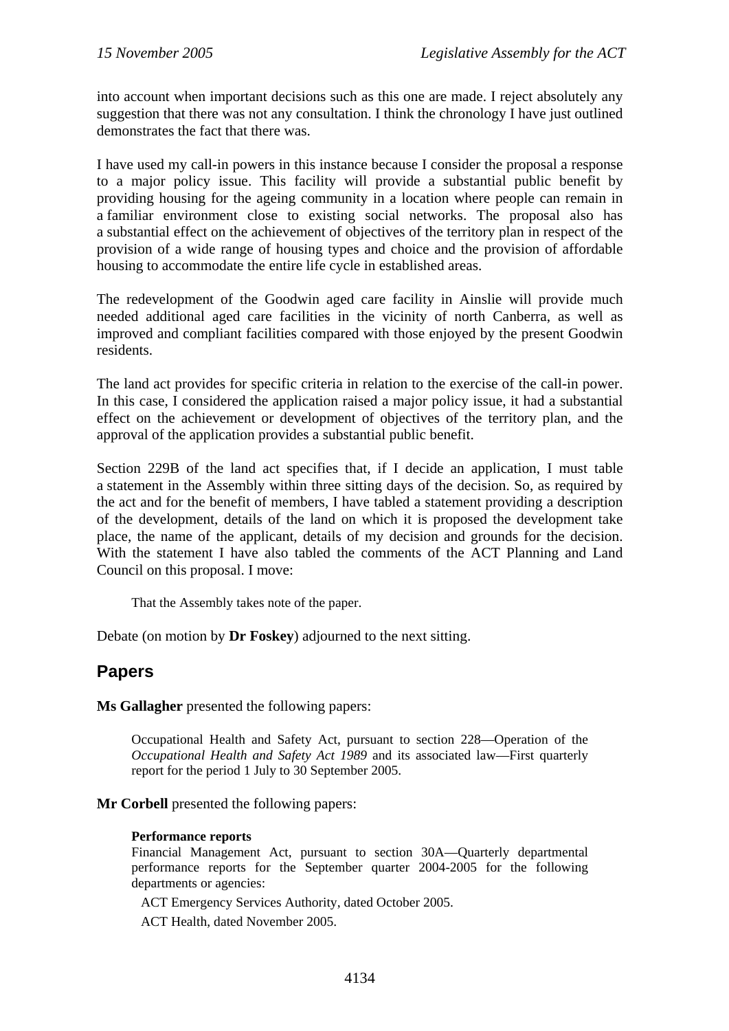into account when important decisions such as this one are made. I reject absolutely any suggestion that there was not any consultation. I think the chronology I have just outlined demonstrates the fact that there was.

I have used my call-in powers in this instance because I consider the proposal a response to a major policy issue. This facility will provide a substantial public benefit by providing housing for the ageing community in a location where people can remain in a familiar environment close to existing social networks. The proposal also has a substantial effect on the achievement of objectives of the territory plan in respect of the provision of a wide range of housing types and choice and the provision of affordable housing to accommodate the entire life cycle in established areas.

The redevelopment of the Goodwin aged care facility in Ainslie will provide much needed additional aged care facilities in the vicinity of north Canberra, as well as improved and compliant facilities compared with those enjoyed by the present Goodwin residents.

The land act provides for specific criteria in relation to the exercise of the call-in power. In this case, I considered the application raised a major policy issue, it had a substantial effect on the achievement or development of objectives of the territory plan, and the approval of the application provides a substantial public benefit.

Section 229B of the land act specifies that, if I decide an application, I must table a statement in the Assembly within three sitting days of the decision. So, as required by the act and for the benefit of members, I have tabled a statement providing a description of the development, details of the land on which it is proposed the development take place, the name of the applicant, details of my decision and grounds for the decision. With the statement I have also tabled the comments of the ACT Planning and Land Council on this proposal. I move:

> That the Assembly takes note of the paper.

Debate (on motion by **Dr Foskey**) adjourned to the next sitting.

## Papers

**Ms Gallagher** presented the following papers:

> Occupational Health and Safety Act, pursuant to section 228—Operation of the *Occupational Health and Safety Act 1989* and its associated law—First quarterly report for the period 1 July to 30 September 2005.

**Mr Corbell** presented the following papers:

> **Performance reports**
>
> Financial Management Act, pursuant to section 30A—Quarterly departmental performance reports for the September quarter 2004-2005 for the following departments or agencies:
>
> ACT Emergency Services Authority, dated October 2005.
>
> ACT Health, dated November 2005.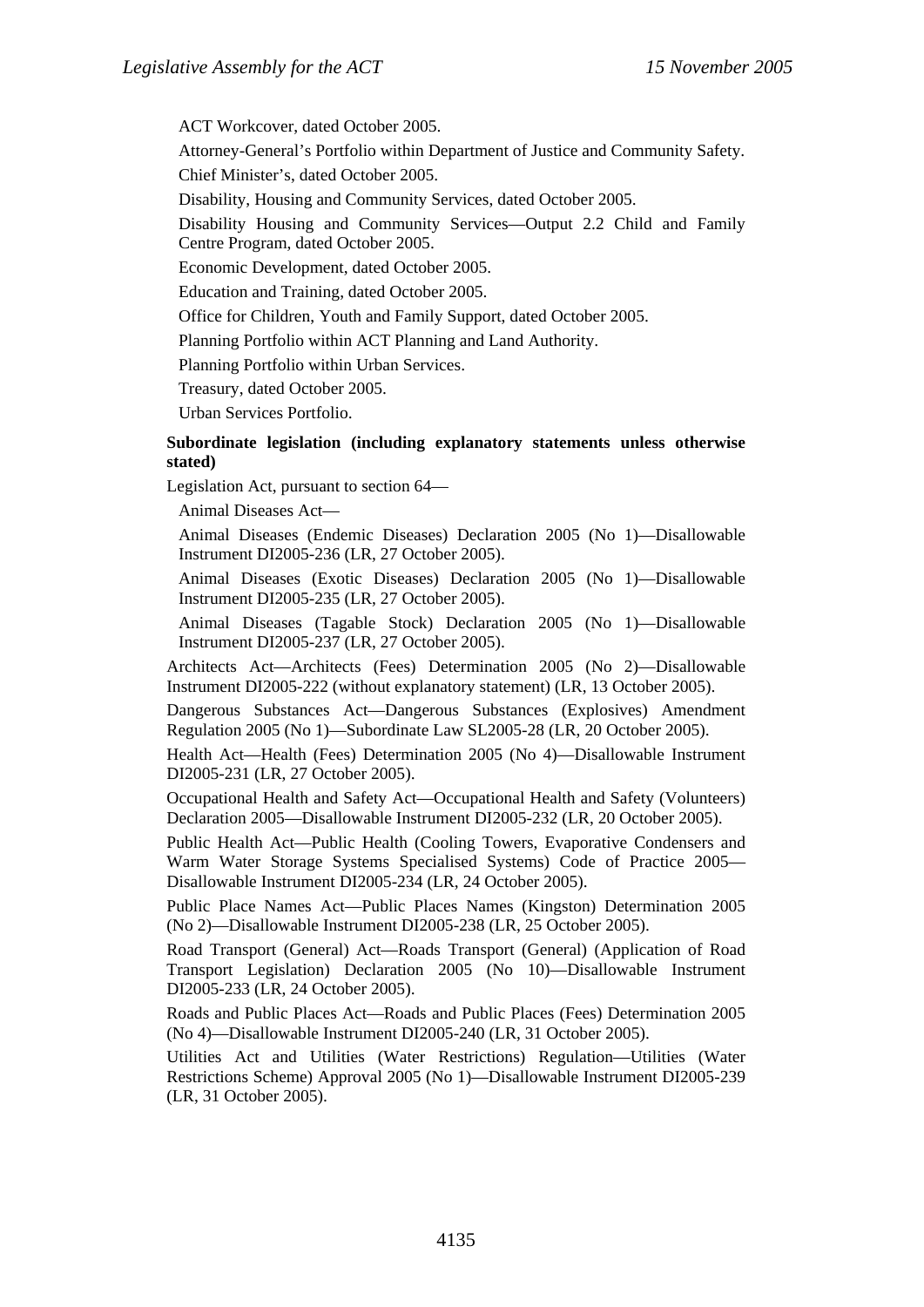ACT Workcover, dated October 2005.

Attorney-General's Portfolio within Department of Justice and Community Safety.

Chief Minister's, dated October 2005.

Disability, Housing and Community Services, dated October 2005.

Disability Housing and Community Services—Output 2.2 Child and Family Centre Program, dated October 2005.

Economic Development, dated October 2005.

Education and Training, dated October 2005.

Office for Children, Youth and Family Support, dated October 2005.

Planning Portfolio within ACT Planning and Land Authority.

Planning Portfolio within Urban Services.

Treasury, dated October 2005.

Urban Services Portfolio.

**Subordinate legislation (including explanatory statements unless otherwise stated)**

Legislation Act, pursuant to section 64—

Animal Diseases Act—

Animal Diseases (Endemic Diseases) Declaration 2005 (No 1)—Disallowable Instrument DI2005-236 (LR, 27 October 2005).

Animal Diseases (Exotic Diseases) Declaration 2005 (No 1)—Disallowable Instrument DI2005-235 (LR, 27 October 2005).

Animal Diseases (Tagable Stock) Declaration 2005 (No 1)—Disallowable Instrument DI2005-237 (LR, 27 October 2005).

Architects Act—Architects (Fees) Determination 2005 (No 2)—Disallowable Instrument DI2005-222 (without explanatory statement) (LR, 13 October 2005).

Dangerous Substances Act—Dangerous Substances (Explosives) Amendment Regulation 2005 (No 1)—Subordinate Law SL2005-28 (LR, 20 October 2005).

Health Act—Health (Fees) Determination 2005 (No 4)—Disallowable Instrument DI2005-231 (LR, 27 October 2005).

Occupational Health and Safety Act—Occupational Health and Safety (Volunteers) Declaration 2005—Disallowable Instrument DI2005-232 (LR, 20 October 2005).

Public Health Act—Public Health (Cooling Towers, Evaporative Condensers and Warm Water Storage Systems Specialised Systems) Code of Practice 2005—Disallowable Instrument DI2005-234 (LR, 24 October 2005).

Public Place Names Act—Public Places Names (Kingston) Determination 2005 (No 2)—Disallowable Instrument DI2005-238 (LR, 25 October 2005).

Road Transport (General) Act—Roads Transport (General) (Application of Road Transport Legislation) Declaration 2005 (No 10)—Disallowable Instrument DI2005-233 (LR, 24 October 2005).

Roads and Public Places Act—Roads and Public Places (Fees) Determination 2005 (No 4)—Disallowable Instrument DI2005-240 (LR, 31 October 2005).

Utilities Act and Utilities (Water Restrictions) Regulation—Utilities (Water Restrictions Scheme) Approval 2005 (No 1)—Disallowable Instrument DI2005-239 (LR, 31 October 2005).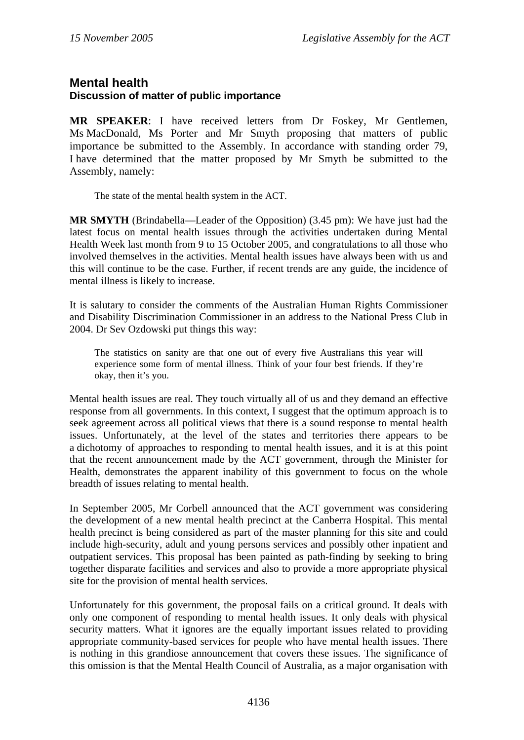## Mental health
### Discussion of matter of public importance

**MR SPEAKER**: I have received letters from Dr Foskey, Mr Gentlemen, Ms MacDonald, Ms Porter and Mr Smyth proposing that matters of public importance be submitted to the Assembly. In accordance with standing order 79, I have determined that the matter proposed by Mr Smyth be submitted to the Assembly, namely:

> The state of the mental health system in the ACT.

**MR SMYTH** (Brindabella—Leader of the Opposition) (3.45 pm): We have just had the latest focus on mental health issues through the activities undertaken during Mental Health Week last month from 9 to 15 October 2005, and congratulations to all those who involved themselves in the activities. Mental health issues have always been with us and this will continue to be the case. Further, if recent trends are any guide, the incidence of mental illness is likely to increase.

It is salutary to consider the comments of the Australian Human Rights Commissioner and Disability Discrimination Commissioner in an address to the National Press Club in 2004. Dr Sev Ozdowski put things this way:

> The statistics on sanity are that one out of every five Australians this year will experience some form of mental illness. Think of your four best friends. If they're okay, then it's you.

Mental health issues are real. They touch virtually all of us and they demand an effective response from all governments. In this context, I suggest that the optimum approach is to seek agreement across all political views that there is a sound response to mental health issues. Unfortunately, at the level of the states and territories there appears to be a dichotomy of approaches to responding to mental health issues, and it is at this point that the recent announcement made by the ACT government, through the Minister for Health, demonstrates the apparent inability of this government to focus on the whole breadth of issues relating to mental health.

In September 2005, Mr Corbell announced that the ACT government was considering the development of a new mental health precinct at the Canberra Hospital. This mental health precinct is being considered as part of the master planning for this site and could include high-security, adult and young persons services and possibly other inpatient and outpatient services. This proposal has been painted as path-finding by seeking to bring together disparate facilities and services and also to provide a more appropriate physical site for the provision of mental health services.

Unfortunately for this government, the proposal fails on a critical ground. It deals with only one component of responding to mental health issues. It only deals with physical security matters. What it ignores are the equally important issues related to providing appropriate community-based services for people who have mental health issues. There is nothing in this grandiose announcement that covers these issues. The significance of this omission is that the Mental Health Council of Australia, as a major organisation with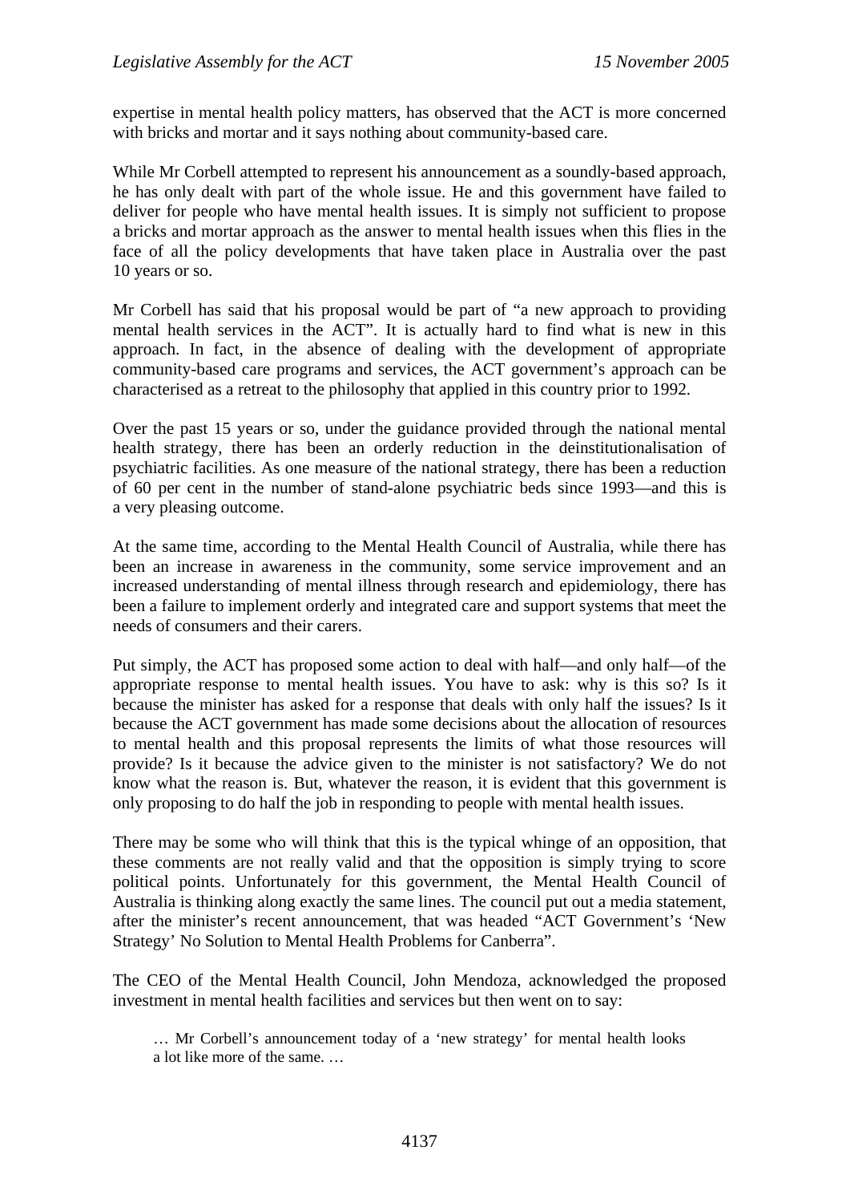expertise in mental health policy matters, has observed that the ACT is more concerned with bricks and mortar and it says nothing about community-based care.

While Mr Corbell attempted to represent his announcement as a soundly-based approach, he has only dealt with part of the whole issue. He and this government have failed to deliver for people who have mental health issues. It is simply not sufficient to propose a bricks and mortar approach as the answer to mental health issues when this flies in the face of all the policy developments that have taken place in Australia over the past 10 years or so.

Mr Corbell has said that his proposal would be part of "a new approach to providing mental health services in the ACT". It is actually hard to find what is new in this approach. In fact, in the absence of dealing with the development of appropriate community-based care programs and services, the ACT government's approach can be characterised as a retreat to the philosophy that applied in this country prior to 1992.

Over the past 15 years or so, under the guidance provided through the national mental health strategy, there has been an orderly reduction in the deinstitutionalisation of psychiatric facilities. As one measure of the national strategy, there has been a reduction of 60 per cent in the number of stand-alone psychiatric beds since 1993—and this is a very pleasing outcome.

At the same time, according to the Mental Health Council of Australia, while there has been an increase in awareness in the community, some service improvement and an increased understanding of mental illness through research and epidemiology, there has been a failure to implement orderly and integrated care and support systems that meet the needs of consumers and their carers.

Put simply, the ACT has proposed some action to deal with half—and only half—of the appropriate response to mental health issues. You have to ask: why is this so? Is it because the minister has asked for a response that deals with only half the issues? Is it because the ACT government has made some decisions about the allocation of resources to mental health and this proposal represents the limits of what those resources will provide? Is it because the advice given to the minister is not satisfactory? We do not know what the reason is. But, whatever the reason, it is evident that this government is only proposing to do half the job in responding to people with mental health issues.

There may be some who will think that this is the typical whinge of an opposition, that these comments are not really valid and that the opposition is simply trying to score political points. Unfortunately for this government, the Mental Health Council of Australia is thinking along exactly the same lines. The council put out a media statement, after the minister's recent announcement, that was headed "ACT Government's 'New Strategy' No Solution to Mental Health Problems for Canberra".

The CEO of the Mental Health Council, John Mendoza, acknowledged the proposed investment in mental health facilities and services but then went on to say:

> … Mr Corbell's announcement today of a 'new strategy' for mental health looks a lot like more of the same. …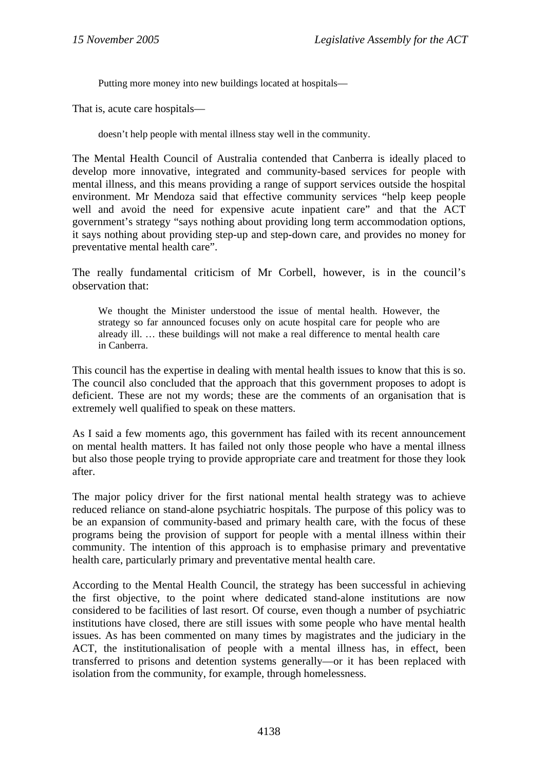> Putting more money into new buildings located at hospitals—

That is, acute care hospitals—

> doesn't help people with mental illness stay well in the community.

The Mental Health Council of Australia contended that Canberra is ideally placed to develop more innovative, integrated and community-based services for people with mental illness, and this means providing a range of support services outside the hospital environment. Mr Mendoza said that effective community services "help keep people well and avoid the need for expensive acute inpatient care" and that the ACT government's strategy "says nothing about providing long term accommodation options, it says nothing about providing step-up and step-down care, and provides no money for preventative mental health care".

The really fundamental criticism of Mr Corbell, however, is in the council's observation that:

> We thought the Minister understood the issue of mental health. However, the strategy so far announced focuses only on acute hospital care for people who are already ill. … these buildings will not make a real difference to mental health care in Canberra.

This council has the expertise in dealing with mental health issues to know that this is so. The council also concluded that the approach that this government proposes to adopt is deficient. These are not my words; these are the comments of an organisation that is extremely well qualified to speak on these matters.

As I said a few moments ago, this government has failed with its recent announcement on mental health matters. It has failed not only those people who have a mental illness but also those people trying to provide appropriate care and treatment for those they look after.

The major policy driver for the first national mental health strategy was to achieve reduced reliance on stand-alone psychiatric hospitals. The purpose of this policy was to be an expansion of community-based and primary health care, with the focus of these programs being the provision of support for people with a mental illness within their community. The intention of this approach is to emphasise primary and preventative health care, particularly primary and preventative mental health care.

According to the Mental Health Council, the strategy has been successful in achieving the first objective, to the point where dedicated stand-alone institutions are now considered to be facilities of last resort. Of course, even though a number of psychiatric institutions have closed, there are still issues with some people who have mental health issues. As has been commented on many times by magistrates and the judiciary in the ACT, the institutionalisation of people with a mental illness has, in effect, been transferred to prisons and detention systems generally—or it has been replaced with isolation from the community, for example, through homelessness.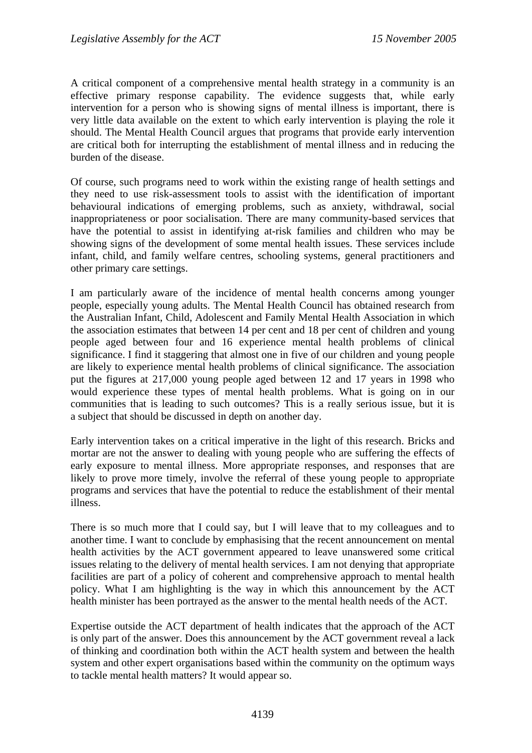A critical component of a comprehensive mental health strategy in a community is an effective primary response capability. The evidence suggests that, while early intervention for a person who is showing signs of mental illness is important, there is very little data available on the extent to which early intervention is playing the role it should. The Mental Health Council argues that programs that provide early intervention are critical both for interrupting the establishment of mental illness and in reducing the burden of the disease.

Of course, such programs need to work within the existing range of health settings and they need to use risk-assessment tools to assist with the identification of important behavioural indications of emerging problems, such as anxiety, withdrawal, social inappropriateness or poor socialisation. There are many community-based services that have the potential to assist in identifying at-risk families and children who may be showing signs of the development of some mental health issues. These services include infant, child, and family welfare centres, schooling systems, general practitioners and other primary care settings.

I am particularly aware of the incidence of mental health concerns among younger people, especially young adults. The Mental Health Council has obtained research from the Australian Infant, Child, Adolescent and Family Mental Health Association in which the association estimates that between 14 per cent and 18 per cent of children and young people aged between four and 16 experience mental health problems of clinical significance. I find it staggering that almost one in five of our children and young people are likely to experience mental health problems of clinical significance. The association put the figures at 217,000 young people aged between 12 and 17 years in 1998 who would experience these types of mental health problems. What is going on in our communities that is leading to such outcomes? This is a really serious issue, but it is a subject that should be discussed in depth on another day.

Early intervention takes on a critical imperative in the light of this research. Bricks and mortar are not the answer to dealing with young people who are suffering the effects of early exposure to mental illness. More appropriate responses, and responses that are likely to prove more timely, involve the referral of these young people to appropriate programs and services that have the potential to reduce the establishment of their mental illness.

There is so much more that I could say, but I will leave that to my colleagues and to another time. I want to conclude by emphasising that the recent announcement on mental health activities by the ACT government appeared to leave unanswered some critical issues relating to the delivery of mental health services. I am not denying that appropriate facilities are part of a policy of coherent and comprehensive approach to mental health policy. What I am highlighting is the way in which this announcement by the ACT health minister has been portrayed as the answer to the mental health needs of the ACT.

Expertise outside the ACT department of health indicates that the approach of the ACT is only part of the answer. Does this announcement by the ACT government reveal a lack of thinking and coordination both within the ACT health system and between the health system and other expert organisations based within the community on the optimum ways to tackle mental health matters? It would appear so.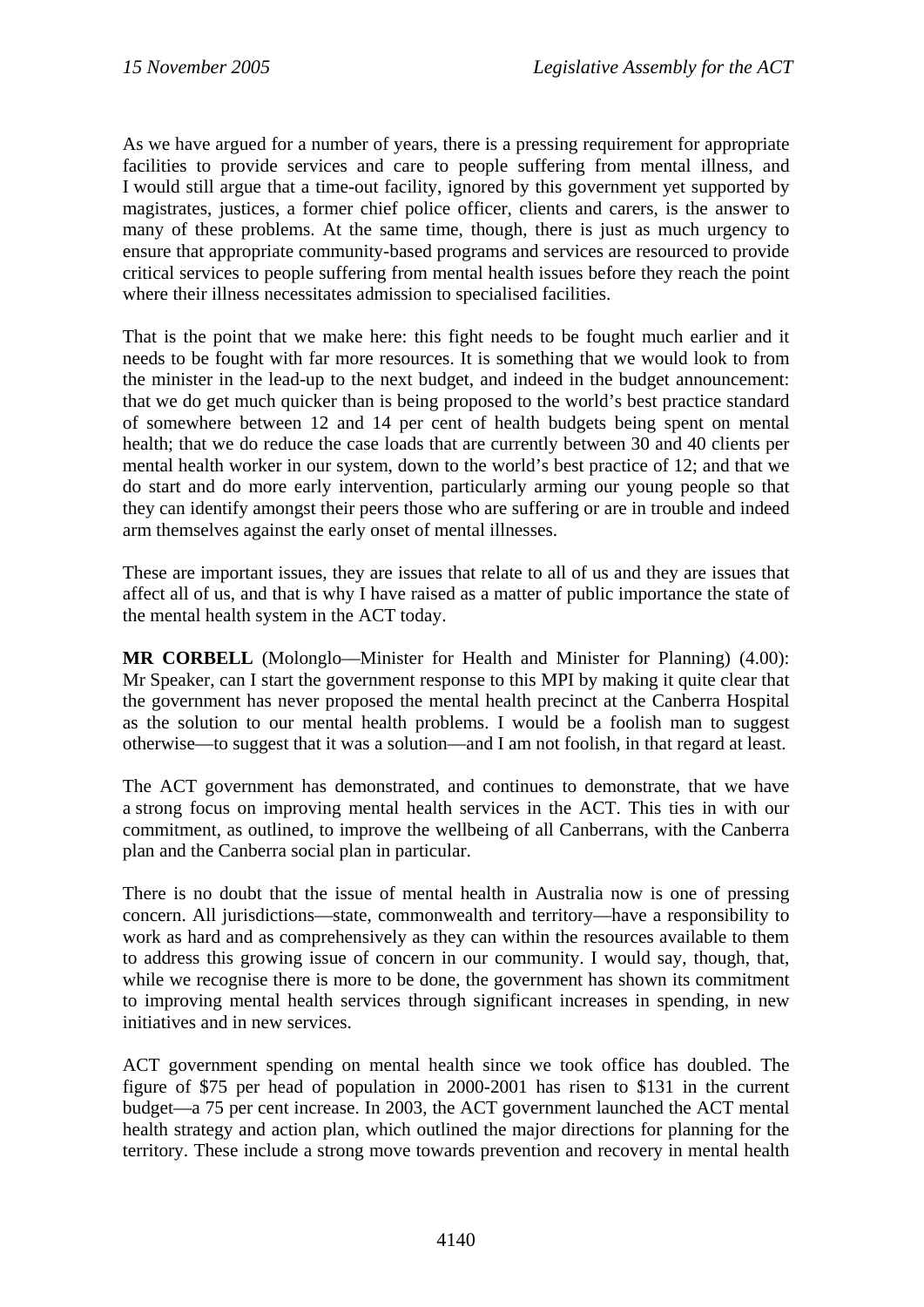As we have argued for a number of years, there is a pressing requirement for appropriate facilities to provide services and care to people suffering from mental illness, and I would still argue that a time-out facility, ignored by this government yet supported by magistrates, justices, a former chief police officer, clients and carers, is the answer to many of these problems. At the same time, though, there is just as much urgency to ensure that appropriate community-based programs and services are resourced to provide critical services to people suffering from mental health issues before they reach the point where their illness necessitates admission to specialised facilities.

That is the point that we make here: this fight needs to be fought much earlier and it needs to be fought with far more resources. It is something that we would look to from the minister in the lead-up to the next budget, and indeed in the budget announcement: that we do get much quicker than is being proposed to the world's best practice standard of somewhere between 12 and 14 per cent of health budgets being spent on mental health; that we do reduce the case loads that are currently between 30 and 40 clients per mental health worker in our system, down to the world's best practice of 12; and that we do start and do more early intervention, particularly arming our young people so that they can identify amongst their peers those who are suffering or are in trouble and indeed arm themselves against the early onset of mental illnesses.

These are important issues, they are issues that relate to all of us and they are issues that affect all of us, and that is why I have raised as a matter of public importance the state of the mental health system in the ACT today.

**MR CORBELL** (Molonglo—Minister for Health and Minister for Planning) (4.00): Mr Speaker, can I start the government response to this MPI by making it quite clear that the government has never proposed the mental health precinct at the Canberra Hospital as the solution to our mental health problems. I would be a foolish man to suggest otherwise—to suggest that it was a solution—and I am not foolish, in that regard at least.

The ACT government has demonstrated, and continues to demonstrate, that we have a strong focus on improving mental health services in the ACT. This ties in with our commitment, as outlined, to improve the wellbeing of all Canberrans, with the Canberra plan and the Canberra social plan in particular.

There is no doubt that the issue of mental health in Australia now is one of pressing concern. All jurisdictions—state, commonwealth and territory—have a responsibility to work as hard and as comprehensively as they can within the resources available to them to address this growing issue of concern in our community. I would say, though, that, while we recognise there is more to be done, the government has shown its commitment to improving mental health services through significant increases in spending, in new initiatives and in new services.

ACT government spending on mental health since we took office has doubled. The figure of $75 per head of population in 2000-2001 has risen to $131 in the current budget—a 75 per cent increase. In 2003, the ACT government launched the ACT mental health strategy and action plan, which outlined the major directions for planning for the territory. These include a strong move towards prevention and recovery in mental health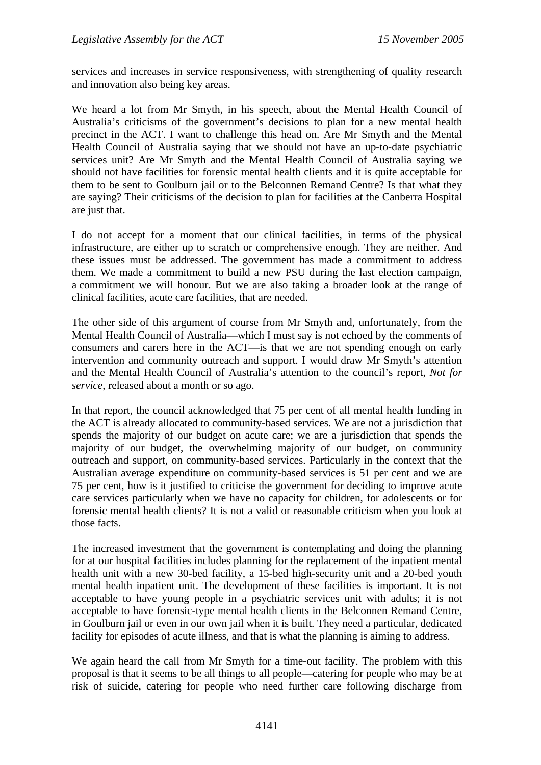services and increases in service responsiveness, with strengthening of quality research and innovation also being key areas.

We heard a lot from Mr Smyth, in his speech, about the Mental Health Council of Australia's criticisms of the government's decisions to plan for a new mental health precinct in the ACT. I want to challenge this head on. Are Mr Smyth and the Mental Health Council of Australia saying that we should not have an up-to-date psychiatric services unit? Are Mr Smyth and the Mental Health Council of Australia saying we should not have facilities for forensic mental health clients and it is quite acceptable for them to be sent to Goulburn jail or to the Belconnen Remand Centre? Is that what they are saying? Their criticisms of the decision to plan for facilities at the Canberra Hospital are just that.

I do not accept for a moment that our clinical facilities, in terms of the physical infrastructure, are either up to scratch or comprehensive enough. They are neither. And these issues must be addressed. The government has made a commitment to address them. We made a commitment to build a new PSU during the last election campaign, a commitment we will honour. But we are also taking a broader look at the range of clinical facilities, acute care facilities, that are needed.

The other side of this argument of course from Mr Smyth and, unfortunately, from the Mental Health Council of Australia—which I must say is not echoed by the comments of consumers and carers here in the ACT—is that we are not spending enough on early intervention and community outreach and support. I would draw Mr Smyth's attention and the Mental Health Council of Australia's attention to the council's report, *Not for service*, released about a month or so ago.

In that report, the council acknowledged that 75 per cent of all mental health funding in the ACT is already allocated to community-based services. We are not a jurisdiction that spends the majority of our budget on acute care; we are a jurisdiction that spends the majority of our budget, the overwhelming majority of our budget, on community outreach and support, on community-based services. Particularly in the context that the Australian average expenditure on community-based services is 51 per cent and we are 75 per cent, how is it justified to criticise the government for deciding to improve acute care services particularly when we have no capacity for children, for adolescents or for forensic mental health clients? It is not a valid or reasonable criticism when you look at those facts.

The increased investment that the government is contemplating and doing the planning for at our hospital facilities includes planning for the replacement of the inpatient mental health unit with a new 30-bed facility, a 15-bed high-security unit and a 20-bed youth mental health inpatient unit. The development of these facilities is important. It is not acceptable to have young people in a psychiatric services unit with adults; it is not acceptable to have forensic-type mental health clients in the Belconnen Remand Centre, in Goulburn jail or even in our own jail when it is built. They need a particular, dedicated facility for episodes of acute illness, and that is what the planning is aiming to address.

We again heard the call from Mr Smyth for a time-out facility. The problem with this proposal is that it seems to be all things to all people—catering for people who may be at risk of suicide, catering for people who need further care following discharge from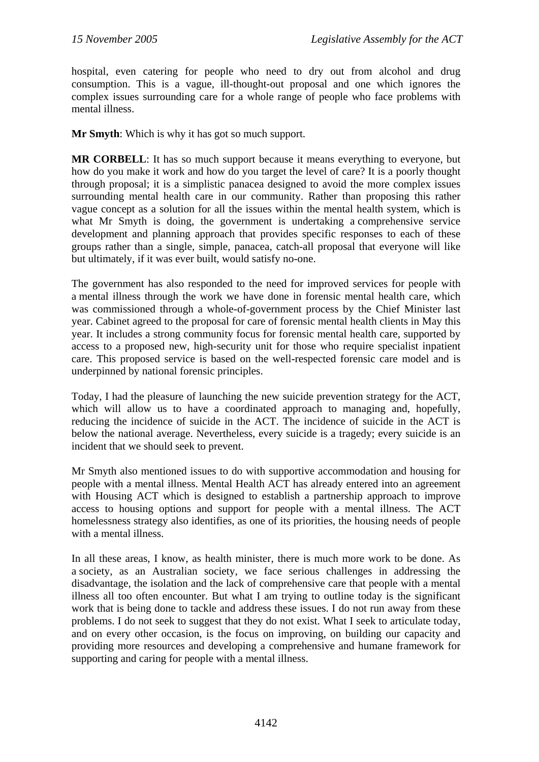hospital, even catering for people who need to dry out from alcohol and drug consumption. This is a vague, ill-thought-out proposal and one which ignores the complex issues surrounding care for a whole range of people who face problems with mental illness.

**Mr Smyth**: Which is why it has got so much support.

**MR CORBELL**: It has so much support because it means everything to everyone, but how do you make it work and how do you target the level of care? It is a poorly thought through proposal; it is a simplistic panacea designed to avoid the more complex issues surrounding mental health care in our community. Rather than proposing this rather vague concept as a solution for all the issues within the mental health system, which is what Mr Smyth is doing, the government is undertaking a comprehensive service development and planning approach that provides specific responses to each of these groups rather than a single, simple, panacea, catch-all proposal that everyone will like but ultimately, if it was ever built, would satisfy no-one.

The government has also responded to the need for improved services for people with a mental illness through the work we have done in forensic mental health care, which was commissioned through a whole-of-government process by the Chief Minister last year. Cabinet agreed to the proposal for care of forensic mental health clients in May this year. It includes a strong community focus for forensic mental health care, supported by access to a proposed new, high-security unit for those who require specialist inpatient care. This proposed service is based on the well-respected forensic care model and is underpinned by national forensic principles.

Today, I had the pleasure of launching the new suicide prevention strategy for the ACT, which will allow us to have a coordinated approach to managing and, hopefully, reducing the incidence of suicide in the ACT. The incidence of suicide in the ACT is below the national average. Nevertheless, every suicide is a tragedy; every suicide is an incident that we should seek to prevent.

Mr Smyth also mentioned issues to do with supportive accommodation and housing for people with a mental illness. Mental Health ACT has already entered into an agreement with Housing ACT which is designed to establish a partnership approach to improve access to housing options and support for people with a mental illness. The ACT homelessness strategy also identifies, as one of its priorities, the housing needs of people with a mental illness.

In all these areas, I know, as health minister, there is much more work to be done. As a society, as an Australian society, we face serious challenges in addressing the disadvantage, the isolation and the lack of comprehensive care that people with a mental illness all too often encounter. But what I am trying to outline today is the significant work that is being done to tackle and address these issues. I do not run away from these problems. I do not seek to suggest that they do not exist. What I seek to articulate today, and on every other occasion, is the focus on improving, on building our capacity and providing more resources and developing a comprehensive and humane framework for supporting and caring for people with a mental illness.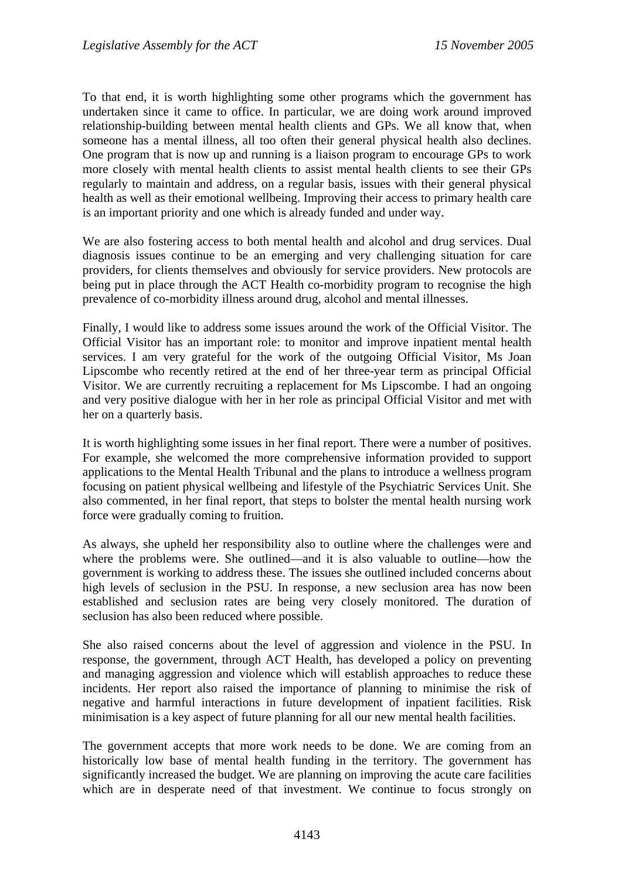To that end, it is worth highlighting some other programs which the government has undertaken since it came to office. In particular, we are doing work around improved relationship-building between mental health clients and GPs. We all know that, when someone has a mental illness, all too often their general physical health also declines. One program that is now up and running is a liaison program to encourage GPs to work more closely with mental health clients to assist mental health clients to see their GPs regularly to maintain and address, on a regular basis, issues with their general physical health as well as their emotional wellbeing. Improving their access to primary health care is an important priority and one which is already funded and under way.

We are also fostering access to both mental health and alcohol and drug services. Dual diagnosis issues continue to be an emerging and very challenging situation for care providers, for clients themselves and obviously for service providers. New protocols are being put in place through the ACT Health co-morbidity program to recognise the high prevalence of co-morbidity illness around drug, alcohol and mental illnesses.

Finally, I would like to address some issues around the work of the Official Visitor. The Official Visitor has an important role: to monitor and improve inpatient mental health services. I am very grateful for the work of the outgoing Official Visitor, Ms Joan Lipscombe who recently retired at the end of her three-year term as principal Official Visitor. We are currently recruiting a replacement for Ms Lipscombe. I had an ongoing and very positive dialogue with her in her role as principal Official Visitor and met with her on a quarterly basis.

It is worth highlighting some issues in her final report. There were a number of positives. For example, she welcomed the more comprehensive information provided to support applications to the Mental Health Tribunal and the plans to introduce a wellness program focusing on patient physical wellbeing and lifestyle of the Psychiatric Services Unit. She also commented, in her final report, that steps to bolster the mental health nursing work force were gradually coming to fruition.

As always, she upheld her responsibility also to outline where the challenges were and where the problems were. She outlined—and it is also valuable to outline—how the government is working to address these. The issues she outlined included concerns about high levels of seclusion in the PSU. In response, a new seclusion area has now been established and seclusion rates are being very closely monitored. The duration of seclusion has also been reduced where possible.

She also raised concerns about the level of aggression and violence in the PSU. In response, the government, through ACT Health, has developed a policy on preventing and managing aggression and violence which will establish approaches to reduce these incidents. Her report also raised the importance of planning to minimise the risk of negative and harmful interactions in future development of inpatient facilities. Risk minimisation is a key aspect of future planning for all our new mental health facilities.

The government accepts that more work needs to be done. We are coming from an historically low base of mental health funding in the territory. The government has significantly increased the budget. We are planning on improving the acute care facilities which are in desperate need of that investment. We continue to focus strongly on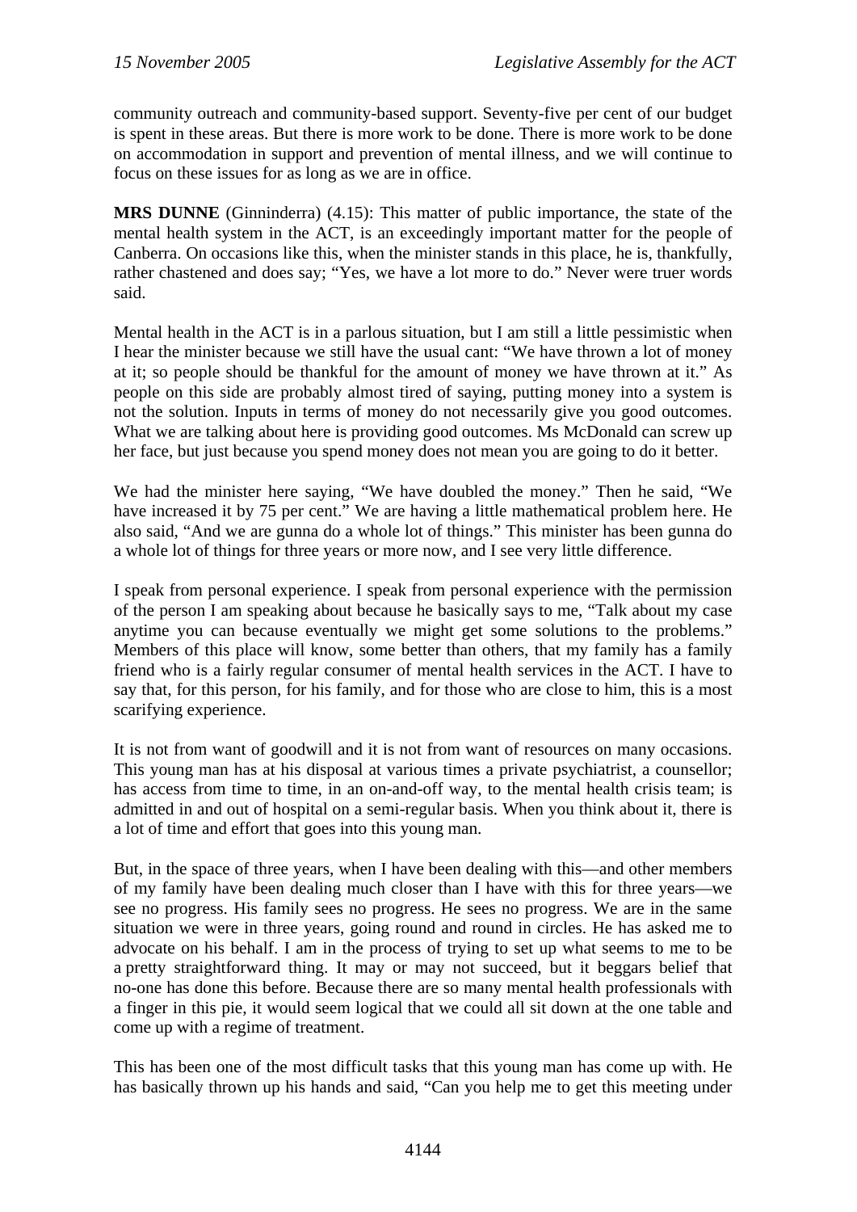community outreach and community-based support. Seventy-five per cent of our budget is spent in these areas. But there is more work to be done. There is more work to be done on accommodation in support and prevention of mental illness, and we will continue to focus on these issues for as long as we are in office.

**MRS DUNNE** (Ginninderra) (4.15): This matter of public importance, the state of the mental health system in the ACT, is an exceedingly important matter for the people of Canberra. On occasions like this, when the minister stands in this place, he is, thankfully, rather chastened and does say; "Yes, we have a lot more to do." Never were truer words said.

Mental health in the ACT is in a parlous situation, but I am still a little pessimistic when I hear the minister because we still have the usual cant: "We have thrown a lot of money at it; so people should be thankful for the amount of money we have thrown at it." As people on this side are probably almost tired of saying, putting money into a system is not the solution. Inputs in terms of money do not necessarily give you good outcomes. What we are talking about here is providing good outcomes. Ms McDonald can screw up her face, but just because you spend money does not mean you are going to do it better.

We had the minister here saying, "We have doubled the money." Then he said, "We have increased it by 75 per cent." We are having a little mathematical problem here. He also said, "And we are gunna do a whole lot of things." This minister has been gunna do a whole lot of things for three years or more now, and I see very little difference.

I speak from personal experience. I speak from personal experience with the permission of the person I am speaking about because he basically says to me, "Talk about my case anytime you can because eventually we might get some solutions to the problems." Members of this place will know, some better than others, that my family has a family friend who is a fairly regular consumer of mental health services in the ACT. I have to say that, for this person, for his family, and for those who are close to him, this is a most scarifying experience.

It is not from want of goodwill and it is not from want of resources on many occasions. This young man has at his disposal at various times a private psychiatrist, a counsellor; has access from time to time, in an on-and-off way, to the mental health crisis team; is admitted in and out of hospital on a semi-regular basis. When you think about it, there is a lot of time and effort that goes into this young man.

But, in the space of three years, when I have been dealing with this—and other members of my family have been dealing much closer than I have with this for three years—we see no progress. His family sees no progress. He sees no progress. We are in the same situation we were in three years, going round and round in circles. He has asked me to advocate on his behalf. I am in the process of trying to set up what seems to me to be a pretty straightforward thing. It may or may not succeed, but it beggars belief that no-one has done this before. Because there are so many mental health professionals with a finger in this pie, it would seem logical that we could all sit down at the one table and come up with a regime of treatment.

This has been one of the most difficult tasks that this young man has come up with. He has basically thrown up his hands and said, "Can you help me to get this meeting under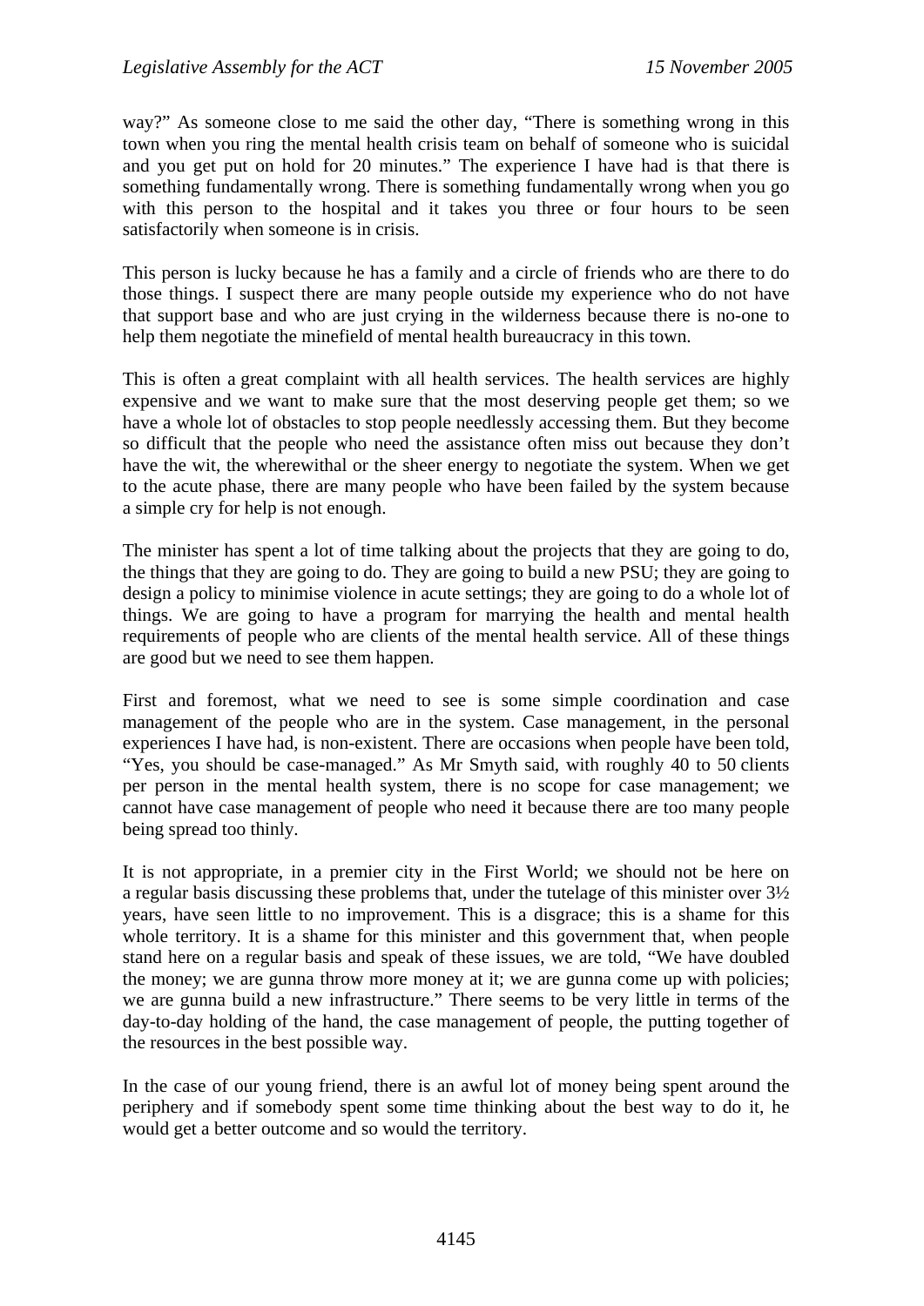way?" As someone close to me said the other day, "There is something wrong in this town when you ring the mental health crisis team on behalf of someone who is suicidal and you get put on hold for 20 minutes." The experience I have had is that there is something fundamentally wrong. There is something fundamentally wrong when you go with this person to the hospital and it takes you three or four hours to be seen satisfactorily when someone is in crisis.

This person is lucky because he has a family and a circle of friends who are there to do those things. I suspect there are many people outside my experience who do not have that support base and who are just crying in the wilderness because there is no-one to help them negotiate the minefield of mental health bureaucracy in this town.

This is often a great complaint with all health services. The health services are highly expensive and we want to make sure that the most deserving people get them; so we have a whole lot of obstacles to stop people needlessly accessing them. But they become so difficult that the people who need the assistance often miss out because they don't have the wit, the wherewithal or the sheer energy to negotiate the system. When we get to the acute phase, there are many people who have been failed by the system because a simple cry for help is not enough.

The minister has spent a lot of time talking about the projects that they are going to do, the things that they are going to do. They are going to build a new PSU; they are going to design a policy to minimise violence in acute settings; they are going to do a whole lot of things. We are going to have a program for marrying the health and mental health requirements of people who are clients of the mental health service. All of these things are good but we need to see them happen.

First and foremost, what we need to see is some simple coordination and case management of the people who are in the system. Case management, in the personal experiences I have had, is non-existent. There are occasions when people have been told, "Yes, you should be case-managed." As Mr Smyth said, with roughly 40 to 50 clients per person in the mental health system, there is no scope for case management; we cannot have case management of people who need it because there are too many people being spread too thinly.

It is not appropriate, in a premier city in the First World; we should not be here on a regular basis discussing these problems that, under the tutelage of this minister over 3½ years, have seen little to no improvement. This is a disgrace; this is a shame for this whole territory. It is a shame for this minister and this government that, when people stand here on a regular basis and speak of these issues, we are told, "We have doubled the money; we are gunna throw more money at it; we are gunna come up with policies; we are gunna build a new infrastructure." There seems to be very little in terms of the day-to-day holding of the hand, the case management of people, the putting together of the resources in the best possible way.

In the case of our young friend, there is an awful lot of money being spent around the periphery and if somebody spent some time thinking about the best way to do it, he would get a better outcome and so would the territory.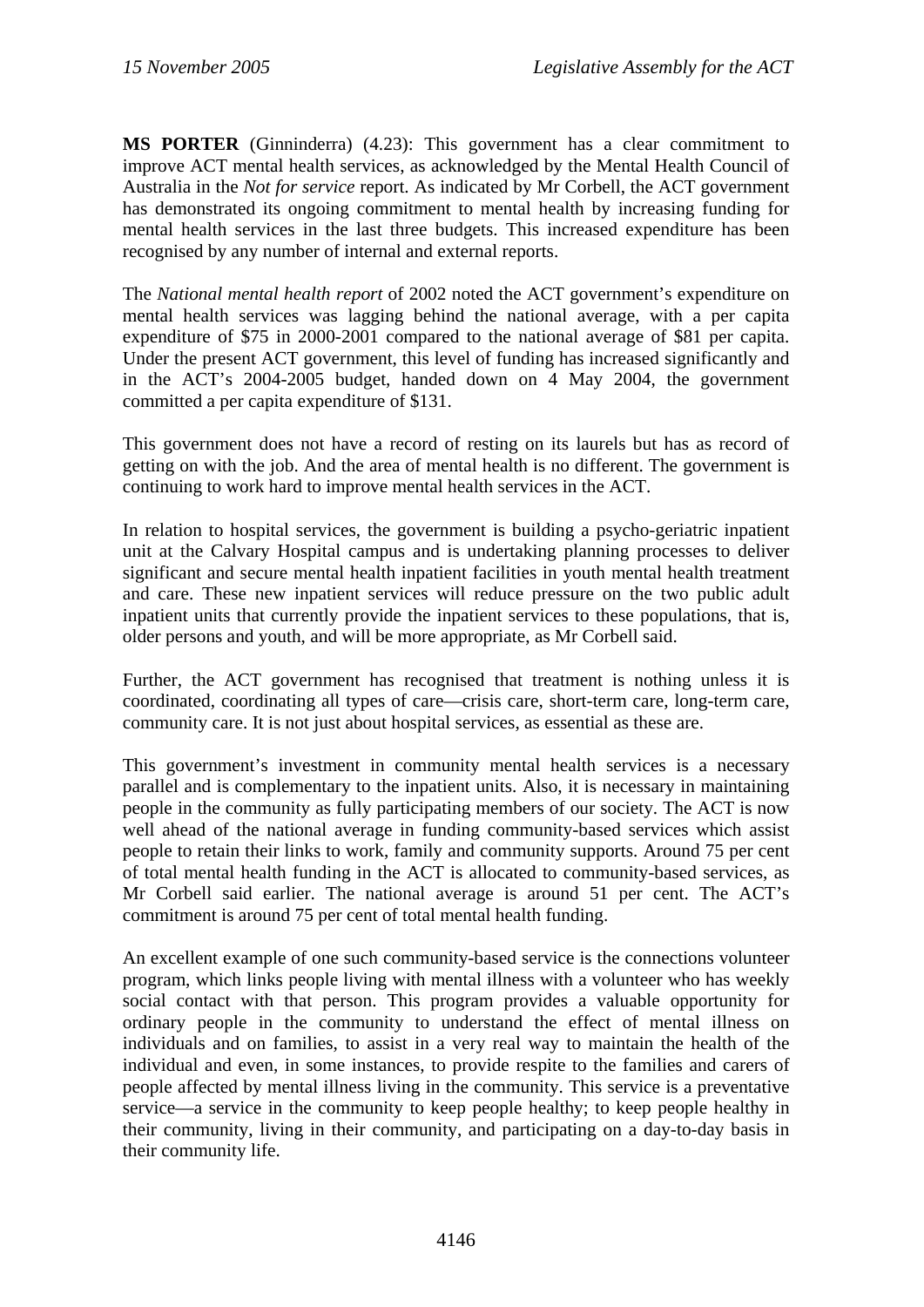**MS PORTER** (Ginninderra) (4.23): This government has a clear commitment to improve ACT mental health services, as acknowledged by the Mental Health Council of Australia in the *Not for service* report. As indicated by Mr Corbell, the ACT government has demonstrated its ongoing commitment to mental health by increasing funding for mental health services in the last three budgets. This increased expenditure has been recognised by any number of internal and external reports.

The *National mental health report* of 2002 noted the ACT government's expenditure on mental health services was lagging behind the national average, with a per capita expenditure of $75 in 2000-2001 compared to the national average of $81 per capita. Under the present ACT government, this level of funding has increased significantly and in the ACT's 2004-2005 budget, handed down on 4 May 2004, the government committed a per capita expenditure of $131.

This government does not have a record of resting on its laurels but has as record of getting on with the job. And the area of mental health is no different. The government is continuing to work hard to improve mental health services in the ACT.

In relation to hospital services, the government is building a psycho-geriatric inpatient unit at the Calvary Hospital campus and is undertaking planning processes to deliver significant and secure mental health inpatient facilities in youth mental health treatment and care. These new inpatient services will reduce pressure on the two public adult inpatient units that currently provide the inpatient services to these populations, that is, older persons and youth, and will be more appropriate, as Mr Corbell said.

Further, the ACT government has recognised that treatment is nothing unless it is coordinated, coordinating all types of care—crisis care, short-term care, long-term care, community care. It is not just about hospital services, as essential as these are.

This government's investment in community mental health services is a necessary parallel and is complementary to the inpatient units. Also, it is necessary in maintaining people in the community as fully participating members of our society. The ACT is now well ahead of the national average in funding community-based services which assist people to retain their links to work, family and community supports. Around 75 per cent of total mental health funding in the ACT is allocated to community-based services, as Mr Corbell said earlier. The national average is around 51 per cent. The ACT's commitment is around 75 per cent of total mental health funding.

An excellent example of one such community-based service is the connections volunteer program, which links people living with mental illness with a volunteer who has weekly social contact with that person. This program provides a valuable opportunity for ordinary people in the community to understand the effect of mental illness on individuals and on families, to assist in a very real way to maintain the health of the individual and even, in some instances, to provide respite to the families and carers of people affected by mental illness living in the community. This service is a preventative service—a service in the community to keep people healthy; to keep people healthy in their community, living in their community, and participating on a day-to-day basis in their community life.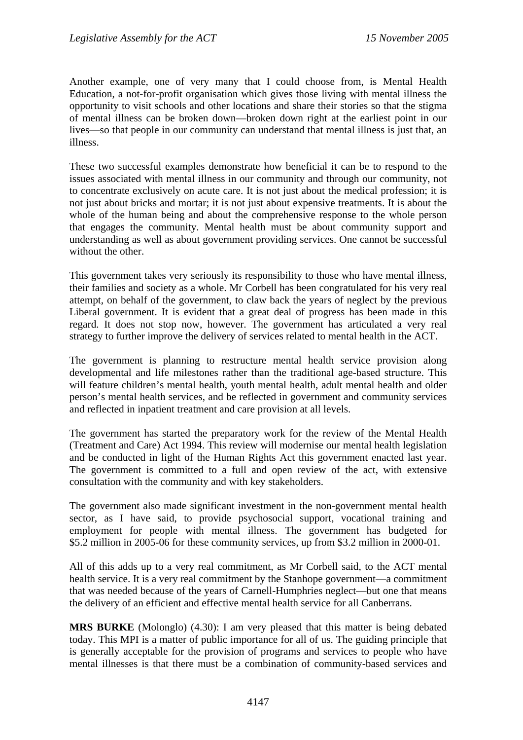Another example, one of very many that I could choose from, is Mental Health Education, a not-for-profit organisation which gives those living with mental illness the opportunity to visit schools and other locations and share their stories so that the stigma of mental illness can be broken down—broken down right at the earliest point in our lives—so that people in our community can understand that mental illness is just that, an illness.

These two successful examples demonstrate how beneficial it can be to respond to the issues associated with mental illness in our community and through our community, not to concentrate exclusively on acute care. It is not just about the medical profession; it is not just about bricks and mortar; it is not just about expensive treatments. It is about the whole of the human being and about the comprehensive response to the whole person that engages the community. Mental health must be about community support and understanding as well as about government providing services. One cannot be successful without the other.

This government takes very seriously its responsibility to those who have mental illness, their families and society as a whole. Mr Corbell has been congratulated for his very real attempt, on behalf of the government, to claw back the years of neglect by the previous Liberal government. It is evident that a great deal of progress has been made in this regard. It does not stop now, however. The government has articulated a very real strategy to further improve the delivery of services related to mental health in the ACT.

The government is planning to restructure mental health service provision along developmental and life milestones rather than the traditional age-based structure. This will feature children's mental health, youth mental health, adult mental health and older person's mental health services, and be reflected in government and community services and reflected in inpatient treatment and care provision at all levels.

The government has started the preparatory work for the review of the Mental Health (Treatment and Care) Act 1994. This review will modernise our mental health legislation and be conducted in light of the Human Rights Act this government enacted last year. The government is committed to a full and open review of the act, with extensive consultation with the community and with key stakeholders.

The government also made significant investment in the non-government mental health sector, as I have said, to provide psychosocial support, vocational training and employment for people with mental illness. The government has budgeted for \$5.2 million in 2005-06 for these community services, up from \$3.2 million in 2000-01.

All of this adds up to a very real commitment, as Mr Corbell said, to the ACT mental health service. It is a very real commitment by the Stanhope government—a commitment that was needed because of the years of Carnell-Humphries neglect—but one that means the delivery of an efficient and effective mental health service for all Canberrans.

**MRS BURKE** (Molonglo) (4.30): I am very pleased that this matter is being debated today. This MPI is a matter of public importance for all of us. The guiding principle that is generally acceptable for the provision of programs and services to people who have mental illnesses is that there must be a combination of community-based services and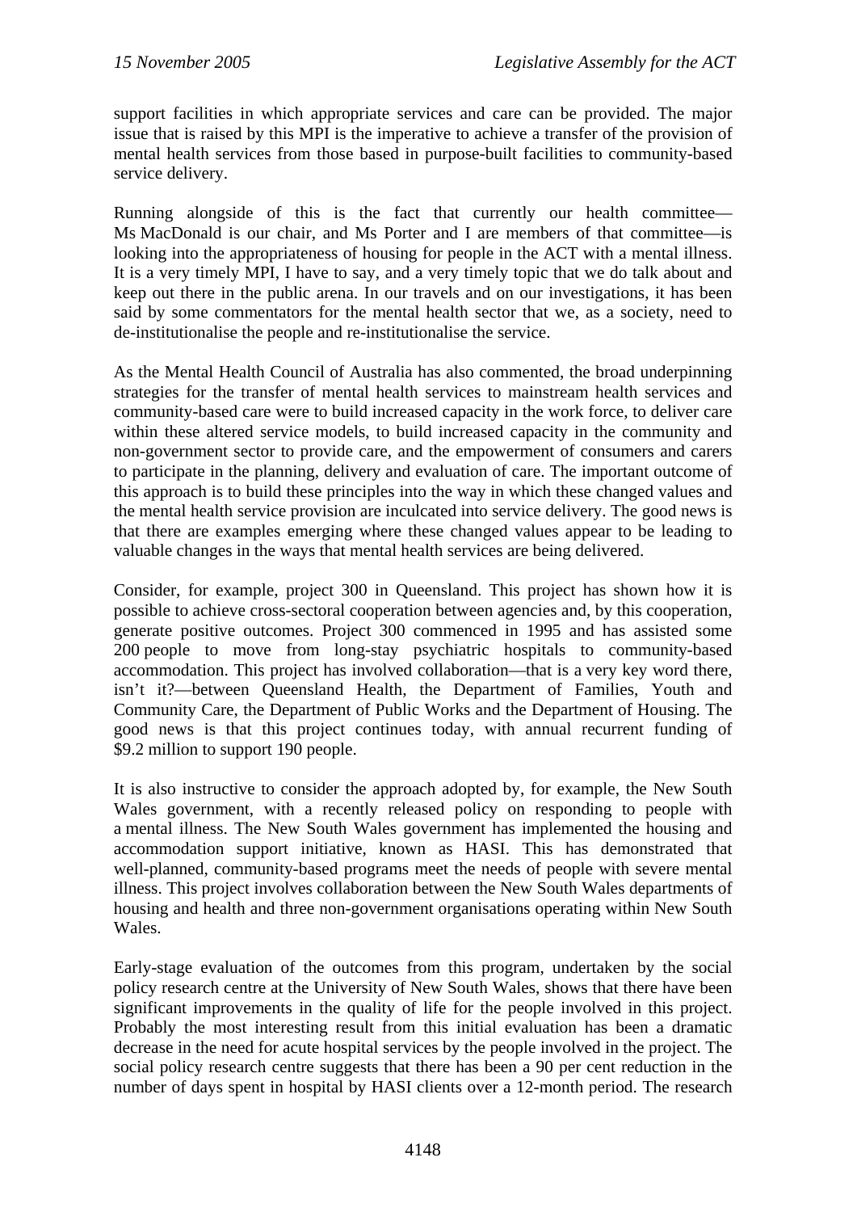support facilities in which appropriate services and care can be provided. The major issue that is raised by this MPI is the imperative to achieve a transfer of the provision of mental health services from those based in purpose-built facilities to community-based service delivery.

Running alongside of this is the fact that currently our health committee—Ms MacDonald is our chair, and Ms Porter and I are members of that committee—is looking into the appropriateness of housing for people in the ACT with a mental illness. It is a very timely MPI, I have to say, and a very timely topic that we do talk about and keep out there in the public arena. In our travels and on our investigations, it has been said by some commentators for the mental health sector that we, as a society, need to de-institutionalise the people and re-institutionalise the service.

As the Mental Health Council of Australia has also commented, the broad underpinning strategies for the transfer of mental health services to mainstream health services and community-based care were to build increased capacity in the work force, to deliver care within these altered service models, to build increased capacity in the community and non-government sector to provide care, and the empowerment of consumers and carers to participate in the planning, delivery and evaluation of care. The important outcome of this approach is to build these principles into the way in which these changed values and the mental health service provision are inculcated into service delivery. The good news is that there are examples emerging where these changed values appear to be leading to valuable changes in the ways that mental health services are being delivered.

Consider, for example, project 300 in Queensland. This project has shown how it is possible to achieve cross-sectoral cooperation between agencies and, by this cooperation, generate positive outcomes. Project 300 commenced in 1995 and has assisted some 200 people to move from long-stay psychiatric hospitals to community-based accommodation. This project has involved collaboration—that is a very key word there, isn't it?—between Queensland Health, the Department of Families, Youth and Community Care, the Department of Public Works and the Department of Housing. The good news is that this project continues today, with annual recurrent funding of $9.2 million to support 190 people.

It is also instructive to consider the approach adopted by, for example, the New South Wales government, with a recently released policy on responding to people with a mental illness. The New South Wales government has implemented the housing and accommodation support initiative, known as HASI. This has demonstrated that well-planned, community-based programs meet the needs of people with severe mental illness. This project involves collaboration between the New South Wales departments of housing and health and three non-government organisations operating within New South Wales.

Early-stage evaluation of the outcomes from this program, undertaken by the social policy research centre at the University of New South Wales, shows that there have been significant improvements in the quality of life for the people involved in this project. Probably the most interesting result from this initial evaluation has been a dramatic decrease in the need for acute hospital services by the people involved in the project. The social policy research centre suggests that there has been a 90 per cent reduction in the number of days spent in hospital by HASI clients over a 12-month period. The research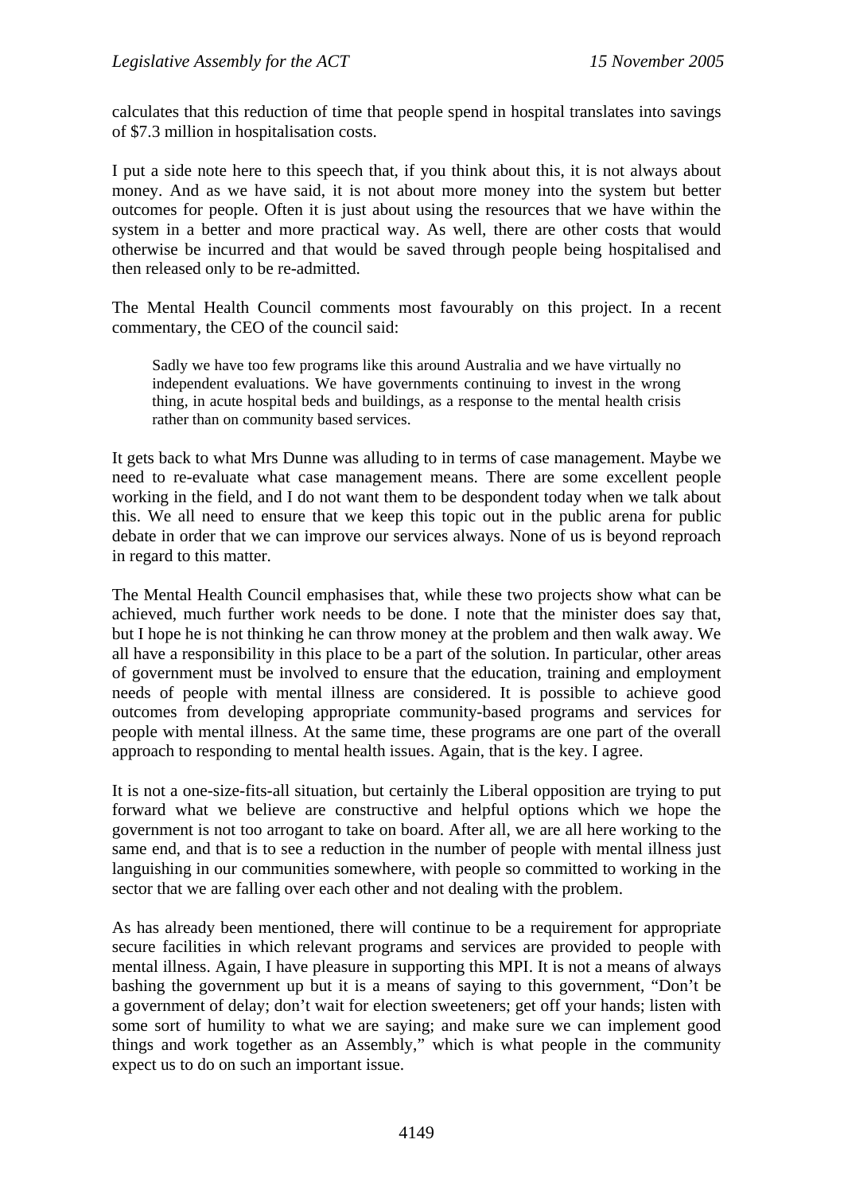calculates that this reduction of time that people spend in hospital translates into savings of $7.3 million in hospitalisation costs.

I put a side note here to this speech that, if you think about this, it is not always about money. And as we have said, it is not about more money into the system but better outcomes for people. Often it is just about using the resources that we have within the system in a better and more practical way. As well, there are other costs that would otherwise be incurred and that would be saved through people being hospitalised and then released only to be re-admitted.

The Mental Health Council comments most favourably on this project. In a recent commentary, the CEO of the council said:

> Sadly we have too few programs like this around Australia and we have virtually no independent evaluations. We have governments continuing to invest in the wrong thing, in acute hospital beds and buildings, as a response to the mental health crisis rather than on community based services.

It gets back to what Mrs Dunne was alluding to in terms of case management. Maybe we need to re-evaluate what case management means. There are some excellent people working in the field, and I do not want them to be despondent today when we talk about this. We all need to ensure that we keep this topic out in the public arena for public debate in order that we can improve our services always. None of us is beyond reproach in regard to this matter.

The Mental Health Council emphasises that, while these two projects show what can be achieved, much further work needs to be done. I note that the minister does say that, but I hope he is not thinking he can throw money at the problem and then walk away. We all have a responsibility in this place to be a part of the solution. In particular, other areas of government must be involved to ensure that the education, training and employment needs of people with mental illness are considered. It is possible to achieve good outcomes from developing appropriate community-based programs and services for people with mental illness. At the same time, these programs are one part of the overall approach to responding to mental health issues. Again, that is the key. I agree.

It is not a one-size-fits-all situation, but certainly the Liberal opposition are trying to put forward what we believe are constructive and helpful options which we hope the government is not too arrogant to take on board. After all, we are all here working to the same end, and that is to see a reduction in the number of people with mental illness just languishing in our communities somewhere, with people so committed to working in the sector that we are falling over each other and not dealing with the problem.

As has already been mentioned, there will continue to be a requirement for appropriate secure facilities in which relevant programs and services are provided to people with mental illness. Again, I have pleasure in supporting this MPI. It is not a means of always bashing the government up but it is a means of saying to this government, "Don't be a government of delay; don't wait for election sweeteners; get off your hands; listen with some sort of humility to what we are saying; and make sure we can implement good things and work together as an Assembly," which is what people in the community expect us to do on such an important issue.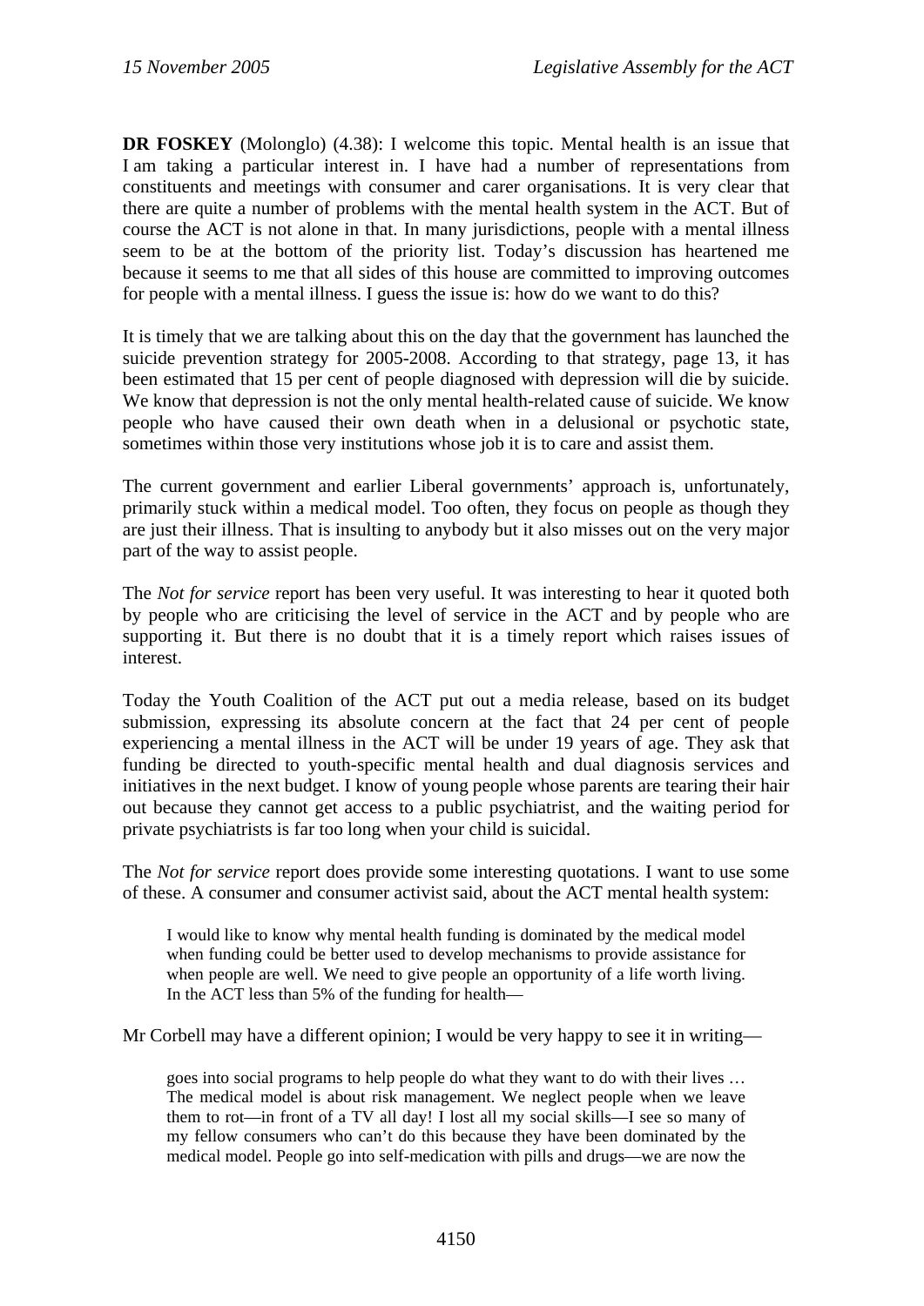**DR FOSKEY** (Molonglo) (4.38): I welcome this topic. Mental health is an issue that I am taking a particular interest in. I have had a number of representations from constituents and meetings with consumer and carer organisations. It is very clear that there are quite a number of problems with the mental health system in the ACT. But of course the ACT is not alone in that. In many jurisdictions, people with a mental illness seem to be at the bottom of the priority list. Today's discussion has heartened me because it seems to me that all sides of this house are committed to improving outcomes for people with a mental illness. I guess the issue is: how do we want to do this?

It is timely that we are talking about this on the day that the government has launched the suicide prevention strategy for 2005-2008. According to that strategy, page 13, it has been estimated that 15 per cent of people diagnosed with depression will die by suicide. We know that depression is not the only mental health-related cause of suicide. We know people who have caused their own death when in a delusional or psychotic state, sometimes within those very institutions whose job it is to care and assist them.

The current government and earlier Liberal governments' approach is, unfortunately, primarily stuck within a medical model. Too often, they focus on people as though they are just their illness. That is insulting to anybody but it also misses out on the very major part of the way to assist people.

The *Not for service* report has been very useful. It was interesting to hear it quoted both by people who are criticising the level of service in the ACT and by people who are supporting it. But there is no doubt that it is a timely report which raises issues of interest.

Today the Youth Coalition of the ACT put out a media release, based on its budget submission, expressing its absolute concern at the fact that 24 per cent of people experiencing a mental illness in the ACT will be under 19 years of age. They ask that funding be directed to youth-specific mental health and dual diagnosis services and initiatives in the next budget. I know of young people whose parents are tearing their hair out because they cannot get access to a public psychiatrist, and the waiting period for private psychiatrists is far too long when your child is suicidal.

The *Not for service* report does provide some interesting quotations. I want to use some of these. A consumer and consumer activist said, about the ACT mental health system:

> I would like to know why mental health funding is dominated by the medical model when funding could be better used to develop mechanisms to provide assistance for when people are well. We need to give people an opportunity of a life worth living. In the ACT less than 5% of the funding for health—

Mr Corbell may have a different opinion; I would be very happy to see it in writing—

> goes into social programs to help people do what they want to do with their lives … The medical model is about risk management. We neglect people when we leave them to rot—in front of a TV all day! I lost all my social skills—I see so many of my fellow consumers who can't do this because they have been dominated by the medical model. People go into self-medication with pills and drugs—we are now the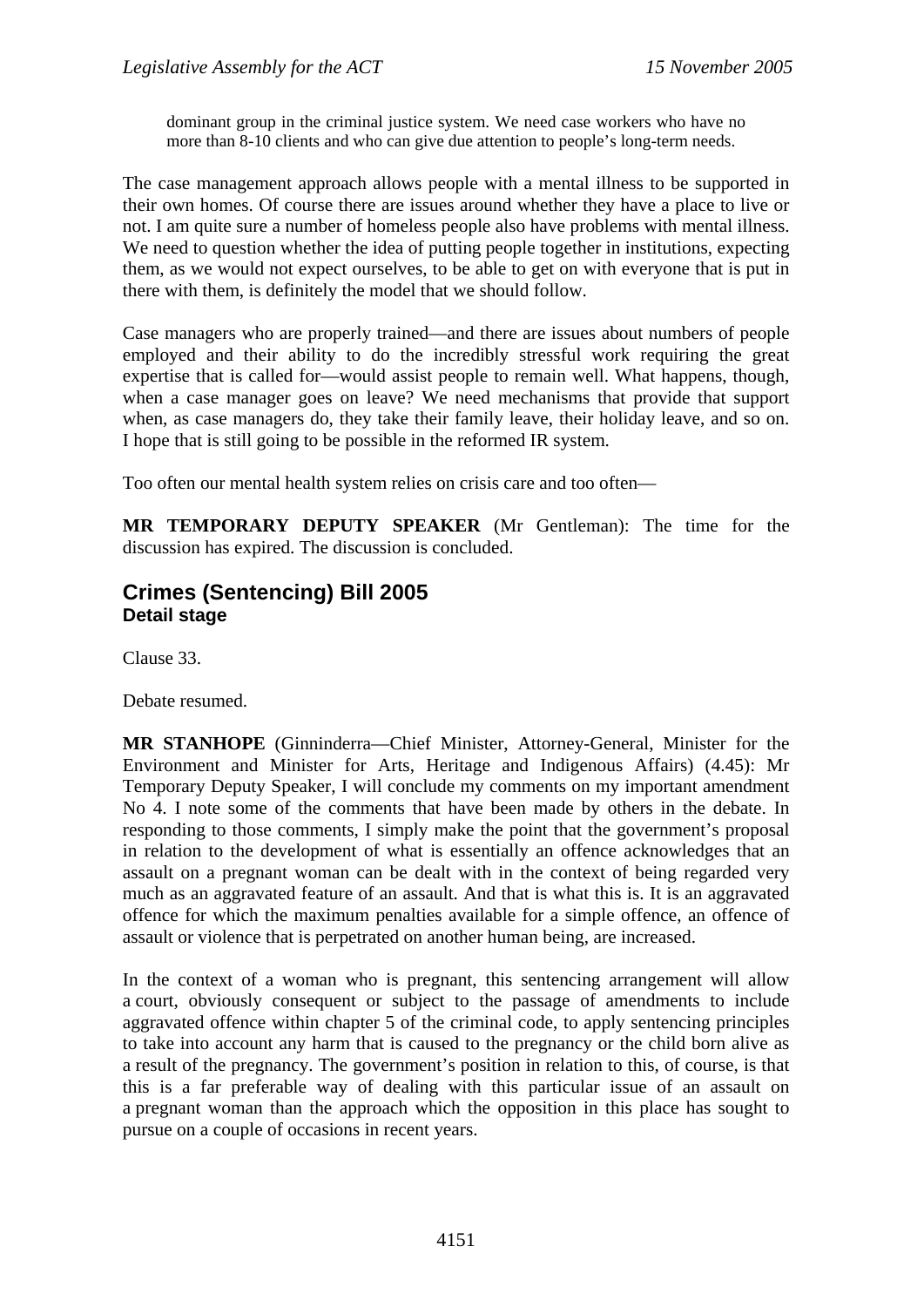> dominant group in the criminal justice system. We need case workers who have no more than 8-10 clients and who can give due attention to people's long-term needs.

The case management approach allows people with a mental illness to be supported in their own homes. Of course there are issues around whether they have a place to live or not. I am quite sure a number of homeless people also have problems with mental illness. We need to question whether the idea of putting people together in institutions, expecting them, as we would not expect ourselves, to be able to get on with everyone that is put in there with them, is definitely the model that we should follow.

Case managers who are properly trained—and there are issues about numbers of people employed and their ability to do the incredibly stressful work requiring the great expertise that is called for—would assist people to remain well. What happens, though, when a case manager goes on leave? We need mechanisms that provide that support when, as case managers do, they take their family leave, their holiday leave, and so on. I hope that is still going to be possible in the reformed IR system.

Too often our mental health system relies on crisis care and too often—

**MR TEMPORARY DEPUTY SPEAKER** (Mr Gentleman): The time for the discussion has expired. The discussion is concluded.

## Crimes (Sentencing) Bill 2005

### Detail stage

Clause 33.

Debate resumed.

**MR STANHOPE** (Ginninderra—Chief Minister, Attorney-General, Minister for the Environment and Minister for Arts, Heritage and Indigenous Affairs) (4.45): Mr Temporary Deputy Speaker, I will conclude my comments on my important amendment No 4. I note some of the comments that have been made by others in the debate. In responding to those comments, I simply make the point that the government's proposal in relation to the development of what is essentially an offence acknowledges that an assault on a pregnant woman can be dealt with in the context of being regarded very much as an aggravated feature of an assault. And that is what this is. It is an aggravated offence for which the maximum penalties available for a simple offence, an offence of assault or violence that is perpetrated on another human being, are increased.

In the context of a woman who is pregnant, this sentencing arrangement will allow a court, obviously consequent or subject to the passage of amendments to include aggravated offence within chapter 5 of the criminal code, to apply sentencing principles to take into account any harm that is caused to the pregnancy or the child born alive as a result of the pregnancy. The government's position in relation to this, of course, is that this is a far preferable way of dealing with this particular issue of an assault on a pregnant woman than the approach which the opposition in this place has sought to pursue on a couple of occasions in recent years.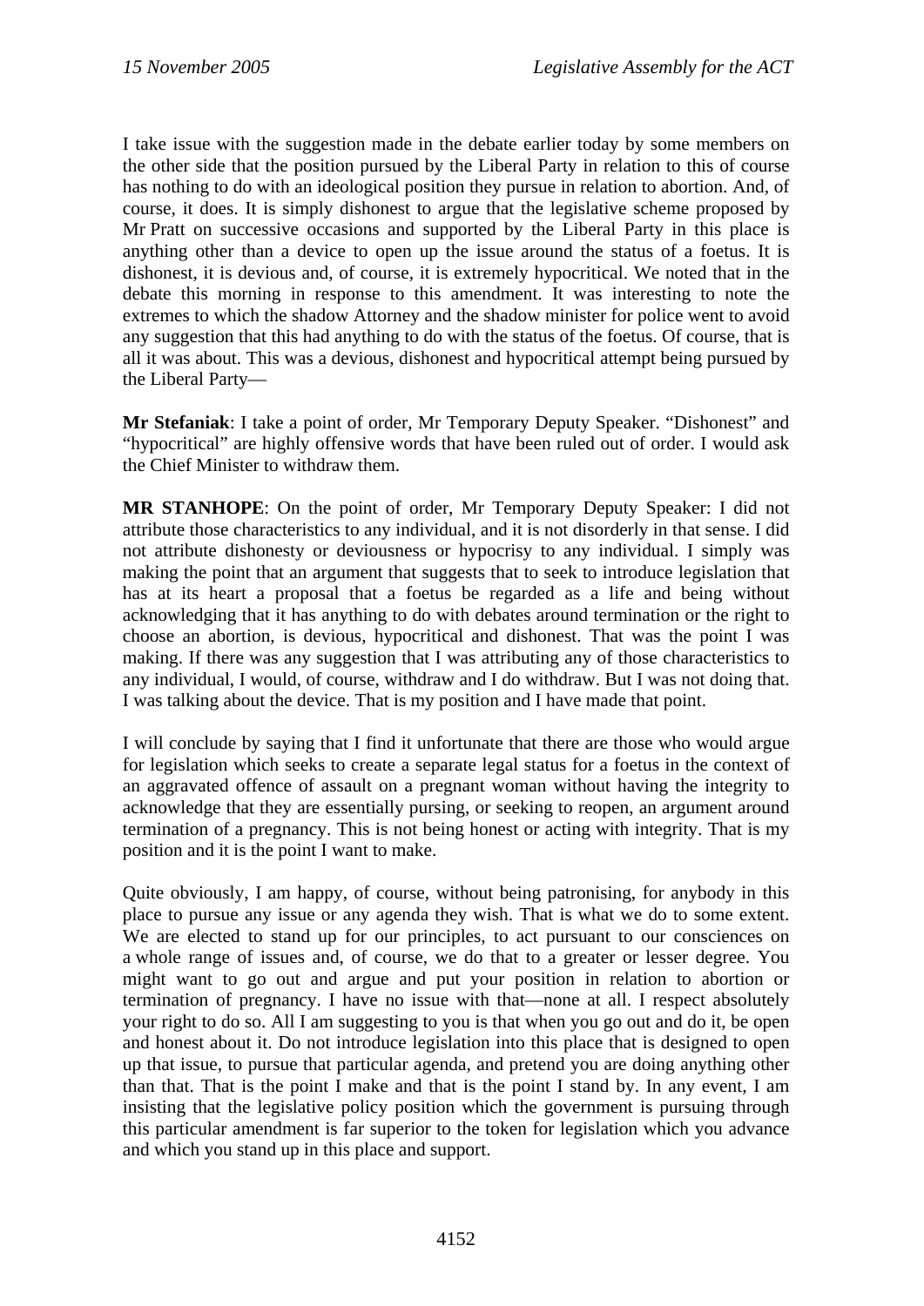I take issue with the suggestion made in the debate earlier today by some members on the other side that the position pursued by the Liberal Party in relation to this of course has nothing to do with an ideological position they pursue in relation to abortion. And, of course, it does. It is simply dishonest to argue that the legislative scheme proposed by Mr Pratt on successive occasions and supported by the Liberal Party in this place is anything other than a device to open up the issue around the status of a foetus. It is dishonest, it is devious and, of course, it is extremely hypocritical. We noted that in the debate this morning in response to this amendment. It was interesting to note the extremes to which the shadow Attorney and the shadow minister for police went to avoid any suggestion that this had anything to do with the status of the foetus. Of course, that is all it was about. This was a devious, dishonest and hypocritical attempt being pursued by the Liberal Party—

**Mr Stefaniak**: I take a point of order, Mr Temporary Deputy Speaker. "Dishonest" and "hypocritical" are highly offensive words that have been ruled out of order. I would ask the Chief Minister to withdraw them.

**MR STANHOPE**: On the point of order, Mr Temporary Deputy Speaker: I did not attribute those characteristics to any individual, and it is not disorderly in that sense. I did not attribute dishonesty or deviousness or hypocrisy to any individual. I simply was making the point that an argument that suggests that to seek to introduce legislation that has at its heart a proposal that a foetus be regarded as a life and being without acknowledging that it has anything to do with debates around termination or the right to choose an abortion, is devious, hypocritical and dishonest. That was the point I was making. If there was any suggestion that I was attributing any of those characteristics to any individual, I would, of course, withdraw and I do withdraw. But I was not doing that. I was talking about the device. That is my position and I have made that point.

I will conclude by saying that I find it unfortunate that there are those who would argue for legislation which seeks to create a separate legal status for a foetus in the context of an aggravated offence of assault on a pregnant woman without having the integrity to acknowledge that they are essentially pursing, or seeking to reopen, an argument around termination of a pregnancy. This is not being honest or acting with integrity. That is my position and it is the point I want to make.

Quite obviously, I am happy, of course, without being patronising, for anybody in this place to pursue any issue or any agenda they wish. That is what we do to some extent. We are elected to stand up for our principles, to act pursuant to our consciences on a whole range of issues and, of course, we do that to a greater or lesser degree. You might want to go out and argue and put your position in relation to abortion or termination of pregnancy. I have no issue with that—none at all. I respect absolutely your right to do so. All I am suggesting to you is that when you go out and do it, be open and honest about it. Do not introduce legislation into this place that is designed to open up that issue, to pursue that particular agenda, and pretend you are doing anything other than that. That is the point I make and that is the point I stand by. In any event, I am insisting that the legislative policy position which the government is pursuing through this particular amendment is far superior to the token for legislation which you advance and which you stand up in this place and support.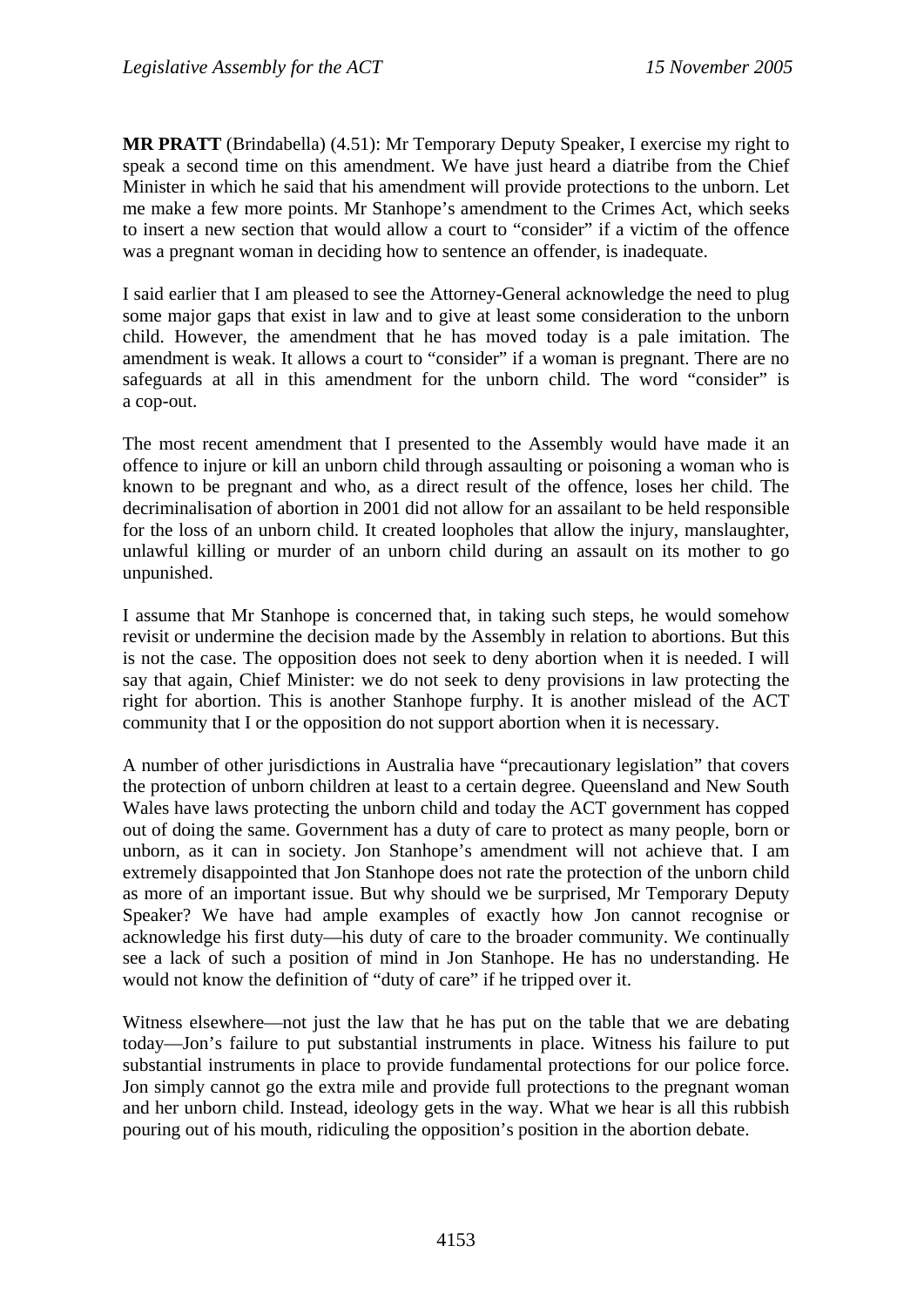**MR PRATT** (Brindabella) (4.51): Mr Temporary Deputy Speaker, I exercise my right to speak a second time on this amendment. We have just heard a diatribe from the Chief Minister in which he said that his amendment will provide protections to the unborn. Let me make a few more points. Mr Stanhope's amendment to the Crimes Act, which seeks to insert a new section that would allow a court to "consider" if a victim of the offence was a pregnant woman in deciding how to sentence an offender, is inadequate.

I said earlier that I am pleased to see the Attorney-General acknowledge the need to plug some major gaps that exist in law and to give at least some consideration to the unborn child. However, the amendment that he has moved today is a pale imitation. The amendment is weak. It allows a court to "consider" if a woman is pregnant. There are no safeguards at all in this amendment for the unborn child. The word "consider" is a cop-out.

The most recent amendment that I presented to the Assembly would have made it an offence to injure or kill an unborn child through assaulting or poisoning a woman who is known to be pregnant and who, as a direct result of the offence, loses her child. The decriminalisation of abortion in 2001 did not allow for an assailant to be held responsible for the loss of an unborn child. It created loopholes that allow the injury, manslaughter, unlawful killing or murder of an unborn child during an assault on its mother to go unpunished.

I assume that Mr Stanhope is concerned that, in taking such steps, he would somehow revisit or undermine the decision made by the Assembly in relation to abortions. But this is not the case. The opposition does not seek to deny abortion when it is needed. I will say that again, Chief Minister: we do not seek to deny provisions in law protecting the right for abortion. This is another Stanhope furphy. It is another mislead of the ACT community that I or the opposition do not support abortion when it is necessary.

A number of other jurisdictions in Australia have "precautionary legislation" that covers the protection of unborn children at least to a certain degree. Queensland and New South Wales have laws protecting the unborn child and today the ACT government has copped out of doing the same. Government has a duty of care to protect as many people, born or unborn, as it can in society. Jon Stanhope's amendment will not achieve that. I am extremely disappointed that Jon Stanhope does not rate the protection of the unborn child as more of an important issue. But why should we be surprised, Mr Temporary Deputy Speaker? We have had ample examples of exactly how Jon cannot recognise or acknowledge his first duty—his duty of care to the broader community. We continually see a lack of such a position of mind in Jon Stanhope. He has no understanding. He would not know the definition of "duty of care" if he tripped over it.

Witness elsewhere—not just the law that he has put on the table that we are debating today—Jon's failure to put substantial instruments in place. Witness his failure to put substantial instruments in place to provide fundamental protections for our police force. Jon simply cannot go the extra mile and provide full protections to the pregnant woman and her unborn child. Instead, ideology gets in the way. What we hear is all this rubbish pouring out of his mouth, ridiculing the opposition's position in the abortion debate.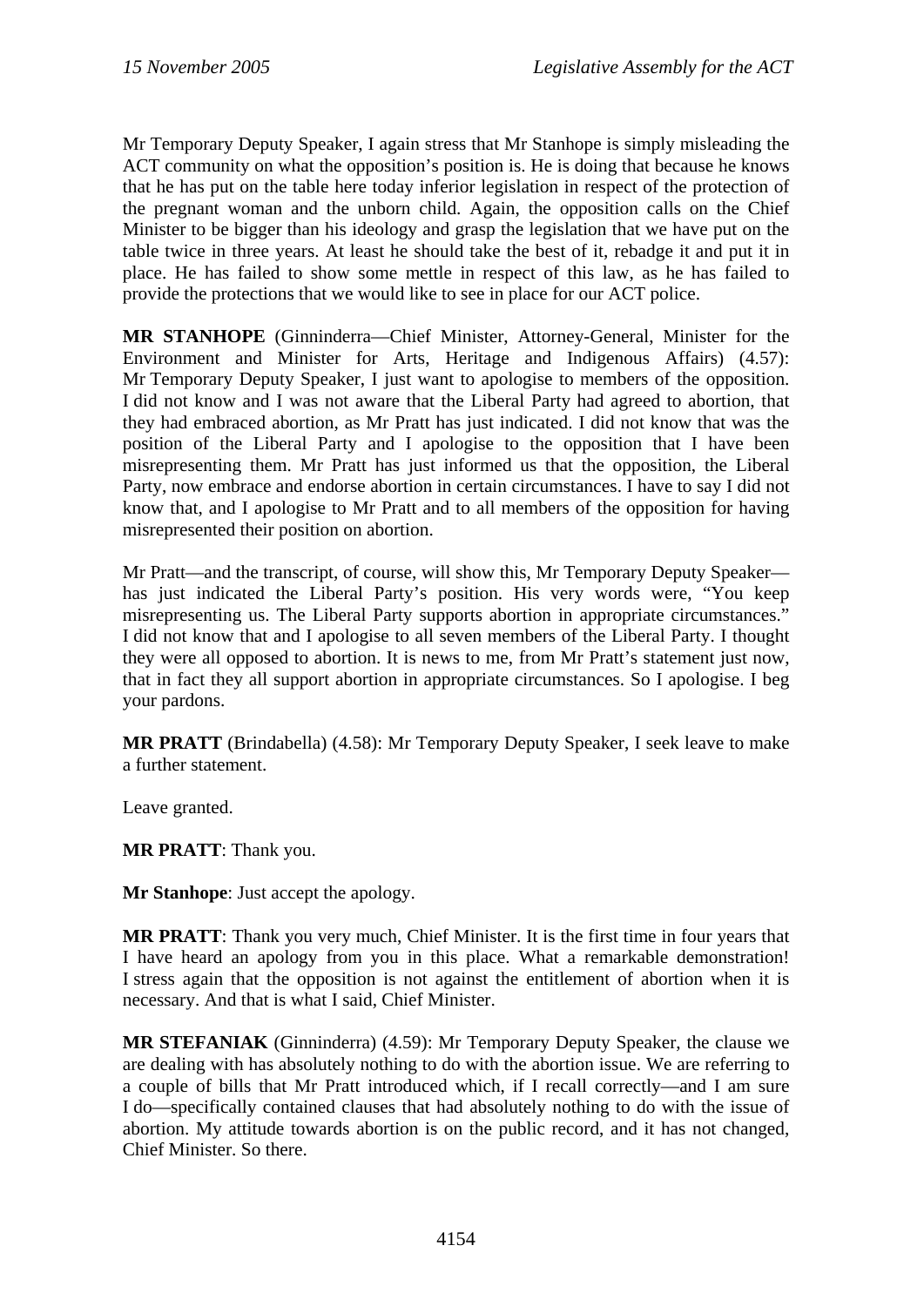Mr Temporary Deputy Speaker, I again stress that Mr Stanhope is simply misleading the ACT community on what the opposition's position is. He is doing that because he knows that he has put on the table here today inferior legislation in respect of the protection of the pregnant woman and the unborn child. Again, the opposition calls on the Chief Minister to be bigger than his ideology and grasp the legislation that we have put on the table twice in three years. At least he should take the best of it, rebadge it and put it in place. He has failed to show some mettle in respect of this law, as he has failed to provide the protections that we would like to see in place for our ACT police.

**MR STANHOPE** (Ginninderra—Chief Minister, Attorney-General, Minister for the Environment and Minister for Arts, Heritage and Indigenous Affairs) (4.57): Mr Temporary Deputy Speaker, I just want to apologise to members of the opposition. I did not know and I was not aware that the Liberal Party had agreed to abortion, that they had embraced abortion, as Mr Pratt has just indicated. I did not know that was the position of the Liberal Party and I apologise to the opposition that I have been misrepresenting them. Mr Pratt has just informed us that the opposition, the Liberal Party, now embrace and endorse abortion in certain circumstances. I have to say I did not know that, and I apologise to Mr Pratt and to all members of the opposition for having misrepresented their position on abortion.

Mr Pratt—and the transcript, of course, will show this, Mr Temporary Deputy Speaker—has just indicated the Liberal Party's position. His very words were, "You keep misrepresenting us. The Liberal Party supports abortion in appropriate circumstances." I did not know that and I apologise to all seven members of the Liberal Party. I thought they were all opposed to abortion. It is news to me, from Mr Pratt's statement just now, that in fact they all support abortion in appropriate circumstances. So I apologise. I beg your pardons.

**MR PRATT** (Brindabella) (4.58): Mr Temporary Deputy Speaker, I seek leave to make a further statement.

Leave granted.

**MR PRATT**: Thank you.

**Mr Stanhope**: Just accept the apology.

**MR PRATT**: Thank you very much, Chief Minister. It is the first time in four years that I have heard an apology from you in this place. What a remarkable demonstration! I stress again that the opposition is not against the entitlement of abortion when it is necessary. And that is what I said, Chief Minister.

**MR STEFANIAK** (Ginninderra) (4.59): Mr Temporary Deputy Speaker, the clause we are dealing with has absolutely nothing to do with the abortion issue. We are referring to a couple of bills that Mr Pratt introduced which, if I recall correctly—and I am sure I do—specifically contained clauses that had absolutely nothing to do with the issue of abortion. My attitude towards abortion is on the public record, and it has not changed, Chief Minister. So there.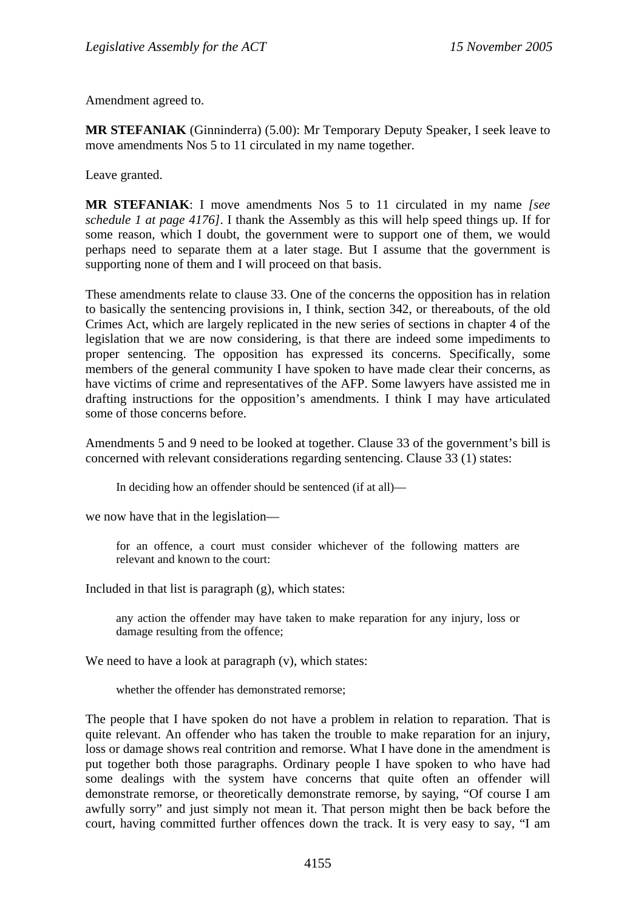Amendment agreed to.

**MR STEFANIAK** (Ginninderra) (5.00): Mr Temporary Deputy Speaker, I seek leave to move amendments Nos 5 to 11 circulated in my name together.

Leave granted.

**MR STEFANIAK**: I move amendments Nos 5 to 11 circulated in my name *[see schedule 1 at page 4176]*. I thank the Assembly as this will help speed things up. If for some reason, which I doubt, the government were to support one of them, we would perhaps need to separate them at a later stage. But I assume that the government is supporting none of them and I will proceed on that basis.

These amendments relate to clause 33. One of the concerns the opposition has in relation to basically the sentencing provisions in, I think, section 342, or thereabouts, of the old Crimes Act, which are largely replicated in the new series of sections in chapter 4 of the legislation that we are now considering, is that there are indeed some impediments to proper sentencing. The opposition has expressed its concerns. Specifically, some members of the general community I have spoken to have made clear their concerns, as have victims of crime and representatives of the AFP. Some lawyers have assisted me in drafting instructions for the opposition's amendments. I think I may have articulated some of those concerns before.

Amendments 5 and 9 need to be looked at together. Clause 33 of the government's bill is concerned with relevant considerations regarding sentencing. Clause 33 (1) states:

> In deciding how an offender should be sentenced (if at all)—

we now have that in the legislation—

> for an offence, a court must consider whichever of the following matters are relevant and known to the court:

Included in that list is paragraph (g), which states:

> any action the offender may have taken to make reparation for any injury, loss or damage resulting from the offence;

We need to have a look at paragraph (v), which states:

> whether the offender has demonstrated remorse;

The people that I have spoken do not have a problem in relation to reparation. That is quite relevant. An offender who has taken the trouble to make reparation for an injury, loss or damage shows real contrition and remorse. What I have done in the amendment is put together both those paragraphs. Ordinary people I have spoken to who have had some dealings with the system have concerns that quite often an offender will demonstrate remorse, or theoretically demonstrate remorse, by saying, "Of course I am awfully sorry" and just simply not mean it. That person might then be back before the court, having committed further offences down the track. It is very easy to say, "I am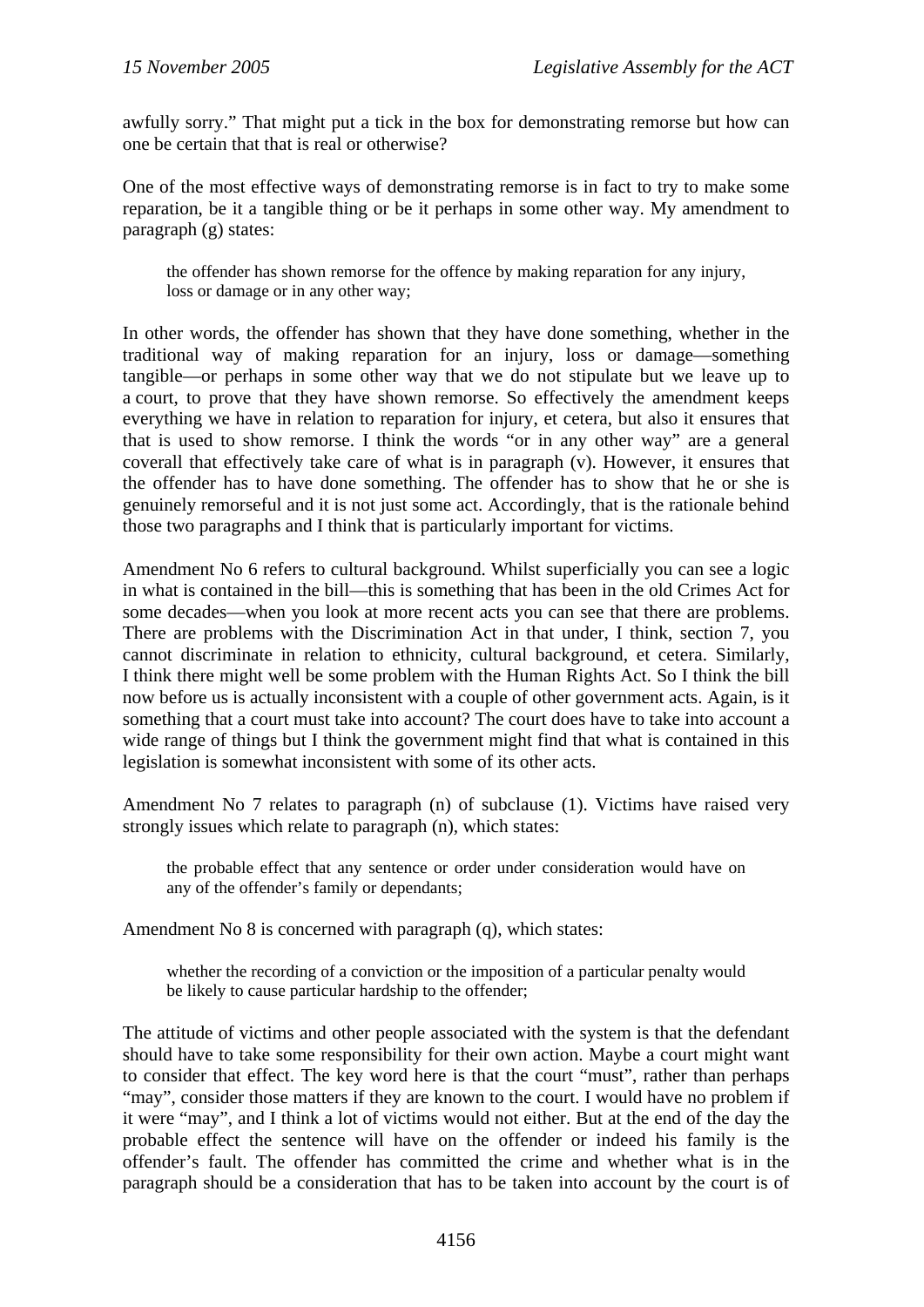awfully sorry." That might put a tick in the box for demonstrating remorse but how can one be certain that that is real or otherwise?

One of the most effective ways of demonstrating remorse is in fact to try to make some reparation, be it a tangible thing or be it perhaps in some other way. My amendment to paragraph (g) states:

> the offender has shown remorse for the offence by making reparation for any injury, loss or damage or in any other way;

In other words, the offender has shown that they have done something, whether in the traditional way of making reparation for an injury, loss or damage—something tangible—or perhaps in some other way that we do not stipulate but we leave up to a court, to prove that they have shown remorse. So effectively the amendment keeps everything we have in relation to reparation for injury, et cetera, but also it ensures that that is used to show remorse. I think the words "or in any other way" are a general coverall that effectively take care of what is in paragraph (v). However, it ensures that the offender has to have done something. The offender has to show that he or she is genuinely remorseful and it is not just some act. Accordingly, that is the rationale behind those two paragraphs and I think that is particularly important for victims.

Amendment No 6 refers to cultural background. Whilst superficially you can see a logic in what is contained in the bill—this is something that has been in the old Crimes Act for some decades—when you look at more recent acts you can see that there are problems. There are problems with the Discrimination Act in that under, I think, section 7, you cannot discriminate in relation to ethnicity, cultural background, et cetera. Similarly, I think there might well be some problem with the Human Rights Act. So I think the bill now before us is actually inconsistent with a couple of other government acts. Again, is it something that a court must take into account? The court does have to take into account a wide range of things but I think the government might find that what is contained in this legislation is somewhat inconsistent with some of its other acts.

Amendment No 7 relates to paragraph (n) of subclause (1). Victims have raised very strongly issues which relate to paragraph (n), which states:

> the probable effect that any sentence or order under consideration would have on any of the offender's family or dependants;

Amendment No 8 is concerned with paragraph (q), which states:

> whether the recording of a conviction or the imposition of a particular penalty would be likely to cause particular hardship to the offender;

The attitude of victims and other people associated with the system is that the defendant should have to take some responsibility for their own action. Maybe a court might want to consider that effect. The key word here is that the court "must", rather than perhaps "may", consider those matters if they are known to the court. I would have no problem if it were "may", and I think a lot of victims would not either. But at the end of the day the probable effect the sentence will have on the offender or indeed his family is the offender's fault. The offender has committed the crime and whether what is in the paragraph should be a consideration that has to be taken into account by the court is of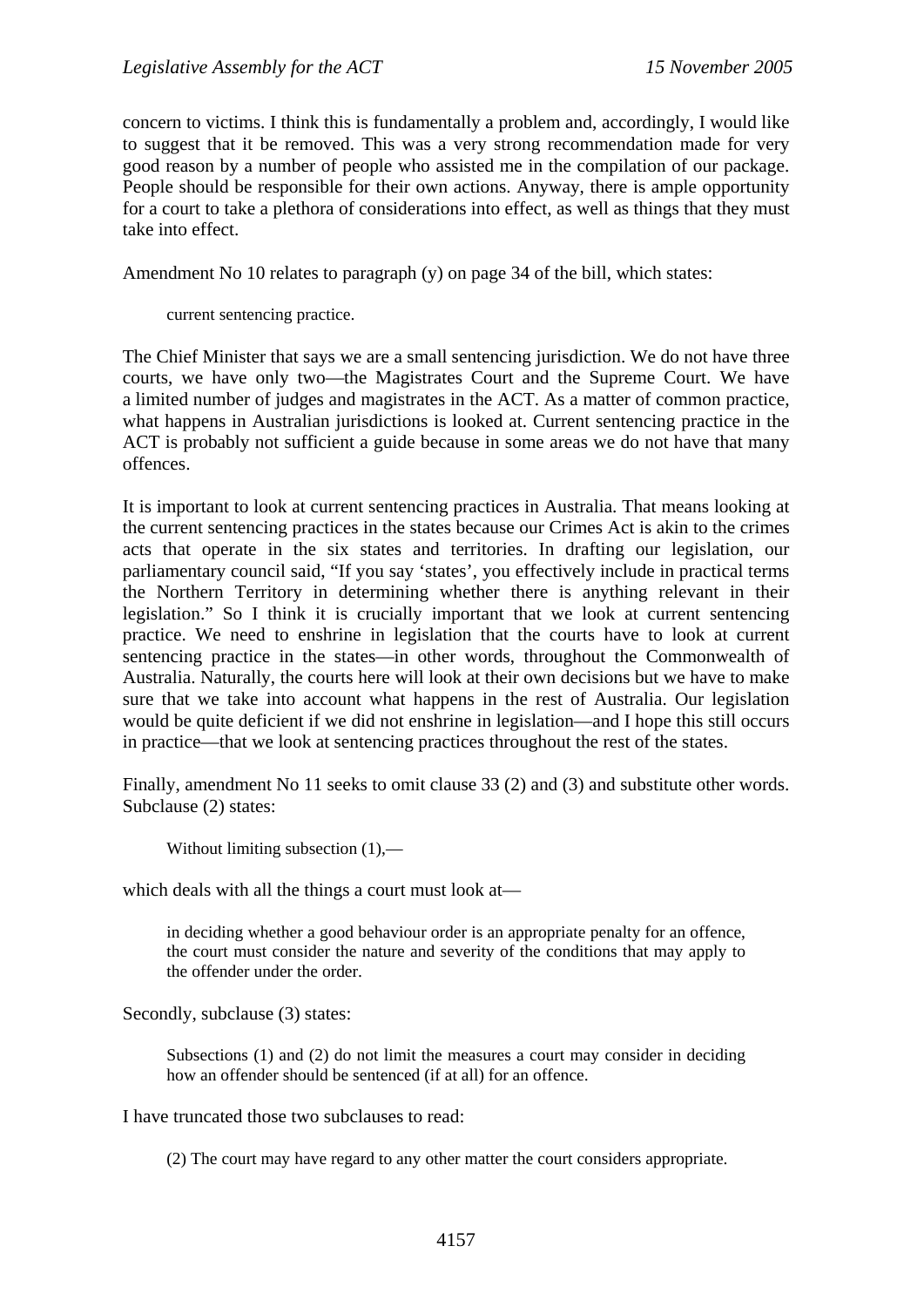concern to victims. I think this is fundamentally a problem and, accordingly, I would like to suggest that it be removed. This was a very strong recommendation made for very good reason by a number of people who assisted me in the compilation of our package. People should be responsible for their own actions. Anyway, there is ample opportunity for a court to take a plethora of considerations into effect, as well as things that they must take into effect.

Amendment No 10 relates to paragraph (y) on page 34 of the bill, which states:

> current sentencing practice.

The Chief Minister that says we are a small sentencing jurisdiction. We do not have three courts, we have only two—the Magistrates Court and the Supreme Court. We have a limited number of judges and magistrates in the ACT. As a matter of common practice, what happens in Australian jurisdictions is looked at. Current sentencing practice in the ACT is probably not sufficient a guide because in some areas we do not have that many offences.

It is important to look at current sentencing practices in Australia. That means looking at the current sentencing practices in the states because our Crimes Act is akin to the crimes acts that operate in the six states and territories. In drafting our legislation, our parliamentary council said, "If you say 'states', you effectively include in practical terms the Northern Territory in determining whether there is anything relevant in their legislation." So I think it is crucially important that we look at current sentencing practice. We need to enshrine in legislation that the courts have to look at current sentencing practice in the states—in other words, throughout the Commonwealth of Australia. Naturally, the courts here will look at their own decisions but we have to make sure that we take into account what happens in the rest of Australia. Our legislation would be quite deficient if we did not enshrine in legislation—and I hope this still occurs in practice—that we look at sentencing practices throughout the rest of the states.

Finally, amendment No 11 seeks to omit clause 33 (2) and (3) and substitute other words. Subclause (2) states:

> Without limiting subsection (1),—

which deals with all the things a court must look at—

> in deciding whether a good behaviour order is an appropriate penalty for an offence, the court must consider the nature and severity of the conditions that may apply to the offender under the order.

Secondly, subclause (3) states:

> Subsections (1) and (2) do not limit the measures a court may consider in deciding how an offender should be sentenced (if at all) for an offence.

I have truncated those two subclauses to read:

> (2) The court may have regard to any other matter the court considers appropriate.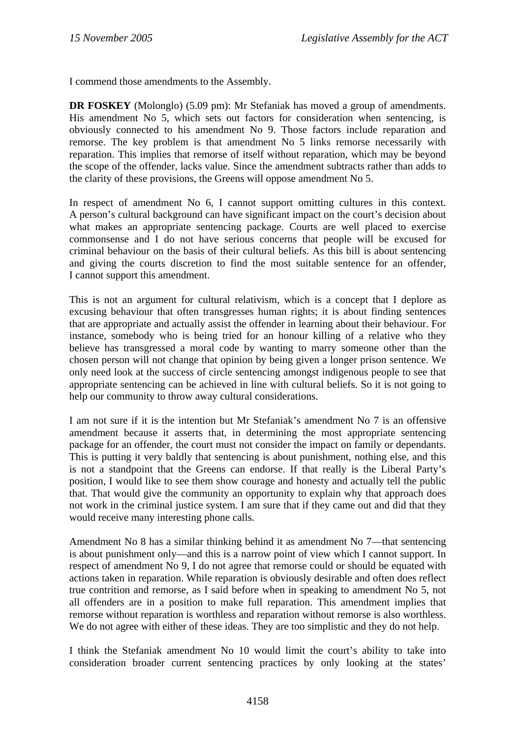I commend those amendments to the Assembly.

**DR FOSKEY** (Molonglo) (5.09 pm): Mr Stefaniak has moved a group of amendments. His amendment No 5, which sets out factors for consideration when sentencing, is obviously connected to his amendment No 9. Those factors include reparation and remorse. The key problem is that amendment No 5 links remorse necessarily with reparation. This implies that remorse of itself without reparation, which may be beyond the scope of the offender, lacks value. Since the amendment subtracts rather than adds to the clarity of these provisions, the Greens will oppose amendment No 5.

In respect of amendment No 6, I cannot support omitting cultures in this context. A person's cultural background can have significant impact on the court's decision about what makes an appropriate sentencing package. Courts are well placed to exercise commonsense and I do not have serious concerns that people will be excused for criminal behaviour on the basis of their cultural beliefs. As this bill is about sentencing and giving the courts discretion to find the most suitable sentence for an offender, I cannot support this amendment.

This is not an argument for cultural relativism, which is a concept that I deplore as excusing behaviour that often transgresses human rights; it is about finding sentences that are appropriate and actually assist the offender in learning about their behaviour. For instance, somebody who is being tried for an honour killing of a relative who they believe has transgressed a moral code by wanting to marry someone other than the chosen person will not change that opinion by being given a longer prison sentence. We only need look at the success of circle sentencing amongst indigenous people to see that appropriate sentencing can be achieved in line with cultural beliefs. So it is not going to help our community to throw away cultural considerations.

I am not sure if it is the intention but Mr Stefaniak's amendment No 7 is an offensive amendment because it asserts that, in determining the most appropriate sentencing package for an offender, the court must not consider the impact on family or dependants. This is putting it very baldly that sentencing is about punishment, nothing else, and this is not a standpoint that the Greens can endorse. If that really is the Liberal Party's position, I would like to see them show courage and honesty and actually tell the public that. That would give the community an opportunity to explain why that approach does not work in the criminal justice system. I am sure that if they came out and did that they would receive many interesting phone calls.

Amendment No 8 has a similar thinking behind it as amendment No 7—that sentencing is about punishment only—and this is a narrow point of view which I cannot support. In respect of amendment No 9, I do not agree that remorse could or should be equated with actions taken in reparation. While reparation is obviously desirable and often does reflect true contrition and remorse, as I said before when in speaking to amendment No 5, not all offenders are in a position to make full reparation. This amendment implies that remorse without reparation is worthless and reparation without remorse is also worthless. We do not agree with either of these ideas. They are too simplistic and they do not help.

I think the Stefaniak amendment No 10 would limit the court's ability to take into consideration broader current sentencing practices by only looking at the states'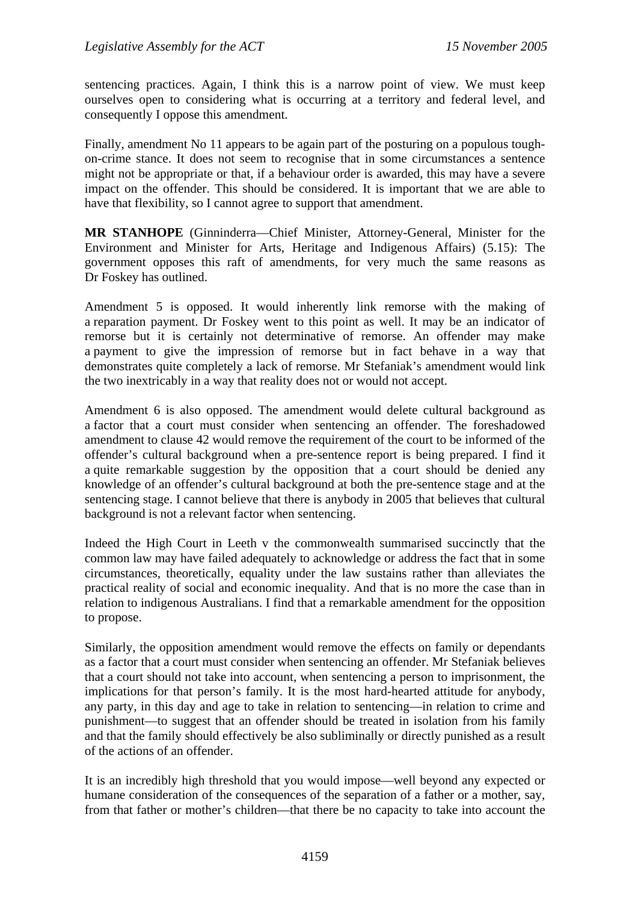sentencing practices. Again, I think this is a narrow point of view. We must keep ourselves open to considering what is occurring at a territory and federal level, and consequently I oppose this amendment.

Finally, amendment No 11 appears to be again part of the posturing on a populous tough-on-crime stance. It does not seem to recognise that in some circumstances a sentence might not be appropriate or that, if a behaviour order is awarded, this may have a severe impact on the offender. This should be considered. It is important that we are able to have that flexibility, so I cannot agree to support that amendment.

**MR STANHOPE** (Ginninderra—Chief Minister, Attorney-General, Minister for the Environment and Minister for Arts, Heritage and Indigenous Affairs) (5.15): The government opposes this raft of amendments, for very much the same reasons as Dr Foskey has outlined.

Amendment 5 is opposed. It would inherently link remorse with the making of a reparation payment. Dr Foskey went to this point as well. It may be an indicator of remorse but it is certainly not determinative of remorse. An offender may make a payment to give the impression of remorse but in fact behave in a way that demonstrates quite completely a lack of remorse. Mr Stefaniak's amendment would link the two inextricably in a way that reality does not or would not accept.

Amendment 6 is also opposed. The amendment would delete cultural background as a factor that a court must consider when sentencing an offender. The foreshadowed amendment to clause 42 would remove the requirement of the court to be informed of the offender's cultural background when a pre-sentence report is being prepared. I find it a quite remarkable suggestion by the opposition that a court should be denied any knowledge of an offender's cultural background at both the pre-sentence stage and at the sentencing stage. I cannot believe that there is anybody in 2005 that believes that cultural background is not a relevant factor when sentencing.

Indeed the High Court in Leeth v the commonwealth summarised succinctly that the common law may have failed adequately to acknowledge or address the fact that in some circumstances, theoretically, equality under the law sustains rather than alleviates the practical reality of social and economic inequality. And that is no more the case than in relation to indigenous Australians. I find that a remarkable amendment for the opposition to propose.

Similarly, the opposition amendment would remove the effects on family or dependants as a factor that a court must consider when sentencing an offender. Mr Stefaniak believes that a court should not take into account, when sentencing a person to imprisonment, the implications for that person's family. It is the most hard-hearted attitude for anybody, any party, in this day and age to take in relation to sentencing—in relation to crime and punishment—to suggest that an offender should be treated in isolation from his family and that the family should effectively be also subliminally or directly punished as a result of the actions of an offender.

It is an incredibly high threshold that you would impose—well beyond any expected or humane consideration of the consequences of the separation of a father or a mother, say, from that father or mother's children—that there be no capacity to take into account the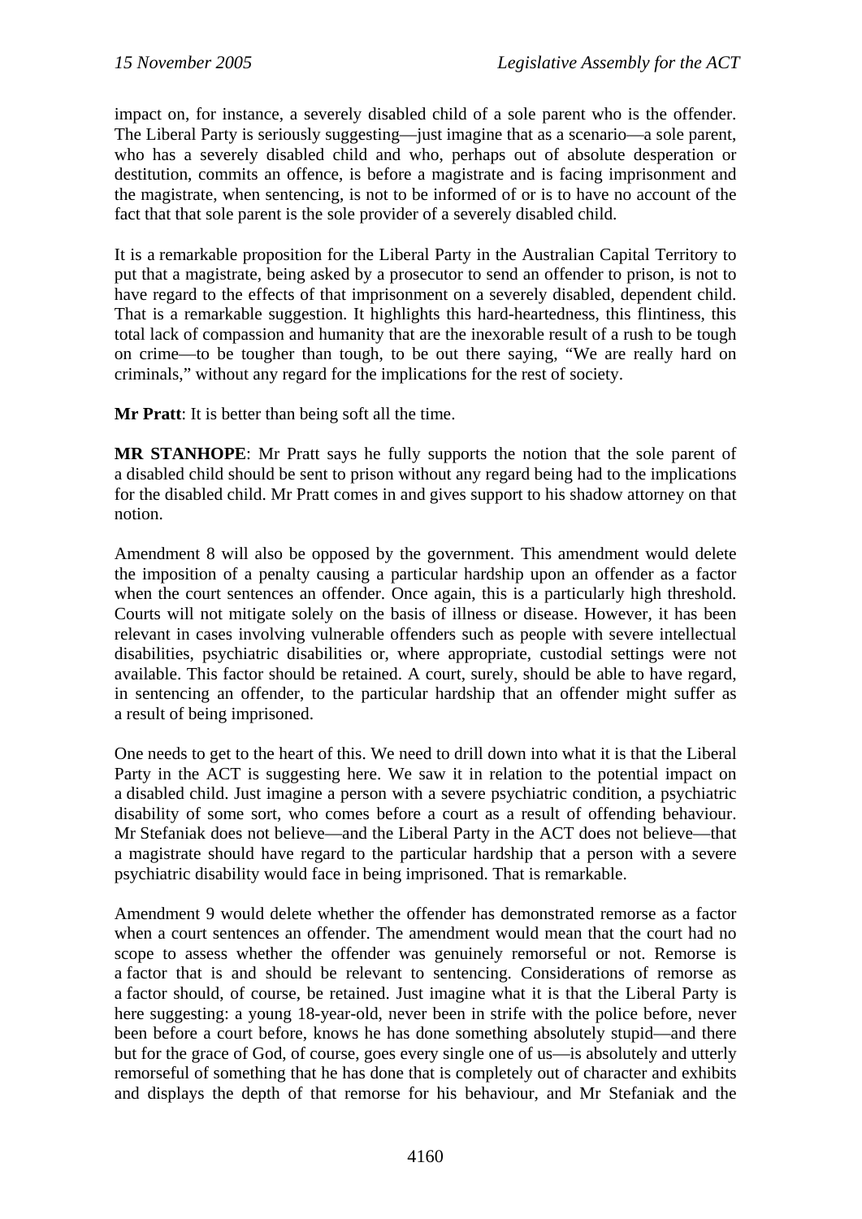impact on, for instance, a severely disabled child of a sole parent who is the offender. The Liberal Party is seriously suggesting—just imagine that as a scenario—a sole parent, who has a severely disabled child and who, perhaps out of absolute desperation or destitution, commits an offence, is before a magistrate and is facing imprisonment and the magistrate, when sentencing, is not to be informed of or is to have no account of the fact that that sole parent is the sole provider of a severely disabled child.

It is a remarkable proposition for the Liberal Party in the Australian Capital Territory to put that a magistrate, being asked by a prosecutor to send an offender to prison, is not to have regard to the effects of that imprisonment on a severely disabled, dependent child. That is a remarkable suggestion. It highlights this hard-heartedness, this flintiness, this total lack of compassion and humanity that are the inexorable result of a rush to be tough on crime—to be tougher than tough, to be out there saying, "We are really hard on criminals," without any regard for the implications for the rest of society.

**Mr Pratt**: It is better than being soft all the time.

**MR STANHOPE**: Mr Pratt says he fully supports the notion that the sole parent of a disabled child should be sent to prison without any regard being had to the implications for the disabled child. Mr Pratt comes in and gives support to his shadow attorney on that notion.

Amendment 8 will also be opposed by the government. This amendment would delete the imposition of a penalty causing a particular hardship upon an offender as a factor when the court sentences an offender. Once again, this is a particularly high threshold. Courts will not mitigate solely on the basis of illness or disease. However, it has been relevant in cases involving vulnerable offenders such as people with severe intellectual disabilities, psychiatric disabilities or, where appropriate, custodial settings were not available. This factor should be retained. A court, surely, should be able to have regard, in sentencing an offender, to the particular hardship that an offender might suffer as a result of being imprisoned.

One needs to get to the heart of this. We need to drill down into what it is that the Liberal Party in the ACT is suggesting here. We saw it in relation to the potential impact on a disabled child. Just imagine a person with a severe psychiatric condition, a psychiatric disability of some sort, who comes before a court as a result of offending behaviour. Mr Stefaniak does not believe—and the Liberal Party in the ACT does not believe—that a magistrate should have regard to the particular hardship that a person with a severe psychiatric disability would face in being imprisoned. That is remarkable.

Amendment 9 would delete whether the offender has demonstrated remorse as a factor when a court sentences an offender. The amendment would mean that the court had no scope to assess whether the offender was genuinely remorseful or not. Remorse is a factor that is and should be relevant to sentencing. Considerations of remorse as a factor should, of course, be retained. Just imagine what it is that the Liberal Party is here suggesting: a young 18-year-old, never been in strife with the police before, never been before a court before, knows he has done something absolutely stupid—and there but for the grace of God, of course, goes every single one of us—is absolutely and utterly remorseful of something that he has done that is completely out of character and exhibits and displays the depth of that remorse for his behaviour, and Mr Stefaniak and the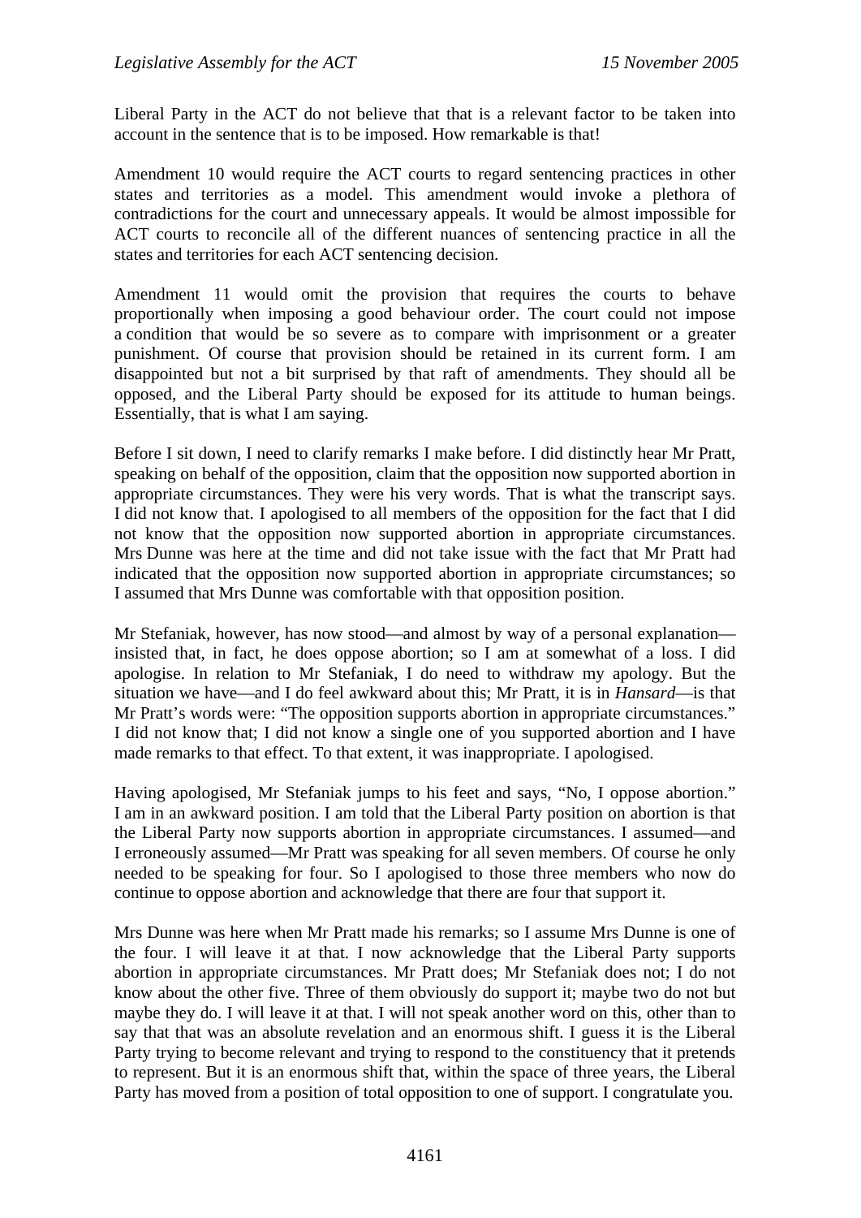Liberal Party in the ACT do not believe that that is a relevant factor to be taken into account in the sentence that is to be imposed. How remarkable is that!

Amendment 10 would require the ACT courts to regard sentencing practices in other states and territories as a model. This amendment would invoke a plethora of contradictions for the court and unnecessary appeals. It would be almost impossible for ACT courts to reconcile all of the different nuances of sentencing practice in all the states and territories for each ACT sentencing decision.

Amendment 11 would omit the provision that requires the courts to behave proportionally when imposing a good behaviour order. The court could not impose a condition that would be so severe as to compare with imprisonment or a greater punishment. Of course that provision should be retained in its current form. I am disappointed but not a bit surprised by that raft of amendments. They should all be opposed, and the Liberal Party should be exposed for its attitude to human beings. Essentially, that is what I am saying.

Before I sit down, I need to clarify remarks I make before. I did distinctly hear Mr Pratt, speaking on behalf of the opposition, claim that the opposition now supported abortion in appropriate circumstances. They were his very words. That is what the transcript says. I did not know that. I apologised to all members of the opposition for the fact that I did not know that the opposition now supported abortion in appropriate circumstances. Mrs Dunne was here at the time and did not take issue with the fact that Mr Pratt had indicated that the opposition now supported abortion in appropriate circumstances; so I assumed that Mrs Dunne was comfortable with that opposition position.

Mr Stefaniak, however, has now stood—and almost by way of a personal explanation—insisted that, in fact, he does oppose abortion; so I am at somewhat of a loss. I did apologise. In relation to Mr Stefaniak, I do need to withdraw my apology. But the situation we have—and I do feel awkward about this; Mr Pratt, it is in *Hansard*—is that Mr Pratt's words were: "The opposition supports abortion in appropriate circumstances." I did not know that; I did not know a single one of you supported abortion and I have made remarks to that effect. To that extent, it was inappropriate. I apologised.

Having apologised, Mr Stefaniak jumps to his feet and says, "No, I oppose abortion." I am in an awkward position. I am told that the Liberal Party position on abortion is that the Liberal Party now supports abortion in appropriate circumstances. I assumed—and I erroneously assumed—Mr Pratt was speaking for all seven members. Of course he only needed to be speaking for four. So I apologised to those three members who now do continue to oppose abortion and acknowledge that there are four that support it.

Mrs Dunne was here when Mr Pratt made his remarks; so I assume Mrs Dunne is one of the four. I will leave it at that. I now acknowledge that the Liberal Party supports abortion in appropriate circumstances. Mr Pratt does; Mr Stefaniak does not; I do not know about the other five. Three of them obviously do support it; maybe two do not but maybe they do. I will leave it at that. I will not speak another word on this, other than to say that that was an absolute revelation and an enormous shift. I guess it is the Liberal Party trying to become relevant and trying to respond to the constituency that it pretends to represent. But it is an enormous shift that, within the space of three years, the Liberal Party has moved from a position of total opposition to one of support. I congratulate you.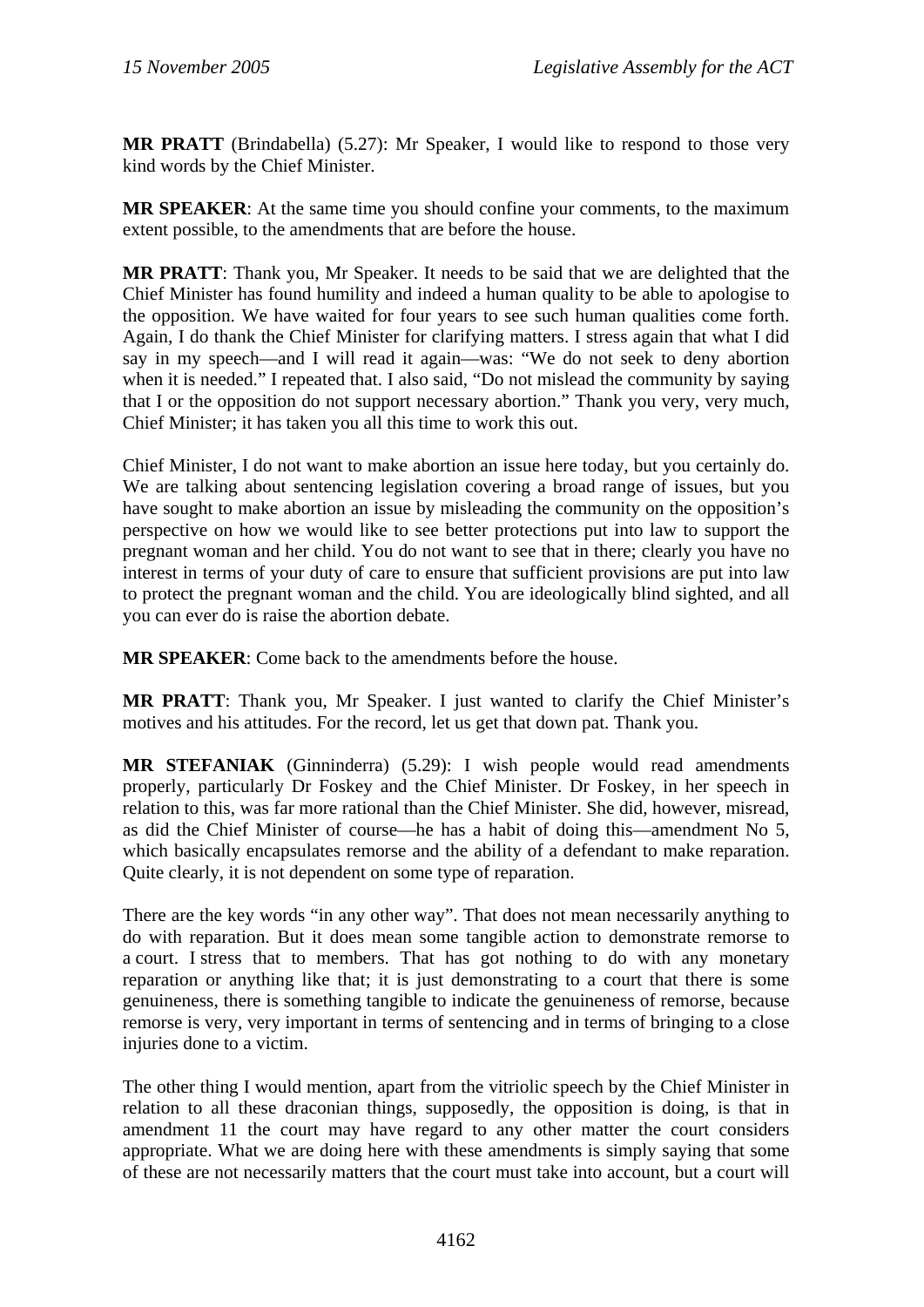**MR PRATT** (Brindabella) (5.27): Mr Speaker, I would like to respond to those very kind words by the Chief Minister.

**MR SPEAKER**: At the same time you should confine your comments, to the maximum extent possible, to the amendments that are before the house.

**MR PRATT**: Thank you, Mr Speaker. It needs to be said that we are delighted that the Chief Minister has found humility and indeed a human quality to be able to apologise to the opposition. We have waited for four years to see such human qualities come forth. Again, I do thank the Chief Minister for clarifying matters. I stress again that what I did say in my speech—and I will read it again—was: "We do not seek to deny abortion when it is needed." I repeated that. I also said, "Do not mislead the community by saying that I or the opposition do not support necessary abortion." Thank you very, very much, Chief Minister; it has taken you all this time to work this out.

Chief Minister, I do not want to make abortion an issue here today, but you certainly do. We are talking about sentencing legislation covering a broad range of issues, but you have sought to make abortion an issue by misleading the community on the opposition's perspective on how we would like to see better protections put into law to support the pregnant woman and her child. You do not want to see that in there; clearly you have no interest in terms of your duty of care to ensure that sufficient provisions are put into law to protect the pregnant woman and the child. You are ideologically blind sighted, and all you can ever do is raise the abortion debate.

**MR SPEAKER**: Come back to the amendments before the house.

**MR PRATT**: Thank you, Mr Speaker. I just wanted to clarify the Chief Minister's motives and his attitudes. For the record, let us get that down pat. Thank you.

**MR STEFANIAK** (Ginninderra) (5.29): I wish people would read amendments properly, particularly Dr Foskey and the Chief Minister. Dr Foskey, in her speech in relation to this, was far more rational than the Chief Minister. She did, however, misread, as did the Chief Minister of course—he has a habit of doing this—amendment No 5, which basically encapsulates remorse and the ability of a defendant to make reparation. Quite clearly, it is not dependent on some type of reparation.

There are the key words "in any other way". That does not mean necessarily anything to do with reparation. But it does mean some tangible action to demonstrate remorse to a court. I stress that to members. That has got nothing to do with any monetary reparation or anything like that; it is just demonstrating to a court that there is some genuineness, there is something tangible to indicate the genuineness of remorse, because remorse is very, very important in terms of sentencing and in terms of bringing to a close injuries done to a victim.

The other thing I would mention, apart from the vitriolic speech by the Chief Minister in relation to all these draconian things, supposedly, the opposition is doing, is that in amendment 11 the court may have regard to any other matter the court considers appropriate. What we are doing here with these amendments is simply saying that some of these are not necessarily matters that the court must take into account, but a court will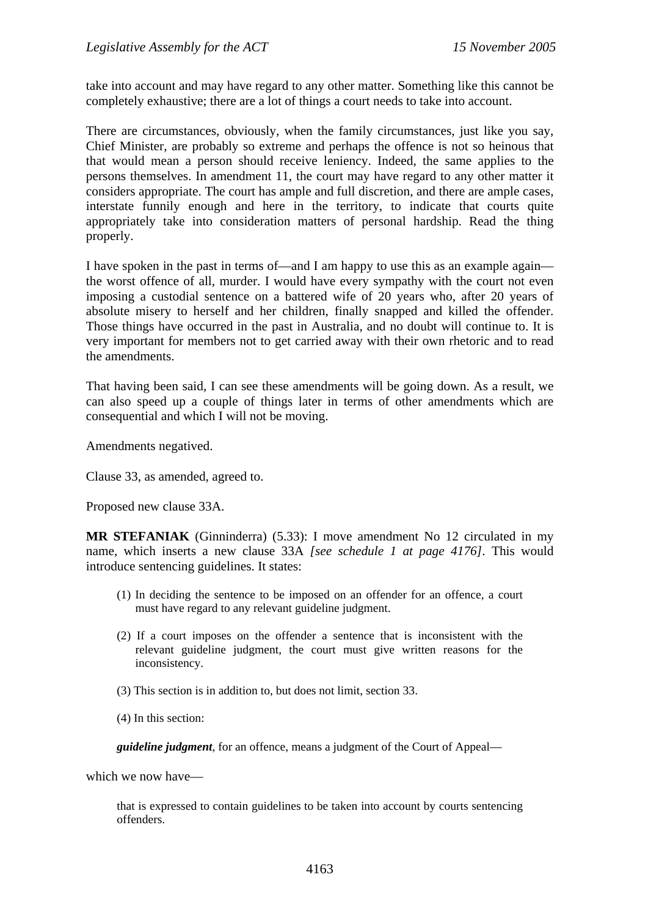take into account and may have regard to any other matter. Something like this cannot be completely exhaustive; there are a lot of things a court needs to take into account.

There are circumstances, obviously, when the family circumstances, just like you say, Chief Minister, are probably so extreme and perhaps the offence is not so heinous that that would mean a person should receive leniency. Indeed, the same applies to the persons themselves. In amendment 11, the court may have regard to any other matter it considers appropriate. The court has ample and full discretion, and there are ample cases, interstate funnily enough and here in the territory, to indicate that courts quite appropriately take into consideration matters of personal hardship. Read the thing properly.

I have spoken in the past in terms of—and I am happy to use this as an example again—the worst offence of all, murder. I would have every sympathy with the court not even imposing a custodial sentence on a battered wife of 20 years who, after 20 years of absolute misery to herself and her children, finally snapped and killed the offender. Those things have occurred in the past in Australia, and no doubt will continue to. It is very important for members not to get carried away with their own rhetoric and to read the amendments.

That having been said, I can see these amendments will be going down. As a result, we can also speed up a couple of things later in terms of other amendments which are consequential and which I will not be moving.

Amendments negatived.

Clause 33, as amended, agreed to.

Proposed new clause 33A.

**MR STEFANIAK** (Ginninderra) (5.33): I move amendment No 12 circulated in my name, which inserts a new clause 33A *[see schedule 1 at page 4176]*. This would introduce sentencing guidelines. It states:

> (1) In deciding the sentence to be imposed on an offender for an offence, a court must have regard to any relevant guideline judgment.
>
> (2) If a court imposes on the offender a sentence that is inconsistent with the relevant guideline judgment, the court must give written reasons for the inconsistency.
>
> (3) This section is in addition to, but does not limit, section 33.
>
> (4) In this section:
>
> ***guideline judgment***, for an offence, means a judgment of the Court of Appeal—

which we now have—

> that is expressed to contain guidelines to be taken into account by courts sentencing offenders.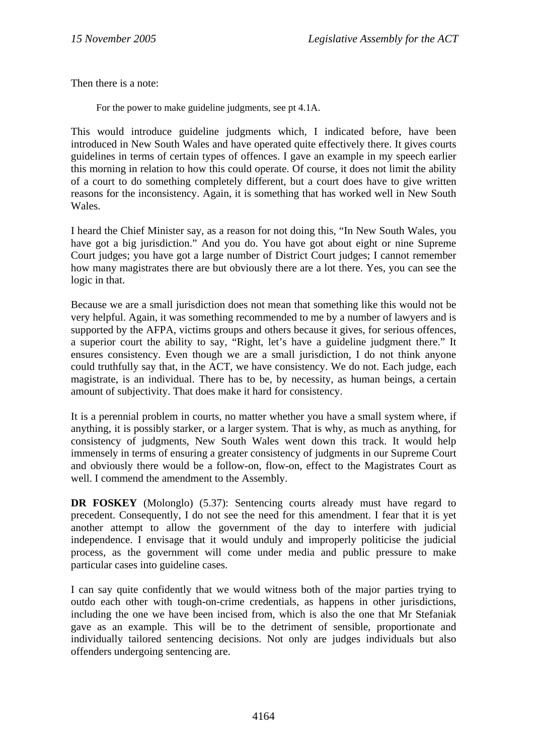Then there is a note:

> For the power to make guideline judgments, see pt 4.1A.

This would introduce guideline judgments which, I indicated before, have been introduced in New South Wales and have operated quite effectively there. It gives courts guidelines in terms of certain types of offences. I gave an example in my speech earlier this morning in relation to how this could operate. Of course, it does not limit the ability of a court to do something completely different, but a court does have to give written reasons for the inconsistency. Again, it is something that has worked well in New South Wales.

I heard the Chief Minister say, as a reason for not doing this, "In New South Wales, you have got a big jurisdiction." And you do. You have got about eight or nine Supreme Court judges; you have got a large number of District Court judges; I cannot remember how many magistrates there are but obviously there are a lot there. Yes, you can see the logic in that.

Because we are a small jurisdiction does not mean that something like this would not be very helpful. Again, it was something recommended to me by a number of lawyers and is supported by the AFPA, victims groups and others because it gives, for serious offences, a superior court the ability to say, "Right, let's have a guideline judgment there." It ensures consistency. Even though we are a small jurisdiction, I do not think anyone could truthfully say that, in the ACT, we have consistency. We do not. Each judge, each magistrate, is an individual. There has to be, by necessity, as human beings, a certain amount of subjectivity. That does make it hard for consistency.

It is a perennial problem in courts, no matter whether you have a small system where, if anything, it is possibly starker, or a larger system. That is why, as much as anything, for consistency of judgments, New South Wales went down this track. It would help immensely in terms of ensuring a greater consistency of judgments in our Supreme Court and obviously there would be a follow-on, flow-on, effect to the Magistrates Court as well. I commend the amendment to the Assembly.

**DR FOSKEY** (Molonglo) (5.37): Sentencing courts already must have regard to precedent. Consequently, I do not see the need for this amendment. I fear that it is yet another attempt to allow the government of the day to interfere with judicial independence. I envisage that it would unduly and improperly politicise the judicial process, as the government will come under media and public pressure to make particular cases into guideline cases.

I can say quite confidently that we would witness both of the major parties trying to outdo each other with tough-on-crime credentials, as happens in other jurisdictions, including the one we have been incised from, which is also the one that Mr Stefaniak gave as an example. This will be to the detriment of sensible, proportionate and individually tailored sentencing decisions. Not only are judges individuals but also offenders undergoing sentencing are.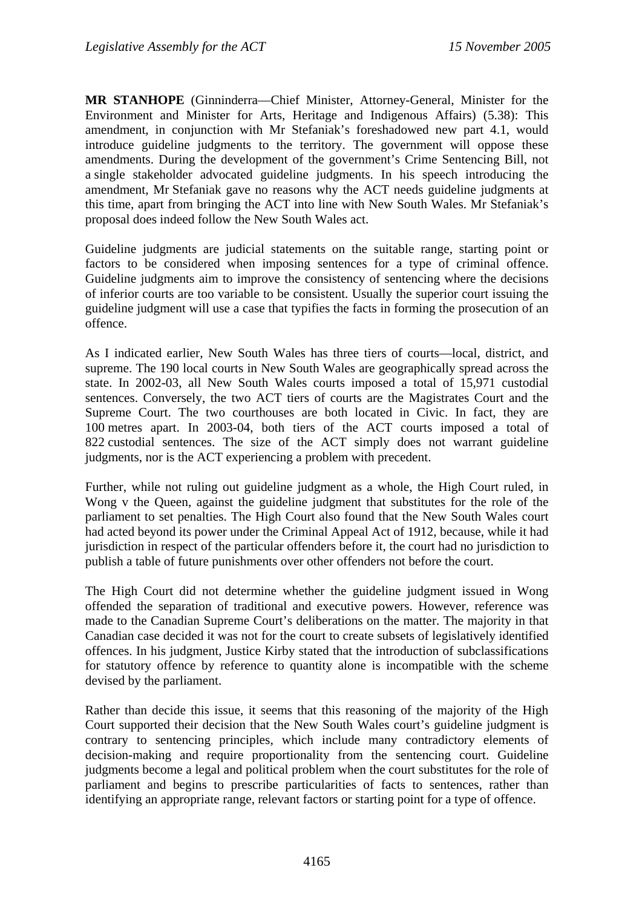**MR STANHOPE** (Ginninderra—Chief Minister, Attorney-General, Minister for the Environment and Minister for Arts, Heritage and Indigenous Affairs) (5.38): This amendment, in conjunction with Mr Stefaniak's foreshadowed new part 4.1, would introduce guideline judgments to the territory. The government will oppose these amendments. During the development of the government's Crime Sentencing Bill, not a single stakeholder advocated guideline judgments. In his speech introducing the amendment, Mr Stefaniak gave no reasons why the ACT needs guideline judgments at this time, apart from bringing the ACT into line with New South Wales. Mr Stefaniak's proposal does indeed follow the New South Wales act.

Guideline judgments are judicial statements on the suitable range, starting point or factors to be considered when imposing sentences for a type of criminal offence. Guideline judgments aim to improve the consistency of sentencing where the decisions of inferior courts are too variable to be consistent. Usually the superior court issuing the guideline judgment will use a case that typifies the facts in forming the prosecution of an offence.

As I indicated earlier, New South Wales has three tiers of courts—local, district, and supreme. The 190 local courts in New South Wales are geographically spread across the state. In 2002-03, all New South Wales courts imposed a total of 15,971 custodial sentences. Conversely, the two ACT tiers of courts are the Magistrates Court and the Supreme Court. The two courthouses are both located in Civic. In fact, they are 100 metres apart. In 2003-04, both tiers of the ACT courts imposed a total of 822 custodial sentences. The size of the ACT simply does not warrant guideline judgments, nor is the ACT experiencing a problem with precedent.

Further, while not ruling out guideline judgment as a whole, the High Court ruled, in Wong v the Queen, against the guideline judgment that substitutes for the role of the parliament to set penalties. The High Court also found that the New South Wales court had acted beyond its power under the Criminal Appeal Act of 1912, because, while it had jurisdiction in respect of the particular offenders before it, the court had no jurisdiction to publish a table of future punishments over other offenders not before the court.

The High Court did not determine whether the guideline judgment issued in Wong offended the separation of traditional and executive powers. However, reference was made to the Canadian Supreme Court's deliberations on the matter. The majority in that Canadian case decided it was not for the court to create subsets of legislatively identified offences. In his judgment, Justice Kirby stated that the introduction of subclassifications for statutory offence by reference to quantity alone is incompatible with the scheme devised by the parliament.

Rather than decide this issue, it seems that this reasoning of the majority of the High Court supported their decision that the New South Wales court's guideline judgment is contrary to sentencing principles, which include many contradictory elements of decision-making and require proportionality from the sentencing court. Guideline judgments become a legal and political problem when the court substitutes for the role of parliament and begins to prescribe particularities of facts to sentences, rather than identifying an appropriate range, relevant factors or starting point for a type of offence.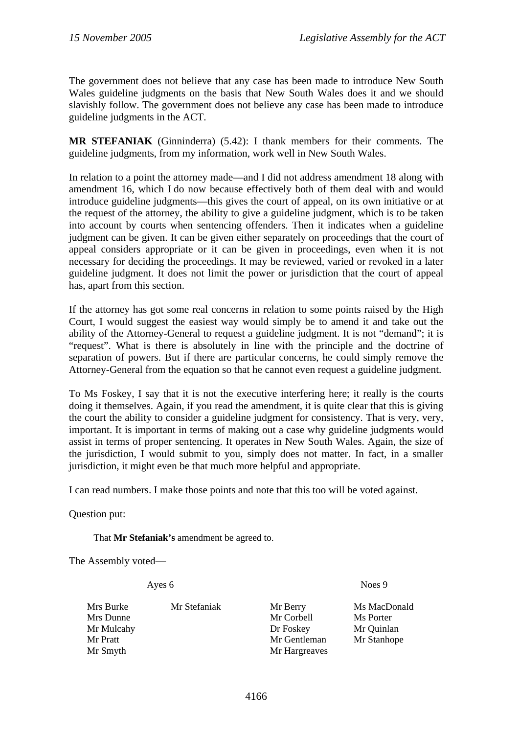The government does not believe that any case has been made to introduce New South Wales guideline judgments on the basis that New South Wales does it and we should slavishly follow. The government does not believe any case has been made to introduce guideline judgments in the ACT.

**MR STEFANIAK** (Ginninderra) (5.42): I thank members for their comments. The guideline judgments, from my information, work well in New South Wales.

In relation to a point the attorney made—and I did not address amendment 18 along with amendment 16, which I do now because effectively both of them deal with and would introduce guideline judgments—this gives the court of appeal, on its own initiative or at the request of the attorney, the ability to give a guideline judgment, which is to be taken into account by courts when sentencing offenders. Then it indicates when a guideline judgment can be given. It can be given either separately on proceedings that the court of appeal considers appropriate or it can be given in proceedings, even when it is not necessary for deciding the proceedings. It may be reviewed, varied or revoked in a later guideline judgment. It does not limit the power or jurisdiction that the court of appeal has, apart from this section.

If the attorney has got some real concerns in relation to some points raised by the High Court, I would suggest the easiest way would simply be to amend it and take out the ability of the Attorney-General to request a guideline judgment. It is not "demand"; it is "request". What is there is absolutely in line with the principle and the doctrine of separation of powers. But if there are particular concerns, he could simply remove the Attorney-General from the equation so that he cannot even request a guideline judgment.

To Ms Foskey, I say that it is not the executive interfering here; it really is the courts doing it themselves. Again, if you read the amendment, it is quite clear that this is giving the court the ability to consider a guideline judgment for consistency. That is very, very, important. It is important in terms of making out a case why guideline judgments would assist in terms of proper sentencing. It operates in New South Wales. Again, the size of the jurisdiction, I would submit to you, simply does not matter. In fact, in a smaller jurisdiction, it might even be that much more helpful and appropriate.

I can read numbers. I make those points and note that this too will be voted against.

Question put:

That **Mr Stefaniak's** amendment be agreed to.

The Assembly voted—

| Ayes 6 | | Noes 9 | |
|---|---|---|---|
| Mrs Burke | Mr Stefaniak | Mr Berry | Ms MacDonald |
| Mrs Dunne | | Mr Corbell | Ms Porter |
| Mr Mulcahy | | Dr Foskey | Mr Quinlan |
| Mr Pratt | | Mr Gentleman | Mr Stanhope |
| Mr Smyth | | Mr Hargreaves | |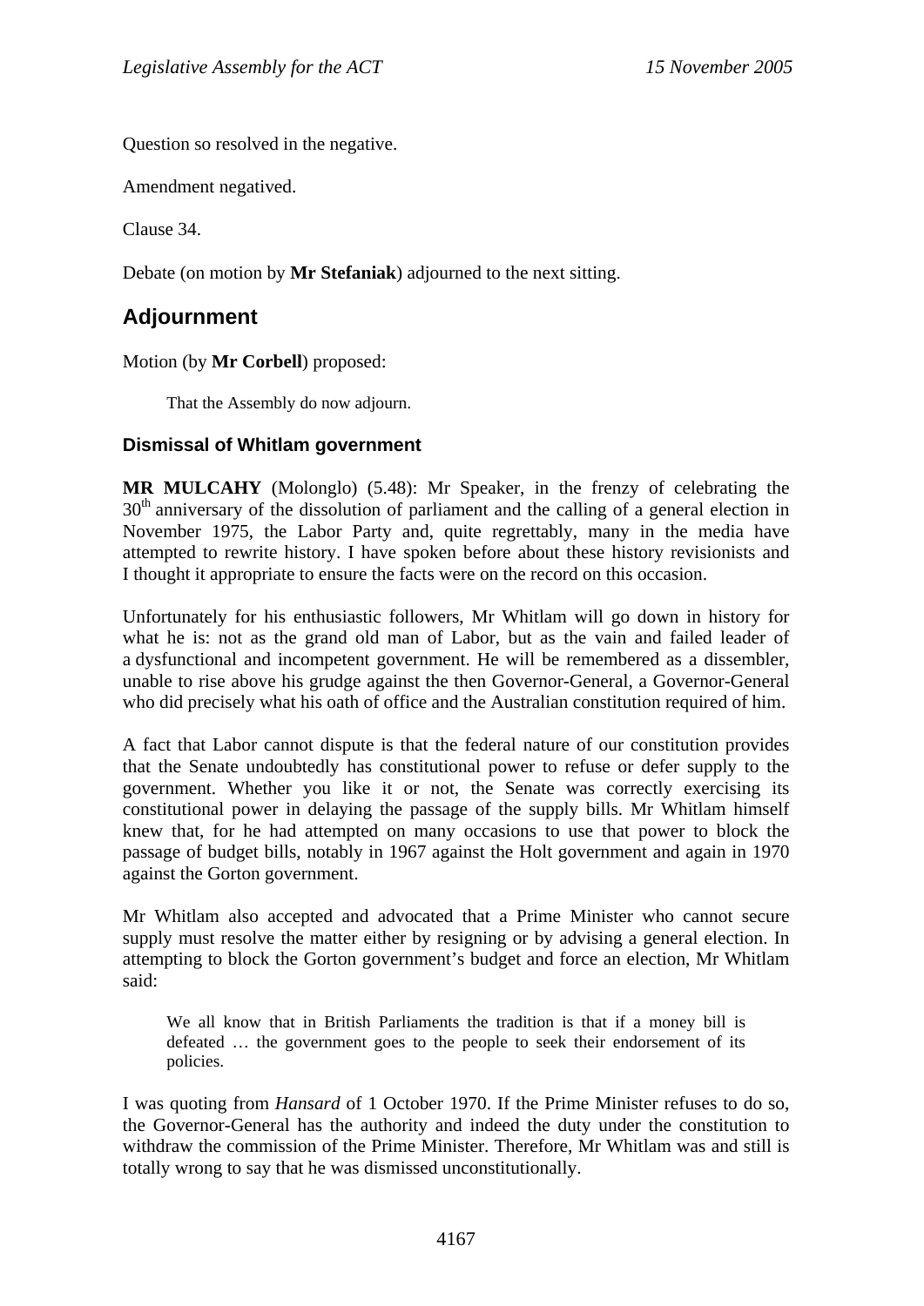Question so resolved in the negative.

Amendment negatived.

Clause 34.

Debate (on motion by **Mr Stefaniak**) adjourned to the next sitting.

## Adjournment

Motion (by **Mr Corbell**) proposed:

> That the Assembly do now adjourn.

### Dismissal of Whitlam government

**MR MULCAHY** (Molonglo) (5.48): Mr Speaker, in the frenzy of celebrating the 30th anniversary of the dissolution of parliament and the calling of a general election in November 1975, the Labor Party and, quite regrettably, many in the media have attempted to rewrite history. I have spoken before about these history revisionists and I thought it appropriate to ensure the facts were on the record on this occasion.

Unfortunately for his enthusiastic followers, Mr Whitlam will go down in history for what he is: not as the grand old man of Labor, but as the vain and failed leader of a dysfunctional and incompetent government. He will be remembered as a dissembler, unable to rise above his grudge against the then Governor-General, a Governor-General who did precisely what his oath of office and the Australian constitution required of him.

A fact that Labor cannot dispute is that the federal nature of our constitution provides that the Senate undoubtedly has constitutional power to refuse or defer supply to the government. Whether you like it or not, the Senate was correctly exercising its constitutional power in delaying the passage of the supply bills. Mr Whitlam himself knew that, for he had attempted on many occasions to use that power to block the passage of budget bills, notably in 1967 against the Holt government and again in 1970 against the Gorton government.

Mr Whitlam also accepted and advocated that a Prime Minister who cannot secure supply must resolve the matter either by resigning or by advising a general election. In attempting to block the Gorton government's budget and force an election, Mr Whitlam said:

> We all know that in British Parliaments the tradition is that if a money bill is defeated … the government goes to the people to seek their endorsement of its policies.

I was quoting from *Hansard* of 1 October 1970. If the Prime Minister refuses to do so, the Governor-General has the authority and indeed the duty under the constitution to withdraw the commission of the Prime Minister. Therefore, Mr Whitlam was and still is totally wrong to say that he was dismissed unconstitutionally.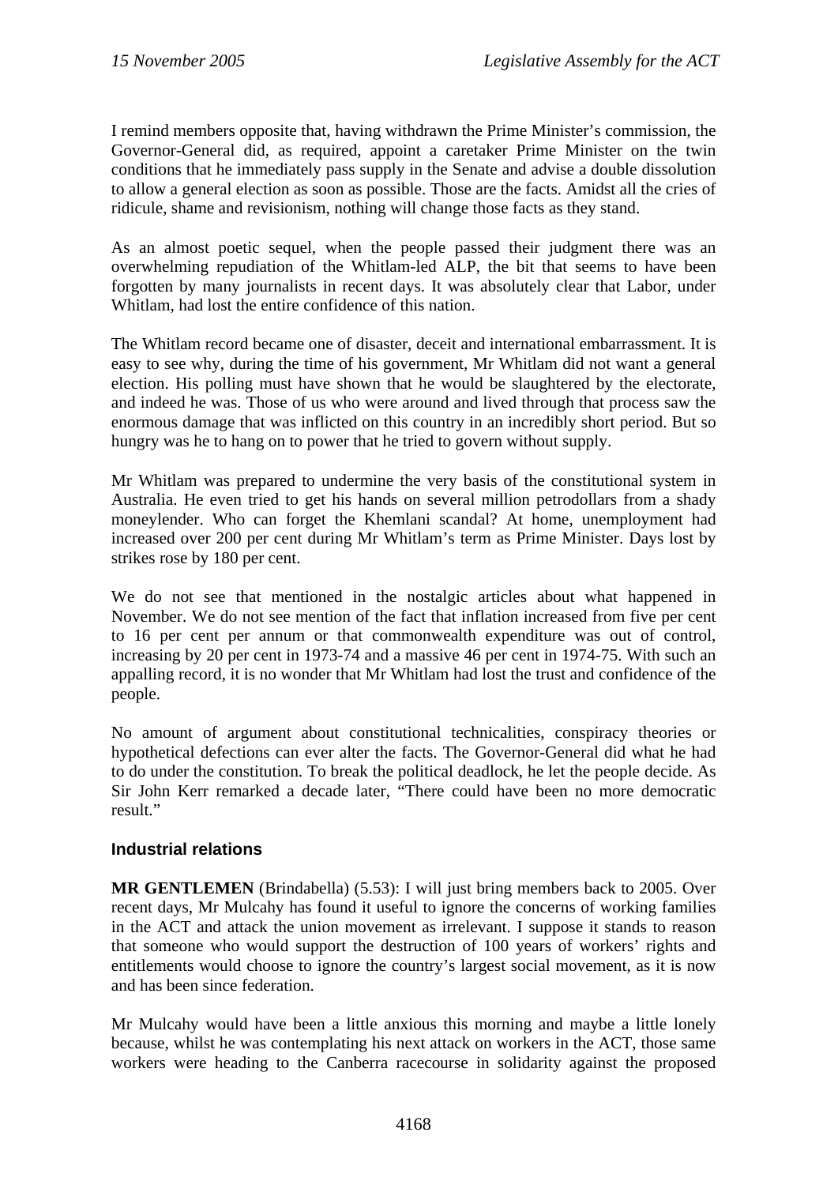I remind members opposite that, having withdrawn the Prime Minister's commission, the Governor-General did, as required, appoint a caretaker Prime Minister on the twin conditions that he immediately pass supply in the Senate and advise a double dissolution to allow a general election as soon as possible. Those are the facts. Amidst all the cries of ridicule, shame and revisionism, nothing will change those facts as they stand.

As an almost poetic sequel, when the people passed their judgment there was an overwhelming repudiation of the Whitlam-led ALP, the bit that seems to have been forgotten by many journalists in recent days. It was absolutely clear that Labor, under Whitlam, had lost the entire confidence of this nation.

The Whitlam record became one of disaster, deceit and international embarrassment. It is easy to see why, during the time of his government, Mr Whitlam did not want a general election. His polling must have shown that he would be slaughtered by the electorate, and indeed he was. Those of us who were around and lived through that process saw the enormous damage that was inflicted on this country in an incredibly short period. But so hungry was he to hang on to power that he tried to govern without supply.

Mr Whitlam was prepared to undermine the very basis of the constitutional system in Australia. He even tried to get his hands on several million petrodollars from a shady moneylender. Who can forget the Khemlani scandal? At home, unemployment had increased over 200 per cent during Mr Whitlam's term as Prime Minister. Days lost by strikes rose by 180 per cent.

We do not see that mentioned in the nostalgic articles about what happened in November. We do not see mention of the fact that inflation increased from five per cent to 16 per cent per annum or that commonwealth expenditure was out of control, increasing by 20 per cent in 1973-74 and a massive 46 per cent in 1974-75. With such an appalling record, it is no wonder that Mr Whitlam had lost the trust and confidence of the people.

No amount of argument about constitutional technicalities, conspiracy theories or hypothetical defections can ever alter the facts. The Governor-General did what he had to do under the constitution. To break the political deadlock, he let the people decide. As Sir John Kerr remarked a decade later, "There could have been no more democratic result."

## Industrial relations

**MR GENTLEMEN** (Brindabella) (5.53): I will just bring members back to 2005. Over recent days, Mr Mulcahy has found it useful to ignore the concerns of working families in the ACT and attack the union movement as irrelevant. I suppose it stands to reason that someone who would support the destruction of 100 years of workers' rights and entitlements would choose to ignore the country's largest social movement, as it is now and has been since federation.

Mr Mulcahy would have been a little anxious this morning and maybe a little lonely because, whilst he was contemplating his next attack on workers in the ACT, those same workers were heading to the Canberra racecourse in solidarity against the proposed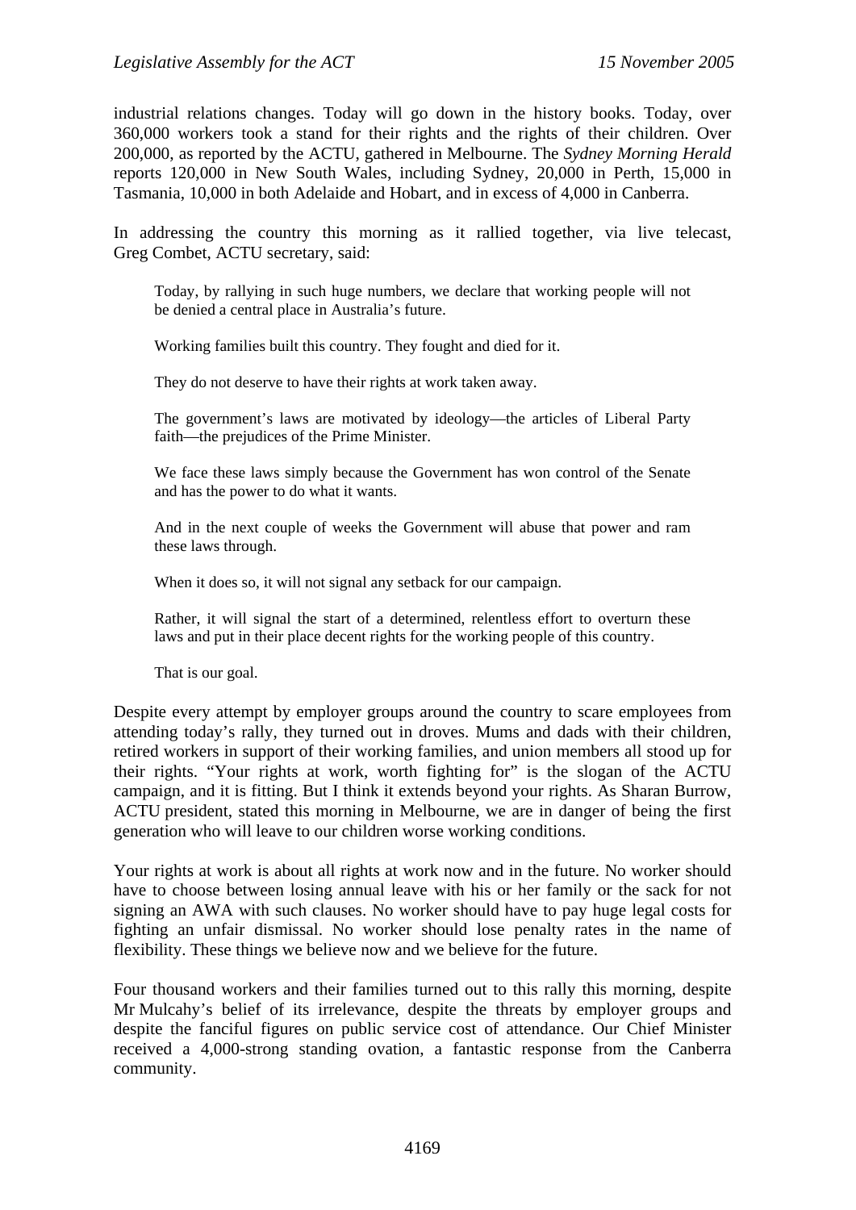industrial relations changes. Today will go down in the history books. Today, over 360,000 workers took a stand for their rights and the rights of their children. Over 200,000, as reported by the ACTU, gathered in Melbourne. The *Sydney Morning Herald* reports 120,000 in New South Wales, including Sydney, 20,000 in Perth, 15,000 in Tasmania, 10,000 in both Adelaide and Hobart, and in excess of 4,000 in Canberra.

In addressing the country this morning as it rallied together, via live telecast, Greg Combet, ACTU secretary, said:

> Today, by rallying in such huge numbers, we declare that working people will not be denied a central place in Australia's future.
>
> Working families built this country. They fought and died for it.
>
> They do not deserve to have their rights at work taken away.
>
> The government's laws are motivated by ideology—the articles of Liberal Party faith—the prejudices of the Prime Minister.
>
> We face these laws simply because the Government has won control of the Senate and has the power to do what it wants.
>
> And in the next couple of weeks the Government will abuse that power and ram these laws through.
>
> When it does so, it will not signal any setback for our campaign.
>
> Rather, it will signal the start of a determined, relentless effort to overturn these laws and put in their place decent rights for the working people of this country.
>
> That is our goal.

Despite every attempt by employer groups around the country to scare employees from attending today's rally, they turned out in droves. Mums and dads with their children, retired workers in support of their working families, and union members all stood up for their rights. "Your rights at work, worth fighting for" is the slogan of the ACTU campaign, and it is fitting. But I think it extends beyond your rights. As Sharan Burrow, ACTU president, stated this morning in Melbourne, we are in danger of being the first generation who will leave to our children worse working conditions.

Your rights at work is about all rights at work now and in the future. No worker should have to choose between losing annual leave with his or her family or the sack for not signing an AWA with such clauses. No worker should have to pay huge legal costs for fighting an unfair dismissal. No worker should lose penalty rates in the name of flexibility. These things we believe now and we believe for the future.

Four thousand workers and their families turned out to this rally this morning, despite Mr Mulcahy's belief of its irrelevance, despite the threats by employer groups and despite the fanciful figures on public service cost of attendance. Our Chief Minister received a 4,000-strong standing ovation, a fantastic response from the Canberra community.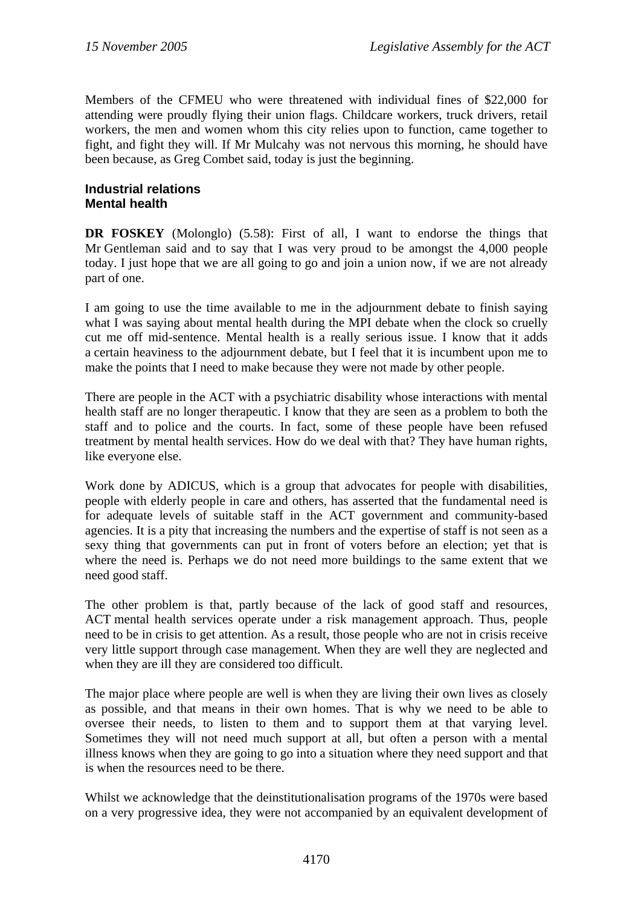Members of the CFMEU who were threatened with individual fines of $22,000 for attending were proudly flying their union flags. Childcare workers, truck drivers, retail workers, the men and women whom this city relies upon to function, came together to fight, and fight they will. If Mr Mulcahy was not nervous this morning, he should have been because, as Greg Combet said, today is just the beginning.

### Industrial relations
### Mental health

**DR FOSKEY** (Molonglo) (5.58): First of all, I want to endorse the things that Mr Gentleman said and to say that I was very proud to be amongst the 4,000 people today. I just hope that we are all going to go and join a union now, if we are not already part of one.

I am going to use the time available to me in the adjournment debate to finish saying what I was saying about mental health during the MPI debate when the clock so cruelly cut me off mid-sentence. Mental health is a really serious issue. I know that it adds a certain heaviness to the adjournment debate, but I feel that it is incumbent upon me to make the points that I need to make because they were not made by other people.

There are people in the ACT with a psychiatric disability whose interactions with mental health staff are no longer therapeutic. I know that they are seen as a problem to both the staff and to police and the courts. In fact, some of these people have been refused treatment by mental health services. How do we deal with that? They have human rights, like everyone else.

Work done by ADICUS, which is a group that advocates for people with disabilities, people with elderly people in care and others, has asserted that the fundamental need is for adequate levels of suitable staff in the ACT government and community-based agencies. It is a pity that increasing the numbers and the expertise of staff is not seen as a sexy thing that governments can put in front of voters before an election; yet that is where the need is. Perhaps we do not need more buildings to the same extent that we need good staff.

The other problem is that, partly because of the lack of good staff and resources, ACT mental health services operate under a risk management approach. Thus, people need to be in crisis to get attention. As a result, those people who are not in crisis receive very little support through case management. When they are well they are neglected and when they are ill they are considered too difficult.

The major place where people are well is when they are living their own lives as closely as possible, and that means in their own homes. That is why we need to be able to oversee their needs, to listen to them and to support them at that varying level. Sometimes they will not need much support at all, but often a person with a mental illness knows when they are going to go into a situation where they need support and that is when the resources need to be there.

Whilst we acknowledge that the deinstitutionalisation programs of the 1970s were based on a very progressive idea, they were not accompanied by an equivalent development of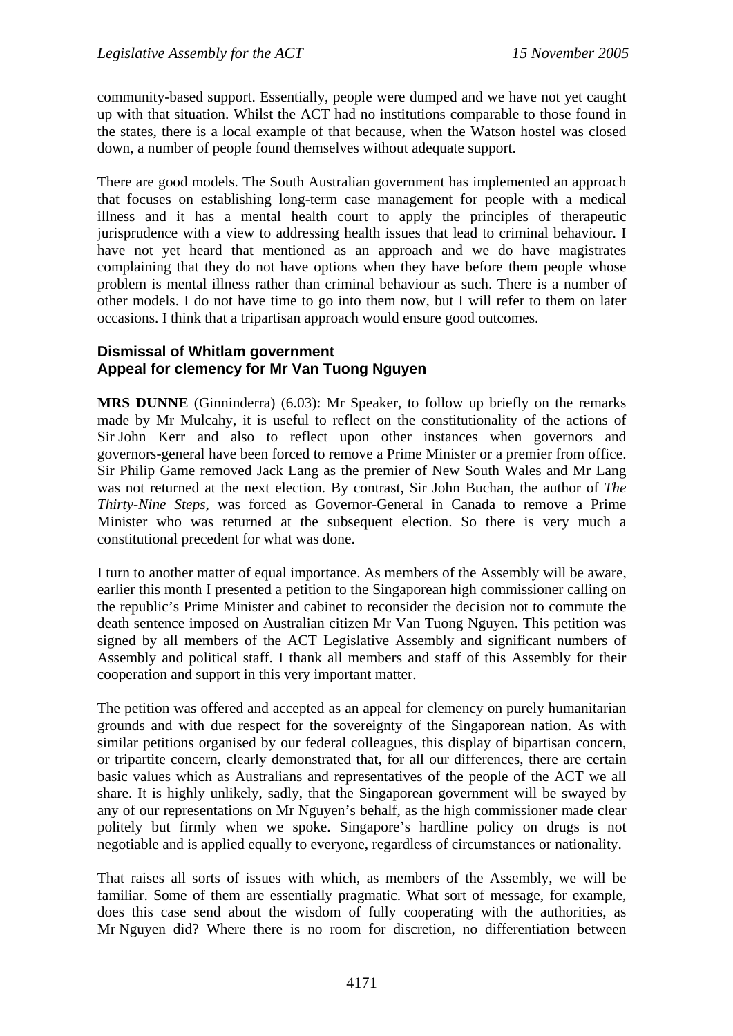community-based support. Essentially, people were dumped and we have not yet caught up with that situation. Whilst the ACT had no institutions comparable to those found in the states, there is a local example of that because, when the Watson hostel was closed down, a number of people found themselves without adequate support.

There are good models. The South Australian government has implemented an approach that focuses on establishing long-term case management for people with a medical illness and it has a mental health court to apply the principles of therapeutic jurisprudence with a view to addressing health issues that lead to criminal behaviour. I have not yet heard that mentioned as an approach and we do have magistrates complaining that they do not have options when they have before them people whose problem is mental illness rather than criminal behaviour as such. There is a number of other models. I do not have time to go into them now, but I will refer to them on later occasions. I think that a tripartisan approach would ensure good outcomes.

### Dismissal of Whitlam government
### Appeal for clemency for Mr Van Tuong Nguyen

**MRS DUNNE** (Ginninderra) (6.03): Mr Speaker, to follow up briefly on the remarks made by Mr Mulcahy, it is useful to reflect on the constitutionality of the actions of Sir John Kerr and also to reflect upon other instances when governors and governors-general have been forced to remove a Prime Minister or a premier from office. Sir Philip Game removed Jack Lang as the premier of New South Wales and Mr Lang was not returned at the next election. By contrast, Sir John Buchan, the author of *The Thirty-Nine Steps*, was forced as Governor-General in Canada to remove a Prime Minister who was returned at the subsequent election. So there is very much a constitutional precedent for what was done.

I turn to another matter of equal importance. As members of the Assembly will be aware, earlier this month I presented a petition to the Singaporean high commissioner calling on the republic's Prime Minister and cabinet to reconsider the decision not to commute the death sentence imposed on Australian citizen Mr Van Tuong Nguyen. This petition was signed by all members of the ACT Legislative Assembly and significant numbers of Assembly and political staff. I thank all members and staff of this Assembly for their cooperation and support in this very important matter.

The petition was offered and accepted as an appeal for clemency on purely humanitarian grounds and with due respect for the sovereignty of the Singaporean nation. As with similar petitions organised by our federal colleagues, this display of bipartisan concern, or tripartite concern, clearly demonstrated that, for all our differences, there are certain basic values which as Australians and representatives of the people of the ACT we all share. It is highly unlikely, sadly, that the Singaporean government will be swayed by any of our representations on Mr Nguyen's behalf, as the high commissioner made clear politely but firmly when we spoke. Singapore's hardline policy on drugs is not negotiable and is applied equally to everyone, regardless of circumstances or nationality.

That raises all sorts of issues with which, as members of the Assembly, we will be familiar. Some of them are essentially pragmatic. What sort of message, for example, does this case send about the wisdom of fully cooperating with the authorities, as Mr Nguyen did? Where there is no room for discretion, no differentiation between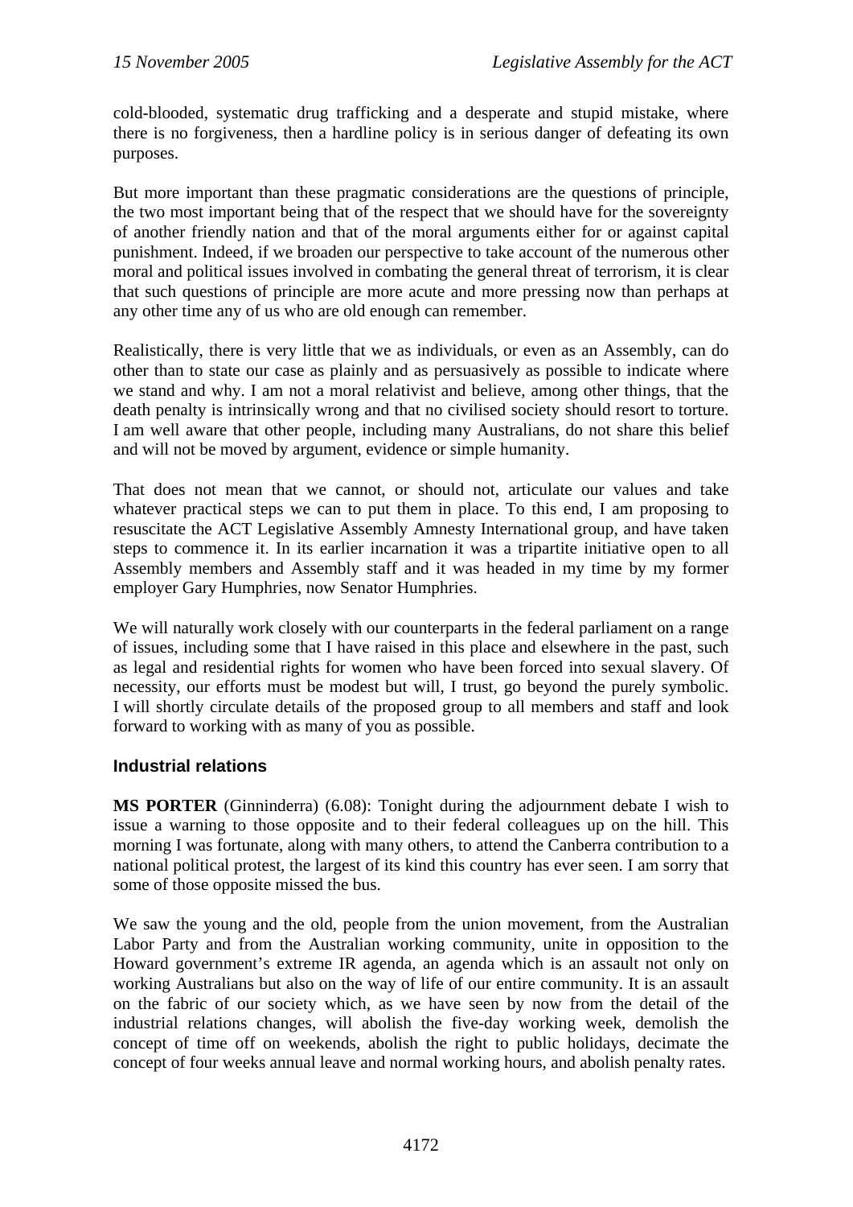cold-blooded, systematic drug trafficking and a desperate and stupid mistake, where there is no forgiveness, then a hardline policy is in serious danger of defeating its own purposes.

But more important than these pragmatic considerations are the questions of principle, the two most important being that of the respect that we should have for the sovereignty of another friendly nation and that of the moral arguments either for or against capital punishment. Indeed, if we broaden our perspective to take account of the numerous other moral and political issues involved in combating the general threat of terrorism, it is clear that such questions of principle are more acute and more pressing now than perhaps at any other time any of us who are old enough can remember.

Realistically, there is very little that we as individuals, or even as an Assembly, can do other than to state our case as plainly and as persuasively as possible to indicate where we stand and why. I am not a moral relativist and believe, among other things, that the death penalty is intrinsically wrong and that no civilised society should resort to torture. I am well aware that other people, including many Australians, do not share this belief and will not be moved by argument, evidence or simple humanity.

That does not mean that we cannot, or should not, articulate our values and take whatever practical steps we can to put them in place. To this end, I am proposing to resuscitate the ACT Legislative Assembly Amnesty International group, and have taken steps to commence it. In its earlier incarnation it was a tripartite initiative open to all Assembly members and Assembly staff and it was headed in my time by my former employer Gary Humphries, now Senator Humphries.

We will naturally work closely with our counterparts in the federal parliament on a range of issues, including some that I have raised in this place and elsewhere in the past, such as legal and residential rights for women who have been forced into sexual slavery. Of necessity, our efforts must be modest but will, I trust, go beyond the purely symbolic. I will shortly circulate details of the proposed group to all members and staff and look forward to working with as many of you as possible.

## Industrial relations

**MS PORTER** (Ginninderra) (6.08): Tonight during the adjournment debate I wish to issue a warning to those opposite and to their federal colleagues up on the hill. This morning I was fortunate, along with many others, to attend the Canberra contribution to a national political protest, the largest of its kind this country has ever seen. I am sorry that some of those opposite missed the bus.

We saw the young and the old, people from the union movement, from the Australian Labor Party and from the Australian working community, unite in opposition to the Howard government's extreme IR agenda, an agenda which is an assault not only on working Australians but also on the way of life of our entire community. It is an assault on the fabric of our society which, as we have seen by now from the detail of the industrial relations changes, will abolish the five-day working week, demolish the concept of time off on weekends, abolish the right to public holidays, decimate the concept of four weeks annual leave and normal working hours, and abolish penalty rates.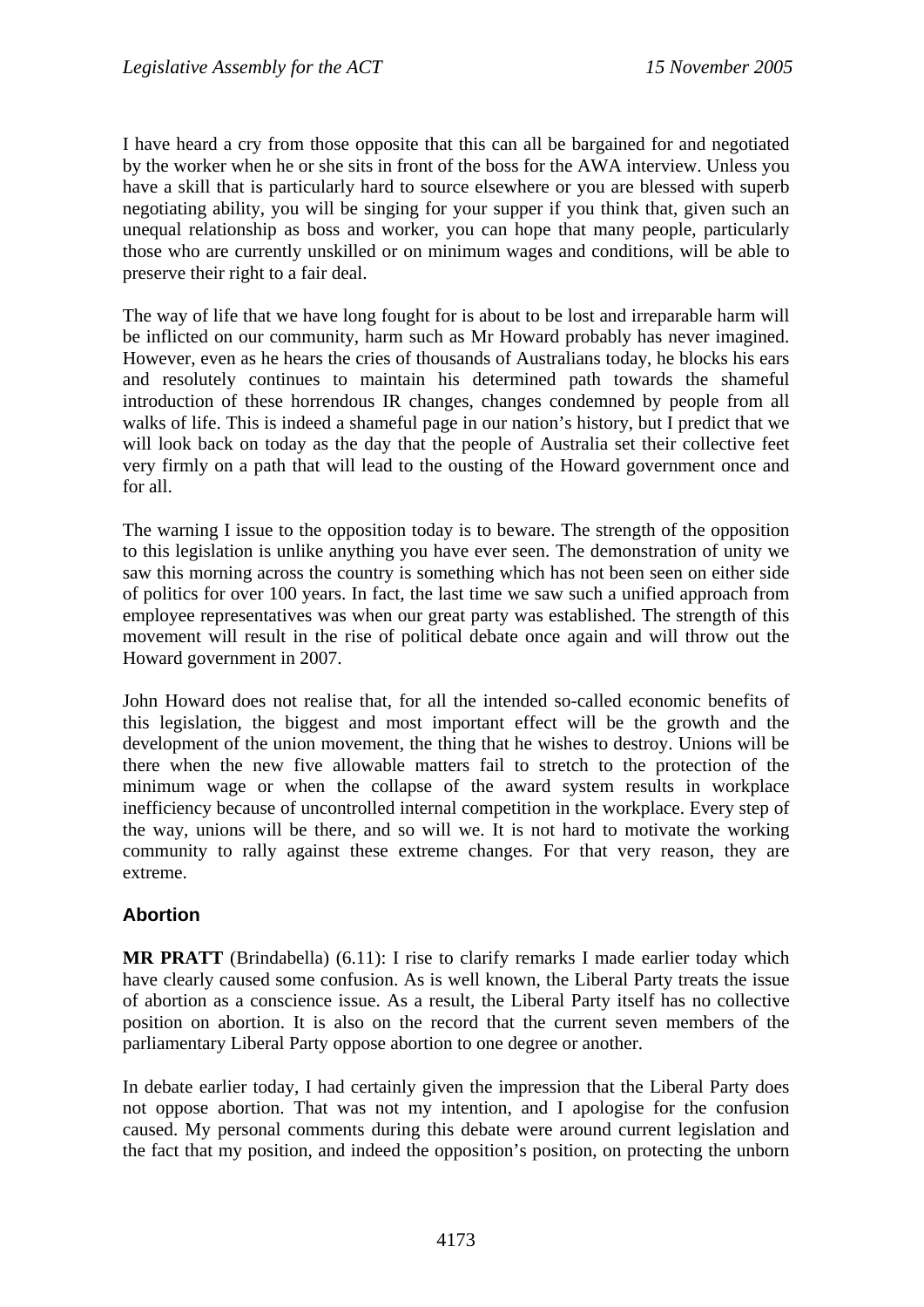I have heard a cry from those opposite that this can all be bargained for and negotiated by the worker when he or she sits in front of the boss for the AWA interview. Unless you have a skill that is particularly hard to source elsewhere or you are blessed with superb negotiating ability, you will be singing for your supper if you think that, given such an unequal relationship as boss and worker, you can hope that many people, particularly those who are currently unskilled or on minimum wages and conditions, will be able to preserve their right to a fair deal.

The way of life that we have long fought for is about to be lost and irreparable harm will be inflicted on our community, harm such as Mr Howard probably has never imagined. However, even as he hears the cries of thousands of Australians today, he blocks his ears and resolutely continues to maintain his determined path towards the shameful introduction of these horrendous IR changes, changes condemned by people from all walks of life. This is indeed a shameful page in our nation's history, but I predict that we will look back on today as the day that the people of Australia set their collective feet very firmly on a path that will lead to the ousting of the Howard government once and for all.

The warning I issue to the opposition today is to beware. The strength of the opposition to this legislation is unlike anything you have ever seen. The demonstration of unity we saw this morning across the country is something which has not been seen on either side of politics for over 100 years. In fact, the last time we saw such a unified approach from employee representatives was when our great party was established. The strength of this movement will result in the rise of political debate once again and will throw out the Howard government in 2007.

John Howard does not realise that, for all the intended so-called economic benefits of this legislation, the biggest and most important effect will be the growth and the development of the union movement, the thing that he wishes to destroy. Unions will be there when the new five allowable matters fail to stretch to the protection of the minimum wage or when the collapse of the award system results in workplace inefficiency because of uncontrolled internal competition in the workplace. Every step of the way, unions will be there, and so will we. It is not hard to motivate the working community to rally against these extreme changes. For that very reason, they are extreme.

## Abortion

**MR PRATT** (Brindabella) (6.11): I rise to clarify remarks I made earlier today which have clearly caused some confusion. As is well known, the Liberal Party treats the issue of abortion as a conscience issue. As a result, the Liberal Party itself has no collective position on abortion. It is also on the record that the current seven members of the parliamentary Liberal Party oppose abortion to one degree or another.

In debate earlier today, I had certainly given the impression that the Liberal Party does not oppose abortion. That was not my intention, and I apologise for the confusion caused. My personal comments during this debate were around current legislation and the fact that my position, and indeed the opposition's position, on protecting the unborn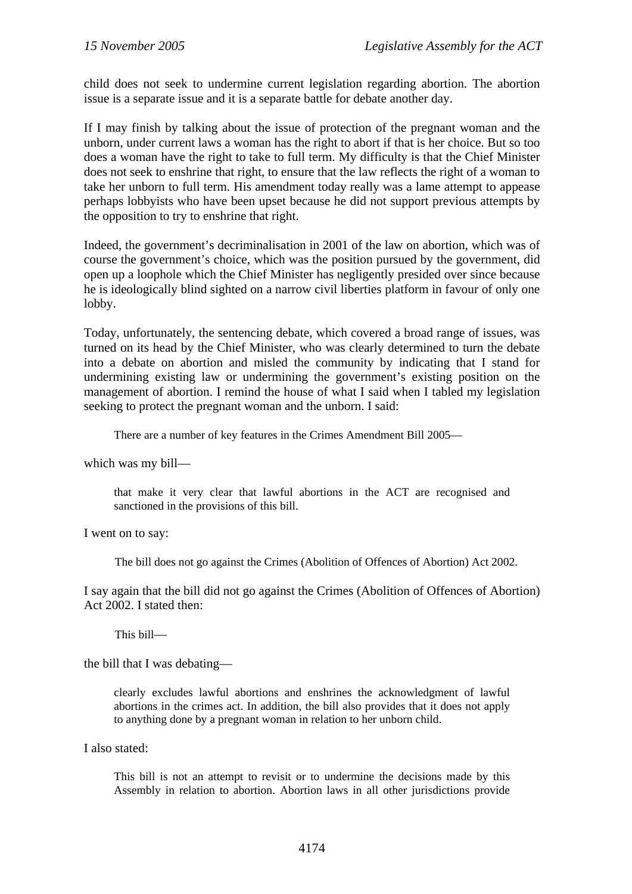child does not seek to undermine current legislation regarding abortion. The abortion issue is a separate issue and it is a separate battle for debate another day.

If I may finish by talking about the issue of protection of the pregnant woman and the unborn, under current laws a woman has the right to abort if that is her choice. But so too does a woman have the right to take to full term. My difficulty is that the Chief Minister does not seek to enshrine that right, to ensure that the law reflects the right of a woman to take her unborn to full term. His amendment today really was a lame attempt to appease perhaps lobbyists who have been upset because he did not support previous attempts by the opposition to try to enshrine that right.

Indeed, the government's decriminalisation in 2001 of the law on abortion, which was of course the government's choice, which was the position pursued by the government, did open up a loophole which the Chief Minister has negligently presided over since because he is ideologically blind sighted on a narrow civil liberties platform in favour of only one lobby.

Today, unfortunately, the sentencing debate, which covered a broad range of issues, was turned on its head by the Chief Minister, who was clearly determined to turn the debate into a debate on abortion and misled the community by indicating that I stand for undermining existing law or undermining the government's existing position on the management of abortion. I remind the house of what I said when I tabled my legislation seeking to protect the pregnant woman and the unborn. I said:

> There are a number of key features in the Crimes Amendment Bill 2005—

which was my bill—

> that make it very clear that lawful abortions in the ACT are recognised and sanctioned in the provisions of this bill.

I went on to say:

> The bill does not go against the Crimes (Abolition of Offences of Abortion) Act 2002.

I say again that the bill did not go against the Crimes (Abolition of Offences of Abortion) Act 2002. I stated then:

> This bill—

the bill that I was debating—

> clearly excludes lawful abortions and enshrines the acknowledgment of lawful abortions in the crimes act. In addition, the bill also provides that it does not apply to anything done by a pregnant woman in relation to her unborn child.

I also stated:

> This bill is not an attempt to revisit or to undermine the decisions made by this Assembly in relation to abortion. Abortion laws in all other jurisdictions provide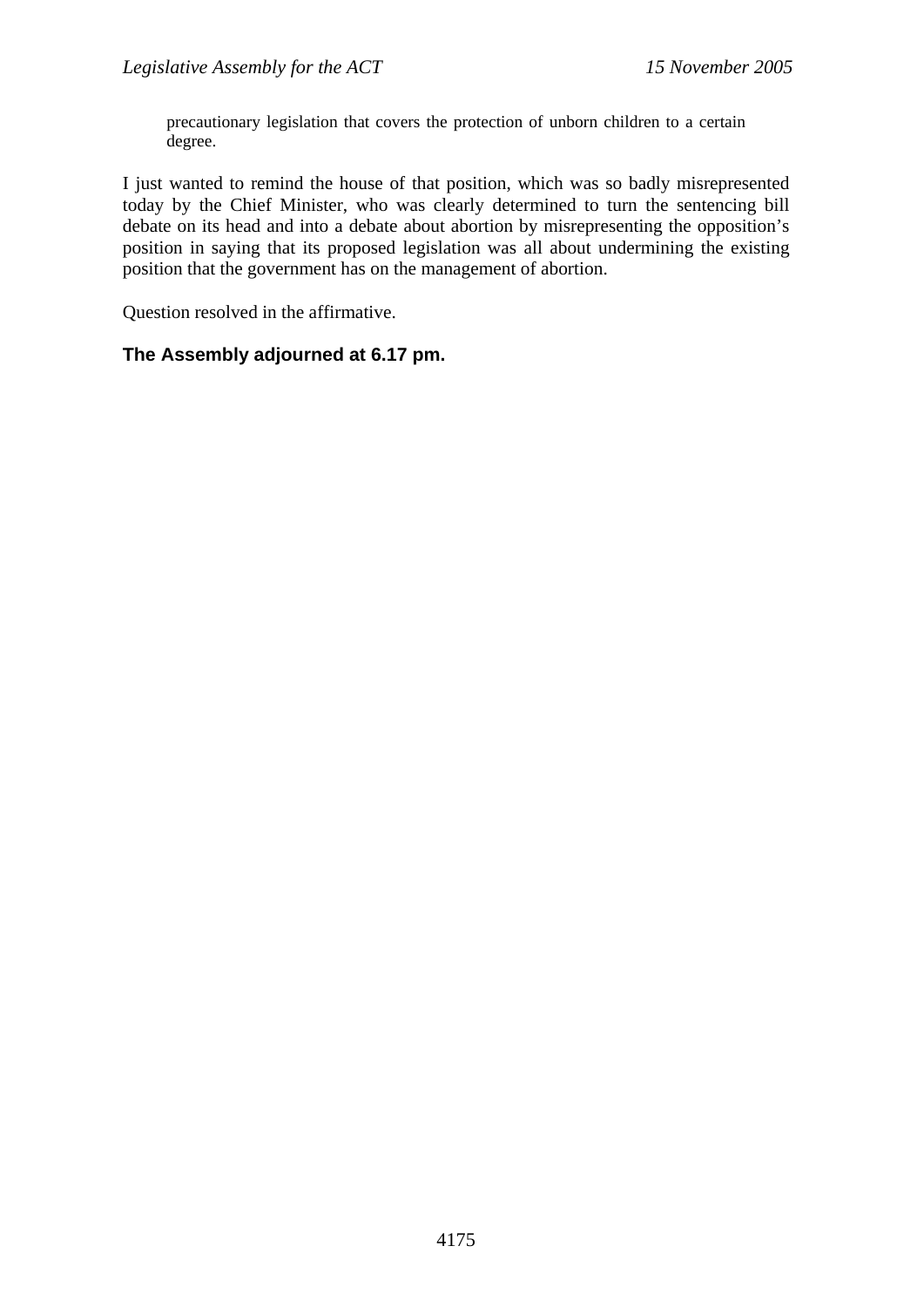> precautionary legislation that covers the protection of unborn children to a certain degree.

I just wanted to remind the house of that position, which was so badly misrepresented today by the Chief Minister, who was clearly determined to turn the sentencing bill debate on its head and into a debate about abortion by misrepresenting the opposition's position in saying that its proposed legislation was all about undermining the existing position that the government has on the management of abortion.

Question resolved in the affirmative.

**The Assembly adjourned at 6.17 pm.**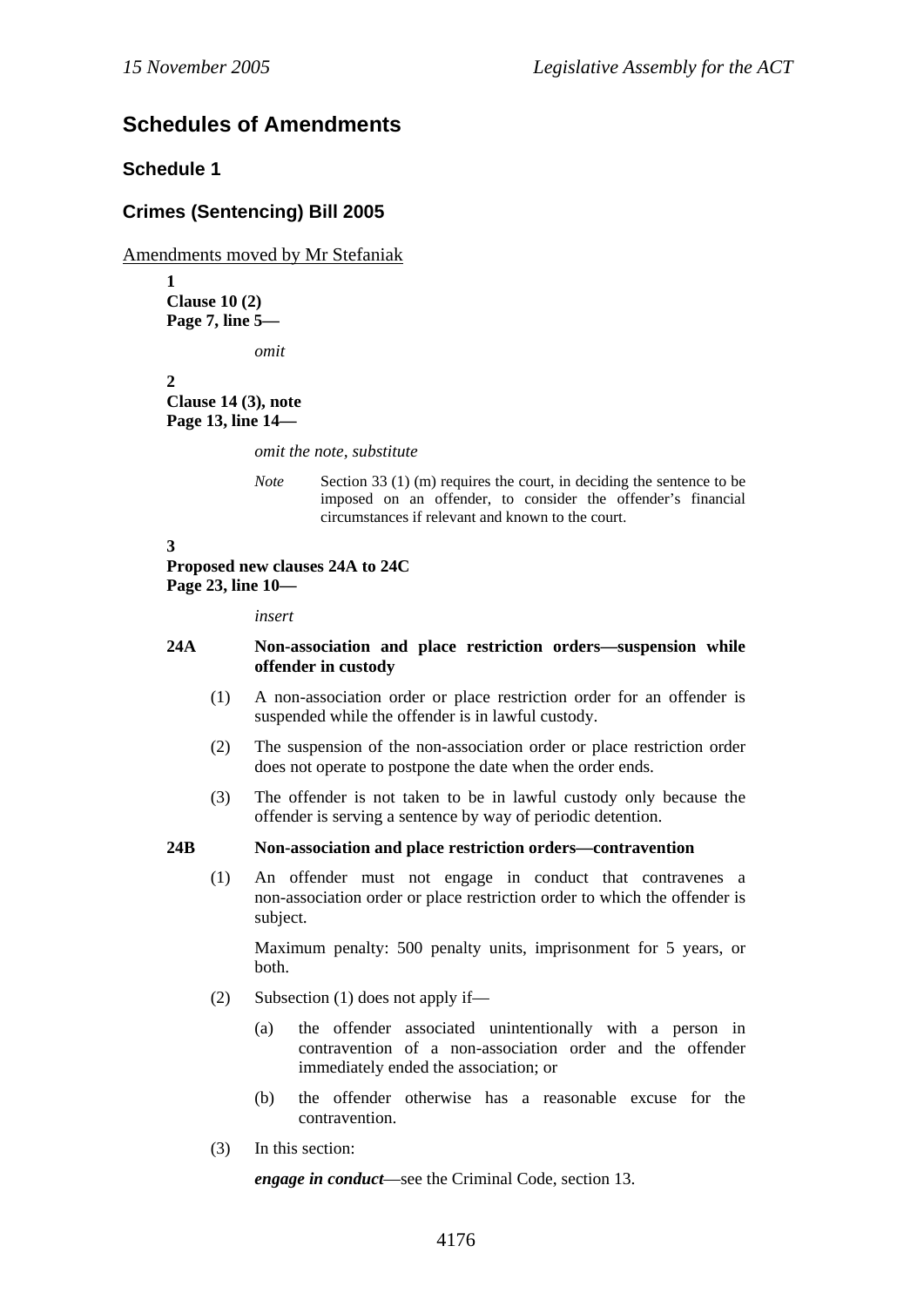## Schedules of Amendments

### Schedule 1

### Crimes (Sentencing) Bill 2005

Amendments moved by Mr Stefaniak

**1**
**Clause 10 (2)**
**Page 7, line 5—**

*omit*

**2**
**Clause 14 (3), note**
**Page 13, line 14—**

*omit the note, substitute*

*Note* Section 33 (1) (m) requires the court, in deciding the sentence to be imposed on an offender, to consider the offender's financial circumstances if relevant and known to the court.

**3**
**Proposed new clauses 24A to 24C**
**Page 23, line 10—**

*insert*

**24A Non-association and place restriction orders—suspension while offender in custody**

(1) A non-association order or place restriction order for an offender is suspended while the offender is in lawful custody.

(2) The suspension of the non-association order or place restriction order does not operate to postpone the date when the order ends.

(3) The offender is not taken to be in lawful custody only because the offender is serving a sentence by way of periodic detention.

**24B Non-association and place restriction orders—contravention**

(1) An offender must not engage in conduct that contravenes a non-association order or place restriction order to which the offender is subject.

Maximum penalty: 500 penalty units, imprisonment for 5 years, or both.

(2) Subsection (1) does not apply if—

(a) the offender associated unintentionally with a person in contravention of a non-association order and the offender immediately ended the association; or

(b) the offender otherwise has a reasonable excuse for the contravention.

(3) In this section:

***engage in conduct***—see the Criminal Code, section 13.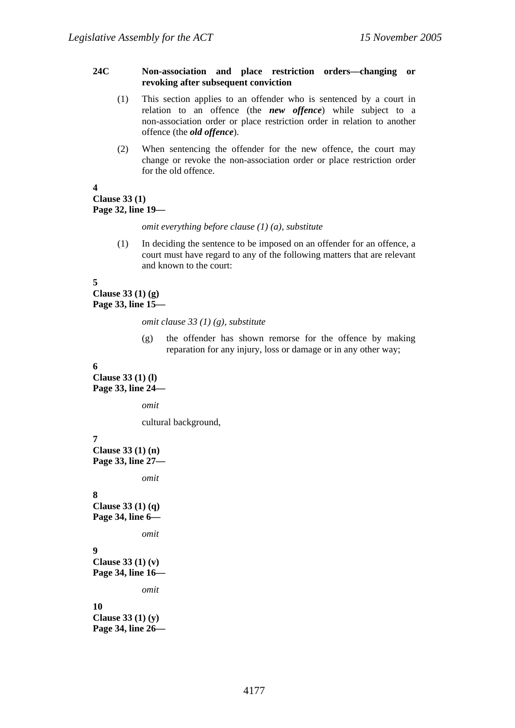**24C Non-association and place restriction orders—changing or revoking after subsequent conviction**

(1) This section applies to an offender who is sentenced by a court in relation to an offence (the ***new offence***) while subject to a non-association order or place restriction order in relation to another offence (the ***old offence***).

(2) When sentencing the offender for the new offence, the court may change or revoke the non-association order or place restriction order for the old offence.

**4**
**Clause 33 (1)**
**Page 32, line 19—**

*omit everything before clause (1) (a), substitute*

(1) In deciding the sentence to be imposed on an offender for an offence, a court must have regard to any of the following matters that are relevant and known to the court:

**5**
**Clause 33 (1) (g)**
**Page 33, line 15—**

*omit clause 33 (1) (g), substitute*

(g) the offender has shown remorse for the offence by making reparation for any injury, loss or damage or in any other way;

**6**
**Clause 33 (1) (l)**
**Page 33, line 24—**

*omit*

cultural background,

**7**
**Clause 33 (1) (n)**
**Page 33, line 27—**

*omit*

**8**
**Clause 33 (1) (q)**
**Page 34, line 6—**

*omit*

**9**
**Clause 33 (1) (v)**
**Page 34, line 16—**

*omit*

**10**
**Clause 33 (1) (y)**
**Page 34, line 26—**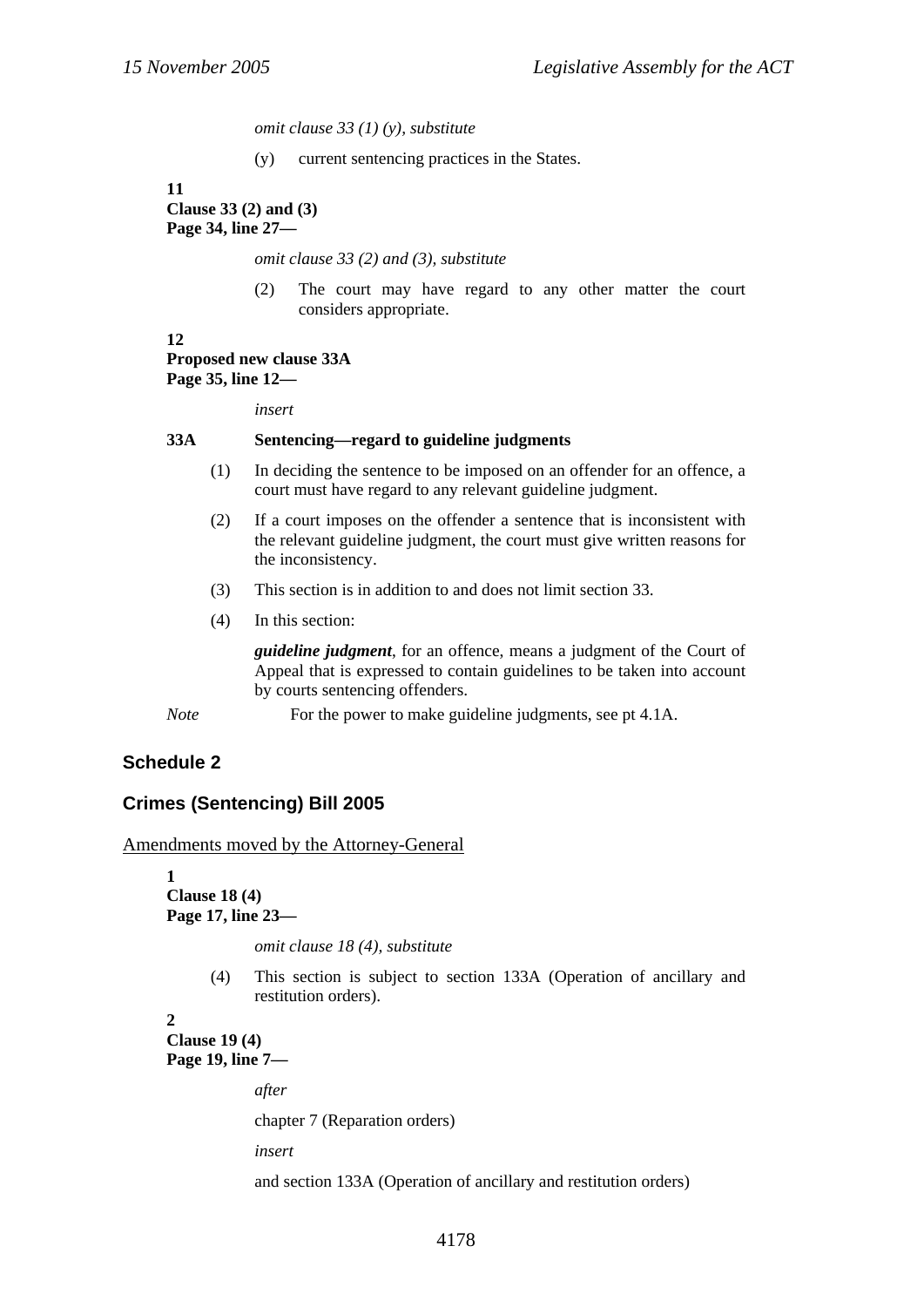*omit clause 33 (1) (y), substitute*

(y) current sentencing practices in the States.

**11**
**Clause 33 (2) and (3)**
**Page 34, line 27—**

*omit clause 33 (2) and (3), substitute*

(2) The court may have regard to any other matter the court considers appropriate.

**12**
**Proposed new clause 33A**
**Page 35, line 12—**

*insert*

**33A Sentencing—regard to guideline judgments**

(1) In deciding the sentence to be imposed on an offender for an offence, a court must have regard to any relevant guideline judgment.

(2) If a court imposes on the offender a sentence that is inconsistent with the relevant guideline judgment, the court must give written reasons for the inconsistency.

(3) This section is in addition to and does not limit section 33.

(4) In this section:

***guideline judgment***, for an offence, means a judgment of the Court of Appeal that is expressed to contain guidelines to be taken into account by courts sentencing offenders.

*Note* For the power to make guideline judgments, see pt 4.1A.

## Schedule 2

## Crimes (Sentencing) Bill 2005

Amendments moved by the Attorney-General

**1**
**Clause 18 (4)**
**Page 17, line 23—**

*omit clause 18 (4), substitute*

(4) This section is subject to section 133A (Operation of ancillary and restitution orders).

**2**
**Clause 19 (4)**
**Page 19, line 7—**

*after*

chapter 7 (Reparation orders)

*insert*

and section 133A (Operation of ancillary and restitution orders)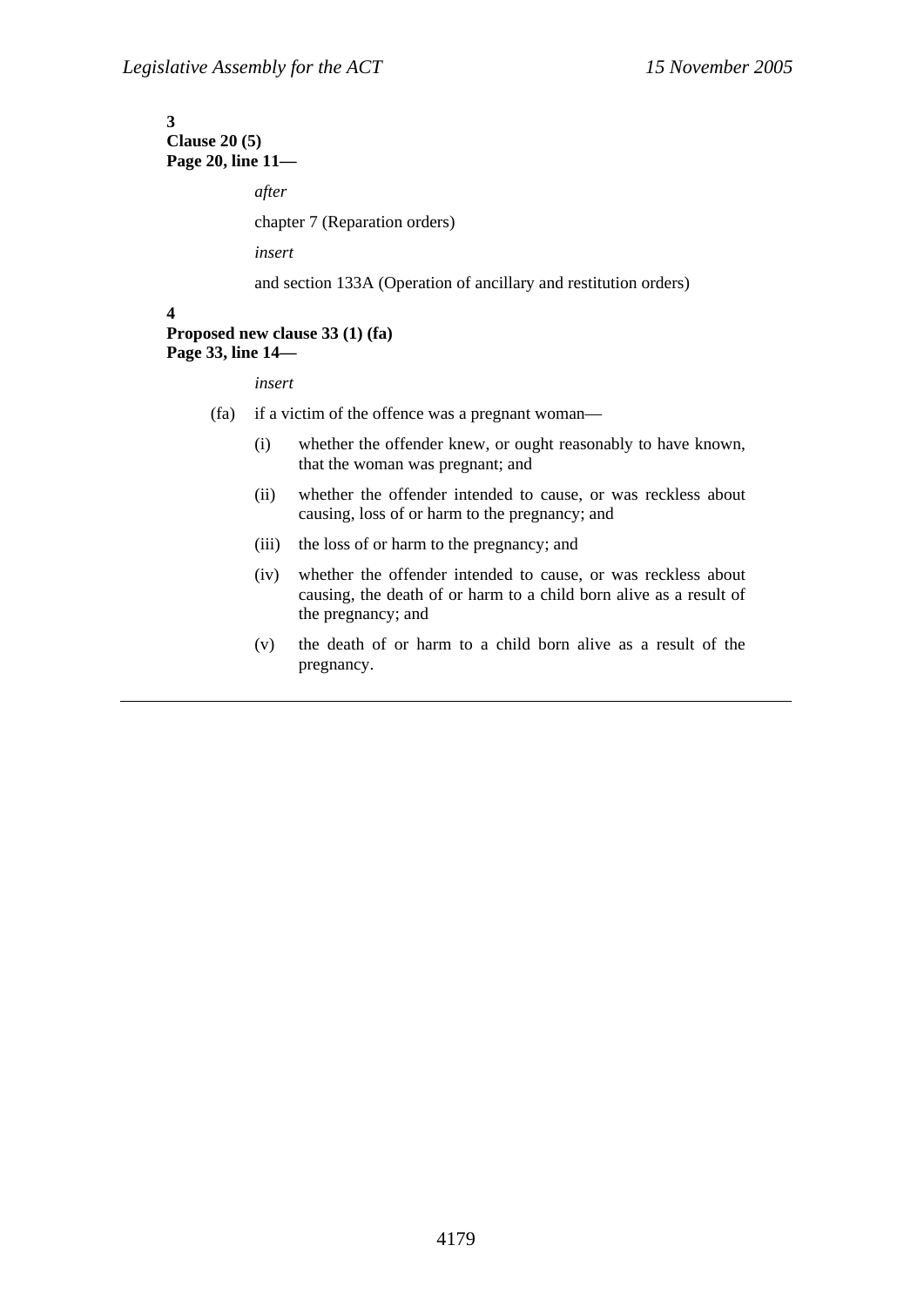**3**
**Clause 20 (5)**
**Page 20, line 11—**

*after*

chapter 7 (Reparation orders)

*insert*

and section 133A (Operation of ancillary and restitution orders)

**4**
**Proposed new clause 33 (1) (fa)**
**Page 33, line 14—**

*insert*

(fa) if a victim of the offence was a pregnant woman—

(i) whether the offender knew, or ought reasonably to have known, that the woman was pregnant; and

(ii) whether the offender intended to cause, or was reckless about causing, loss of or harm to the pregnancy; and

(iii) the loss of or harm to the pregnancy; and

(iv) whether the offender intended to cause, or was reckless about causing, the death of or harm to a child born alive as a result of the pregnancy; and

(v) the death of or harm to a child born alive as a result of the pregnancy.